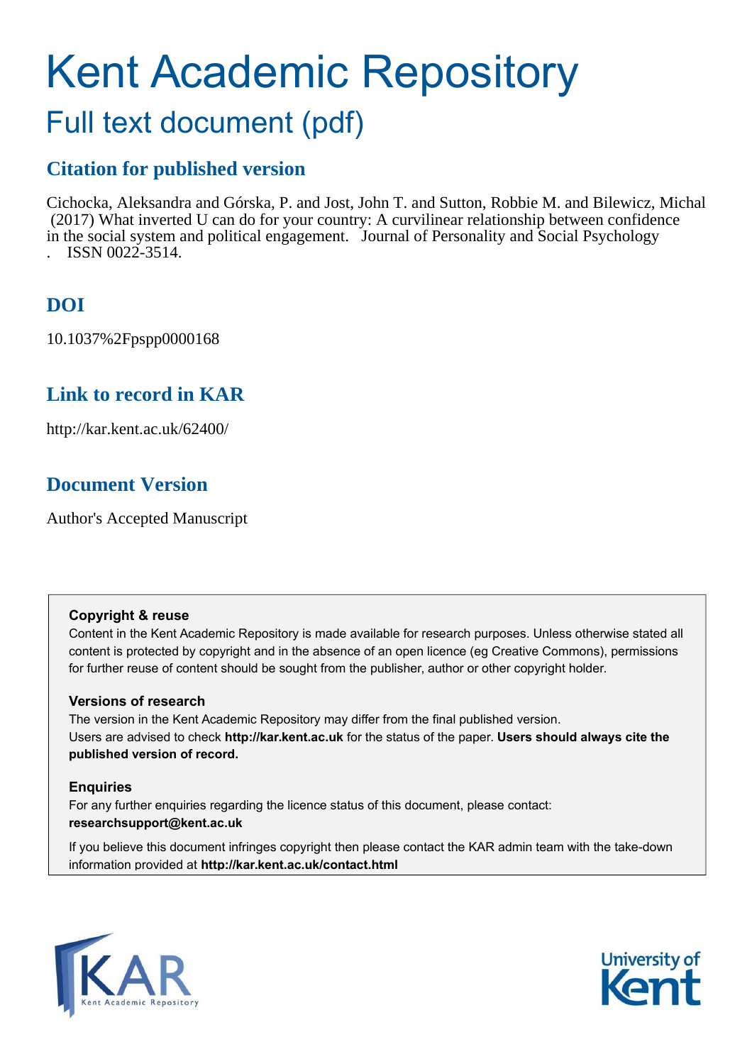# Kent Academic Repository

## Full text document (pdf)

### Citation for published version

Cichocka, Aleksandra and Górska, P. and Jost, John T. and Sutton, Robbie M. and Bilewicz, Michal (2017) What inverted U can do for your country: A curvilinear relationship between confidence in the social system and political engagement. Journal of Personality and Social Psychology . ISSN 0022-3514.

### DOI

10.1037%2Fpspp0000168

### Link to record in KAR

http://kar.kent.ac.uk/62400/

### Document Version

Author's Accepted Manuscript

**Copyright & reuse**

Content in the Kent Academic Repository is made available for research purposes. Unless otherwise stated all content is protected by copyright and in the absence of an open licence (eg Creative Commons), permissions for further reuse of content should be sought from the publisher, author or other copyright holder.

**Versions of research**

The version in the Kent Academic Repository may differ from the final published version. Users are advised to check **http://kar.kent.ac.uk** for the status of the paper. **Users should always cite the published version of record.**

**Enquiries**

For any further enquiries regarding the licence status of this document, please contact: **researchsupport@kent.ac.uk**

If you believe this document infringes copyright then please contact the KAR admin team with the take-down information provided at **http://kar.kent.ac.uk/contact.html**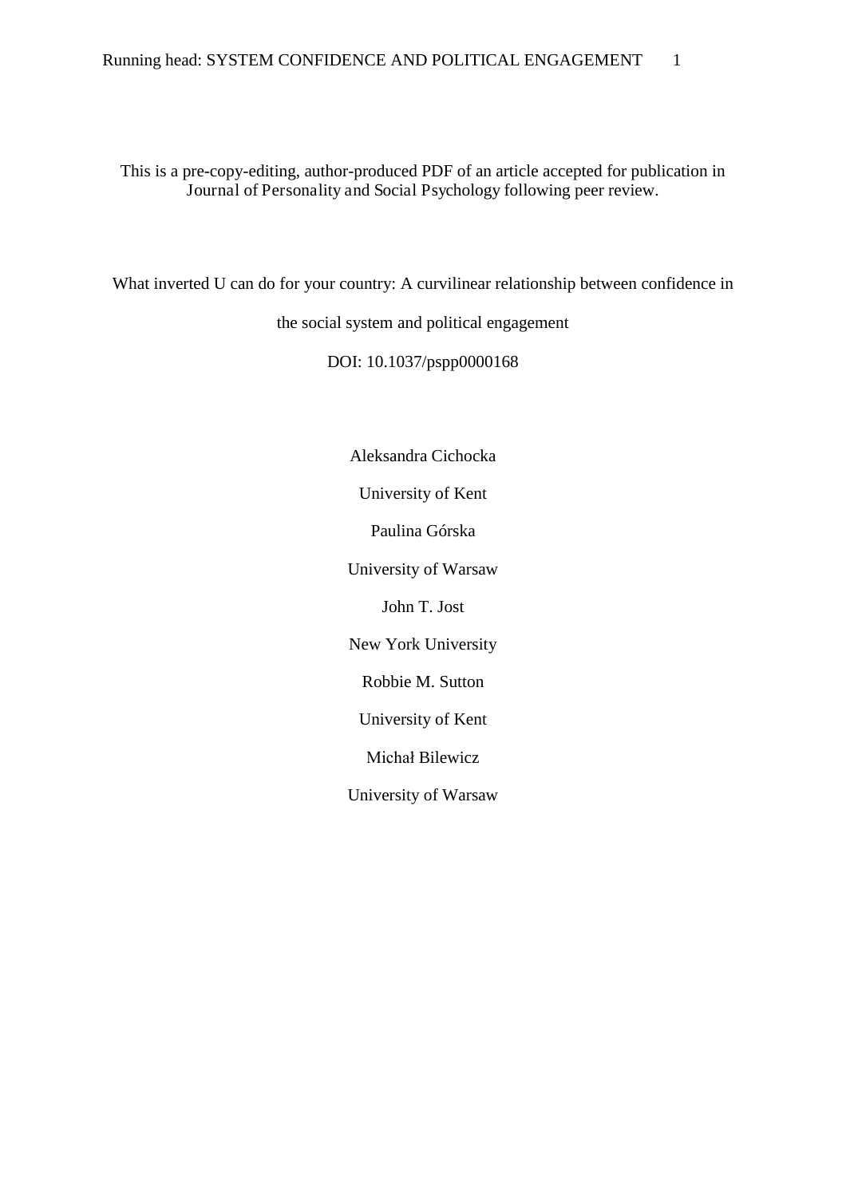This is a pre-copy-editing, author-produced PDF of an article accepted for publication in Journal of Personality and Social Psychology following peer review.

# What inverted U can do for your country: A curvilinear relationship between confidence in the social system and political engagement

DOI: 10.1037/pspp0000168

Aleksandra Cichocka

University of Kent

Paulina Górska

University of Warsaw

John T. Jost

New York University

Robbie M. Sutton

University of Kent

Michał Bilewicz

University of Warsaw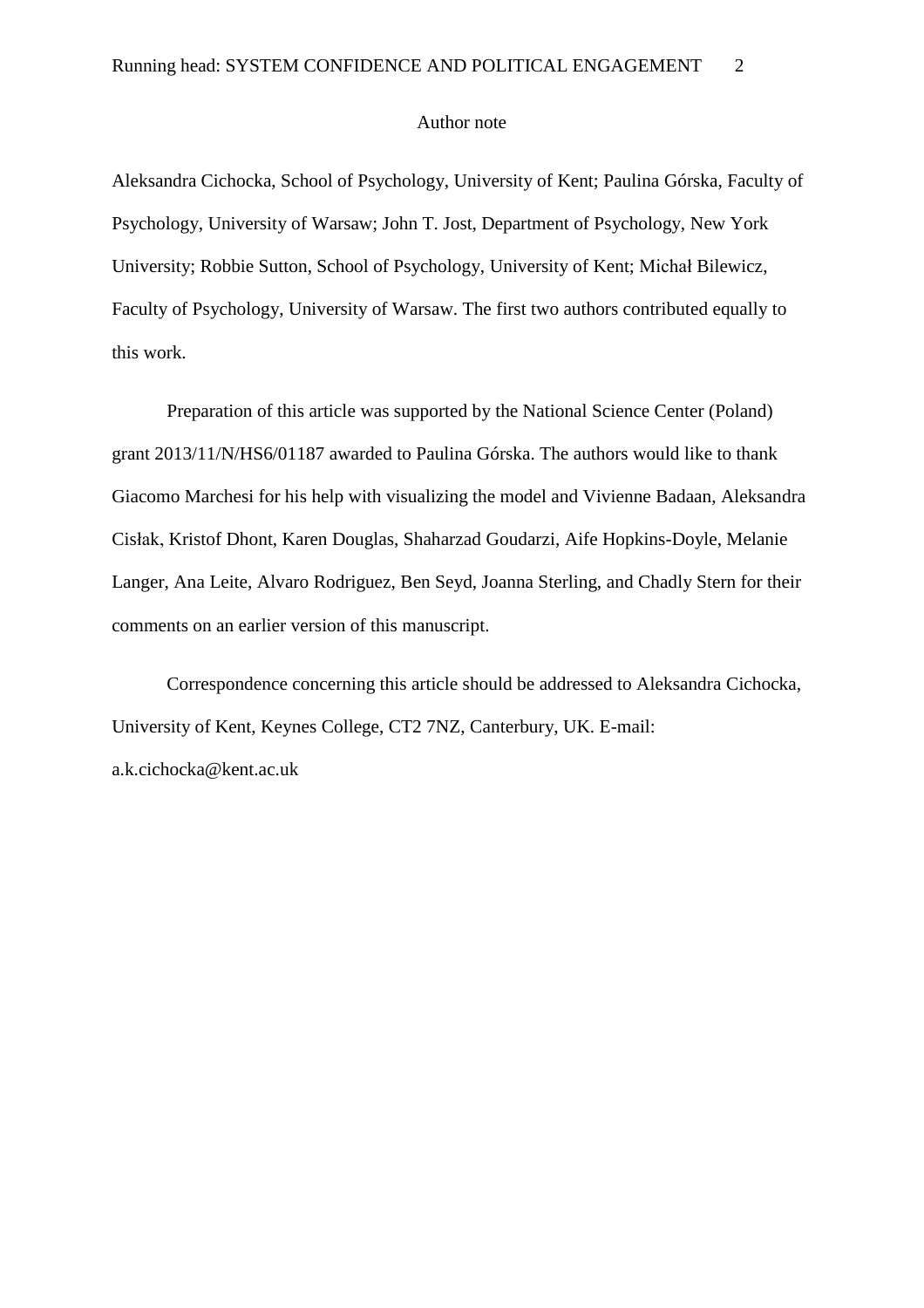Author note

Aleksandra Cichocka, School of Psychology, University of Kent; Paulina Górska, Faculty of Psychology, University of Warsaw; John T. Jost, Department of Psychology, New York University; Robbie Sutton, School of Psychology, University of Kent; Michał Bilewicz, Faculty of Psychology, University of Warsaw. The first two authors contributed equally to this work.

Preparation of this article was supported by the National Science Center (Poland) grant 2013/11/N/HS6/01187 awarded to Paulina Górska. The authors would like to thank Giacomo Marchesi for his help with visualizing the model and Vivienne Badaan, Aleksandra Cisłak, Kristof Dhont, Karen Douglas, Shaharzad Goudarzi, Aife Hopkins-Doyle, Melanie Langer, Ana Leite, Alvaro Rodriguez, Ben Seyd, Joanna Sterling, and Chadly Stern for their comments on an earlier version of this manuscript.

Correspondence concerning this article should be addressed to Aleksandra Cichocka, University of Kent, Keynes College, CT2 7NZ, Canterbury, UK. E-mail: a.k.cichocka@kent.ac.uk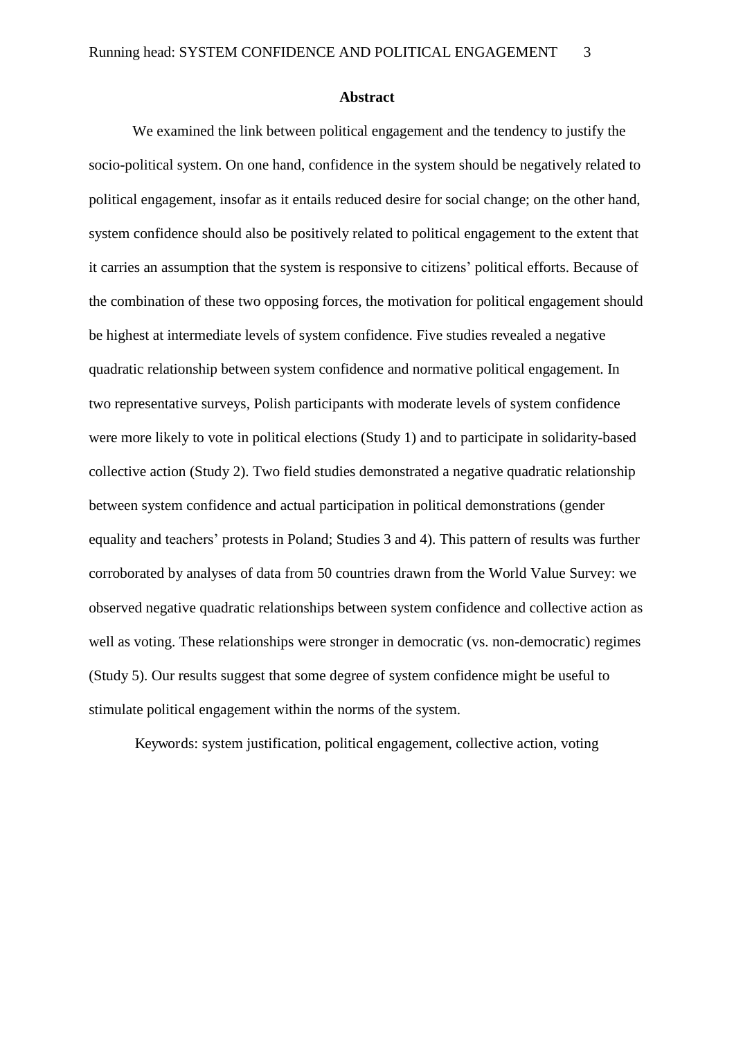## Abstract

We examined the link between political engagement and the tendency to justify the socio-political system. On one hand, confidence in the system should be negatively related to political engagement, insofar as it entails reduced desire for social change; on the other hand, system confidence should also be positively related to political engagement to the extent that it carries an assumption that the system is responsive to citizens' political efforts. Because of the combination of these two opposing forces, the motivation for political engagement should be highest at intermediate levels of system confidence. Five studies revealed a negative quadratic relationship between system confidence and normative political engagement. In two representative surveys, Polish participants with moderate levels of system confidence were more likely to vote in political elections (Study 1) and to participate in solidarity-based collective action (Study 2). Two field studies demonstrated a negative quadratic relationship between system confidence and actual participation in political demonstrations (gender equality and teachers' protests in Poland; Studies 3 and 4). This pattern of results was further corroborated by analyses of data from 50 countries drawn from the World Value Survey: we observed negative quadratic relationships between system confidence and collective action as well as voting. These relationships were stronger in democratic (vs. non-democratic) regimes (Study 5). Our results suggest that some degree of system confidence might be useful to stimulate political engagement within the norms of the system.

Keywords: system justification, political engagement, collective action, voting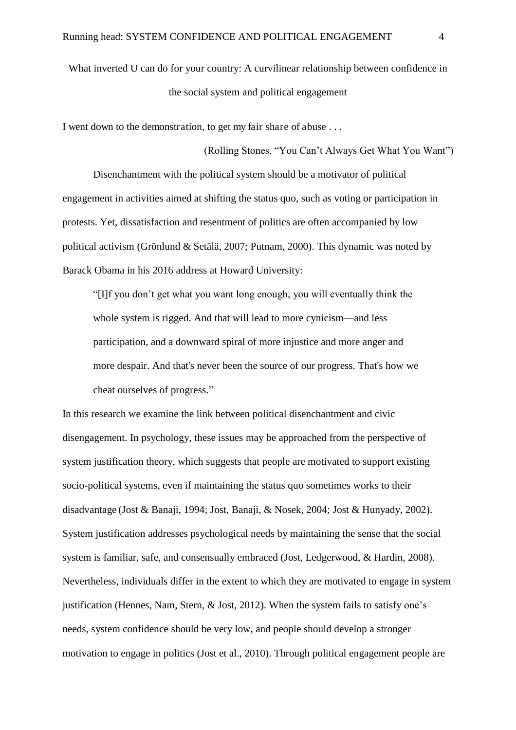# What inverted U can do for your country: A curvilinear relationship between confidence in the social system and political engagement

I went down to the demonstration, to get my fair share of abuse . . .

(Rolling Stones, "You Can't Always Get What You Want")

Disenchantment with the political system should be a motivator of political engagement in activities aimed at shifting the status quo, such as voting or participation in protests. Yet, dissatisfaction and resentment of politics are often accompanied by low political activism (Grönlund & Setälä, 2007; Putnam, 2000). This dynamic was noted by Barack Obama in his 2016 address at Howard University:

> "[I]f you don't get what you want long enough, you will eventually think the whole system is rigged. And that will lead to more cynicism—and less participation, and a downward spiral of more injustice and more anger and more despair. And that's never been the source of our progress. That's how we cheat ourselves of progress."

In this research we examine the link between political disenchantment and civic disengagement. In psychology, these issues may be approached from the perspective of system justification theory, which suggests that people are motivated to support existing socio-political systems, even if maintaining the status quo sometimes works to their disadvantage (Jost & Banaji, 1994; Jost, Banaji, & Nosek, 2004; Jost & Hunyady, 2002). System justification addresses psychological needs by maintaining the sense that the social system is familiar, safe, and consensually embraced (Jost, Ledgerwood, & Hardin, 2008). Nevertheless, individuals differ in the extent to which they are motivated to engage in system justification (Hennes, Nam, Stern, & Jost, 2012). When the system fails to satisfy one's needs, system confidence should be very low, and people should develop a stronger motivation to engage in politics (Jost et al., 2010). Through political engagement people are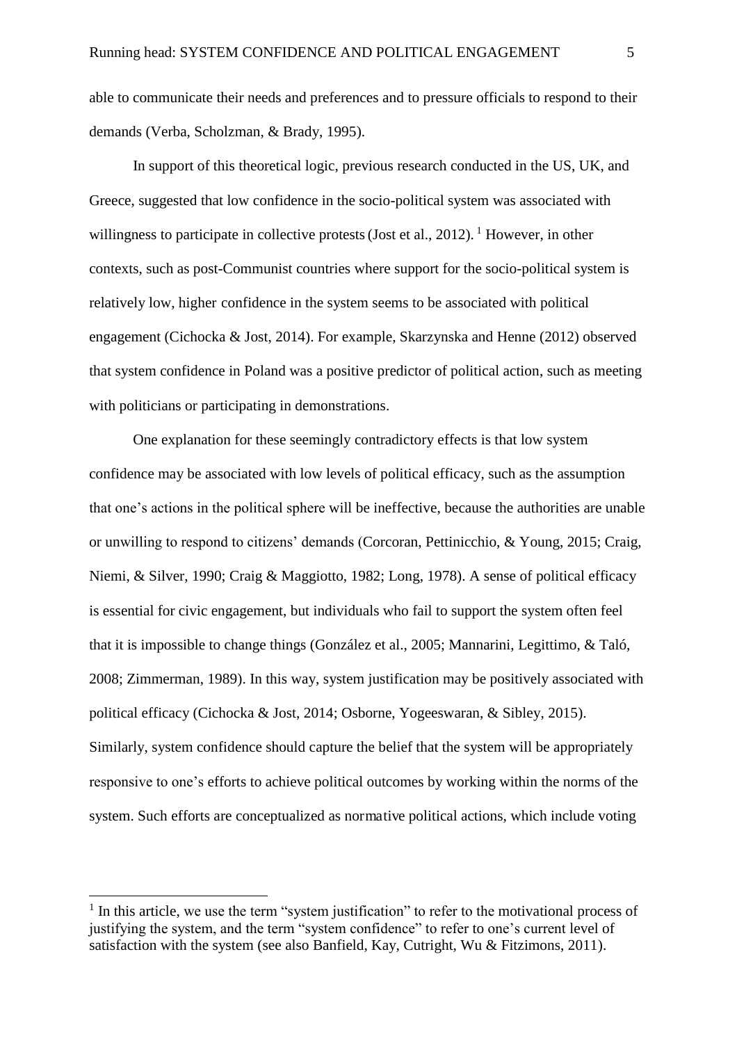able to communicate their needs and preferences and to pressure officials to respond to their demands (Verba, Scholzman, & Brady, 1995).

In support of this theoretical logic, previous research conducted in the US, UK, and Greece, suggested that low confidence in the socio-political system was associated with willingness to participate in collective protests (Jost et al., 2012).[1] However, in other contexts, such as post-Communist countries where support for the socio-political system is relatively low, higher confidence in the system seems to be associated with political engagement (Cichocka & Jost, 2014). For example, Skarzynska and Henne (2012) observed that system confidence in Poland was a positive predictor of political action, such as meeting with politicians or participating in demonstrations.

One explanation for these seemingly contradictory effects is that low system confidence may be associated with low levels of political efficacy, such as the assumption that one's actions in the political sphere will be ineffective, because the authorities are unable or unwilling to respond to citizens' demands (Corcoran, Pettinicchio, & Young, 2015; Craig, Niemi, & Silver, 1990; Craig & Maggiotto, 1982; Long, 1978). A sense of political efficacy is essential for civic engagement, but individuals who fail to support the system often feel that it is impossible to change things (González et al., 2005; Mannarini, Legittimo, & Taló, 2008; Zimmerman, 1989). In this way, system justification may be positively associated with political efficacy (Cichocka & Jost, 2014; Osborne, Yogeeswaran, & Sibley, 2015). Similarly, system confidence should capture the belief that the system will be appropriately responsive to one's efforts to achieve political outcomes by working within the norms of the system. Such efforts are conceptualized as normative political actions, which include voting

[1] In this article, we use the term "system justification" to refer to the motivational process of justifying the system, and the term "system confidence" to refer to one's current level of satisfaction with the system (see also Banfield, Kay, Cutright, Wu & Fitzimons, 2011).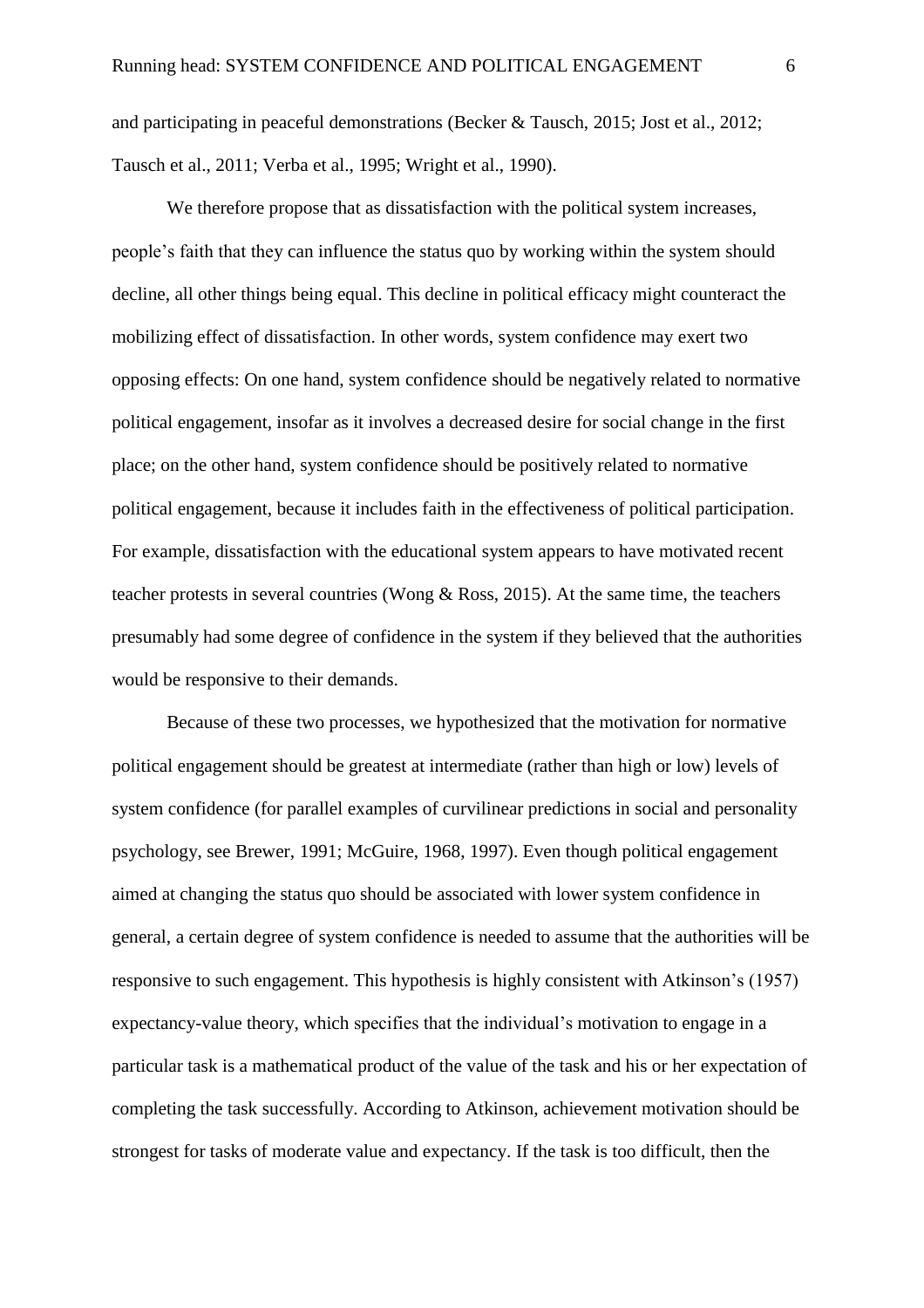and participating in peaceful demonstrations (Becker & Tausch, 2015; Jost et al., 2012; Tausch et al., 2011; Verba et al., 1995; Wright et al., 1990).

We therefore propose that as dissatisfaction with the political system increases, people's faith that they can influence the status quo by working within the system should decline, all other things being equal. This decline in political efficacy might counteract the mobilizing effect of dissatisfaction. In other words, system confidence may exert two opposing effects: On one hand, system confidence should be negatively related to normative political engagement, insofar as it involves a decreased desire for social change in the first place; on the other hand, system confidence should be positively related to normative political engagement, because it includes faith in the effectiveness of political participation. For example, dissatisfaction with the educational system appears to have motivated recent teacher protests in several countries (Wong & Ross, 2015). At the same time, the teachers presumably had some degree of confidence in the system if they believed that the authorities would be responsive to their demands.

Because of these two processes, we hypothesized that the motivation for normative political engagement should be greatest at intermediate (rather than high or low) levels of system confidence (for parallel examples of curvilinear predictions in social and personality psychology, see Brewer, 1991; McGuire, 1968, 1997). Even though political engagement aimed at changing the status quo should be associated with lower system confidence in general, a certain degree of system confidence is needed to assume that the authorities will be responsive to such engagement. This hypothesis is highly consistent with Atkinson's (1957) expectancy-value theory, which specifies that the individual's motivation to engage in a particular task is a mathematical product of the value of the task and his or her expectation of completing the task successfully. According to Atkinson, achievement motivation should be strongest for tasks of moderate value and expectancy. If the task is too difficult, then the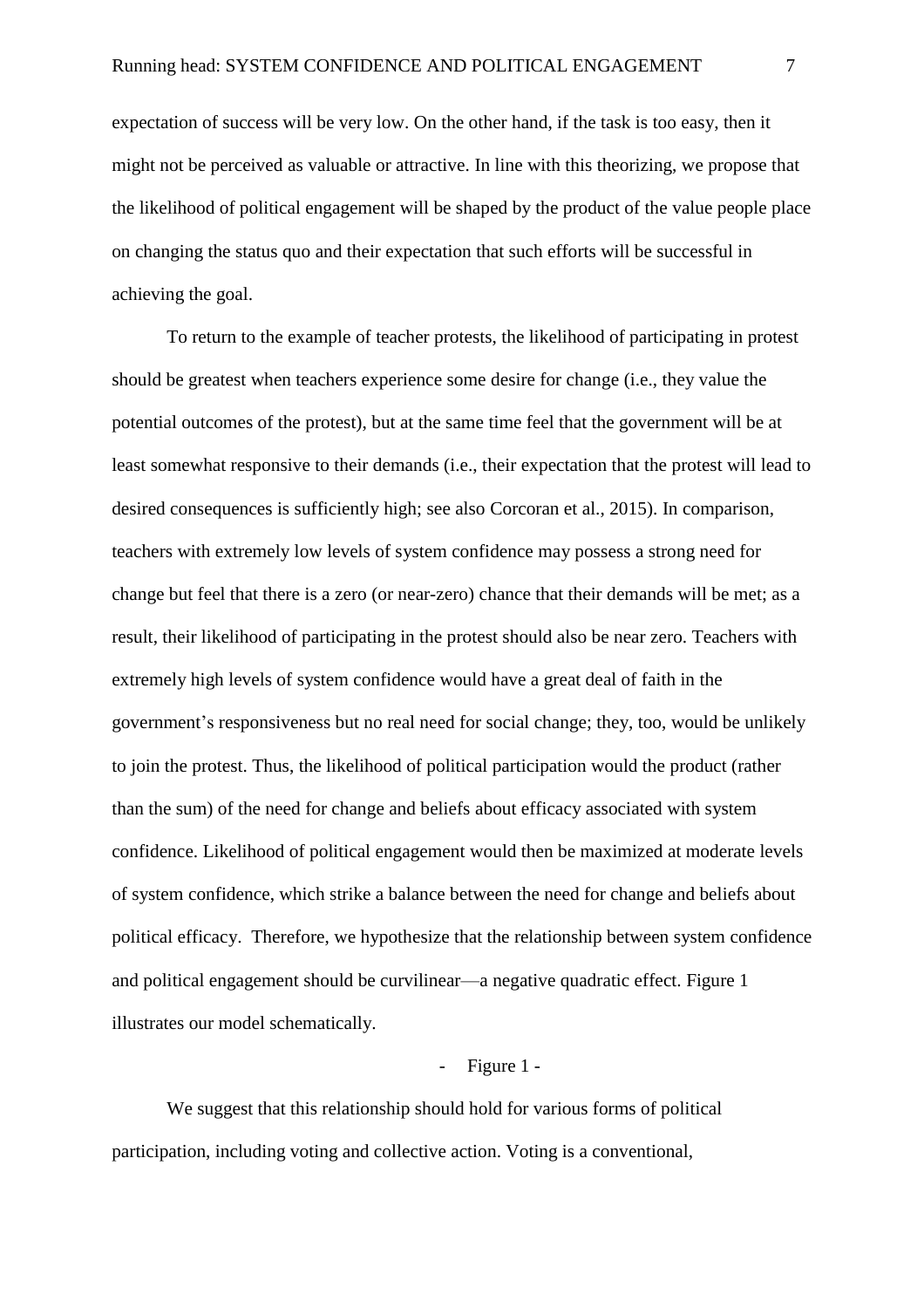expectation of success will be very low. On the other hand, if the task is too easy, then it might not be perceived as valuable or attractive. In line with this theorizing, we propose that the likelihood of political engagement will be shaped by the product of the value people place on changing the status quo and their expectation that such efforts will be successful in achieving the goal.

To return to the example of teacher protests, the likelihood of participating in protest should be greatest when teachers experience some desire for change (i.e., they value the potential outcomes of the protest), but at the same time feel that the government will be at least somewhat responsive to their demands (i.e., their expectation that the protest will lead to desired consequences is sufficiently high; see also Corcoran et al., 2015). In comparison, teachers with extremely low levels of system confidence may possess a strong need for change but feel that there is a zero (or near-zero) chance that their demands will be met; as a result, their likelihood of participating in the protest should also be near zero. Teachers with extremely high levels of system confidence would have a great deal of faith in the government's responsiveness but no real need for social change; they, too, would be unlikely to join the protest. Thus, the likelihood of political participation would the product (rather than the sum) of the need for change and beliefs about efficacy associated with system confidence. Likelihood of political engagement would then be maximized at moderate levels of system confidence, which strike a balance between the need for change and beliefs about political efficacy. Therefore, we hypothesize that the relationship between system confidence and political engagement should be curvilinear—a negative quadratic effect. Figure 1 illustrates our model schematically.

- Figure 1 -

We suggest that this relationship should hold for various forms of political participation, including voting and collective action. Voting is a conventional,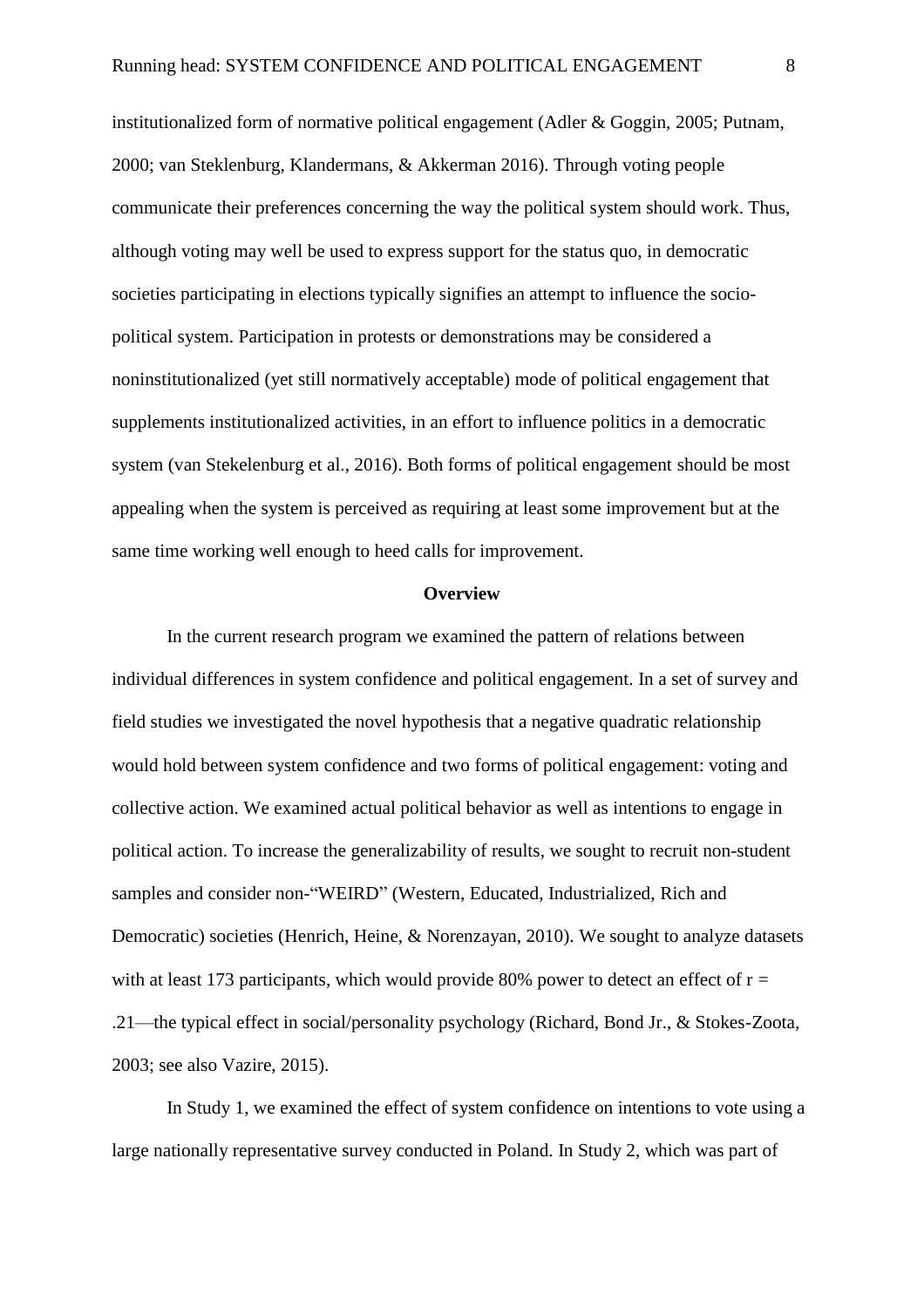institutionalized form of normative political engagement (Adler & Goggin, 2005; Putnam, 2000; van Steklenburg, Klandermans, & Akkerman 2016). Through voting people communicate their preferences concerning the way the political system should work. Thus, although voting may well be used to express support for the status quo, in democratic societies participating in elections typically signifies an attempt to influence the socio-political system. Participation in protests or demonstrations may be considered a noninstitutionalized (yet still normatively acceptable) mode of political engagement that supplements institutionalized activities, in an effort to influence politics in a democratic system (van Stekelenburg et al., 2016). Both forms of political engagement should be most appealing when the system is perceived as requiring at least some improvement but at the same time working well enough to heed calls for improvement.

## Overview

In the current research program we examined the pattern of relations between individual differences in system confidence and political engagement. In a set of survey and field studies we investigated the novel hypothesis that a negative quadratic relationship would hold between system confidence and two forms of political engagement: voting and collective action. We examined actual political behavior as well as intentions to engage in political action. To increase the generalizability of results, we sought to recruit non-student samples and consider non-"WEIRD" (Western, Educated, Industrialized, Rich and Democratic) societies (Henrich, Heine, & Norenzayan, 2010). We sought to analyze datasets with at least 173 participants, which would provide 80% power to detect an effect of $r = .21$—the typical effect in social/personality psychology (Richard, Bond Jr., & Stokes-Zoota, 2003; see also Vazire, 2015).

In Study 1, we examined the effect of system confidence on intentions to vote using a large nationally representative survey conducted in Poland. In Study 2, which was part of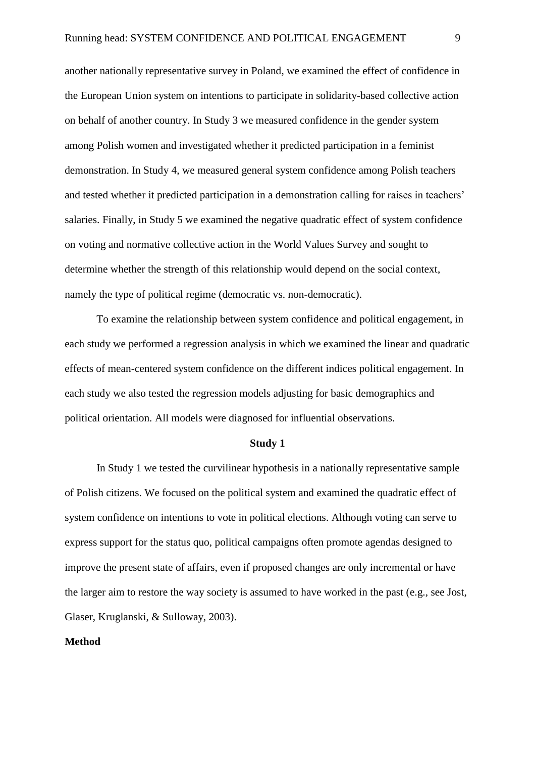another nationally representative survey in Poland, we examined the effect of confidence in the European Union system on intentions to participate in solidarity-based collective action on behalf of another country. In Study 3 we measured confidence in the gender system among Polish women and investigated whether it predicted participation in a feminist demonstration. In Study 4, we measured general system confidence among Polish teachers and tested whether it predicted participation in a demonstration calling for raises in teachers' salaries. Finally, in Study 5 we examined the negative quadratic effect of system confidence on voting and normative collective action in the World Values Survey and sought to determine whether the strength of this relationship would depend on the social context, namely the type of political regime (democratic vs. non-democratic).

To examine the relationship between system confidence and political engagement, in each study we performed a regression analysis in which we examined the linear and quadratic effects of mean-centered system confidence on the different indices political engagement. In each study we also tested the regression models adjusting for basic demographics and political orientation. All models were diagnosed for influential observations.

## Study 1

In Study 1 we tested the curvilinear hypothesis in a nationally representative sample of Polish citizens. We focused on the political system and examined the quadratic effect of system confidence on intentions to vote in political elections. Although voting can serve to express support for the status quo, political campaigns often promote agendas designed to improve the present state of affairs, even if proposed changes are only incremental or have the larger aim to restore the way society is assumed to have worked in the past (e.g., see Jost, Glaser, Kruglanski, & Sulloway, 2003).

### Method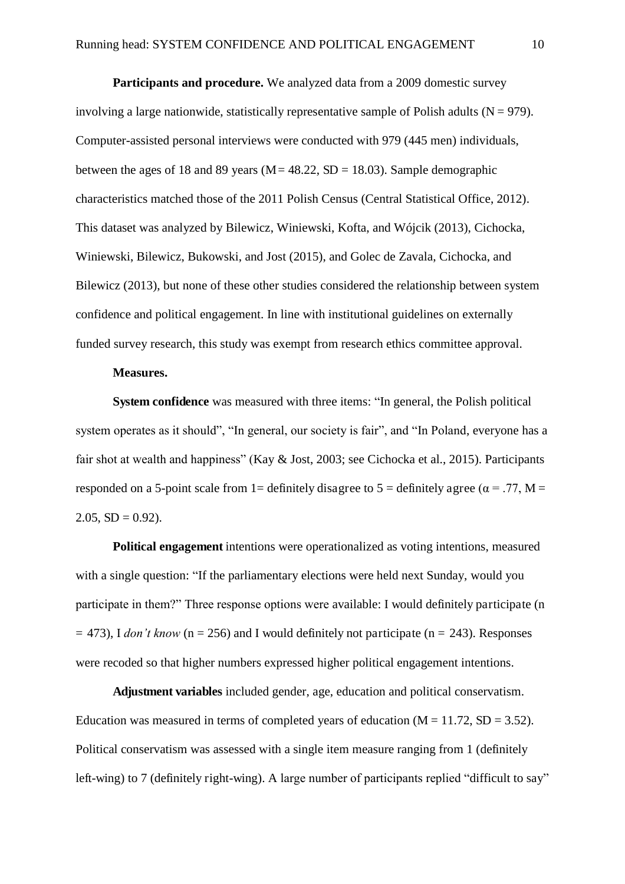**Participants and procedure.** We analyzed data from a 2009 domestic survey involving a large nationwide, statistically representative sample of Polish adults ($N = 979$). Computer-assisted personal interviews were conducted with 979 (445 men) individuals, between the ages of 18 and 89 years ($M = 48.22$, $SD = 18.03$). Sample demographic characteristics matched those of the 2011 Polish Census (Central Statistical Office, 2012). This dataset was analyzed by Bilewicz, Winiewski, Kofta, and Wójcik (2013), Cichocka, Winiewski, Bilewicz, Bukowski, and Jost (2015), and Golec de Zavala, Cichocka, and Bilewicz (2013), but none of these other studies considered the relationship between system confidence and political engagement. In line with institutional guidelines on externally funded survey research, this study was exempt from research ethics committee approval.

**Measures.**

**System confidence** was measured with three items: "In general, the Polish political system operates as it should", "In general, our society is fair", and "In Poland, everyone has a fair shot at wealth and happiness" (Kay & Jost, 2003; see Cichocka et al., 2015). Participants responded on a 5-point scale from 1= definitely disagree to 5 = definitely agree ($\alpha = .77$, $M = 2.05$, $SD = 0.92$).

**Political engagement** intentions were operationalized as voting intentions, measured with a single question: "If the parliamentary elections were held next Sunday, would you participate in them?" Three response options were available: I would definitely participate ($n = 473$), I *don't know* ($n = 256$) and I would definitely not participate ($n = 243$). Responses were recoded so that higher numbers expressed higher political engagement intentions.

**Adjustment variables** included gender, age, education and political conservatism. Education was measured in terms of completed years of education ($M = 11.72$, $SD = 3.52$). Political conservatism was assessed with a single item measure ranging from 1 (definitely left-wing) to 7 (definitely right-wing). A large number of participants replied "difficult to say"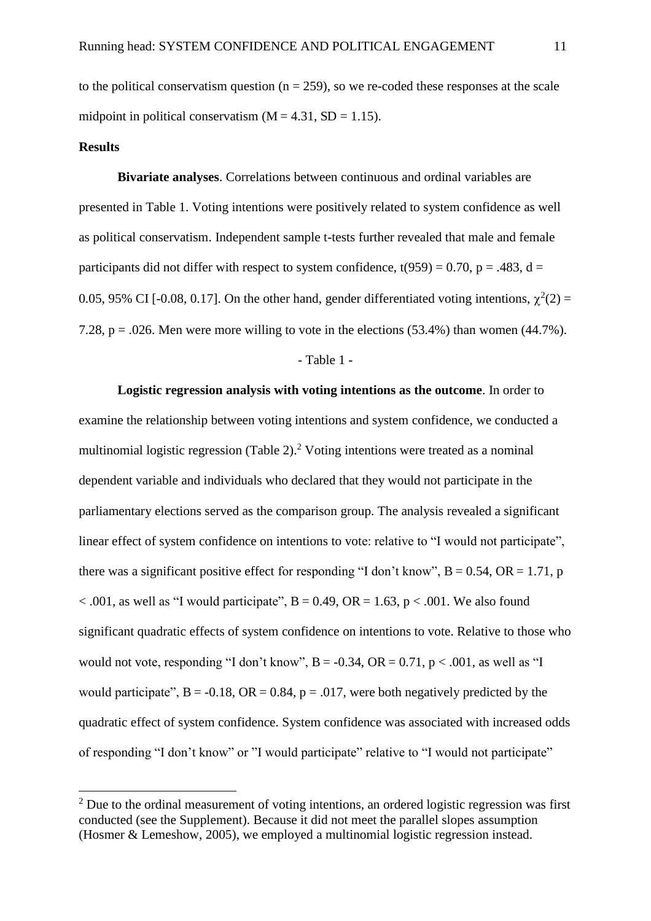to the political conservatism question ($n = 259$), so we re-coded these responses at the scale midpoint in political conservatism ($M = 4.31$, $SD = 1.15$).

**Results**

**Bivariate analyses**. Correlations between continuous and ordinal variables are presented in Table 1. Voting intentions were positively related to system confidence as well as political conservatism. Independent sample t-tests further revealed that male and female participants did not differ with respect to system confidence, $t(959) = 0.70$, $p = .483$, $d = 0.05$, 95% CI [-0.08, 0.17]. On the other hand, gender differentiated voting intentions, $\chi^2(2) = 7.28$, $p = .026$. Men were more willing to vote in the elections (53.4%) than women (44.7%).

- Table 1 -

**Logistic regression analysis with voting intentions as the outcome**. In order to examine the relationship between voting intentions and system confidence, we conducted a multinomial logistic regression (Table 2).[2] Voting intentions were treated as a nominal dependent variable and individuals who declared that they would not participate in the parliamentary elections served as the comparison group. The analysis revealed a significant linear effect of system confidence on intentions to vote: relative to "I would not participate", there was a significant positive effect for responding "I don't know", $B = 0.54$, $OR = 1.71$, $p < .001$, as well as "I would participate", $B = 0.49$, $OR = 1.63$, $p < .001$. We also found significant quadratic effects of system confidence on intentions to vote. Relative to those who would not vote, responding "I don't know", $B = -0.34$, $OR = 0.71$, $p < .001$, as well as "I would participate", $B = -0.18$, $OR = 0.84$, $p = .017$, were both negatively predicted by the quadratic effect of system confidence. System confidence was associated with increased odds of responding "I don't know" or "I would participate" relative to "I would not participate"

[2] Due to the ordinal measurement of voting intentions, an ordered logistic regression was first conducted (see the Supplement). Because it did not meet the parallel slopes assumption (Hosmer & Lemeshow, 2005), we employed a multinomial logistic regression instead.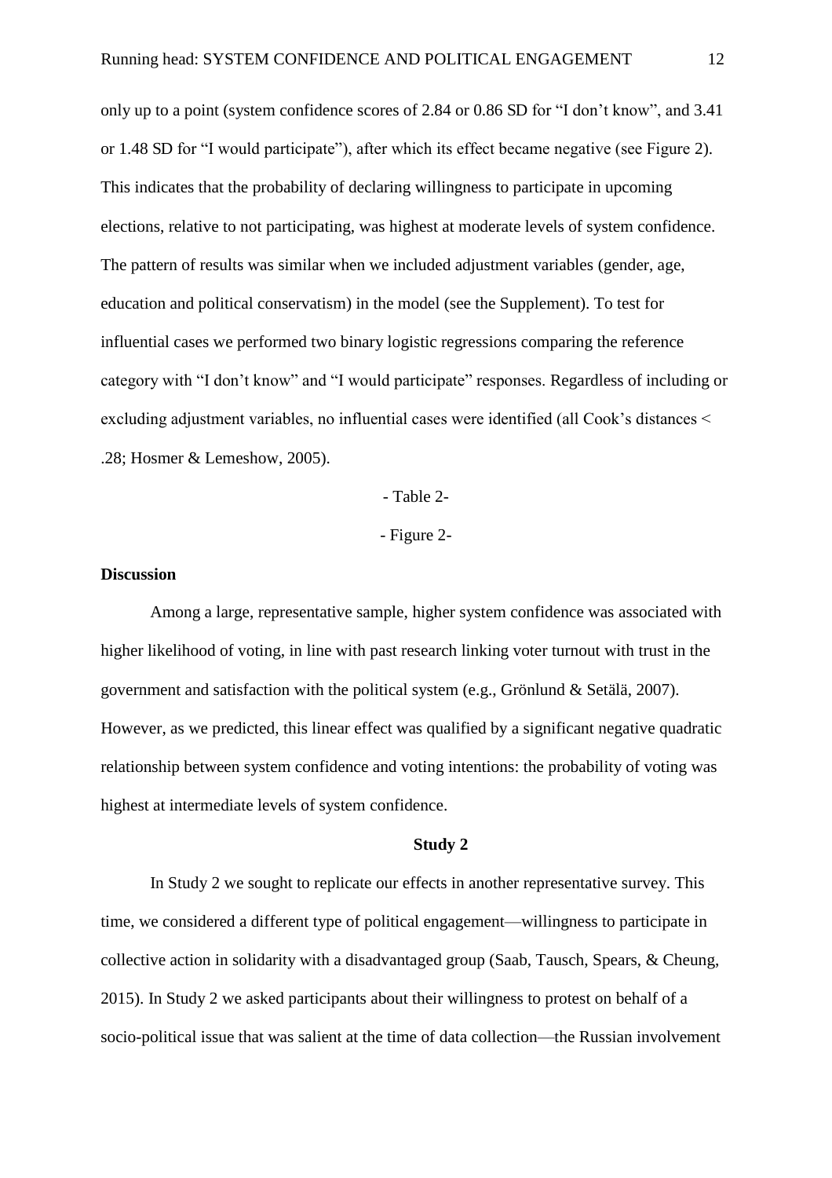only up to a point (system confidence scores of 2.84 or 0.86 SD for “I don’t know”, and 3.41 or 1.48 SD for “I would participate”), after which its effect became negative (see Figure 2). This indicates that the probability of declaring willingness to participate in upcoming elections, relative to not participating, was highest at moderate levels of system confidence. The pattern of results was similar when we included adjustment variables (gender, age, education and political conservatism) in the model (see the Supplement). To test for influential cases we performed two binary logistic regressions comparing the reference category with “I don’t know” and “I would participate” responses. Regardless of including or excluding adjustment variables, no influential cases were identified (all Cook’s distances < .28; Hosmer & Lemeshow, 2005).

- Table 2-

- Figure 2-

**Discussion**

Among a large, representative sample, higher system confidence was associated with higher likelihood of voting, in line with past research linking voter turnout with trust in the government and satisfaction with the political system (e.g., Grönlund & Setälä, 2007). However, as we predicted, this linear effect was qualified by a significant negative quadratic relationship between system confidence and voting intentions: the probability of voting was highest at intermediate levels of system confidence.

## Study 2

In Study 2 we sought to replicate our effects in another representative survey. This time, we considered a different type of political engagement—willingness to participate in collective action in solidarity with a disadvantaged group (Saab, Tausch, Spears, & Cheung, 2015). In Study 2 we asked participants about their willingness to protest on behalf of a socio-political issue that was salient at the time of data collection—the Russian involvement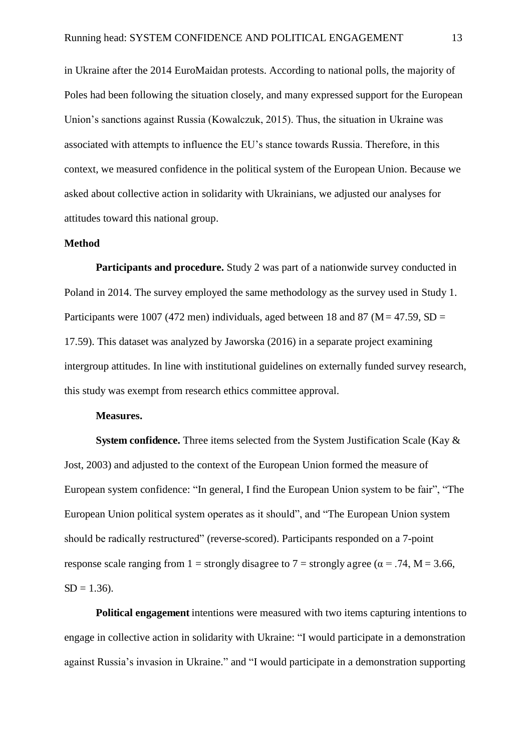in Ukraine after the 2014 EuroMaidan protests. According to national polls, the majority of Poles had been following the situation closely, and many expressed support for the European Union's sanctions against Russia (Kowalczuk, 2015). Thus, the situation in Ukraine was associated with attempts to influence the EU's stance towards Russia. Therefore, in this context, we measured confidence in the political system of the European Union. Because we asked about collective action in solidarity with Ukrainians, we adjusted our analyses for attitudes toward this national group.

## Method

**Participants and procedure.** Study 2 was part of a nationwide survey conducted in Poland in 2014. The survey employed the same methodology as the survey used in Study 1. Participants were 1007 (472 men) individuals, aged between 18 and 87 ($M = 47.59$, $SD = 17.59$). This dataset was analyzed by Jaworska (2016) in a separate project examining intergroup attitudes. In line with institutional guidelines on externally funded survey research, this study was exempt from research ethics committee approval.

**Measures.**

**System confidence.** Three items selected from the System Justification Scale (Kay & Jost, 2003) and adjusted to the context of the European Union formed the measure of European system confidence: "In general, I find the European Union system to be fair", "The European Union political system operates as it should", and "The European Union system should be radically restructured" (reverse-scored). Participants responded on a 7-point response scale ranging from 1 = strongly disagree to 7 = strongly agree ($\alpha = .74$, $M = 3.66$, $SD = 1.36$).

**Political engagement** intentions were measured with two items capturing intentions to engage in collective action in solidarity with Ukraine: "I would participate in a demonstration against Russia's invasion in Ukraine." and "I would participate in a demonstration supporting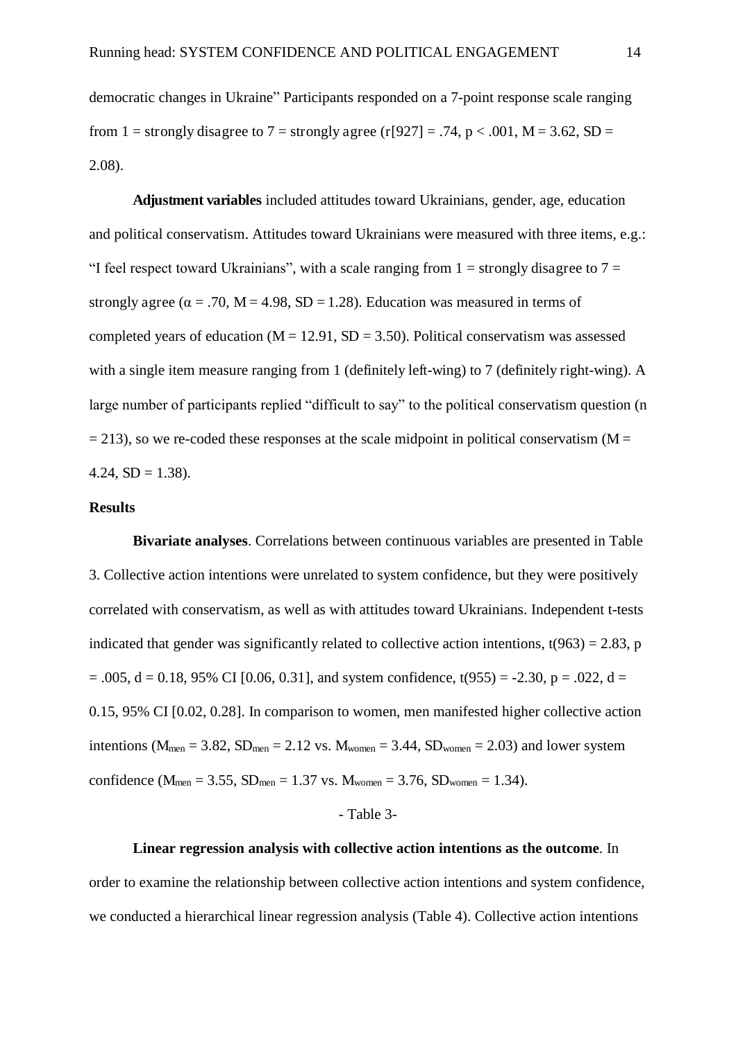democratic changes in Ukraine" Participants responded on a 7-point response scale ranging from 1 = strongly disagree to 7 = strongly agree ($r[927] = .74$, $p < .001$, $M = 3.62$, $SD = 2.08$).

**Adjustment variables** included attitudes toward Ukrainians, gender, age, education and political conservatism. Attitudes toward Ukrainians were measured with three items, e.g.: "I feel respect toward Ukrainians", with a scale ranging from 1 = strongly disagree to 7 = strongly agree ($\alpha = .70$, $M = 4.98$, $SD = 1.28$). Education was measured in terms of completed years of education ($M = 12.91$, $SD = 3.50$). Political conservatism was assessed with a single item measure ranging from 1 (definitely left-wing) to 7 (definitely right-wing). A large number of participants replied "difficult to say" to the political conservatism question ($n = 213$), so we re-coded these responses at the scale midpoint in political conservatism ($M = 4.24$, $SD = 1.38$).

## Results

**Bivariate analyses**. Correlations between continuous variables are presented in Table 3. Collective action intentions were unrelated to system confidence, but they were positively correlated with conservatism, as well as with attitudes toward Ukrainians. Independent t-tests indicated that gender was significantly related to collective action intentions, $t(963) = 2.83$, $p = .005$, $d = 0.18$, 95% CI [0.06, 0.31], and system confidence, $t(955) = -2.30$, $p = .022$, $d = 0.15$, 95% CI [0.02, 0.28]. In comparison to women, men manifested higher collective action intentions ($M_{men} = 3.82$, $SD_{men} = 2.12$ vs. $M_{women} = 3.44$, $SD_{women} = 2.03$) and lower system confidence ($M_{men} = 3.55$, $SD_{men} = 1.37$ vs. $M_{women} = 3.76$, $SD_{women} = 1.34$).

- Table 3-

**Linear regression analysis with collective action intentions as the outcome**. In order to examine the relationship between collective action intentions and system confidence, we conducted a hierarchical linear regression analysis (Table 4). Collective action intentions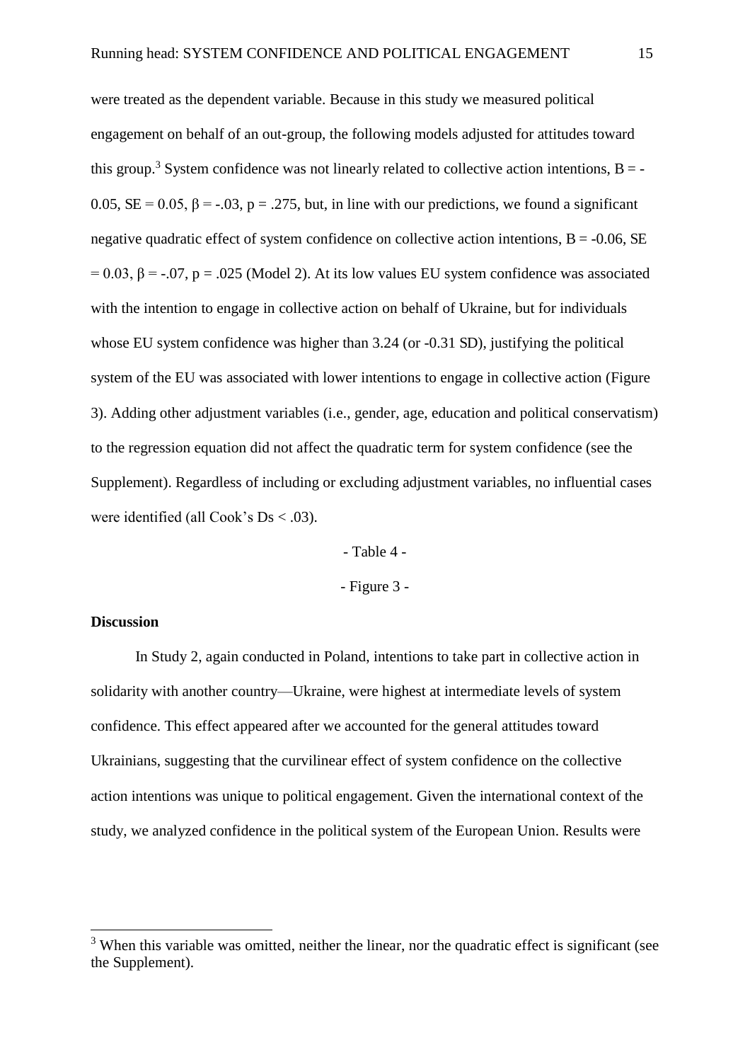were treated as the dependent variable. Because in this study we measured political engagement on behalf of an out-group, the following models adjusted for attitudes toward this group.[3] System confidence was not linearly related to collective action intentions, $B = -0.05$, $SE = 0.05$, $\beta = -.03$, $p = .275$, but, in line with our predictions, we found a significant negative quadratic effect of system confidence on collective action intentions, $B = -0.06$, $SE = 0.03$, $\beta = -.07$, $p = .025$ (Model 2). At its low values EU system confidence was associated with the intention to engage in collective action on behalf of Ukraine, but for individuals whose EU system confidence was higher than 3.24 (or -0.31 SD), justifying the political system of the EU was associated with lower intentions to engage in collective action (Figure 3). Adding other adjustment variables (i.e., gender, age, education and political conservatism) to the regression equation did not affect the quadratic term for system confidence (see the Supplement). Regardless of including or excluding adjustment variables, no influential cases were identified (all Cook's Ds < .03).

- Table 4 -

- Figure 3 -

**Discussion**

In Study 2, again conducted in Poland, intentions to take part in collective action in solidarity with another country—Ukraine, were highest at intermediate levels of system confidence. This effect appeared after we accounted for the general attitudes toward Ukrainians, suggesting that the curvilinear effect of system confidence on the collective action intentions was unique to political engagement. Given the international context of the study, we analyzed confidence in the political system of the European Union. Results were

[3] When this variable was omitted, neither the linear, nor the quadratic effect is significant (see the Supplement).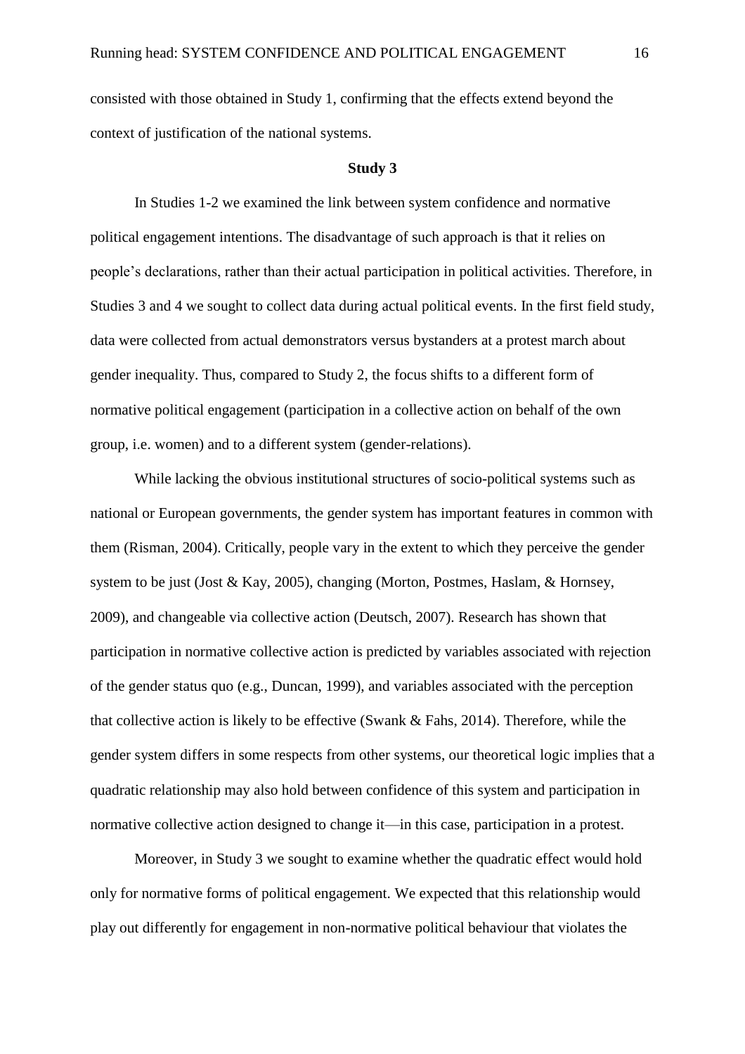consisted with those obtained in Study 1, confirming that the effects extend beyond the context of justification of the national systems.

## Study 3

In Studies 1-2 we examined the link between system confidence and normative political engagement intentions. The disadvantage of such approach is that it relies on people's declarations, rather than their actual participation in political activities. Therefore, in Studies 3 and 4 we sought to collect data during actual political events. In the first field study, data were collected from actual demonstrators versus bystanders at a protest march about gender inequality. Thus, compared to Study 2, the focus shifts to a different form of normative political engagement (participation in a collective action on behalf of the own group, i.e. women) and to a different system (gender-relations).

While lacking the obvious institutional structures of socio-political systems such as national or European governments, the gender system has important features in common with them (Risman, 2004). Critically, people vary in the extent to which they perceive the gender system to be just (Jost & Kay, 2005), changing (Morton, Postmes, Haslam, & Hornsey, 2009), and changeable via collective action (Deutsch, 2007). Research has shown that participation in normative collective action is predicted by variables associated with rejection of the gender status quo (e.g., Duncan, 1999), and variables associated with the perception that collective action is likely to be effective (Swank & Fahs, 2014). Therefore, while the gender system differs in some respects from other systems, our theoretical logic implies that a quadratic relationship may also hold between confidence of this system and participation in normative collective action designed to change it—in this case, participation in a protest.

Moreover, in Study 3 we sought to examine whether the quadratic effect would hold only for normative forms of political engagement. We expected that this relationship would play out differently for engagement in non-normative political behaviour that violates the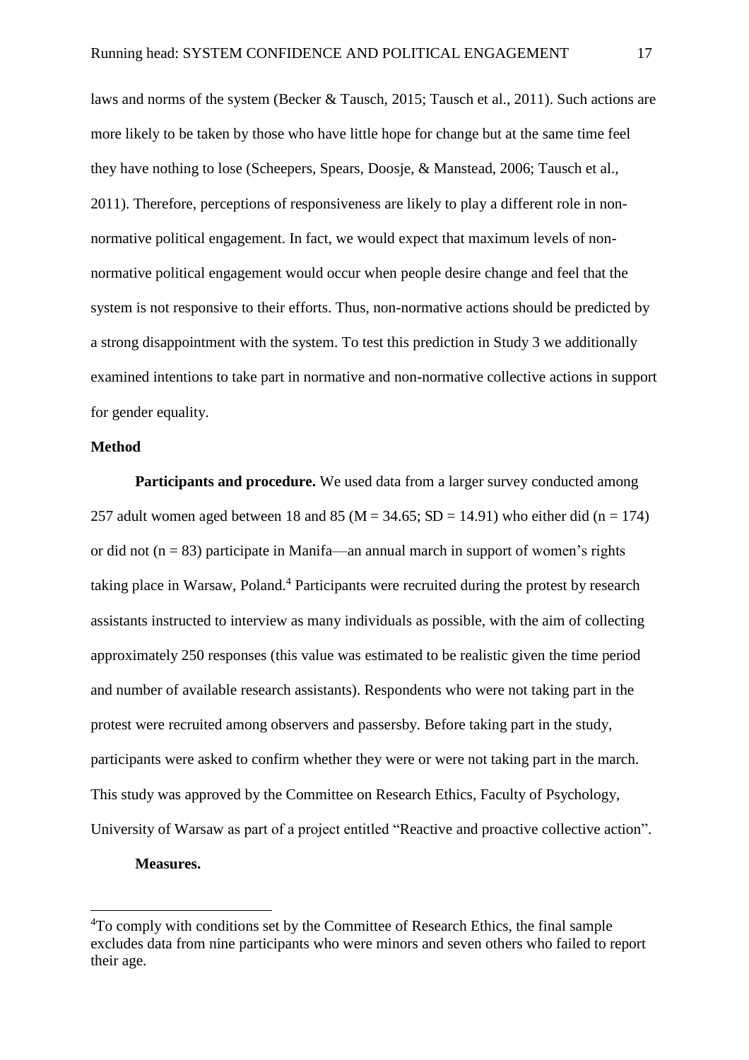laws and norms of the system (Becker & Tausch, 2015; Tausch et al., 2011). Such actions are more likely to be taken by those who have little hope for change but at the same time feel they have nothing to lose (Scheepers, Spears, Doosje, & Manstead, 2006; Tausch et al., 2011). Therefore, perceptions of responsiveness are likely to play a different role in non-normative political engagement. In fact, we would expect that maximum levels of non-normative political engagement would occur when people desire change and feel that the system is not responsive to their efforts. Thus, non-normative actions should be predicted by a strong disappointment with the system. To test this prediction in Study 3 we additionally examined intentions to take part in normative and non-normative collective actions in support for gender equality.

## Method

**Participants and procedure.** We used data from a larger survey conducted among 257 adult women aged between 18 and 85 (M = 34.65; SD = 14.91) who either did (n = 174) or did not (n = 83) participate in Manifa—an annual march in support of women's rights taking place in Warsaw, Poland.[4] Participants were recruited during the protest by research assistants instructed to interview as many individuals as possible, with the aim of collecting approximately 250 responses (this value was estimated to be realistic given the time period and number of available research assistants). Respondents who were not taking part in the protest were recruited among observers and passersby. Before taking part in the study, participants were asked to confirm whether they were or were not taking part in the march. This study was approved by the Committee on Research Ethics, Faculty of Psychology, University of Warsaw as part of a project entitled "Reactive and proactive collective action".

**Measures.**

[4]To comply with conditions set by the Committee of Research Ethics, the final sample excludes data from nine participants who were minors and seven others who failed to report their age.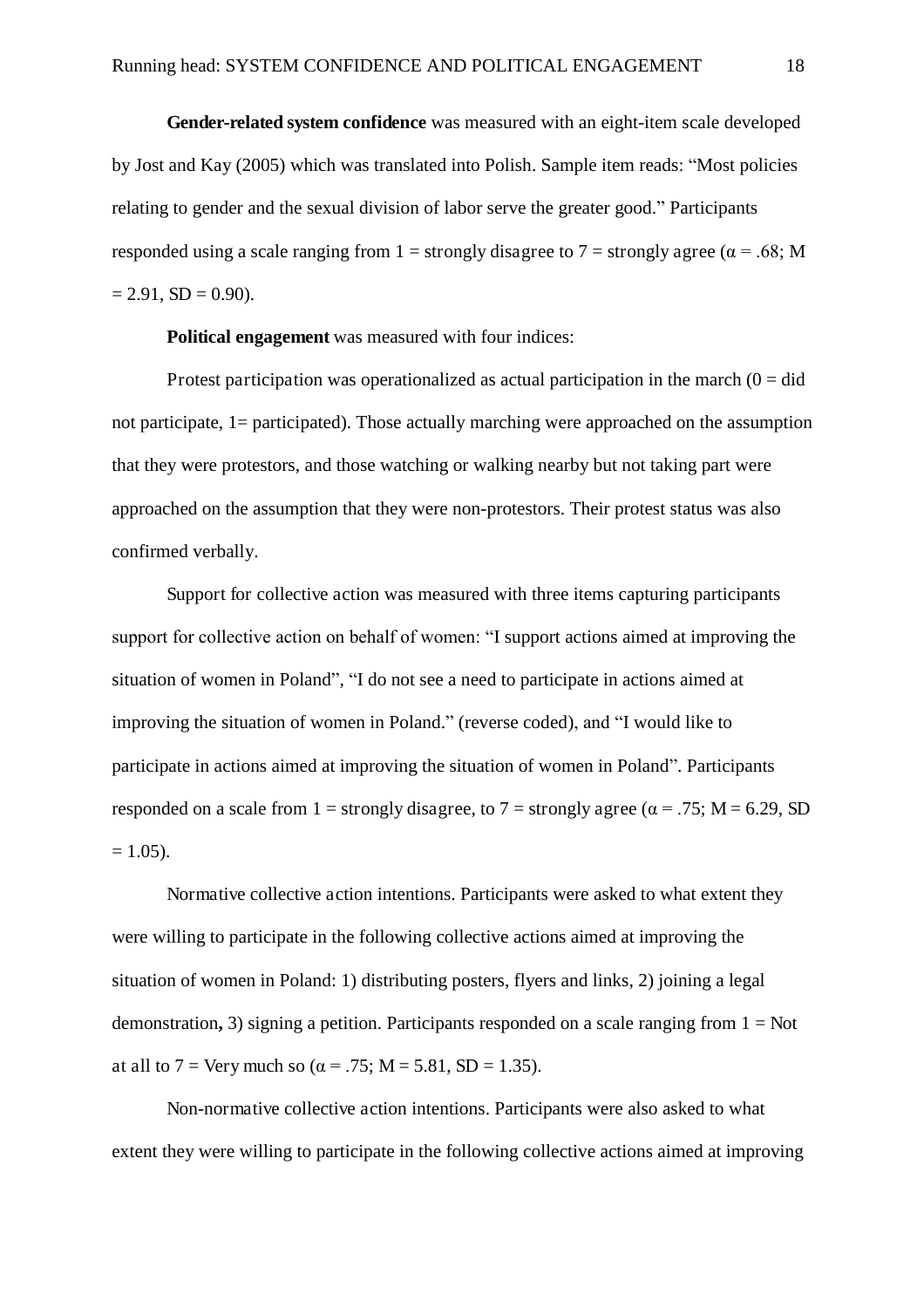**Gender-related system confidence** was measured with an eight-item scale developed by Jost and Kay (2005) which was translated into Polish. Sample item reads: “Most policies relating to gender and the sexual division of labor serve the greater good.” Participants responded using a scale ranging from 1 = strongly disagree to 7 = strongly agree ($\alpha = .68$; M = 2.91, SD = 0.90).

**Political engagement** was measured with four indices:

Protest participation was operationalized as actual participation in the march (0 = did not participate, 1= participated). Those actually marching were approached on the assumption that they were protestors, and those watching or walking nearby but not taking part were approached on the assumption that they were non-protestors. Their protest status was also confirmed verbally.

Support for collective action was measured with three items capturing participants support for collective action on behalf of women: “I support actions aimed at improving the situation of women in Poland”, “I do not see a need to participate in actions aimed at improving the situation of women in Poland.” (reverse coded), and “I would like to participate in actions aimed at improving the situation of women in Poland”. Participants responded on a scale from 1 = strongly disagree, to 7 = strongly agree ($\alpha = .75$; M = 6.29, SD = 1.05).

Normative collective action intentions. Participants were asked to what extent they were willing to participate in the following collective actions aimed at improving the situation of women in Poland: 1) distributing posters, flyers and links, 2) joining a legal demonstration**,** 3) signing a petition. Participants responded on a scale ranging from 1 = Not at all to 7 = Very much so ($\alpha = .75$; M = 5.81, SD = 1.35).

Non-normative collective action intentions. Participants were also asked to what extent they were willing to participate in the following collective actions aimed at improving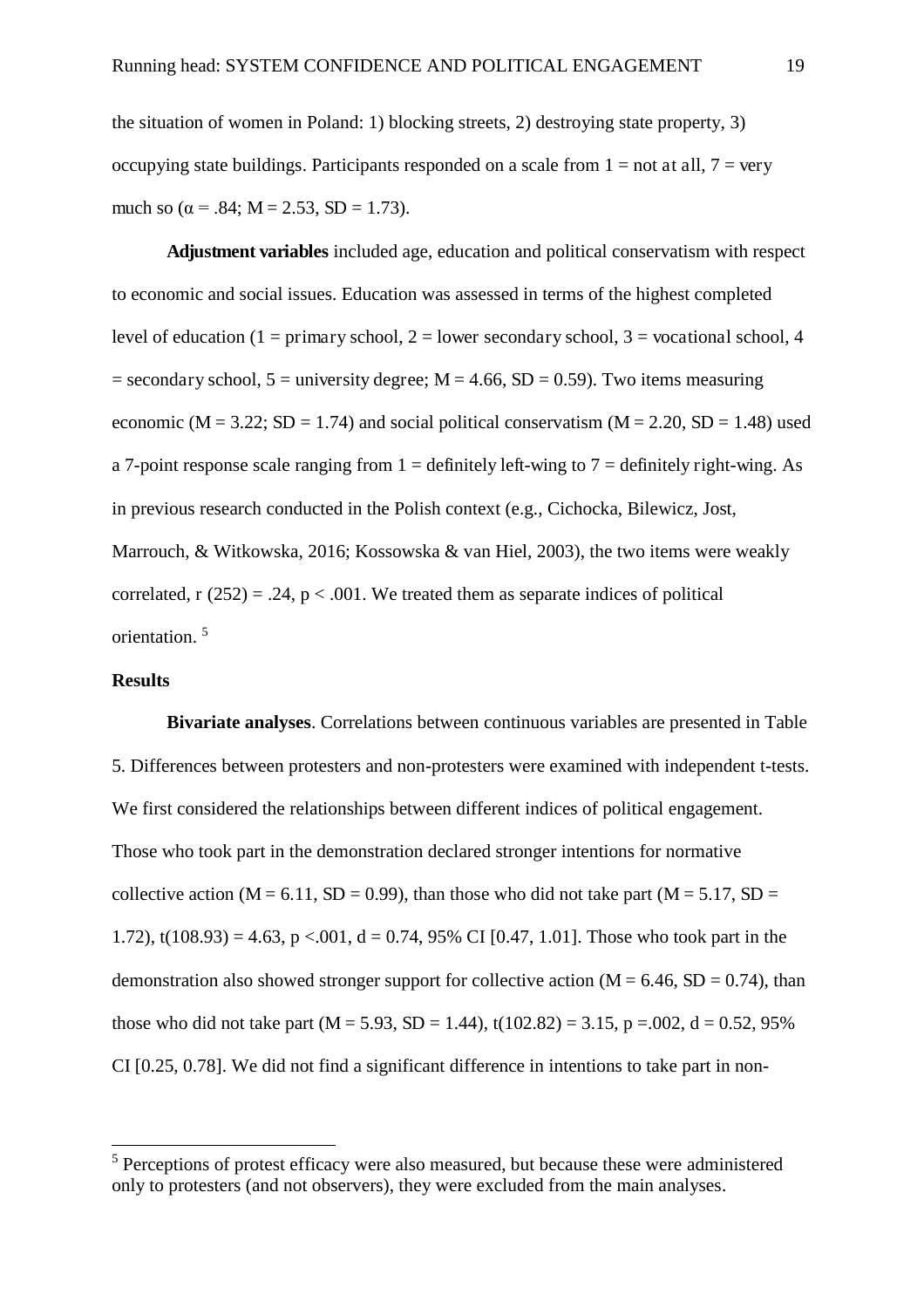the situation of women in Poland: 1) blocking streets, 2) destroying state property, 3) occupying state buildings. Participants responded on a scale from 1 = not at all, 7 = very much so ($\alpha = .84$; $M = 2.53$, $SD = 1.73$).

**Adjustment variables** included age, education and political conservatism with respect to economic and social issues. Education was assessed in terms of the highest completed level of education (1 = primary school, 2 = lower secondary school, 3 = vocational school, 4 = secondary school, 5 = university degree; $M = 4.66$, $SD = 0.59$). Two items measuring economic ($M = 3.22$; $SD = 1.74$) and social political conservatism ($M = 2.20$, $SD = 1.48$) used a 7-point response scale ranging from 1 = definitely left-wing to 7 = definitely right-wing. As in previous research conducted in the Polish context (e.g., Cichocka, Bilewicz, Jost, Marrouch, & Witkowska, 2016; Kossowska & van Hiel, 2003), the two items were weakly correlated, $r(252) = .24$, $p < .001$. We treated them as separate indices of political orientation. [5]

## Results

**Bivariate analyses**. Correlations between continuous variables are presented in Table 5. Differences between protesters and non-protesters were examined with independent t-tests. We first considered the relationships between different indices of political engagement. Those who took part in the demonstration declared stronger intentions for normative collective action ($M = 6.11$, $SD = 0.99$), than those who did not take part ($M = 5.17$, $SD = 1.72$), $t(108.93) = 4.63$, $p < .001$, $d = 0.74$, 95% CI [0.47, 1.01]. Those who took part in the demonstration also showed stronger support for collective action ($M = 6.46$, $SD = 0.74$), than those who did not take part ($M = 5.93$, $SD = 1.44$), $t(102.82) = 3.15$, $p = .002$, $d = 0.52$, 95% CI [0.25, 0.78]. We did not find a significant difference in intentions to take part in non-

[5] Perceptions of protest efficacy were also measured, but because these were administered only to protesters (and not observers), they were excluded from the main analyses.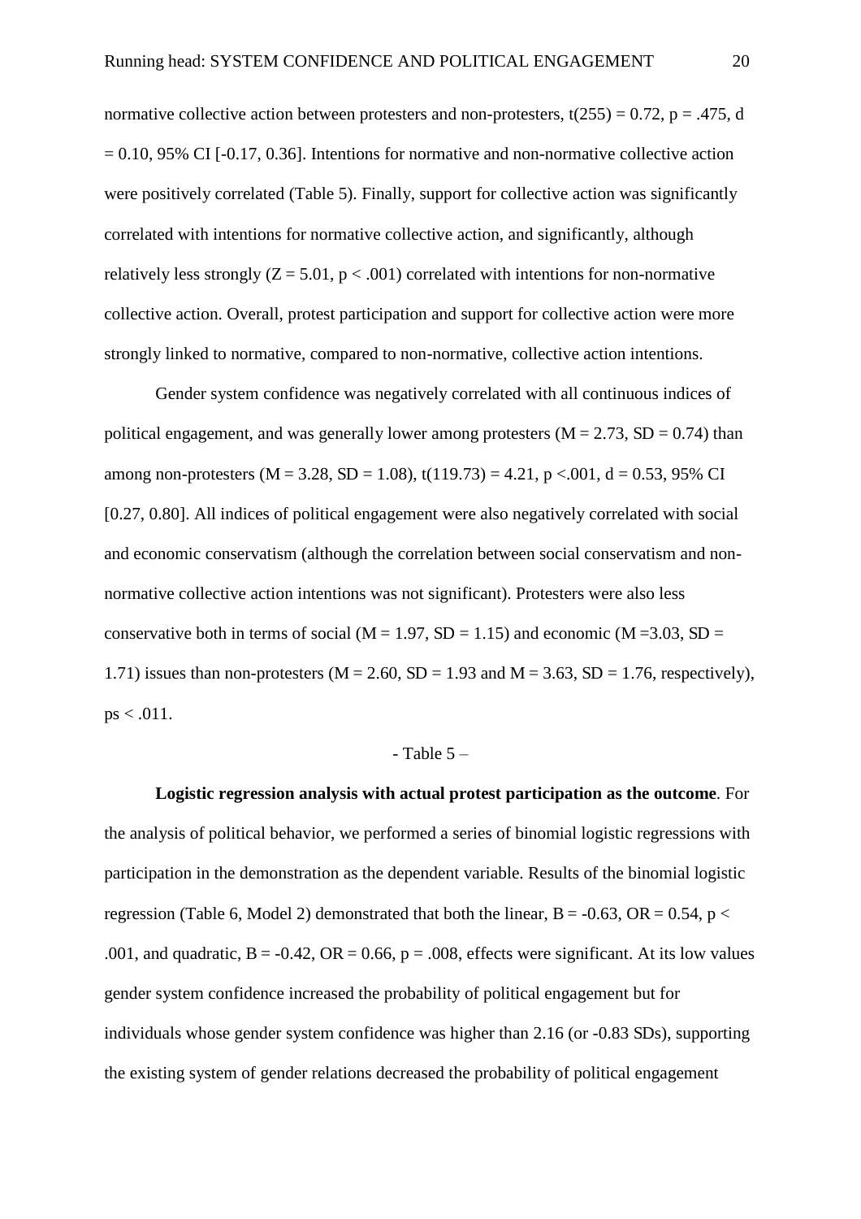normative collective action between protesters and non-protesters, $t(255) = 0.72$, $p = .475$, $d = 0.10$, 95% CI [-0.17, 0.36]. Intentions for normative and non-normative collective action were positively correlated (Table 5). Finally, support for collective action was significantly correlated with intentions for normative collective action, and significantly, although relatively less strongly ($Z = 5.01$, $p < .001$) correlated with intentions for non-normative collective action. Overall, protest participation and support for collective action were more strongly linked to normative, compared to non-normative, collective action intentions.

Gender system confidence was negatively correlated with all continuous indices of political engagement, and was generally lower among protesters ($M = 2.73$, $SD = 0.74$) than among non-protesters ($M = 3.28$, $SD = 1.08$), $t(119.73) = 4.21$, $p < .001$, $d = 0.53$, 95% CI [0.27, 0.80]. All indices of political engagement were also negatively correlated with social and economic conservatism (although the correlation between social conservatism and non-normative collective action intentions was not significant). Protesters were also less conservative both in terms of social ($M = 1.97$, $SD = 1.15$) and economic ($M = 3.03$, $SD = 1.71$) issues than non-protesters ($M = 2.60$, $SD = 1.93$ and $M = 3.63$, $SD = 1.76$, respectively), $ps < .011$.

- Table 5 –

**Logistic regression analysis with actual protest participation as the outcome**. For the analysis of political behavior, we performed a series of binomial logistic regressions with participation in the demonstration as the dependent variable. Results of the binomial logistic regression (Table 6, Model 2) demonstrated that both the linear, $B = -0.63$, $OR = 0.54$, $p < .001$, and quadratic, $B = -0.42$, $OR = 0.66$, $p = .008$, effects were significant. At its low values gender system confidence increased the probability of political engagement but for individuals whose gender system confidence was higher than 2.16 (or -0.83 SDs), supporting the existing system of gender relations decreased the probability of political engagement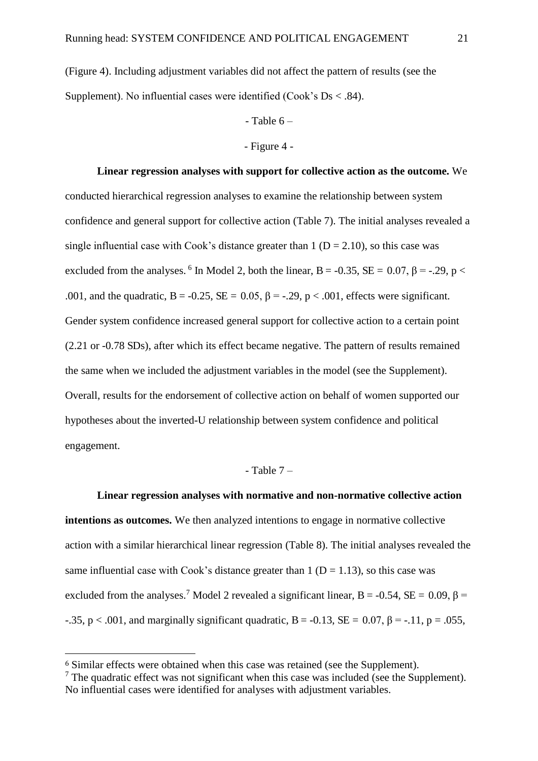(Figure 4). Including adjustment variables did not affect the pattern of results (see the Supplement). No influential cases were identified (Cook's Ds < .84).

- Table 6 –

- Figure 4 -

**Linear regression analyses with support for collective action as the outcome.** We conducted hierarchical regression analyses to examine the relationship between system confidence and general support for collective action (Table 7). The initial analyses revealed a single influential case with Cook's distance greater than 1 ($D = 2.10$), so this case was excluded from the analyses.[6] In Model 2, both the linear, $B = -0.35$, $SE = 0.07$, $\beta = -.29$, $p < .001$, and the quadratic, $B = -0.25$, $SE = 0.05$, $\beta = -.29$, $p < .001$, effects were significant. Gender system confidence increased general support for collective action to a certain point (2.21 or -0.78 SDs), after which its effect became negative. The pattern of results remained the same when we included the adjustment variables in the model (see the Supplement). Overall, results for the endorsement of collective action on behalf of women supported our hypotheses about the inverted-U relationship between system confidence and political engagement.

- Table 7 –

**Linear regression analyses with normative and non-normative collective action intentions as outcomes.** We then analyzed intentions to engage in normative collective action with a similar hierarchical linear regression (Table 8). The initial analyses revealed the same influential case with Cook's distance greater than 1 ($D = 1.13$), so this case was excluded from the analyses.[7] Model 2 revealed a significant linear, $B = -0.54$, $SE = 0.09$, $\beta = -.35$, $p < .001$, and marginally significant quadratic, $B = -0.13$, $SE = 0.07$, $\beta = -.11$, $p = .055$,

[6] Similar effects were obtained when this case was retained (see the Supplement).

[7] The quadratic effect was not significant when this case was included (see the Supplement). No influential cases were identified for analyses with adjustment variables.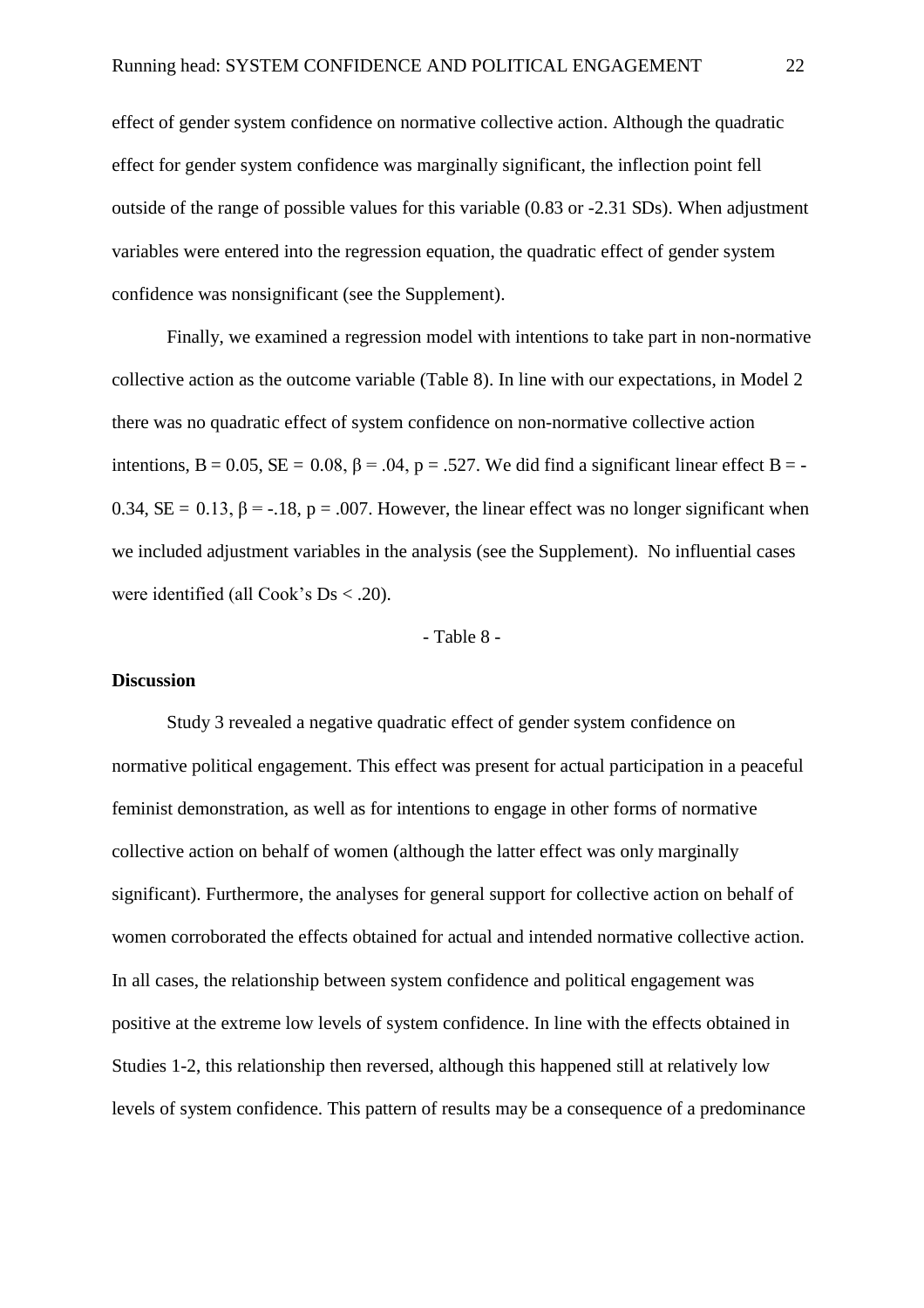effect of gender system confidence on normative collective action. Although the quadratic effect for gender system confidence was marginally significant, the inflection point fell outside of the range of possible values for this variable (0.83 or -2.31 SDs). When adjustment variables were entered into the regression equation, the quadratic effect of gender system confidence was nonsignificant (see the Supplement).

Finally, we examined a regression model with intentions to take part in non-normative collective action as the outcome variable (Table 8). In line with our expectations, in Model 2 there was no quadratic effect of system confidence on non-normative collective action intentions, $B = 0.05$, $SE = 0.08$, $\beta = .04$, $p = .527$. We did find a significant linear effect $B = -0.34$, $SE = 0.13$, $\beta = -.18$, $p = .007$. However, the linear effect was no longer significant when we included adjustment variables in the analysis (see the Supplement). No influential cases were identified (all Cook's Ds < .20).

- Table 8 -

**Discussion**

Study 3 revealed a negative quadratic effect of gender system confidence on normative political engagement. This effect was present for actual participation in a peaceful feminist demonstration, as well as for intentions to engage in other forms of normative collective action on behalf of women (although the latter effect was only marginally significant). Furthermore, the analyses for general support for collective action on behalf of women corroborated the effects obtained for actual and intended normative collective action. In all cases, the relationship between system confidence and political engagement was positive at the extreme low levels of system confidence. In line with the effects obtained in Studies 1-2, this relationship then reversed, although this happened still at relatively low levels of system confidence. This pattern of results may be a consequence of a predominance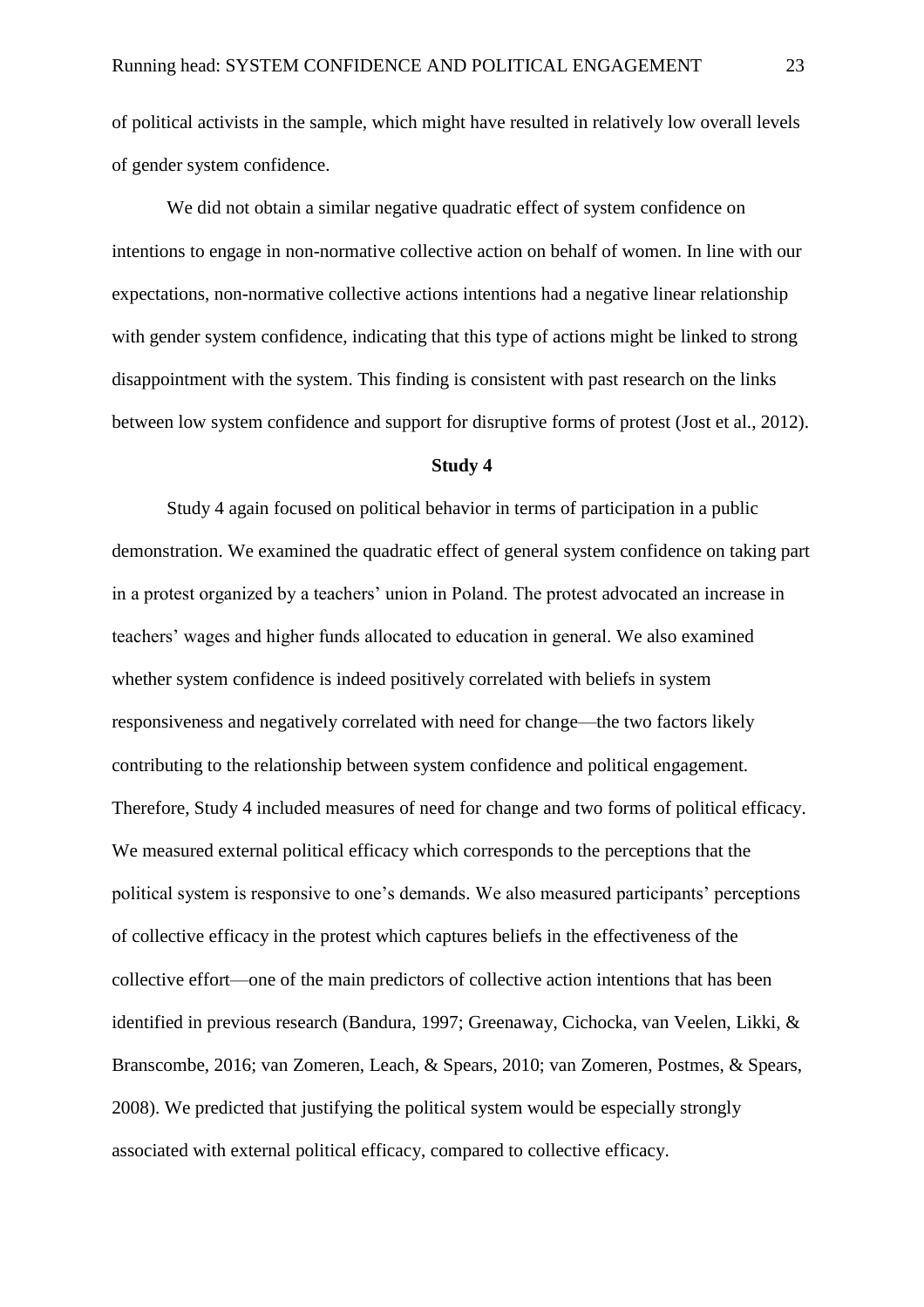of political activists in the sample, which might have resulted in relatively low overall levels of gender system confidence.

We did not obtain a similar negative quadratic effect of system confidence on intentions to engage in non-normative collective action on behalf of women. In line with our expectations, non-normative collective actions intentions had a negative linear relationship with gender system confidence, indicating that this type of actions might be linked to strong disappointment with the system. This finding is consistent with past research on the links between low system confidence and support for disruptive forms of protest (Jost et al., 2012).

## Study 4

Study 4 again focused on political behavior in terms of participation in a public demonstration. We examined the quadratic effect of general system confidence on taking part in a protest organized by a teachers' union in Poland. The protest advocated an increase in teachers' wages and higher funds allocated to education in general. We also examined whether system confidence is indeed positively correlated with beliefs in system responsiveness and negatively correlated with need for change—the two factors likely contributing to the relationship between system confidence and political engagement. Therefore, Study 4 included measures of need for change and two forms of political efficacy. We measured external political efficacy which corresponds to the perceptions that the political system is responsive to one's demands. We also measured participants' perceptions of collective efficacy in the protest which captures beliefs in the effectiveness of the collective effort—one of the main predictors of collective action intentions that has been identified in previous research (Bandura, 1997; Greenaway, Cichocka, van Veelen, Likki, & Branscombe, 2016; van Zomeren, Leach, & Spears, 2010; van Zomeren, Postmes, & Spears, 2008). We predicted that justifying the political system would be especially strongly associated with external political efficacy, compared to collective efficacy.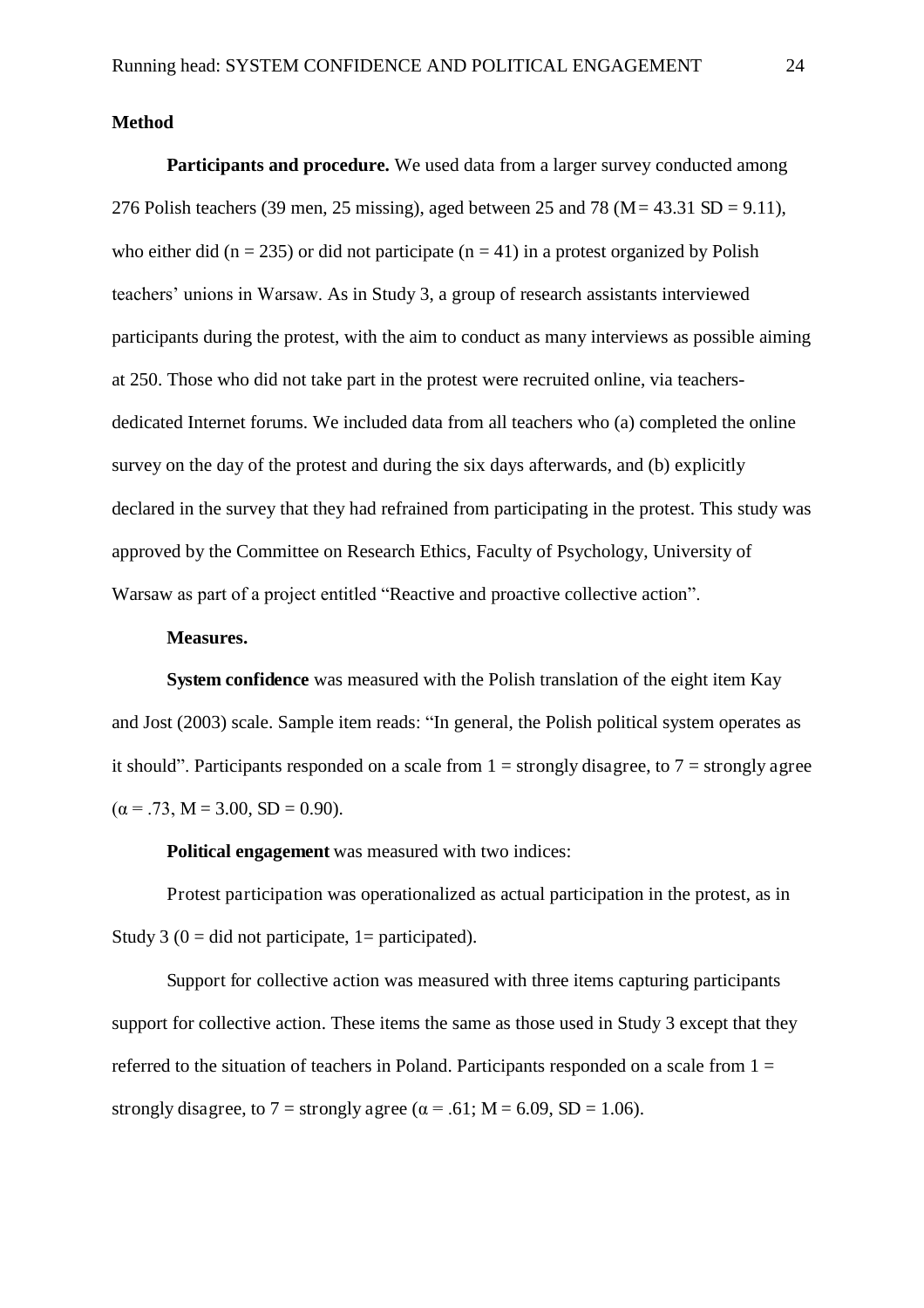## Method

**Participants and procedure.** We used data from a larger survey conducted among 276 Polish teachers (39 men, 25 missing), aged between 25 and 78 ($M = 43.31$ $SD = 9.11$), who either did ($n = 235$) or did not participate ($n = 41$) in a protest organized by Polish teachers' unions in Warsaw. As in Study 3, a group of research assistants interviewed participants during the protest, with the aim to conduct as many interviews as possible aiming at 250. Those who did not take part in the protest were recruited online, via teachers-dedicated Internet forums. We included data from all teachers who (a) completed the online survey on the day of the protest and during the six days afterwards, and (b) explicitly declared in the survey that they had refrained from participating in the protest. This study was approved by the Committee on Research Ethics, Faculty of Psychology, University of Warsaw as part of a project entitled "Reactive and proactive collective action".

**Measures.**

**System confidence** was measured with the Polish translation of the eight item Kay and Jost (2003) scale. Sample item reads: "In general, the Polish political system operates as it should". Participants responded on a scale from 1 = strongly disagree, to 7 = strongly agree ($\alpha = .73$, $M = 3.00$, $SD = 0.90$).

**Political engagement** was measured with two indices:

Protest participation was operationalized as actual participation in the protest, as in Study 3 (0 = did not participate, 1= participated).

Support for collective action was measured with three items capturing participants support for collective action. These items the same as those used in Study 3 except that they referred to the situation of teachers in Poland. Participants responded on a scale from 1 = strongly disagree, to 7 = strongly agree ($\alpha = .61$; $M = 6.09$, $SD = 1.06$).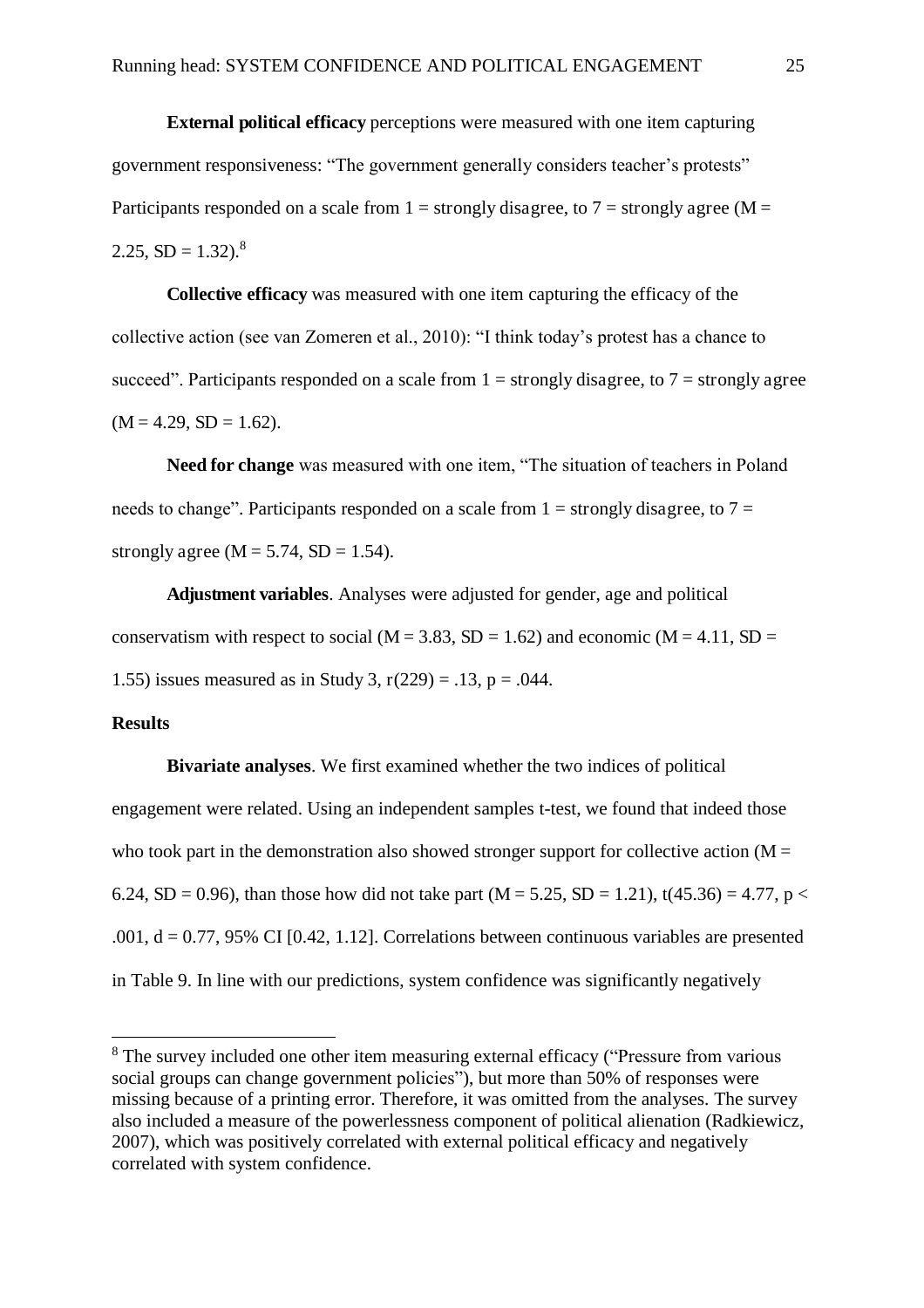**External political efficacy** perceptions were measured with one item capturing government responsiveness: "The government generally considers teacher's protests" Participants responded on a scale from 1 = strongly disagree, to 7 = strongly agree ($M = 2.25$, $SD = 1.32$).[8]

**Collective efficacy** was measured with one item capturing the efficacy of the collective action (see van Zomeren et al., 2010): "I think today's protest has a chance to succeed". Participants responded on a scale from 1 = strongly disagree, to 7 = strongly agree ($M = 4.29$, $SD = 1.62$).

**Need for change** was measured with one item, "The situation of teachers in Poland needs to change". Participants responded on a scale from 1 = strongly disagree, to 7 = strongly agree ($M = 5.74$, $SD = 1.54$).

**Adjustment variables**. Analyses were adjusted for gender, age and political conservatism with respect to social ($M = 3.83$, $SD = 1.62$) and economic ($M = 4.11$, $SD = 1.55$) issues measured as in Study 3, $r(229) = .13$, $p = .044$.

## Results

**Bivariate analyses**. We first examined whether the two indices of political engagement were related. Using an independent samples t-test, we found that indeed those who took part in the demonstration also showed stronger support for collective action ($M = 6.24$, $SD = 0.96$), than those how did not take part ($M = 5.25$, $SD = 1.21$), $t(45.36) = 4.77$, $p < .001$, $d = 0.77$, 95% CI [0.42, 1.12]. Correlations between continuous variables are presented in Table 9. In line with our predictions, system confidence was significantly negatively

[8] The survey included one other item measuring external efficacy ("Pressure from various social groups can change government policies"), but more than 50% of responses were missing because of a printing error. Therefore, it was omitted from the analyses. The survey also included a measure of the powerlessness component of political alienation (Radkiewicz, 2007), which was positively correlated with external political efficacy and negatively correlated with system confidence.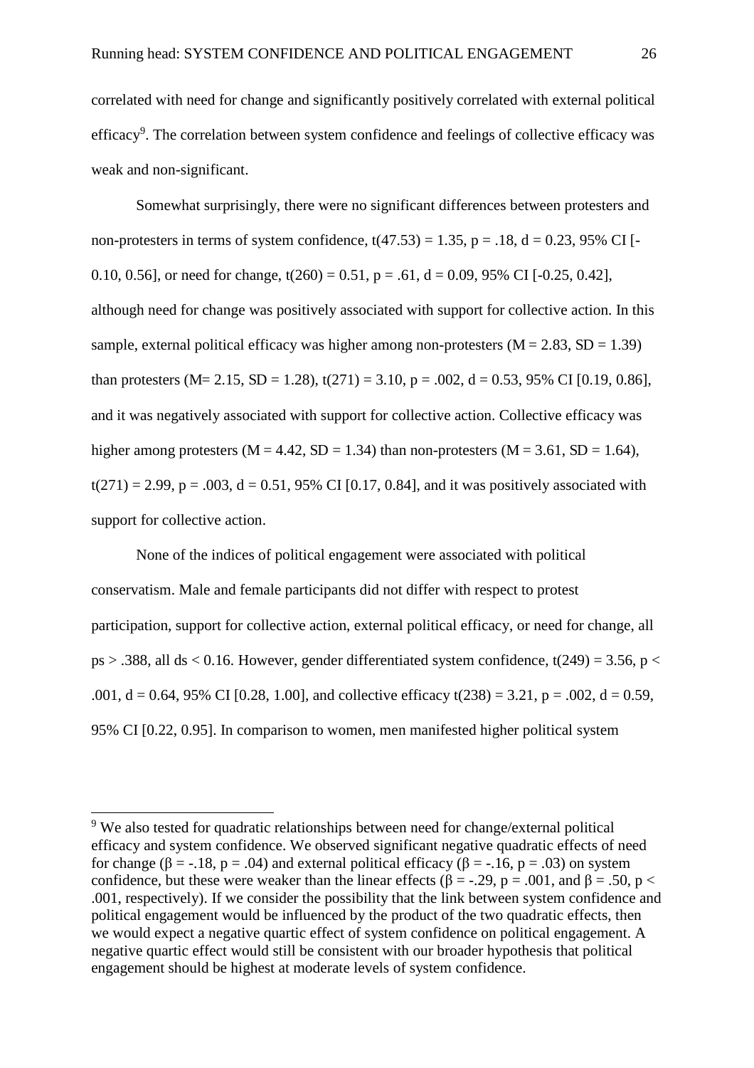correlated with need for change and significantly positively correlated with external political efficacy[9]. The correlation between system confidence and feelings of collective efficacy was weak and non-significant.

Somewhat surprisingly, there were no significant differences between protesters and non-protesters in terms of system confidence, $t(47.53) = 1.35$, $p = .18$, $d = 0.23$, 95% CI [-0.10, 0.56], or need for change, $t(260) = 0.51$, $p = .61$, $d = 0.09$, 95% CI [-0.25, 0.42], although need for change was positively associated with support for collective action. In this sample, external political efficacy was higher among non-protesters ($M = 2.83$, $SD = 1.39$) than protesters ($M= 2.15$, $SD = 1.28$), $t(271) = 3.10$, $p = .002$, $d = 0.53$, 95% CI [0.19, 0.86], and it was negatively associated with support for collective action. Collective efficacy was higher among protesters ($M = 4.42$, $SD = 1.34$) than non-protesters ($M = 3.61$, $SD = 1.64$), $t(271) = 2.99$, $p = .003$, $d = 0.51$, 95% CI [0.17, 0.84], and it was positively associated with support for collective action.

None of the indices of political engagement were associated with political conservatism. Male and female participants did not differ with respect to protest participation, support for collective action, external political efficacy, or need for change, all $ps > .388$, all $ds < 0.16$. However, gender differentiated system confidence, $t(249) = 3.56$, $p < .001$, $d = 0.64$, 95% CI [0.28, 1.00], and collective efficacy $t(238) = 3.21$, $p = .002$, $d = 0.59$, 95% CI [0.22, 0.95]. In comparison to women, men manifested higher political system

[9] We also tested for quadratic relationships between need for change/external political efficacy and system confidence. We observed significant negative quadratic effects of need for change ($\beta = -.18$, $p = .04$) and external political efficacy ($\beta = -.16$, $p = .03$) on system confidence, but these were weaker than the linear effects ($\beta = -.29$, $p = .001$, and $\beta = .50$, $p < .001$, respectively). If we consider the possibility that the link between system confidence and political engagement would be influenced by the product of the two quadratic effects, then we would expect a negative quartic effect of system confidence on political engagement. A negative quartic effect would still be consistent with our broader hypothesis that political engagement should be highest at moderate levels of system confidence.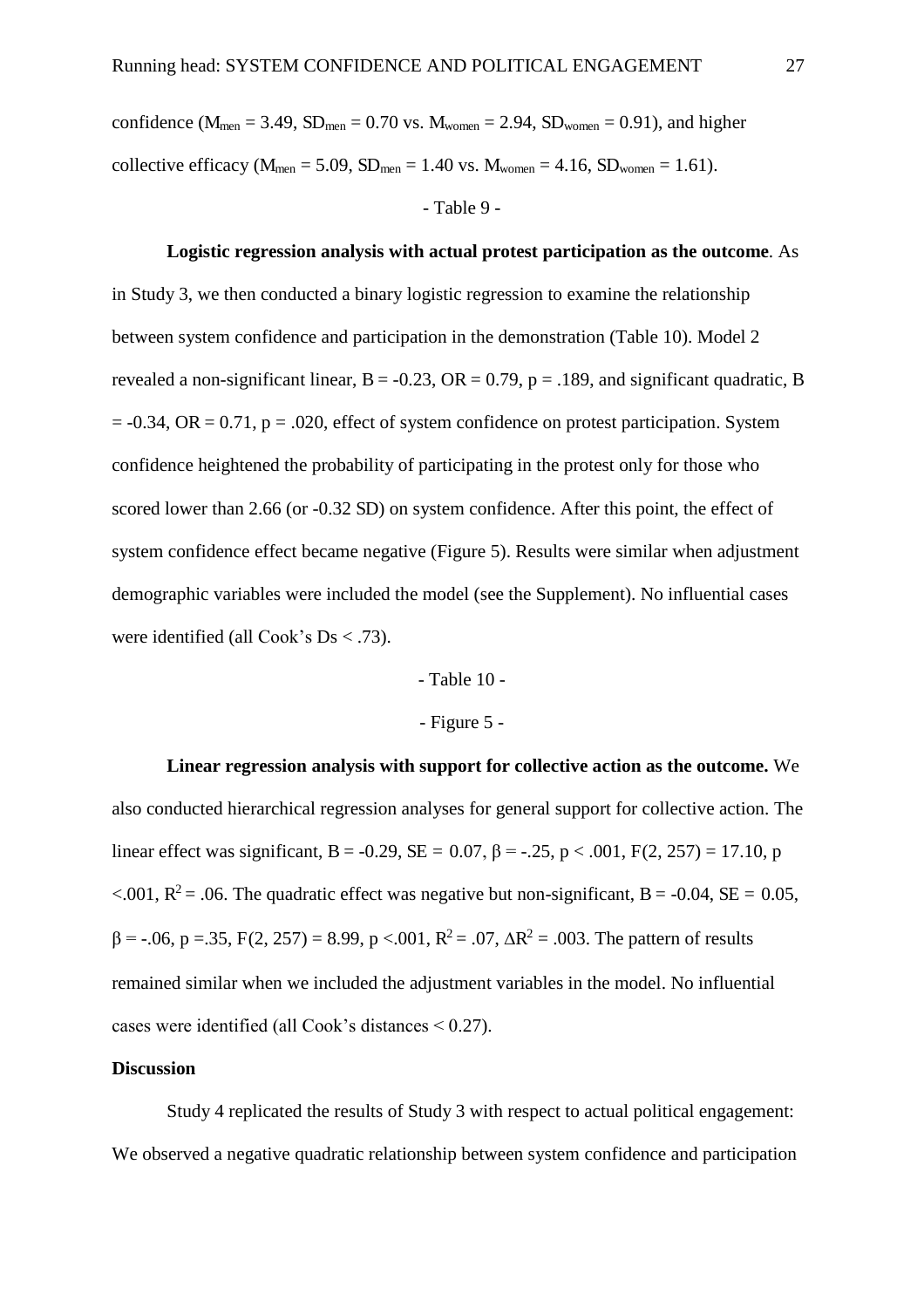confidence ($M_{men}$ = 3.49, $SD_{men}$ = 0.70 vs. $M_{women}$ = 2.94, $SD_{women}$ = 0.91), and higher collective efficacy ($M_{men}$ = 5.09, $SD_{men}$ = 1.40 vs. $M_{women}$ = 4.16, $SD_{women}$ = 1.61).

- Table 9 -

**Logistic regression analysis with actual protest participation as the outcome**. As in Study 3, we then conducted a binary logistic regression to examine the relationship between system confidence and participation in the demonstration (Table 10). Model 2 revealed a non-significant linear, $B = -0.23$, $OR = 0.79$, $p = .189$, and significant quadratic, $B = -0.34$, $OR = 0.71$, $p = .020$, effect of system confidence on protest participation. System confidence heightened the probability of participating in the protest only for those who scored lower than 2.66 (or -0.32 SD) on system confidence. After this point, the effect of system confidence effect became negative (Figure 5). Results were similar when adjustment demographic variables were included the model (see the Supplement). No influential cases were identified (all Cook's Ds < .73).

- Table 10 -

- Figure 5 -

**Linear regression analysis with support for collective action as the outcome.** We also conducted hierarchical regression analyses for general support for collective action. The linear effect was significant, $B = -0.29$, $SE = 0.07$, $\beta = -.25$, $p < .001$, $F(2, 257) = 17.10$, $p < .001$, $R^2 = .06$. The quadratic effect was negative but non-significant, $B = -0.04$, $SE = 0.05$, $\beta = -.06$, $p = .35$, $F(2, 257) = 8.99$, $p < .001$, $R^2 = .07$, $\Delta R^2 = .003$. The pattern of results remained similar when we included the adjustment variables in the model. No influential cases were identified (all Cook's distances < 0.27).

**Discussion**

Study 4 replicated the results of Study 3 with respect to actual political engagement: We observed a negative quadratic relationship between system confidence and participation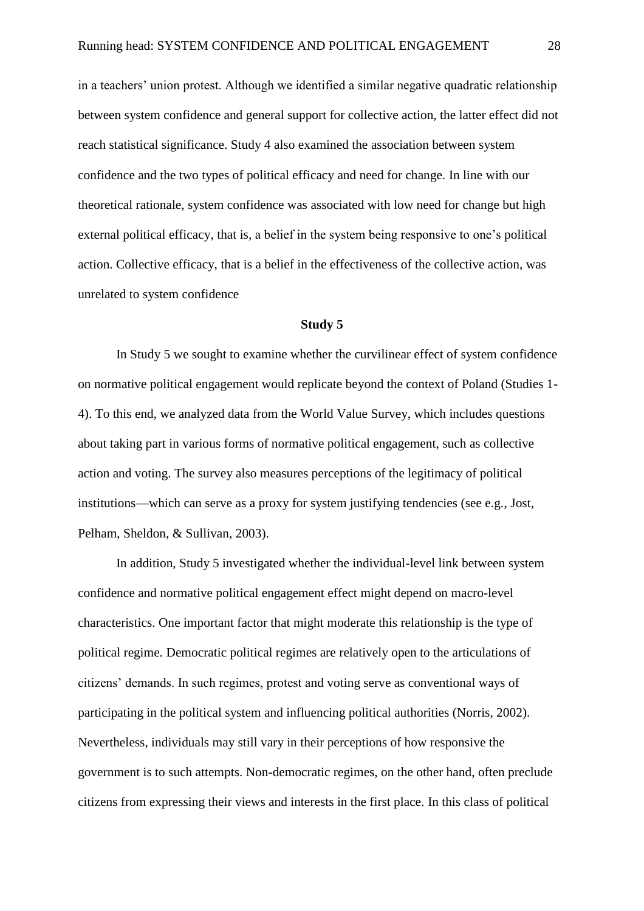in a teachers' union protest. Although we identified a similar negative quadratic relationship between system confidence and general support for collective action, the latter effect did not reach statistical significance. Study 4 also examined the association between system confidence and the two types of political efficacy and need for change. In line with our theoretical rationale, system confidence was associated with low need for change but high external political efficacy, that is, a belief in the system being responsive to one's political action. Collective efficacy, that is a belief in the effectiveness of the collective action, was unrelated to system confidence

## Study 5

In Study 5 we sought to examine whether the curvilinear effect of system confidence on normative political engagement would replicate beyond the context of Poland (Studies 1-4). To this end, we analyzed data from the World Value Survey, which includes questions about taking part in various forms of normative political engagement, such as collective action and voting. The survey also measures perceptions of the legitimacy of political institutions—which can serve as a proxy for system justifying tendencies (see e.g., Jost, Pelham, Sheldon, & Sullivan, 2003).

In addition, Study 5 investigated whether the individual-level link between system confidence and normative political engagement effect might depend on macro-level characteristics. One important factor that might moderate this relationship is the type of political regime. Democratic political regimes are relatively open to the articulations of citizens' demands. In such regimes, protest and voting serve as conventional ways of participating in the political system and influencing political authorities (Norris, 2002). Nevertheless, individuals may still vary in their perceptions of how responsive the government is to such attempts. Non-democratic regimes, on the other hand, often preclude citizens from expressing their views and interests in the first place. In this class of political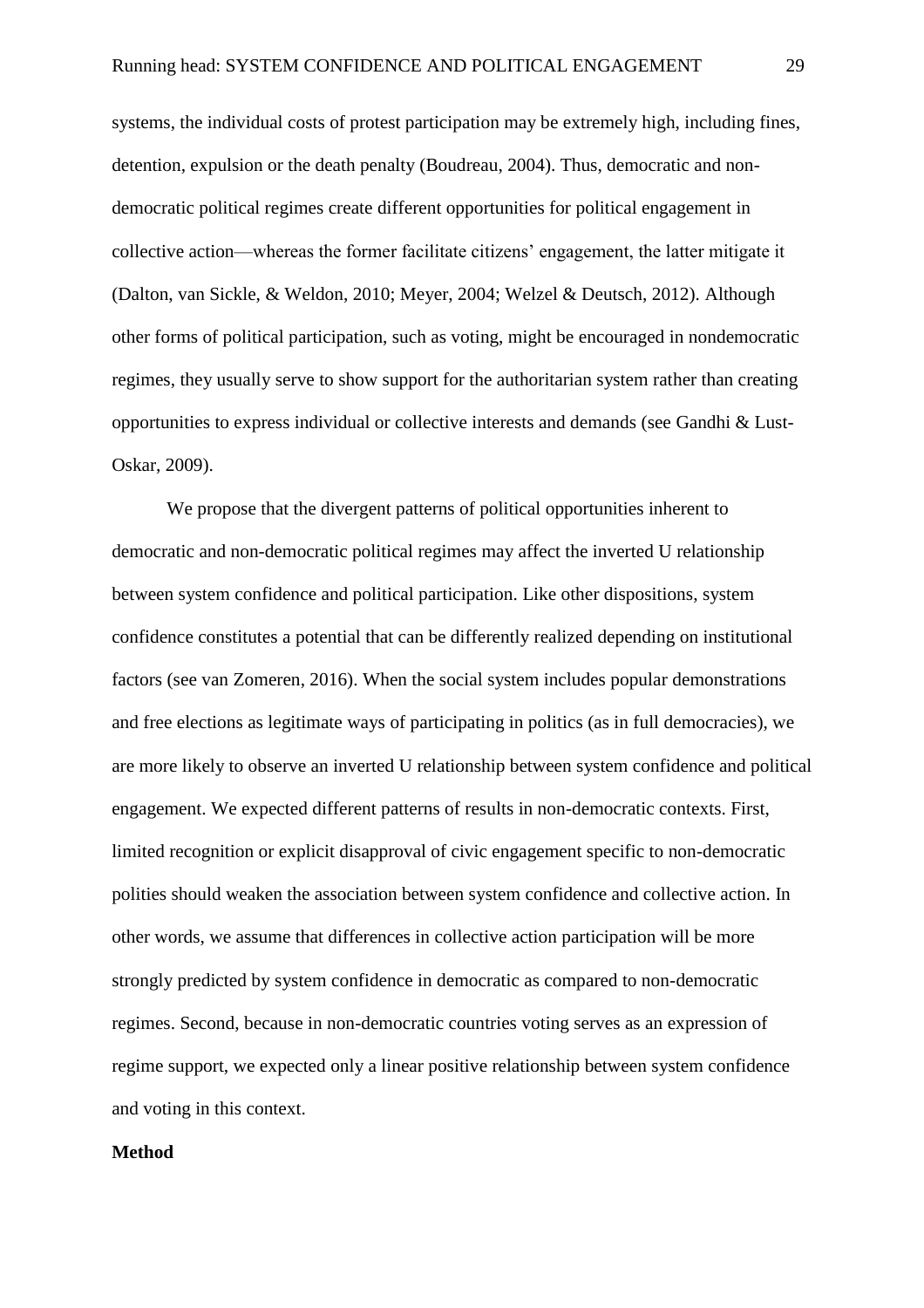systems, the individual costs of protest participation may be extremely high, including fines, detention, expulsion or the death penalty (Boudreau, 2004). Thus, democratic and non-democratic political regimes create different opportunities for political engagement in collective action—whereas the former facilitate citizens' engagement, the latter mitigate it (Dalton, van Sickle, & Weldon, 2010; Meyer, 2004; Welzel & Deutsch, 2012). Although other forms of political participation, such as voting, might be encouraged in nondemocratic regimes, they usually serve to show support for the authoritarian system rather than creating opportunities to express individual or collective interests and demands (see Gandhi & Lust-Oskar, 2009).

We propose that the divergent patterns of political opportunities inherent to democratic and non-democratic political regimes may affect the inverted U relationship between system confidence and political participation. Like other dispositions, system confidence constitutes a potential that can be differently realized depending on institutional factors (see van Zomeren, 2016). When the social system includes popular demonstrations and free elections as legitimate ways of participating in politics (as in full democracies), we are more likely to observe an inverted U relationship between system confidence and political engagement. We expected different patterns of results in non-democratic contexts. First, limited recognition or explicit disapproval of civic engagement specific to non-democratic polities should weaken the association between system confidence and collective action. In other words, we assume that differences in collective action participation will be more strongly predicted by system confidence in democratic as compared to non-democratic regimes. Second, because in non-democratic countries voting serves as an expression of regime support, we expected only a linear positive relationship between system confidence and voting in this context.

## Method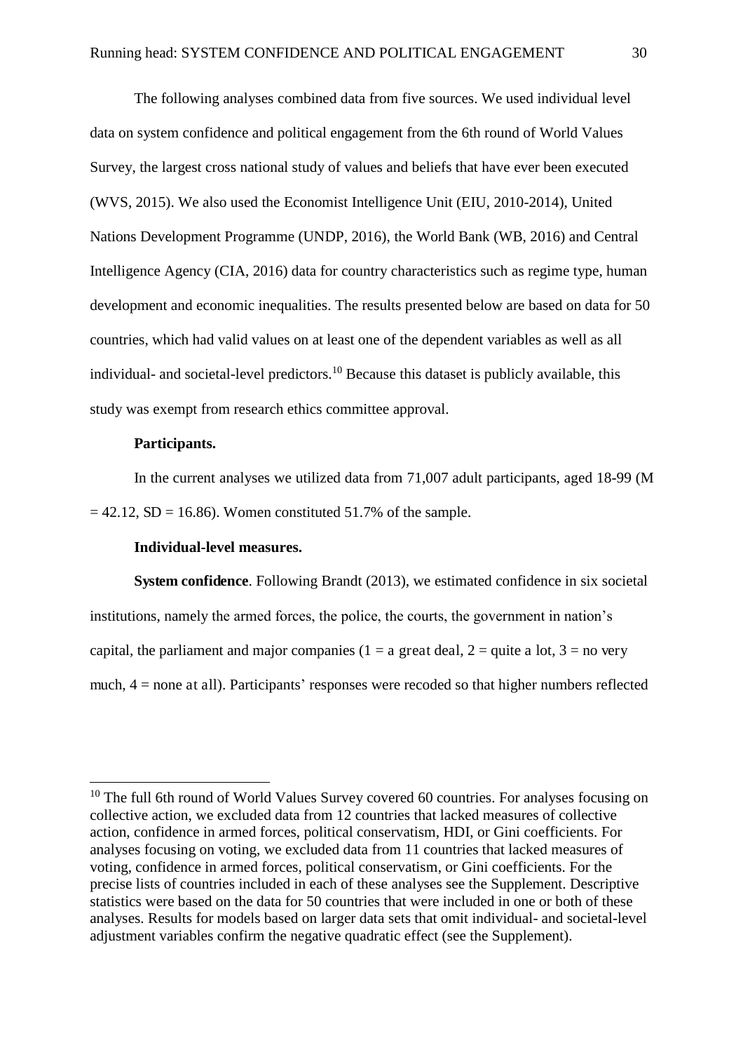The following analyses combined data from five sources. We used individual level data on system confidence and political engagement from the 6th round of World Values Survey, the largest cross national study of values and beliefs that have ever been executed (WVS, 2015). We also used the Economist Intelligence Unit (EIU, 2010-2014), United Nations Development Programme (UNDP, 2016), the World Bank (WB, 2016) and Central Intelligence Agency (CIA, 2016) data for country characteristics such as regime type, human development and economic inequalities. The results presented below are based on data for 50 countries, which had valid values on at least one of the dependent variables as well as all individual- and societal-level predictors.[10] Because this dataset is publicly available, this study was exempt from research ethics committee approval.

**Participants.**

In the current analyses we utilized data from 71,007 adult participants, aged 18-99 (M = 42.12, SD = 16.86). Women constituted 51.7% of the sample.

**Individual-level measures.**

**System confidence**. Following Brandt (2013), we estimated confidence in six societal institutions, namely the armed forces, the police, the courts, the government in nation's capital, the parliament and major companies (1 = a great deal, 2 = quite a lot, 3 = no very much, 4 = none at all). Participants' responses were recoded so that higher numbers reflected

---

[10] The full 6th round of World Values Survey covered 60 countries. For analyses focusing on collective action, we excluded data from 12 countries that lacked measures of collective action, confidence in armed forces, political conservatism, HDI, or Gini coefficients. For analyses focusing on voting, we excluded data from 11 countries that lacked measures of voting, confidence in armed forces, political conservatism, or Gini coefficients. For the precise lists of countries included in each of these analyses see the Supplement. Descriptive statistics were based on the data for 50 countries that were included in one or both of these analyses. Results for models based on larger data sets that omit individual- and societal-level adjustment variables confirm the negative quadratic effect (see the Supplement).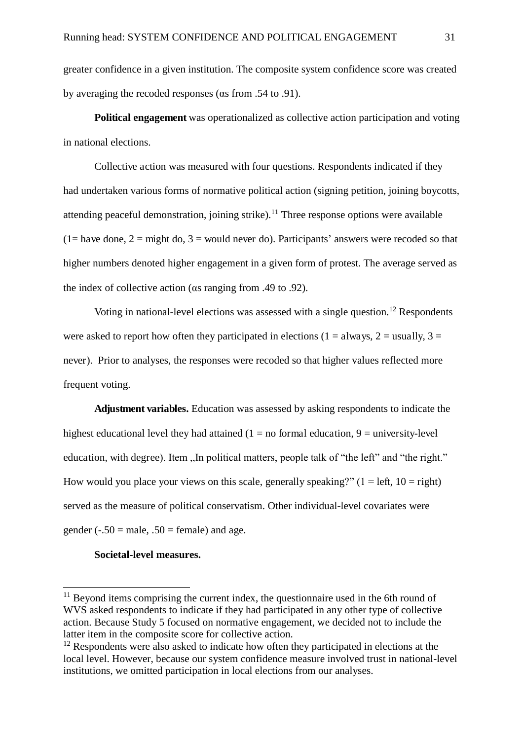greater confidence in a given institution. The composite system confidence score was created by averaging the recoded responses (αs from .54 to .91).

**Political engagement** was operationalized as collective action participation and voting in national elections.

Collective action was measured with four questions. Respondents indicated if they had undertaken various forms of normative political action (signing petition, joining boycotts, attending peaceful demonstration, joining strike).[11] Three response options were available (1= have done, 2 = might do, 3 = would never do). Participants' answers were recoded so that higher numbers denoted higher engagement in a given form of protest. The average served as the index of collective action (αs ranging from .49 to .92).

Voting in national-level elections was assessed with a single question.[12] Respondents were asked to report how often they participated in elections (1 = always, 2 = usually, 3 = never). Prior to analyses, the responses were recoded so that higher values reflected more frequent voting.

**Adjustment variables.** Education was assessed by asking respondents to indicate the highest educational level they had attained (1 = no formal education, 9 = university-level education, with degree). Item „In political matters, people talk of "the left" and "the right." How would you place your views on this scale, generally speaking?" (1 = left, 10 = right) served as the measure of political conservatism. Other individual-level covariates were gender (-.50 = male, .50 = female) and age.

**Societal-level measures.**

[11] Beyond items comprising the current index, the questionnaire used in the 6th round of WVS asked respondents to indicate if they had participated in any other type of collective action. Because Study 5 focused on normative engagement, we decided not to include the latter item in the composite score for collective action.

[12] Respondents were also asked to indicate how often they participated in elections at the local level. However, because our system confidence measure involved trust in national-level institutions, we omitted participation in local elections from our analyses.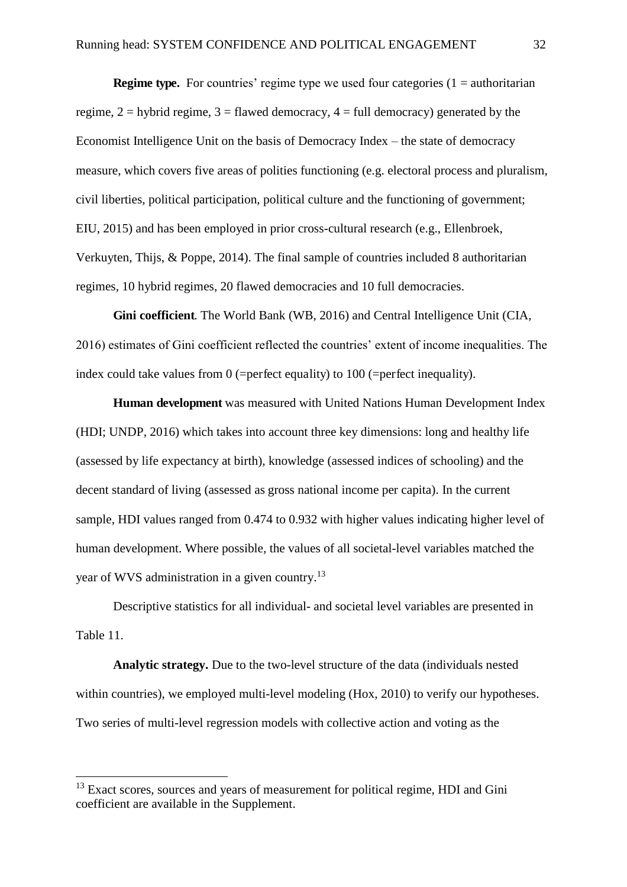**Regime type.** For countries' regime type we used four categories (1 = authoritarian regime, 2 = hybrid regime, 3 = flawed democracy, 4 = full democracy) generated by the Economist Intelligence Unit on the basis of Democracy Index – the state of democracy measure, which covers five areas of polities functioning (e.g. electoral process and pluralism, civil liberties, political participation, political culture and the functioning of government; EIU, 2015) and has been employed in prior cross-cultural research (e.g., Ellenbroek, Verkuyten, Thijs, & Poppe, 2014). The final sample of countries included 8 authoritarian regimes, 10 hybrid regimes, 20 flawed democracies and 10 full democracies.

**Gini coefficient**. The World Bank (WB, 2016) and Central Intelligence Unit (CIA, 2016) estimates of Gini coefficient reflected the countries' extent of income inequalities. The index could take values from 0 (=perfect equality) to 100 (=perfect inequality).

**Human development** was measured with United Nations Human Development Index (HDI; UNDP, 2016) which takes into account three key dimensions: long and healthy life (assessed by life expectancy at birth), knowledge (assessed indices of schooling) and the decent standard of living (assessed as gross national income per capita). In the current sample, HDI values ranged from 0.474 to 0.932 with higher values indicating higher level of human development. Where possible, the values of all societal-level variables matched the year of WVS administration in a given country.[13]

Descriptive statistics for all individual- and societal level variables are presented in Table 11.

**Analytic strategy.** Due to the two-level structure of the data (individuals nested within countries), we employed multi-level modeling (Hox, 2010) to verify our hypotheses. Two series of multi-level regression models with collective action and voting as the

[13] Exact scores, sources and years of measurement for political regime, HDI and Gini coefficient are available in the Supplement.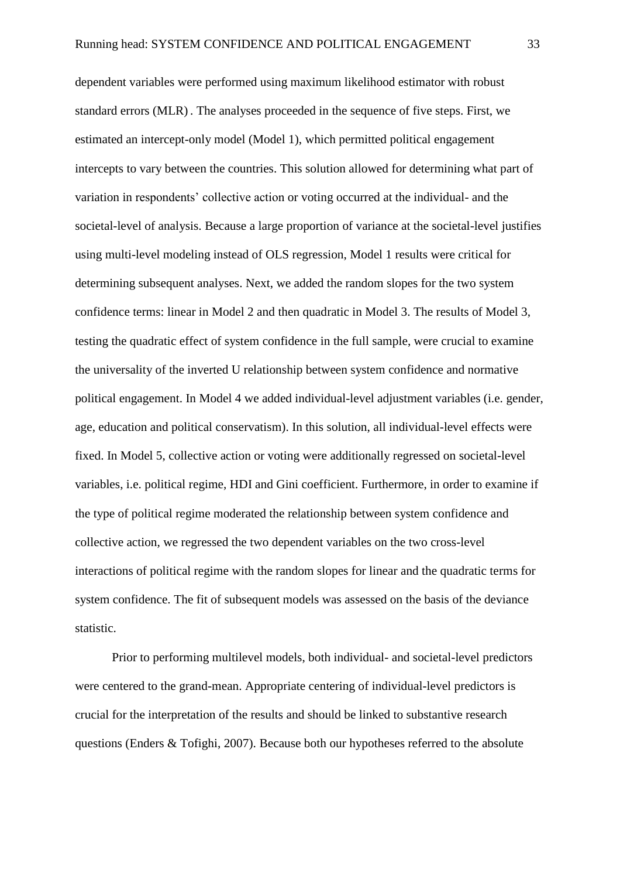dependent variables were performed using maximum likelihood estimator with robust standard errors (MLR) . The analyses proceeded in the sequence of five steps. First, we estimated an intercept-only model (Model 1), which permitted political engagement intercepts to vary between the countries. This solution allowed for determining what part of variation in respondents' collective action or voting occurred at the individual- and the societal-level of analysis. Because a large proportion of variance at the societal-level justifies using multi-level modeling instead of OLS regression, Model 1 results were critical for determining subsequent analyses. Next, we added the random slopes for the two system confidence terms: linear in Model 2 and then quadratic in Model 3. The results of Model 3, testing the quadratic effect of system confidence in the full sample, were crucial to examine the universality of the inverted U relationship between system confidence and normative political engagement. In Model 4 we added individual-level adjustment variables (i.e. gender, age, education and political conservatism). In this solution, all individual-level effects were fixed. In Model 5, collective action or voting were additionally regressed on societal-level variables, i.e. political regime, HDI and Gini coefficient. Furthermore, in order to examine if the type of political regime moderated the relationship between system confidence and collective action, we regressed the two dependent variables on the two cross-level interactions of political regime with the random slopes for linear and the quadratic terms for system confidence. The fit of subsequent models was assessed on the basis of the deviance statistic.

Prior to performing multilevel models, both individual- and societal-level predictors were centered to the grand-mean. Appropriate centering of individual-level predictors is crucial for the interpretation of the results and should be linked to substantive research questions (Enders & Tofighi, 2007). Because both our hypotheses referred to the absolute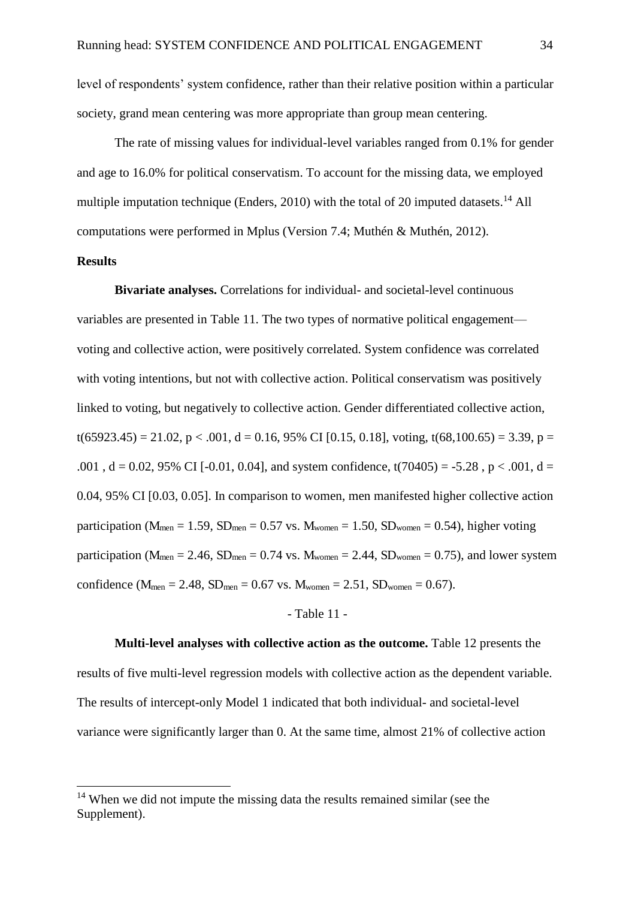level of respondents' system confidence, rather than their relative position within a particular society, grand mean centering was more appropriate than group mean centering.

The rate of missing values for individual-level variables ranged from 0.1% for gender and age to 16.0% for political conservatism. To account for the missing data, we employed multiple imputation technique (Enders, 2010) with the total of 20 imputed datasets.[14] All computations were performed in Mplus (Version 7.4; Muthén & Muthén, 2012).

**Results**

**Bivariate analyses.** Correlations for individual- and societal-level continuous variables are presented in Table 11. The two types of normative political engagement— voting and collective action, were positively correlated. System confidence was correlated with voting intentions, but not with collective action. Political conservatism was positively linked to voting, but negatively to collective action. Gender differentiated collective action, $t(65923.45) = 21.02$, $p < .001$, $d = 0.16$, 95% CI [0.15, 0.18], voting, $t(68{,}100.65) = 3.39$, $p = .001$ , $d = 0.02$, 95% CI [-0.01, 0.04], and system confidence, $t(70405) = -5.28$ , $p < .001$, $d = 0.04$, 95% CI [0.03, 0.05]. In comparison to women, men manifested higher collective action participation ($M_{men} = 1.59$, $SD_{men} = 0.57$ vs. $M_{women} = 1.50$, $SD_{women} = 0.54$), higher voting participation ($M_{men} = 2.46$, $SD_{men} = 0.74$ vs. $M_{women} = 2.44$, $SD_{women} = 0.75$), and lower system confidence ($M_{men} = 2.48$, $SD_{men} = 0.67$ vs. $M_{women} = 2.51$, $SD_{women} = 0.67$).

- Table 11 -

**Multi-level analyses with collective action as the outcome.** Table 12 presents the results of five multi-level regression models with collective action as the dependent variable. The results of intercept-only Model 1 indicated that both individual- and societal-level variance were significantly larger than 0. At the same time, almost 21% of collective action

[14] When we did not impute the missing data the results remained similar (see the Supplement).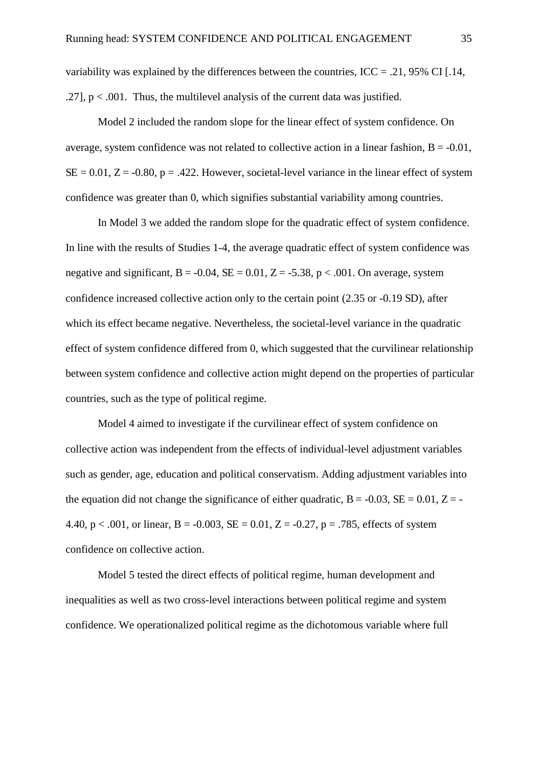variability was explained by the differences between the countries, ICC = .21, 95% CI [.14, .27], $p < .001$. Thus, the multilevel analysis of the current data was justified.

Model 2 included the random slope for the linear effect of system confidence. On average, system confidence was not related to collective action in a linear fashion, $B = -0.01$, $SE = 0.01$, $Z = -0.80$, $p = .422$. However, societal-level variance in the linear effect of system confidence was greater than 0, which signifies substantial variability among countries.

In Model 3 we added the random slope for the quadratic effect of system confidence. In line with the results of Studies 1-4, the average quadratic effect of system confidence was negative and significant, $B = -0.04$, $SE = 0.01$, $Z = -5.38$, $p < .001$. On average, system confidence increased collective action only to the certain point (2.35 or -0.19 SD), after which its effect became negative. Nevertheless, the societal-level variance in the quadratic effect of system confidence differed from 0, which suggested that the curvilinear relationship between system confidence and collective action might depend on the properties of particular countries, such as the type of political regime.

Model 4 aimed to investigate if the curvilinear effect of system confidence on collective action was independent from the effects of individual-level adjustment variables such as gender, age, education and political conservatism. Adding adjustment variables into the equation did not change the significance of either quadratic, $B = -0.03$, $SE = 0.01$, $Z = -4.40$, $p < .001$, or linear, $B = -0.003$, $SE = 0.01$, $Z = -0.27$, $p = .785$, effects of system confidence on collective action.

Model 5 tested the direct effects of political regime, human development and inequalities as well as two cross-level interactions between political regime and system confidence. We operationalized political regime as the dichotomous variable where full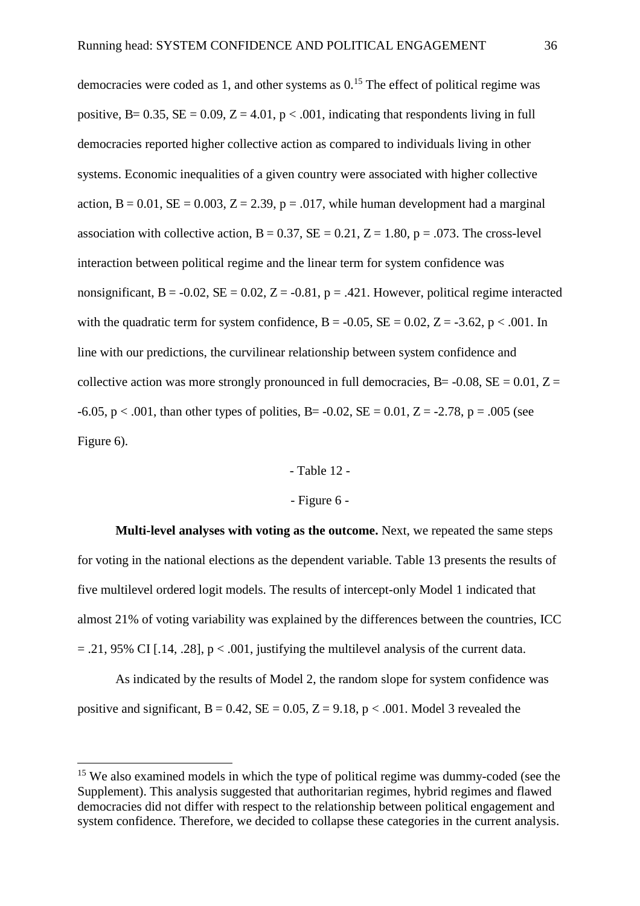democracies were coded as 1, and other systems as 0.[15] The effect of political regime was positive, $B = 0.35$, $SE = 0.09$, $Z = 4.01$, $p < .001$, indicating that respondents living in full democracies reported higher collective action as compared to individuals living in other systems. Economic inequalities of a given country were associated with higher collective action, $B = 0.01$, $SE = 0.003$, $Z = 2.39$, $p = .017$, while human development had a marginal association with collective action, $B = 0.37$, $SE = 0.21$, $Z = 1.80$, $p = .073$. The cross-level interaction between political regime and the linear term for system confidence was nonsignificant, $B = -0.02$, $SE = 0.02$, $Z = -0.81$, $p = .421$. However, political regime interacted with the quadratic term for system confidence, $B = -0.05$, $SE = 0.02$, $Z = -3.62$, $p < .001$. In line with our predictions, the curvilinear relationship between system confidence and collective action was more strongly pronounced in full democracies, $B = -0.08$, $SE = 0.01$, $Z = -6.05$, $p < .001$, than other types of polities, $B = -0.02$, $SE = 0.01$, $Z = -2.78$, $p = .005$ (see Figure 6).

- Table 12 -

- Figure 6 -

**Multi-level analyses with voting as the outcome.** Next, we repeated the same steps for voting in the national elections as the dependent variable. Table 13 presents the results of five multilevel ordered logit models. The results of intercept-only Model 1 indicated that almost 21% of voting variability was explained by the differences between the countries, ICC $= .21$, 95% CI [.14, .28], $p < .001$, justifying the multilevel analysis of the current data.

As indicated by the results of Model 2, the random slope for system confidence was positive and significant, $B = 0.42$, $SE = 0.05$, $Z = 9.18$, $p < .001$. Model 3 revealed the

[15] We also examined models in which the type of political regime was dummy-coded (see the Supplement). This analysis suggested that authoritarian regimes, hybrid regimes and flawed democracies did not differ with respect to the relationship between political engagement and system confidence. Therefore, we decided to collapse these categories in the current analysis.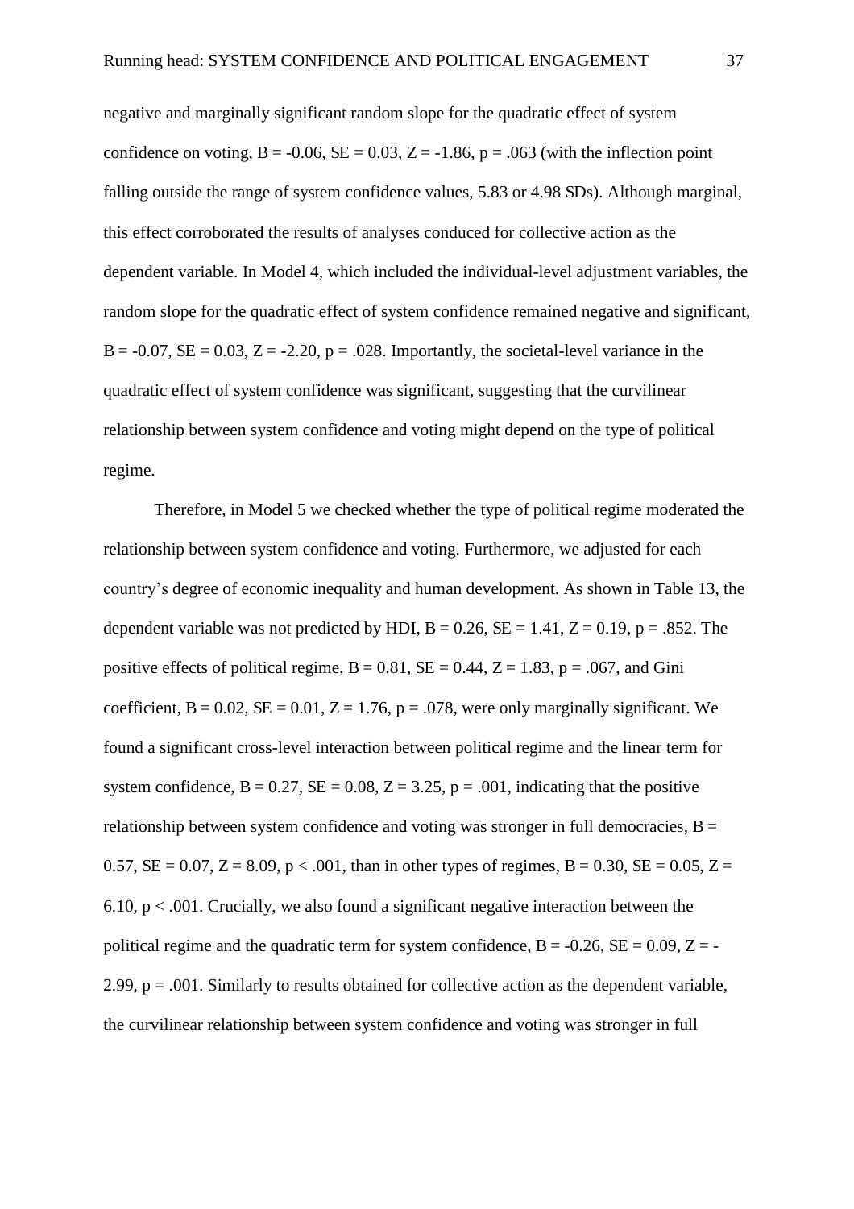negative and marginally significant random slope for the quadratic effect of system confidence on voting, $B = -0.06$, $SE = 0.03$, $Z = -1.86$, $p = .063$ (with the inflection point falling outside the range of system confidence values, 5.83 or 4.98 SDs). Although marginal, this effect corroborated the results of analyses conduced for collective action as the dependent variable. In Model 4, which included the individual-level adjustment variables, the random slope for the quadratic effect of system confidence remained negative and significant, $B = -0.07$, $SE = 0.03$, $Z = -2.20$, $p = .028$. Importantly, the societal-level variance in the quadratic effect of system confidence was significant, suggesting that the curvilinear relationship between system confidence and voting might depend on the type of political regime.

Therefore, in Model 5 we checked whether the type of political regime moderated the relationship between system confidence and voting. Furthermore, we adjusted for each country's degree of economic inequality and human development. As shown in Table 13, the dependent variable was not predicted by HDI, $B = 0.26$, $SE = 1.41$, $Z = 0.19$, $p = .852$. The positive effects of political regime, $B = 0.81$, $SE = 0.44$, $Z = 1.83$, $p = .067$, and Gini coefficient, $B = 0.02$, $SE = 0.01$, $Z = 1.76$, $p = .078$, were only marginally significant. We found a significant cross-level interaction between political regime and the linear term for system confidence, $B = 0.27$, $SE = 0.08$, $Z = 3.25$, $p = .001$, indicating that the positive relationship between system confidence and voting was stronger in full democracies, $B = 0.57$, $SE = 0.07$, $Z = 8.09$, $p < .001$, than in other types of regimes, $B = 0.30$, $SE = 0.05$, $Z = 6.10$, $p < .001$. Crucially, we also found a significant negative interaction between the political regime and the quadratic term for system confidence, $B = -0.26$, $SE = 0.09$, $Z = -2.99$, $p = .001$. Similarly to results obtained for collective action as the dependent variable, the curvilinear relationship between system confidence and voting was stronger in full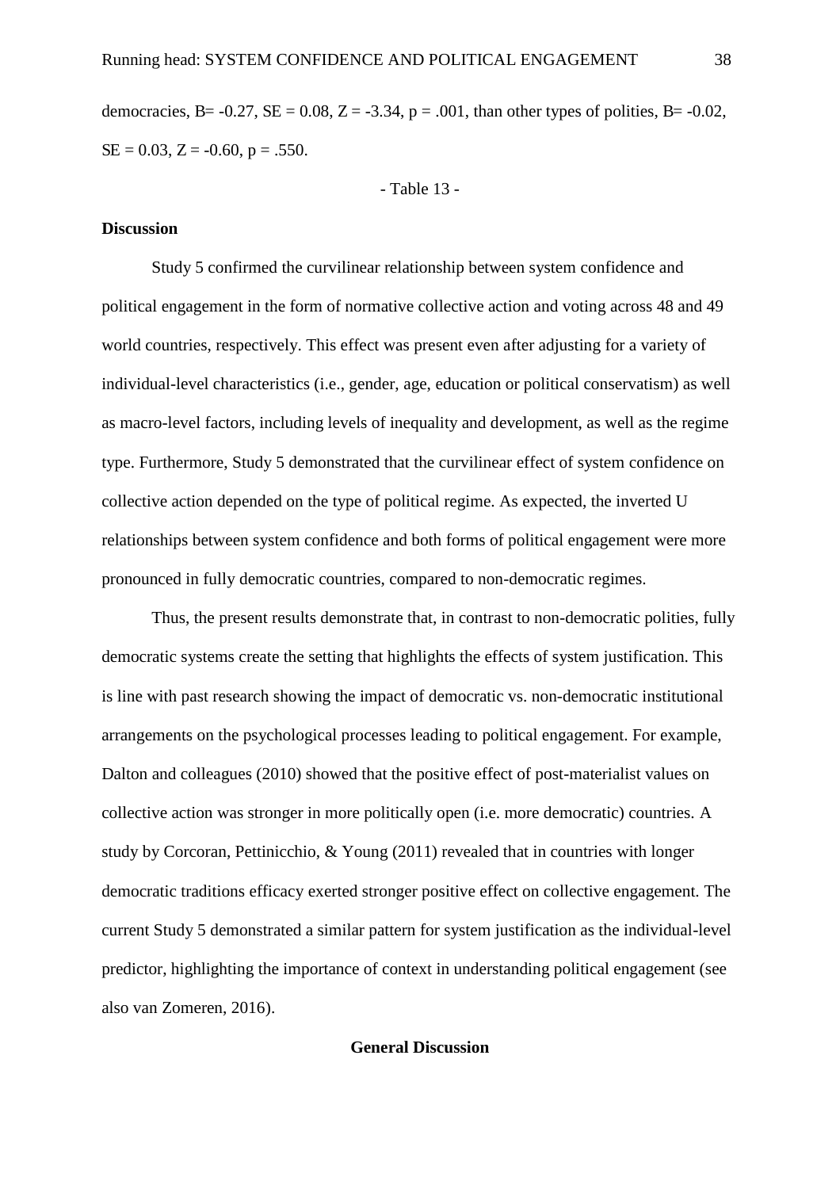democracies, $B = -0.27$, $SE = 0.08$, $Z = -3.34$, $p = .001$, than other types of polities, $B = -0.02$, $SE = 0.03$, $Z = -0.60$, $p = .550$.

- Table 13 -

**Discussion**

Study 5 confirmed the curvilinear relationship between system confidence and political engagement in the form of normative collective action and voting across 48 and 49 world countries, respectively. This effect was present even after adjusting for a variety of individual-level characteristics (i.e., gender, age, education or political conservatism) as well as macro-level factors, including levels of inequality and development, as well as the regime type. Furthermore, Study 5 demonstrated that the curvilinear effect of system confidence on collective action depended on the type of political regime. As expected, the inverted U relationships between system confidence and both forms of political engagement were more pronounced in fully democratic countries, compared to non-democratic regimes.

Thus, the present results demonstrate that, in contrast to non-democratic polities, fully democratic systems create the setting that highlights the effects of system justification. This is line with past research showing the impact of democratic vs. non-democratic institutional arrangements on the psychological processes leading to political engagement. For example, Dalton and colleagues (2010) showed that the positive effect of post-materialist values on collective action was stronger in more politically open (i.e. more democratic) countries. A study by Corcoran, Pettinicchio, & Young (2011) revealed that in countries with longer democratic traditions efficacy exerted stronger positive effect on collective engagement. The current Study 5 demonstrated a similar pattern for system justification as the individual-level predictor, highlighting the importance of context in understanding political engagement (see also van Zomeren, 2016).

## General Discussion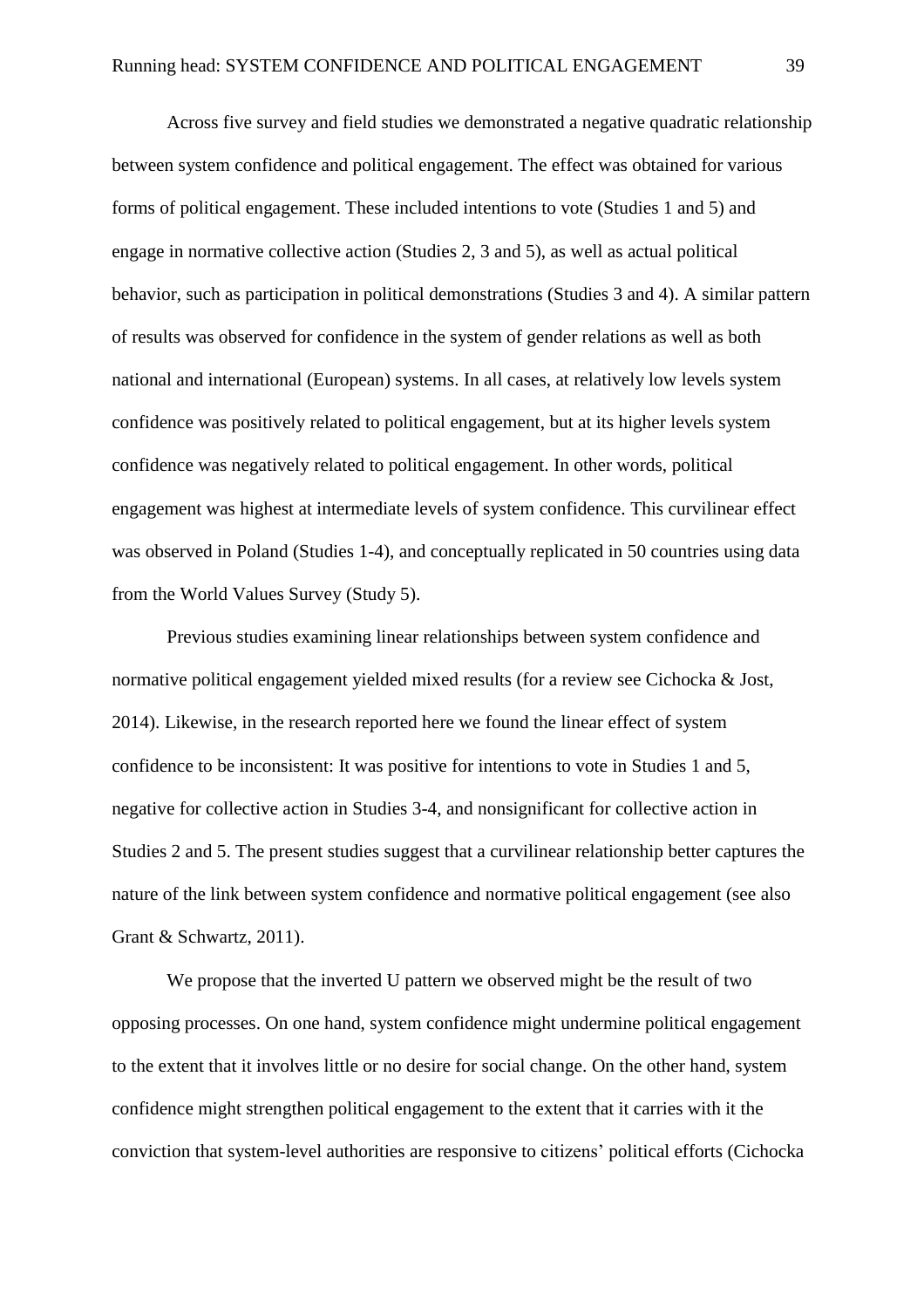Across five survey and field studies we demonstrated a negative quadratic relationship between system confidence and political engagement. The effect was obtained for various forms of political engagement. These included intentions to vote (Studies 1 and 5) and engage in normative collective action (Studies 2, 3 and 5), as well as actual political behavior, such as participation in political demonstrations (Studies 3 and 4). A similar pattern of results was observed for confidence in the system of gender relations as well as both national and international (European) systems. In all cases, at relatively low levels system confidence was positively related to political engagement, but at its higher levels system confidence was negatively related to political engagement. In other words, political engagement was highest at intermediate levels of system confidence. This curvilinear effect was observed in Poland (Studies 1-4), and conceptually replicated in 50 countries using data from the World Values Survey (Study 5).

Previous studies examining linear relationships between system confidence and normative political engagement yielded mixed results (for a review see Cichocka & Jost, 2014). Likewise, in the research reported here we found the linear effect of system confidence to be inconsistent: It was positive for intentions to vote in Studies 1 and 5, negative for collective action in Studies 3-4, and nonsignificant for collective action in Studies 2 and 5. The present studies suggest that a curvilinear relationship better captures the nature of the link between system confidence and normative political engagement (see also Grant & Schwartz, 2011).

We propose that the inverted U pattern we observed might be the result of two opposing processes. On one hand, system confidence might undermine political engagement to the extent that it involves little or no desire for social change. On the other hand, system confidence might strengthen political engagement to the extent that it carries with it the conviction that system-level authorities are responsive to citizens' political efforts (Cichocka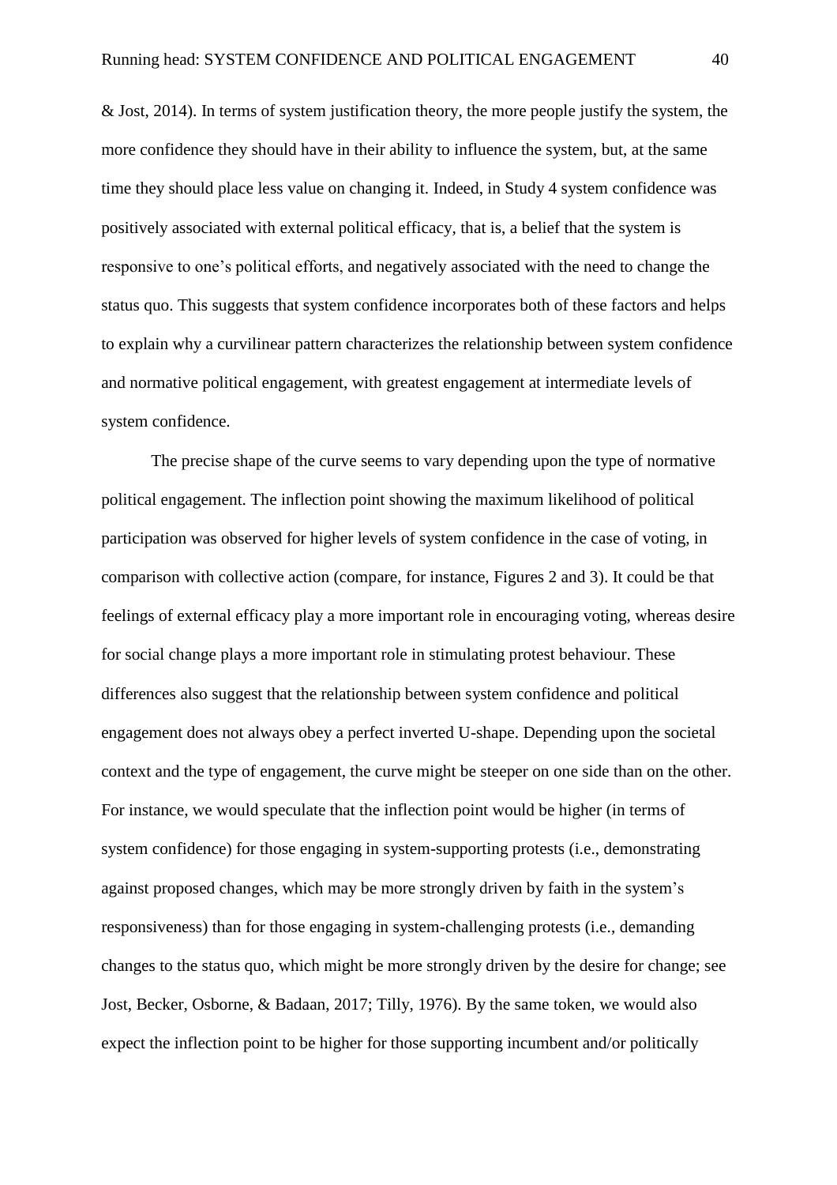& Jost, 2014). In terms of system justification theory, the more people justify the system, the more confidence they should have in their ability to influence the system, but, at the same time they should place less value on changing it. Indeed, in Study 4 system confidence was positively associated with external political efficacy, that is, a belief that the system is responsive to one's political efforts, and negatively associated with the need to change the status quo. This suggests that system confidence incorporates both of these factors and helps to explain why a curvilinear pattern characterizes the relationship between system confidence and normative political engagement, with greatest engagement at intermediate levels of system confidence.

The precise shape of the curve seems to vary depending upon the type of normative political engagement. The inflection point showing the maximum likelihood of political participation was observed for higher levels of system confidence in the case of voting, in comparison with collective action (compare, for instance, Figures 2 and 3). It could be that feelings of external efficacy play a more important role in encouraging voting, whereas desire for social change plays a more important role in stimulating protest behaviour. These differences also suggest that the relationship between system confidence and political engagement does not always obey a perfect inverted U-shape. Depending upon the societal context and the type of engagement, the curve might be steeper on one side than on the other. For instance, we would speculate that the inflection point would be higher (in terms of system confidence) for those engaging in system-supporting protests (i.e., demonstrating against proposed changes, which may be more strongly driven by faith in the system's responsiveness) than for those engaging in system-challenging protests (i.e., demanding changes to the status quo, which might be more strongly driven by the desire for change; see Jost, Becker, Osborne, & Badaan, 2017; Tilly, 1976). By the same token, we would also expect the inflection point to be higher for those supporting incumbent and/or politically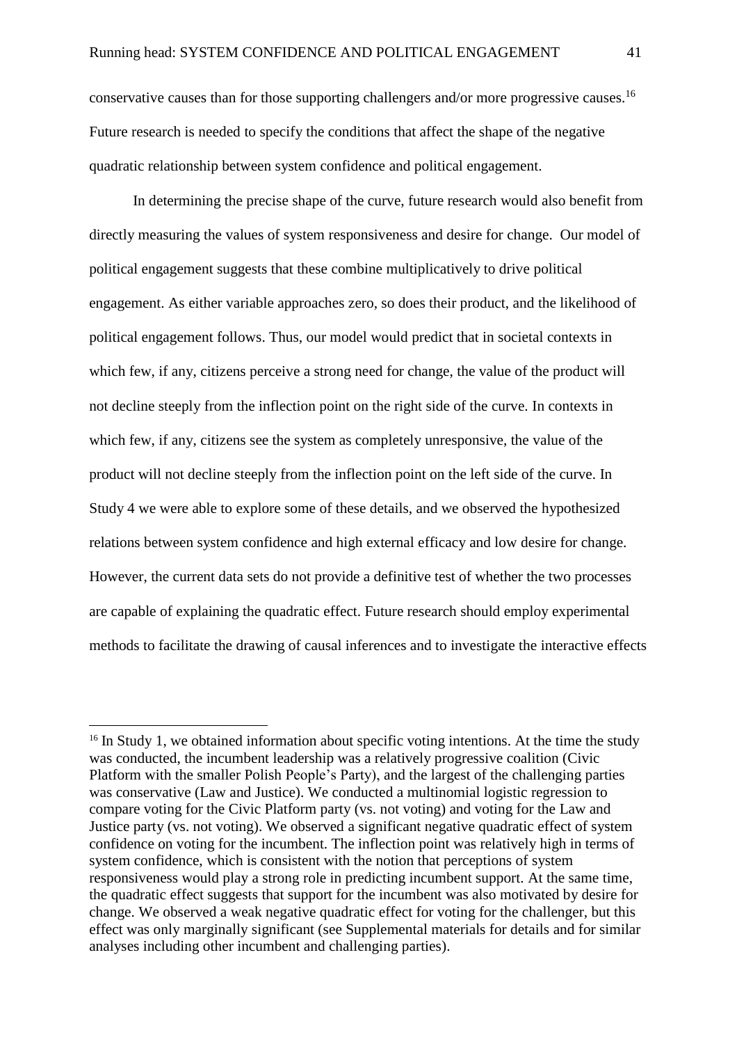conservative causes than for those supporting challengers and/or more progressive causes.[16] Future research is needed to specify the conditions that affect the shape of the negative quadratic relationship between system confidence and political engagement.

In determining the precise shape of the curve, future research would also benefit from directly measuring the values of system responsiveness and desire for change. Our model of political engagement suggests that these combine multiplicatively to drive political engagement. As either variable approaches zero, so does their product, and the likelihood of political engagement follows. Thus, our model would predict that in societal contexts in which few, if any, citizens perceive a strong need for change, the value of the product will not decline steeply from the inflection point on the right side of the curve. In contexts in which few, if any, citizens see the system as completely unresponsive, the value of the product will not decline steeply from the inflection point on the left side of the curve. In Study 4 we were able to explore some of these details, and we observed the hypothesized relations between system confidence and high external efficacy and low desire for change. However, the current data sets do not provide a definitive test of whether the two processes are capable of explaining the quadratic effect. Future research should employ experimental methods to facilitate the drawing of causal inferences and to investigate the interactive effects

[16] In Study 1, we obtained information about specific voting intentions. At the time the study was conducted, the incumbent leadership was a relatively progressive coalition (Civic Platform with the smaller Polish People's Party), and the largest of the challenging parties was conservative (Law and Justice). We conducted a multinomial logistic regression to compare voting for the Civic Platform party (vs. not voting) and voting for the Law and Justice party (vs. not voting). We observed a significant negative quadratic effect of system confidence on voting for the incumbent. The inflection point was relatively high in terms of system confidence, which is consistent with the notion that perceptions of system responsiveness would play a strong role in predicting incumbent support. At the same time, the quadratic effect suggests that support for the incumbent was also motivated by desire for change. We observed a weak negative quadratic effect for voting for the challenger, but this effect was only marginally significant (see Supplemental materials for details and for similar analyses including other incumbent and challenging parties).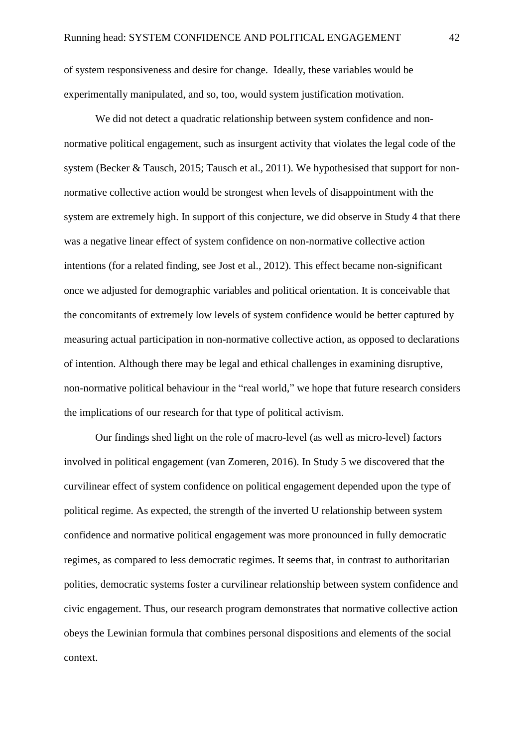of system responsiveness and desire for change. Ideally, these variables would be experimentally manipulated, and so, too, would system justification motivation.

We did not detect a quadratic relationship between system confidence and non-normative political engagement, such as insurgent activity that violates the legal code of the system (Becker & Tausch, 2015; Tausch et al., 2011). We hypothesised that support for non-normative collective action would be strongest when levels of disappointment with the system are extremely high. In support of this conjecture, we did observe in Study 4 that there was a negative linear effect of system confidence on non-normative collective action intentions (for a related finding, see Jost et al., 2012). This effect became non-significant once we adjusted for demographic variables and political orientation. It is conceivable that the concomitants of extremely low levels of system confidence would be better captured by measuring actual participation in non-normative collective action, as opposed to declarations of intention. Although there may be legal and ethical challenges in examining disruptive, non-normative political behaviour in the "real world," we hope that future research considers the implications of our research for that type of political activism.

Our findings shed light on the role of macro-level (as well as micro-level) factors involved in political engagement (van Zomeren, 2016). In Study 5 we discovered that the curvilinear effect of system confidence on political engagement depended upon the type of political regime. As expected, the strength of the inverted U relationship between system confidence and normative political engagement was more pronounced in fully democratic regimes, as compared to less democratic regimes. It seems that, in contrast to authoritarian polities, democratic systems foster a curvilinear relationship between system confidence and civic engagement. Thus, our research program demonstrates that normative collective action obeys the Lewinian formula that combines personal dispositions and elements of the social context.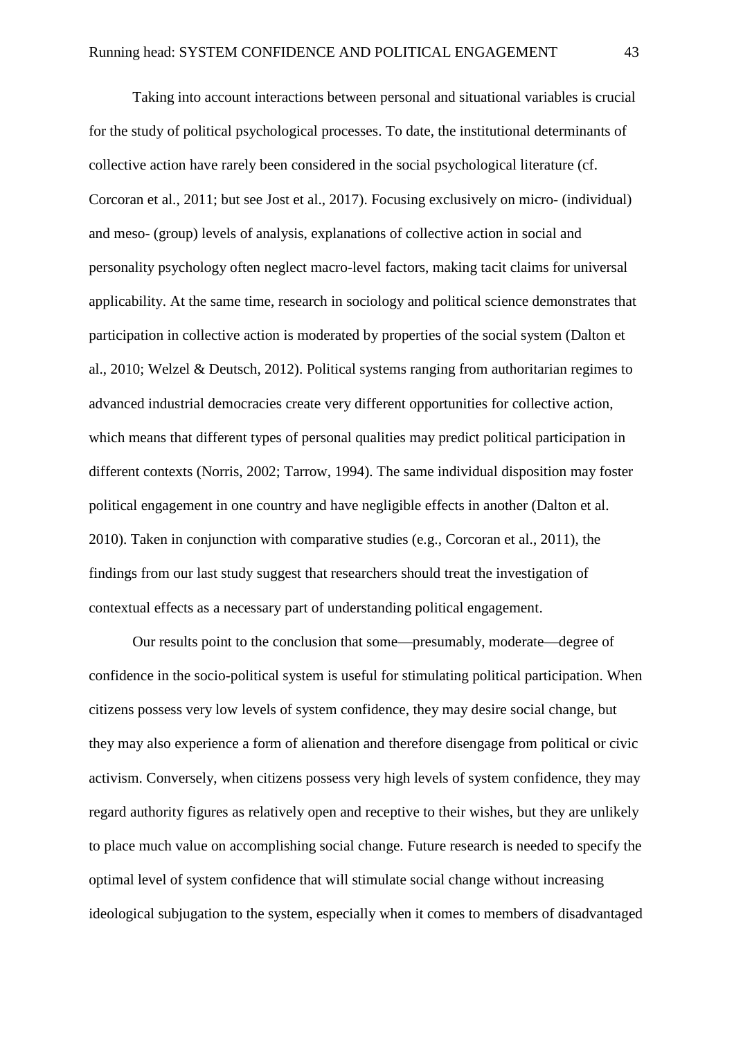Taking into account interactions between personal and situational variables is crucial for the study of political psychological processes. To date, the institutional determinants of collective action have rarely been considered in the social psychological literature (cf. Corcoran et al., 2011; but see Jost et al., 2017). Focusing exclusively on micro- (individual) and meso- (group) levels of analysis, explanations of collective action in social and personality psychology often neglect macro-level factors, making tacit claims for universal applicability. At the same time, research in sociology and political science demonstrates that participation in collective action is moderated by properties of the social system (Dalton et al., 2010; Welzel & Deutsch, 2012). Political systems ranging from authoritarian regimes to advanced industrial democracies create very different opportunities for collective action, which means that different types of personal qualities may predict political participation in different contexts (Norris, 2002; Tarrow, 1994). The same individual disposition may foster political engagement in one country and have negligible effects in another (Dalton et al. 2010). Taken in conjunction with comparative studies (e.g., Corcoran et al., 2011), the findings from our last study suggest that researchers should treat the investigation of contextual effects as a necessary part of understanding political engagement.

Our results point to the conclusion that some—presumably, moderate—degree of confidence in the socio-political system is useful for stimulating political participation. When citizens possess very low levels of system confidence, they may desire social change, but they may also experience a form of alienation and therefore disengage from political or civic activism. Conversely, when citizens possess very high levels of system confidence, they may regard authority figures as relatively open and receptive to their wishes, but they are unlikely to place much value on accomplishing social change. Future research is needed to specify the optimal level of system confidence that will stimulate social change without increasing ideological subjugation to the system, especially when it comes to members of disadvantaged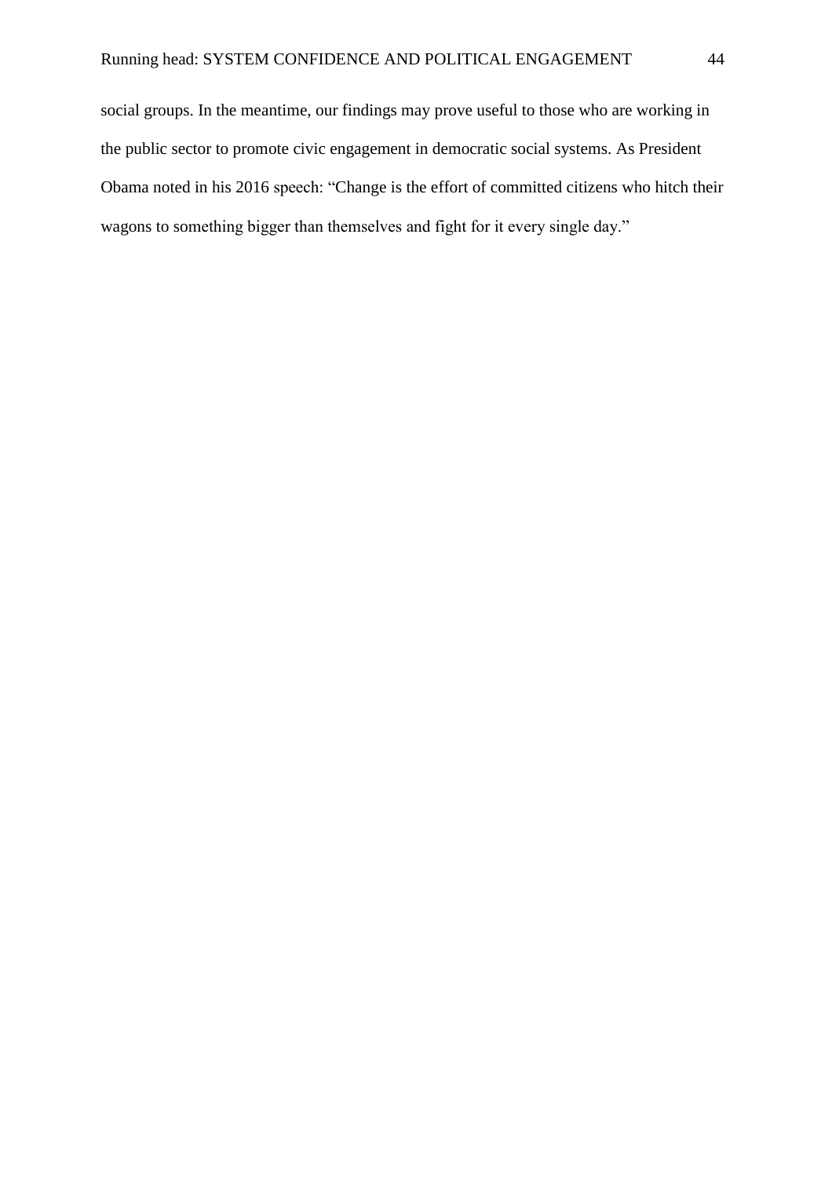social groups. In the meantime, our findings may prove useful to those who are working in the public sector to promote civic engagement in democratic social systems. As President Obama noted in his 2016 speech: “Change is the effort of committed citizens who hitch their wagons to something bigger than themselves and fight for it every single day.”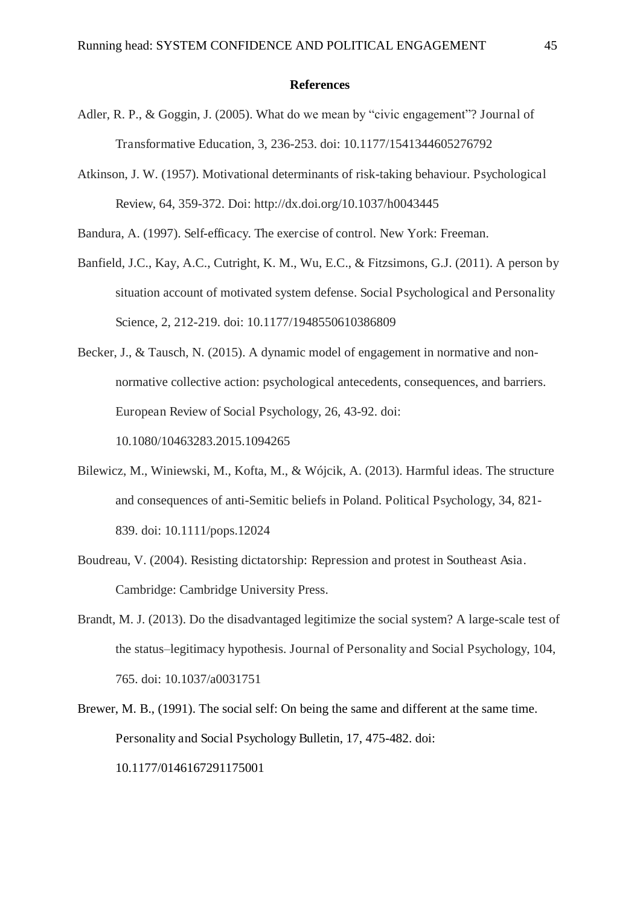# References

Adler, R. P., & Goggin, J. (2005). What do we mean by "civic engagement"? Journal of Transformative Education, 3, 236-253. doi: 10.1177/1541344605276792

Atkinson, J. W. (1957). Motivational determinants of risk-taking behaviour. Psychological Review, 64, 359-372. Doi: http://dx.doi.org/10.1037/h0043445

Bandura, A. (1997). Self-efficacy. The exercise of control. New York: Freeman.

Banfield, J.C., Kay, A.C., Cutright, K. M., Wu, E.C., & Fitzsimons, G.J. (2011). A person by situation account of motivated system defense. Social Psychological and Personality Science, 2, 212-219. doi: 10.1177/1948550610386809

Becker, J., & Tausch, N. (2015). A dynamic model of engagement in normative and non-normative collective action: psychological antecedents, consequences, and barriers. European Review of Social Psychology, 26, 43-92. doi: 10.1080/10463283.2015.1094265

Bilewicz, M., Winiewski, M., Kofta, M., & Wójcik, A. (2013). Harmful ideas. The structure and consequences of anti-Semitic beliefs in Poland. Political Psychology, 34, 821-839. doi: 10.1111/pops.12024

Boudreau, V. (2004). Resisting dictatorship: Repression and protest in Southeast Asia. Cambridge: Cambridge University Press.

Brandt, M. J. (2013). Do the disadvantaged legitimize the social system? A large-scale test of the status–legitimacy hypothesis. Journal of Personality and Social Psychology, 104, 765. doi: 10.1037/a0031751

Brewer, M. B., (1991). The social self: On being the same and different at the same time. Personality and Social Psychology Bulletin, 17, 475-482. doi: 10.1177/0146167291175001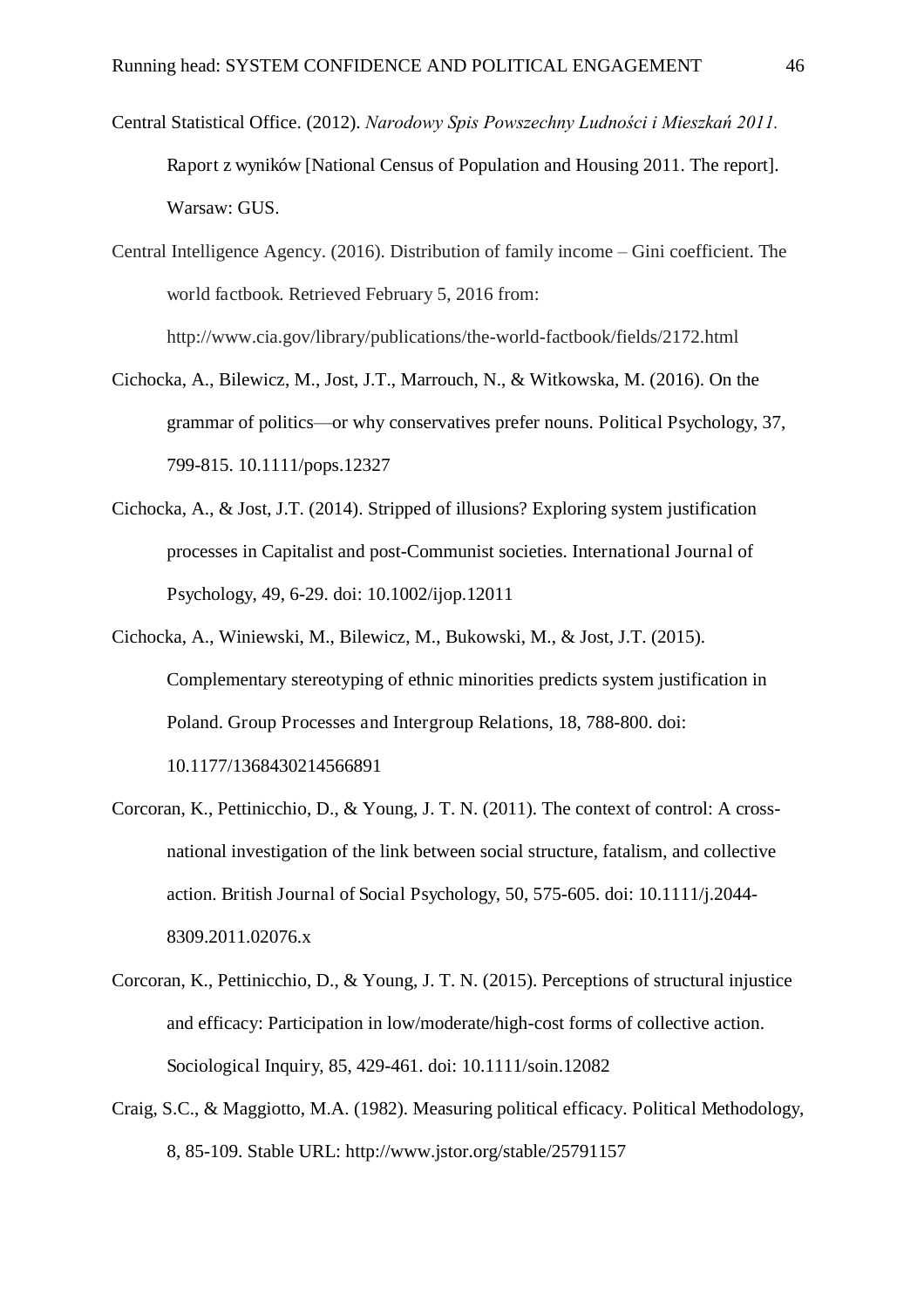Central Statistical Office. (2012). *Narodowy Spis Powszechny Ludności i Mieszkań 2011.* Raport z wyników [National Census of Population and Housing 2011. The report]. Warsaw: GUS.

Central Intelligence Agency. (2016). Distribution of family income – Gini coefficient. The world factbook. Retrieved February 5, 2016 from: http://www.cia.gov/library/publications/the-world-factbook/fields/2172.html

Cichocka, A., Bilewicz, M., Jost, J.T., Marrouch, N., & Witkowska, M. (2016). On the grammar of politics—or why conservatives prefer nouns. Political Psychology, 37, 799-815. 10.1111/pops.12327

Cichocka, A., & Jost, J.T. (2014). Stripped of illusions? Exploring system justification processes in Capitalist and post-Communist societies. International Journal of Psychology, 49, 6-29. doi: 10.1002/ijop.12011

Cichocka, A., Winiewski, M., Bilewicz, M., Bukowski, M., & Jost, J.T. (2015). Complementary stereotyping of ethnic minorities predicts system justification in Poland. Group Processes and Intergroup Relations, 18, 788-800. doi: 10.1177/1368430214566891

Corcoran, K., Pettinicchio, D., & Young, J. T. N. (2011). The context of control: A cross-national investigation of the link between social structure, fatalism, and collective action. British Journal of Social Psychology, 50, 575-605. doi: 10.1111/j.2044-8309.2011.02076.x

Corcoran, K., Pettinicchio, D., & Young, J. T. N. (2015). Perceptions of structural injustice and efficacy: Participation in low/moderate/high-cost forms of collective action. Sociological Inquiry, 85, 429-461. doi: 10.1111/soin.12082

Craig, S.C., & Maggiotto, M.A. (1982). Measuring political efficacy. Political Methodology, 8, 85-109. Stable URL: http://www.jstor.org/stable/25791157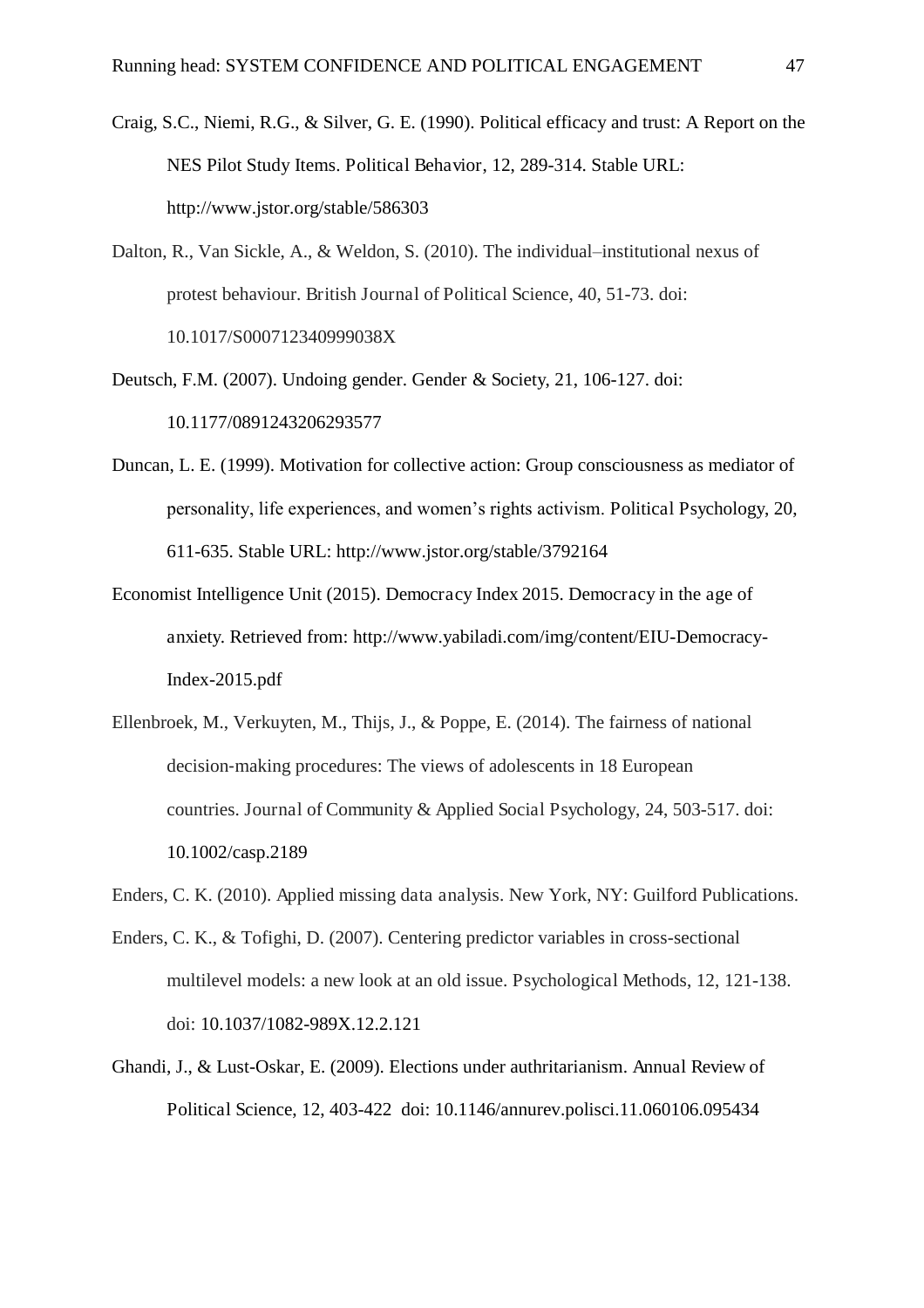Craig, S.C., Niemi, R.G., & Silver, G. E. (1990). Political efficacy and trust: A Report on the NES Pilot Study Items. Political Behavior, 12, 289-314. Stable URL: http://www.jstor.org/stable/586303

Dalton, R., Van Sickle, A., & Weldon, S. (2010). The individual–institutional nexus of protest behaviour. British Journal of Political Science, 40, 51-73. doi: 10.1017/S000712340999038X

Deutsch, F.M. (2007). Undoing gender. Gender & Society, 21, 106-127. doi: 10.1177/0891243206293577

Duncan, L. E. (1999). Motivation for collective action: Group consciousness as mediator of personality, life experiences, and women's rights activism. Political Psychology, 20, 611-635. Stable URL: http://www.jstor.org/stable/3792164

Economist Intelligence Unit (2015). Democracy Index 2015. Democracy in the age of anxiety. Retrieved from: http://www.yabiladi.com/img/content/EIU-Democracy-Index-2015.pdf

Ellenbroek, M., Verkuyten, M., Thijs, J., & Poppe, E. (2014). The fairness of national decision-making procedures: The views of adolescents in 18 European countries. Journal of Community & Applied Social Psychology, 24, 503-517. doi: 10.1002/casp.2189

Enders, C. K. (2010). Applied missing data analysis. New York, NY: Guilford Publications.

Enders, C. K., & Tofighi, D. (2007). Centering predictor variables in cross-sectional multilevel models: a new look at an old issue. Psychological Methods, 12, 121-138. doi: 10.1037/1082-989X.12.2.121

Ghandi, J., & Lust-Oskar, E. (2009). Elections under authritarianism. Annual Review of Political Science, 12, 403-422 doi: 10.1146/annurev.polisci.11.060106.095434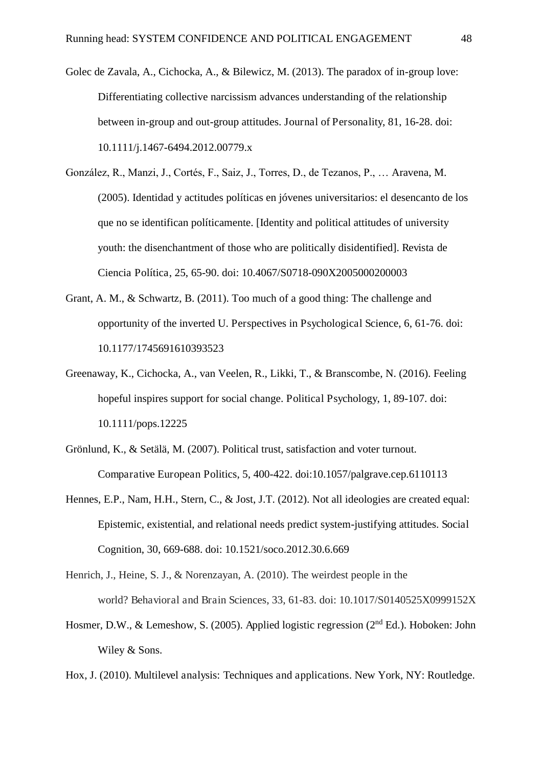Golec de Zavala, A., Cichocka, A., & Bilewicz, M. (2013). The paradox of in-group love: Differentiating collective narcissism advances understanding of the relationship between in-group and out-group attitudes. Journal of Personality, 81, 16-28. doi: 10.1111/j.1467-6494.2012.00779.x

González, R., Manzi, J., Cortés, F., Saiz, J., Torres, D., de Tezanos, P., … Aravena, M. (2005). Identidad y actitudes políticas en jóvenes universitarios: el desencanto de los que no se identifican políticamente. [Identity and political attitudes of university youth: the disenchantment of those who are politically disidentified]. Revista de Ciencia Política, 25, 65-90. doi: 10.4067/S0718-090X2005000200003

Grant, A. M., & Schwartz, B. (2011). Too much of a good thing: The challenge and opportunity of the inverted U. Perspectives in Psychological Science, 6, 61-76. doi: 10.1177/1745691610393523

Greenaway, K., Cichocka, A., van Veelen, R., Likki, T., & Branscombe, N. (2016). Feeling hopeful inspires support for social change. Political Psychology, 1, 89-107. doi: 10.1111/pops.12225

Grönlund, K., & Setälä, M. (2007). Political trust, satisfaction and voter turnout. Comparative European Politics, 5, 400-422. doi:10.1057/palgrave.cep.6110113

Hennes, E.P., Nam, H.H., Stern, C., & Jost, J.T. (2012). Not all ideologies are created equal: Epistemic, existential, and relational needs predict system-justifying attitudes. Social Cognition, 30, 669-688. doi: 10.1521/soco.2012.30.6.669

Henrich, J., Heine, S. J., & Norenzayan, A. (2010). The weirdest people in the world? Behavioral and Brain Sciences, 33, 61-83. doi: 10.1017/S0140525X0999152X

Hosmer, D.W., & Lemeshow, S. (2005). Applied logistic regression (2nd Ed.). Hoboken: John Wiley & Sons.

Hox, J. (2010). Multilevel analysis: Techniques and applications. New York, NY: Routledge.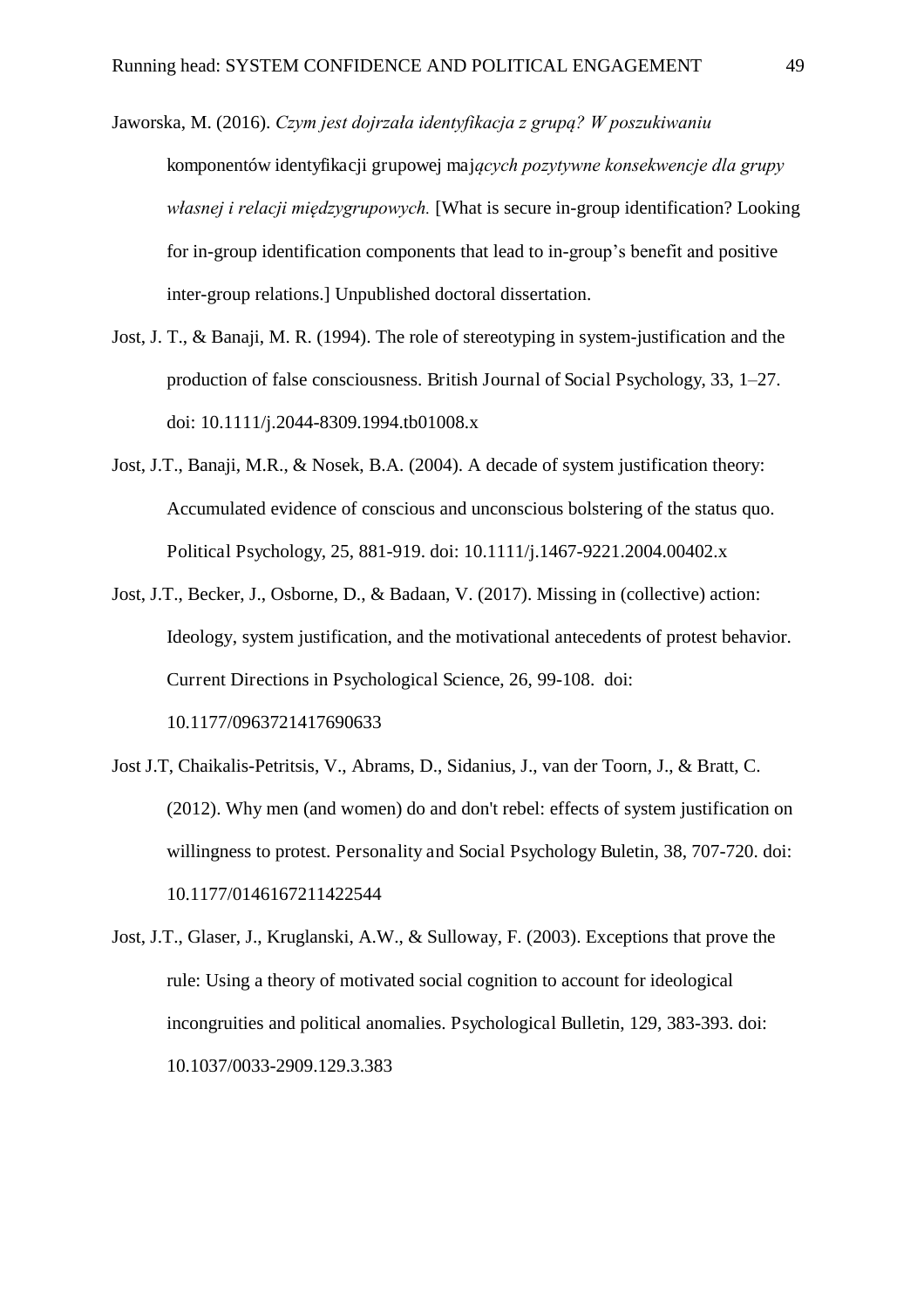Jaworska, M. (2016). *Czym jest dojrzała identyfikacja z grupą? W poszukiwaniu* komponentów identyfikacji grupowej maj*ących pozytywne konsekwencje dla grupy własnej i relacji międzygrupowych.* [What is secure in-group identification? Looking for in-group identification components that lead to in-group's benefit and positive inter-group relations.] Unpublished doctoral dissertation.

Jost, J. T., & Banaji, M. R. (1994). The role of stereotyping in system-justification and the production of false consciousness. British Journal of Social Psychology, 33, 1–27. doi: 10.1111/j.2044-8309.1994.tb01008.x

Jost, J.T., Banaji, M.R., & Nosek, B.A. (2004). A decade of system justification theory: Accumulated evidence of conscious and unconscious bolstering of the status quo. Political Psychology, 25, 881-919. doi: 10.1111/j.1467-9221.2004.00402.x

Jost, J.T., Becker, J., Osborne, D., & Badaan, V. (2017). Missing in (collective) action: Ideology, system justification, and the motivational antecedents of protest behavior. Current Directions in Psychological Science, 26, 99-108. doi: 10.1177/0963721417690633

Jost J.T, Chaikalis-Petritsis, V., Abrams, D., Sidanius, J., van der Toorn, J., & Bratt, C. (2012). Why men (and women) do and don't rebel: effects of system justification on willingness to protest. Personality and Social Psychology Buletin, 38, 707-720. doi: 10.1177/0146167211422544

Jost, J.T., Glaser, J., Kruglanski, A.W., & Sulloway, F. (2003). Exceptions that prove the rule: Using a theory of motivated social cognition to account for ideological incongruities and political anomalies. Psychological Bulletin, 129, 383-393. doi: 10.1037/0033-2909.129.3.383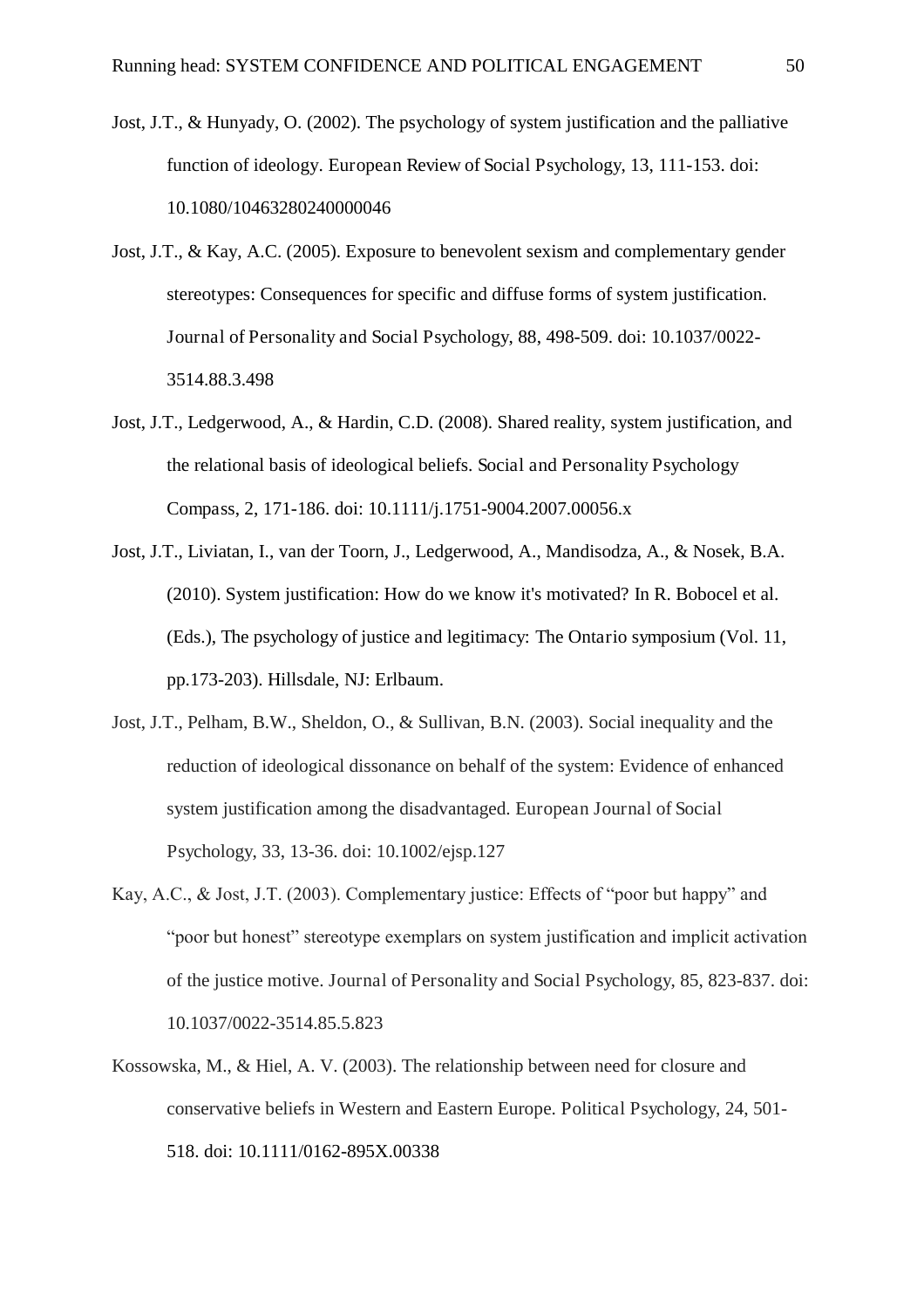Jost, J.T., & Hunyady, O. (2002). The psychology of system justification and the palliative function of ideology. European Review of Social Psychology, 13, 111-153. doi: 10.1080/10463280240000046

Jost, J.T., & Kay, A.C. (2005). Exposure to benevolent sexism and complementary gender stereotypes: Consequences for specific and diffuse forms of system justification. Journal of Personality and Social Psychology, 88, 498-509. doi: 10.1037/0022-3514.88.3.498

Jost, J.T., Ledgerwood, A., & Hardin, C.D. (2008). Shared reality, system justification, and the relational basis of ideological beliefs. Social and Personality Psychology Compass, 2, 171-186. doi: 10.1111/j.1751-9004.2007.00056.x

Jost, J.T., Liviatan, I., van der Toorn, J., Ledgerwood, A., Mandisodza, A., & Nosek, B.A. (2010). System justification: How do we know it's motivated? In R. Bobocel et al. (Eds.), The psychology of justice and legitimacy: The Ontario symposium (Vol. 11, pp.173-203). Hillsdale, NJ: Erlbaum.

Jost, J.T., Pelham, B.W., Sheldon, O., & Sullivan, B.N. (2003). Social inequality and the reduction of ideological dissonance on behalf of the system: Evidence of enhanced system justification among the disadvantaged. European Journal of Social Psychology, 33, 13-36. doi: 10.1002/ejsp.127

Kay, A.C., & Jost, J.T. (2003). Complementary justice: Effects of "poor but happy" and "poor but honest" stereotype exemplars on system justification and implicit activation of the justice motive. Journal of Personality and Social Psychology, 85, 823-837. doi: 10.1037/0022-3514.85.5.823

Kossowska, M., & Hiel, A. V. (2003). The relationship between need for closure and conservative beliefs in Western and Eastern Europe. Political Psychology, 24, 501-518. doi: 10.1111/0162-895X.00338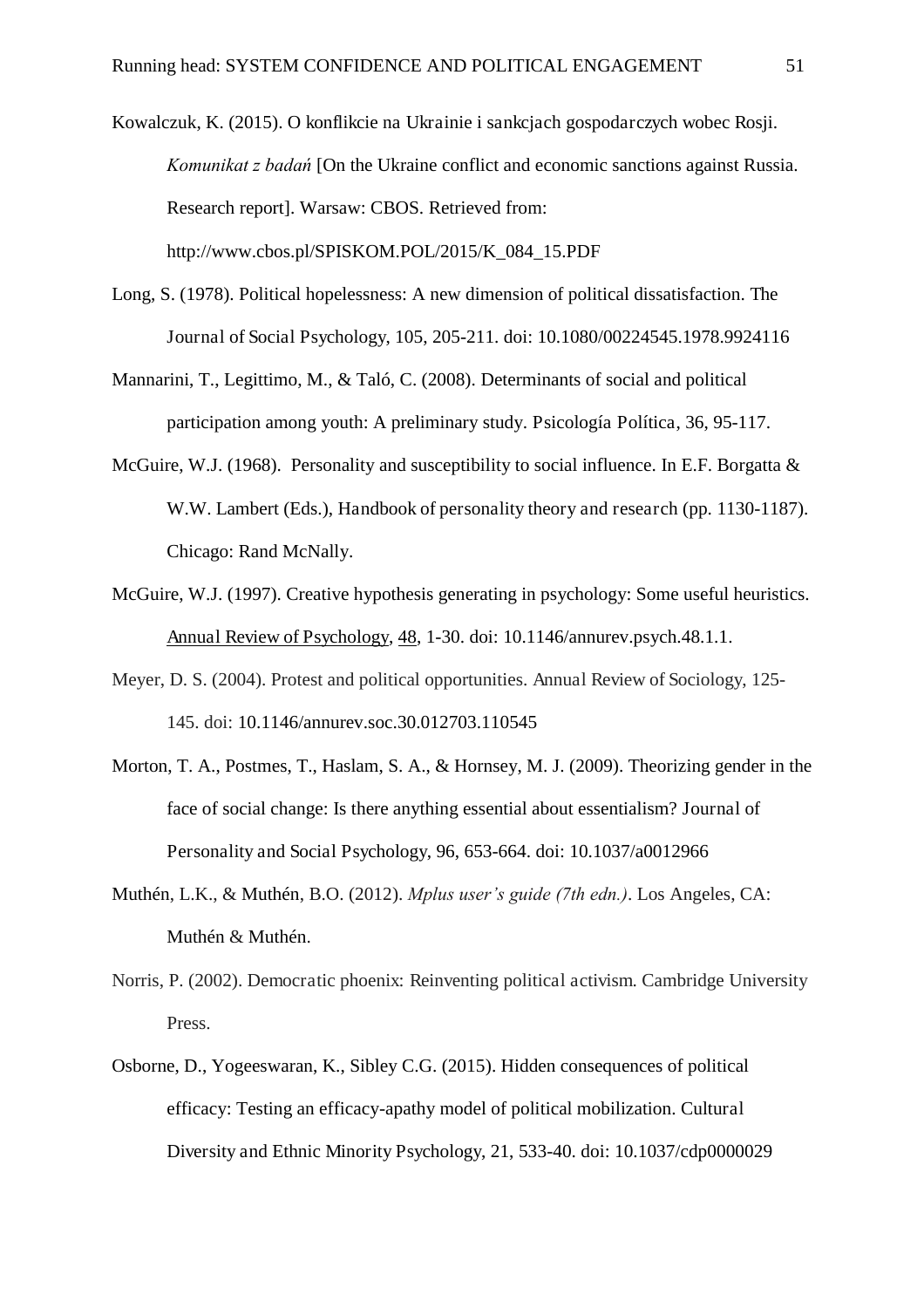Kowalczuk, K. (2015). O konflikcie na Ukrainie i sankcjach gospodarczych wobec Rosji. *Komunikat z badań* [On the Ukraine conflict and economic sanctions against Russia. Research report]. Warsaw: CBOS. Retrieved from: http://www.cbos.pl/SPISKOM.POL/2015/K_084_15.PDF

Long, S. (1978). Political hopelessness: A new dimension of political dissatisfaction. The Journal of Social Psychology, 105, 205-211. doi: 10.1080/00224545.1978.9924116

Mannarini, T., Legittimo, M., & Taló, C. (2008). Determinants of social and political participation among youth: A preliminary study. Psicología Política, 36, 95-117.

McGuire, W.J. (1968). Personality and susceptibility to social influence. In E.F. Borgatta & W.W. Lambert (Eds.), Handbook of personality theory and research (pp. 1130-1187). Chicago: Rand McNally.

McGuire, W.J. (1997). Creative hypothesis generating in psychology: Some useful heuristics. Annual Review of Psychology, 48, 1-30. doi: 10.1146/annurev.psych.48.1.1.

Meyer, D. S. (2004). Protest and political opportunities. Annual Review of Sociology, 125-145. doi: 10.1146/annurev.soc.30.012703.110545

Morton, T. A., Postmes, T., Haslam, S. A., & Hornsey, M. J. (2009). Theorizing gender in the face of social change: Is there anything essential about essentialism? Journal of Personality and Social Psychology, 96, 653-664. doi: 10.1037/a0012966

Muthén, L.K., & Muthén, B.O. (2012). *Mplus user's guide (7th edn.)*. Los Angeles, CA: Muthén & Muthén.

Norris, P. (2002). Democratic phoenix: Reinventing political activism. Cambridge University Press.

Osborne, D., Yogeeswaran, K., Sibley C.G. (2015). Hidden consequences of political efficacy: Testing an efficacy-apathy model of political mobilization. Cultural Diversity and Ethnic Minority Psychology, 21, 533-40. doi: 10.1037/cdp0000029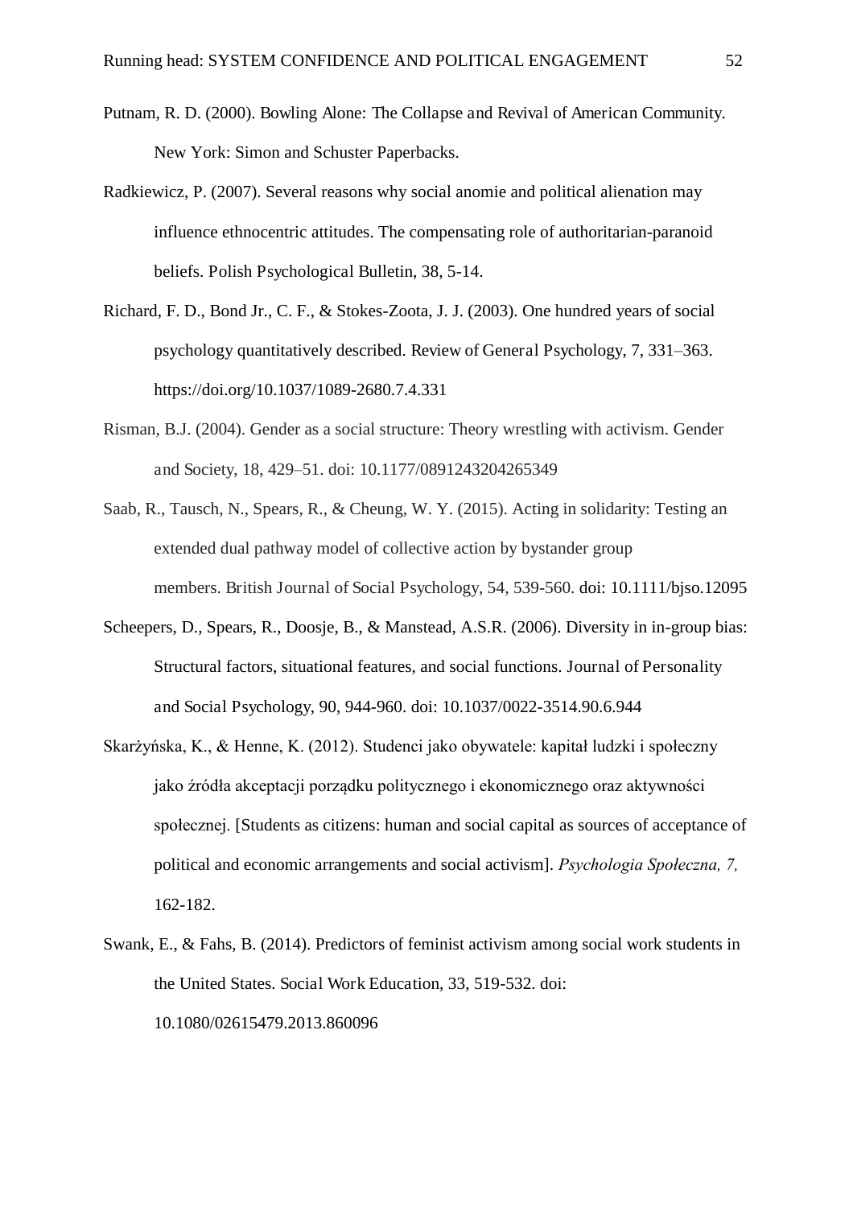Putnam, R. D. (2000). Bowling Alone: The Collapse and Revival of American Community. New York: Simon and Schuster Paperbacks.

Radkiewicz, P. (2007). Several reasons why social anomie and political alienation may influence ethnocentric attitudes. The compensating role of authoritarian-paranoid beliefs. Polish Psychological Bulletin, 38, 5-14.

Richard, F. D., Bond Jr., C. F., & Stokes-Zoota, J. J. (2003). One hundred years of social psychology quantitatively described. Review of General Psychology, 7, 331–363. https://doi.org/10.1037/1089-2680.7.4.331

Risman, B.J. (2004). Gender as a social structure: Theory wrestling with activism. Gender and Society, 18, 429–51. doi: 10.1177/0891243204265349

Saab, R., Tausch, N., Spears, R., & Cheung, W. Y. (2015). Acting in solidarity: Testing an extended dual pathway model of collective action by bystander group members. British Journal of Social Psychology, 54, 539-560. doi: 10.1111/bjso.12095

Scheepers, D., Spears, R., Doosje, B., & Manstead, A.S.R. (2006). Diversity in in-group bias: Structural factors, situational features, and social functions. Journal of Personality and Social Psychology, 90, 944-960. doi: 10.1037/0022-3514.90.6.944

Skarżyńska, K., & Henne, K. (2012). Studenci jako obywatele: kapitał ludzki i społeczny jako źródła akceptacji porządku politycznego i ekonomicznego oraz aktywności społecznej. [Students as citizens: human and social capital as sources of acceptance of political and economic arrangements and social activism]. *Psychologia Społeczna, 7,* 162-182.

Swank, E., & Fahs, B. (2014). Predictors of feminist activism among social work students in the United States. Social Work Education, 33, 519-532. doi: 10.1080/02615479.2013.860096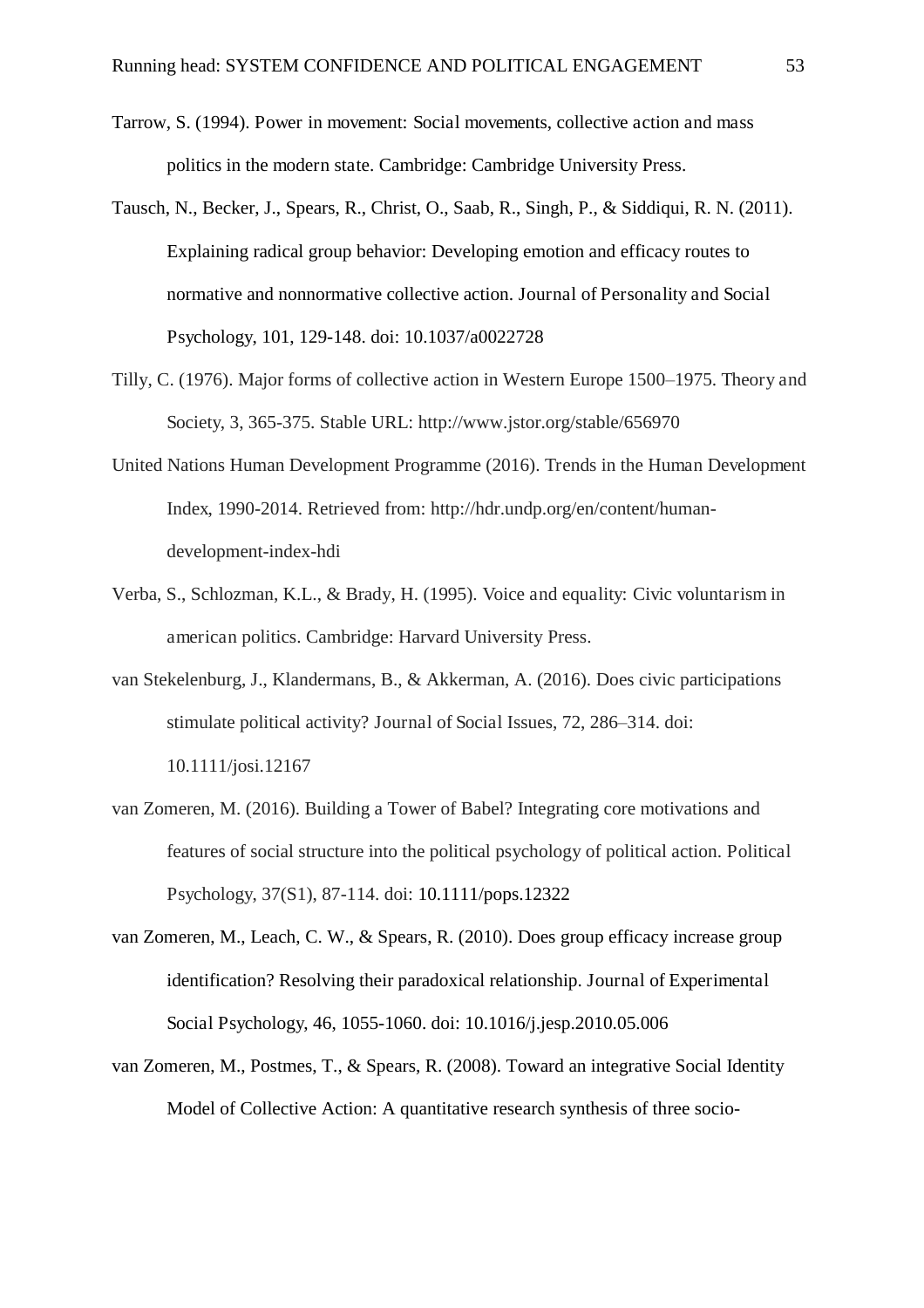Tarrow, S. (1994). Power in movement: Social movements, collective action and mass politics in the modern state. Cambridge: Cambridge University Press.

Tausch, N., Becker, J., Spears, R., Christ, O., Saab, R., Singh, P., & Siddiqui, R. N. (2011). Explaining radical group behavior: Developing emotion and efficacy routes to normative and nonnormative collective action. Journal of Personality and Social Psychology, 101, 129-148. doi: 10.1037/a0022728

Tilly, C. (1976). Major forms of collective action in Western Europe 1500–1975. Theory and Society, 3, 365-375. Stable URL: http://www.jstor.org/stable/656970

United Nations Human Development Programme (2016). Trends in the Human Development Index, 1990-2014. Retrieved from: http://hdr.undp.org/en/content/human-development-index-hdi

Verba, S., Schlozman, K.L., & Brady, H. (1995). Voice and equality: Civic voluntarism in american politics. Cambridge: Harvard University Press.

van Stekelenburg, J., Klandermans, B., & Akkerman, A. (2016). Does civic participations stimulate political activity? Journal of Social Issues, 72, 286–314. doi: 10.1111/josi.12167

van Zomeren, M. (2016). Building a Tower of Babel? Integrating core motivations and features of social structure into the political psychology of political action. Political Psychology, 37(S1), 87-114. doi: 10.1111/pops.12322

van Zomeren, M., Leach, C. W., & Spears, R. (2010). Does group efficacy increase group identification? Resolving their paradoxical relationship. Journal of Experimental Social Psychology, 46, 1055-1060. doi: 10.1016/j.jesp.2010.05.006

van Zomeren, M., Postmes, T., & Spears, R. (2008). Toward an integrative Social Identity Model of Collective Action: A quantitative research synthesis of three socio-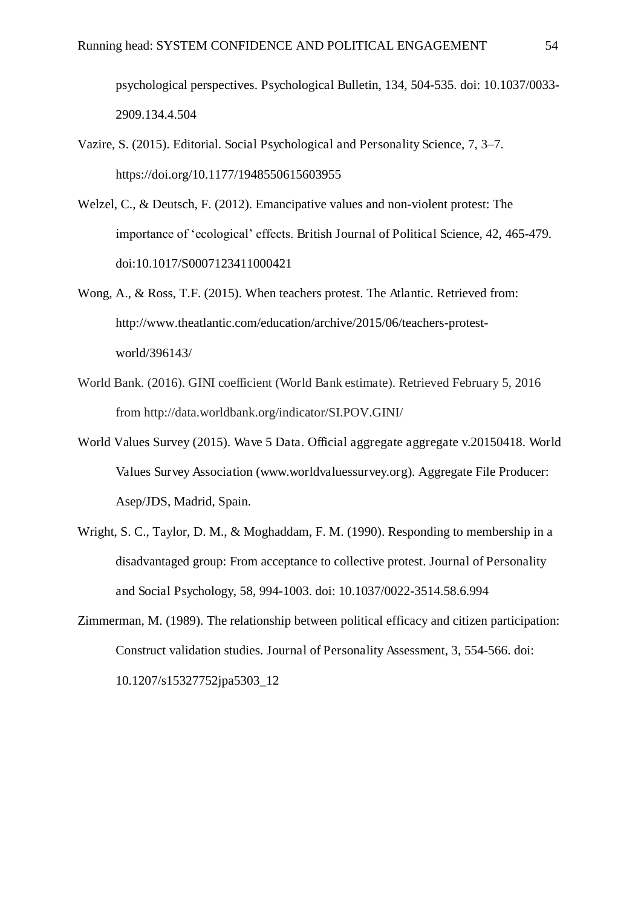psychological perspectives. Psychological Bulletin, 134, 504-535. doi: 10.1037/0033-2909.134.4.504

Vazire, S. (2015). Editorial. Social Psychological and Personality Science, 7, 3–7. https://doi.org/10.1177/1948550615603955

Welzel, C., & Deutsch, F. (2012). Emancipative values and non-violent protest: The importance of 'ecological' effects. British Journal of Political Science, 42, 465-479. doi:10.1017/S0007123411000421

Wong, A., & Ross, T.F. (2015). When teachers protest. The Atlantic. Retrieved from: http://www.theatlantic.com/education/archive/2015/06/teachers-protest-world/396143/

World Bank. (2016). GINI coefficient (World Bank estimate). Retrieved February 5, 2016 from http://data.worldbank.org/indicator/SI.POV.GINI/

World Values Survey (2015). Wave 5 Data. Official aggregate aggregate v.20150418. World Values Survey Association (www.worldvaluessurvey.org). Aggregate File Producer: Asep/JDS, Madrid, Spain.

Wright, S. C., Taylor, D. M., & Moghaddam, F. M. (1990). Responding to membership in a disadvantaged group: From acceptance to collective protest. Journal of Personality and Social Psychology, 58, 994-1003. doi: 10.1037/0022-3514.58.6.994

Zimmerman, M. (1989). The relationship between political efficacy and citizen participation: Construct validation studies. Journal of Personality Assessment, 3, 554-566. doi: 10.1207/s15327752jpa5303_12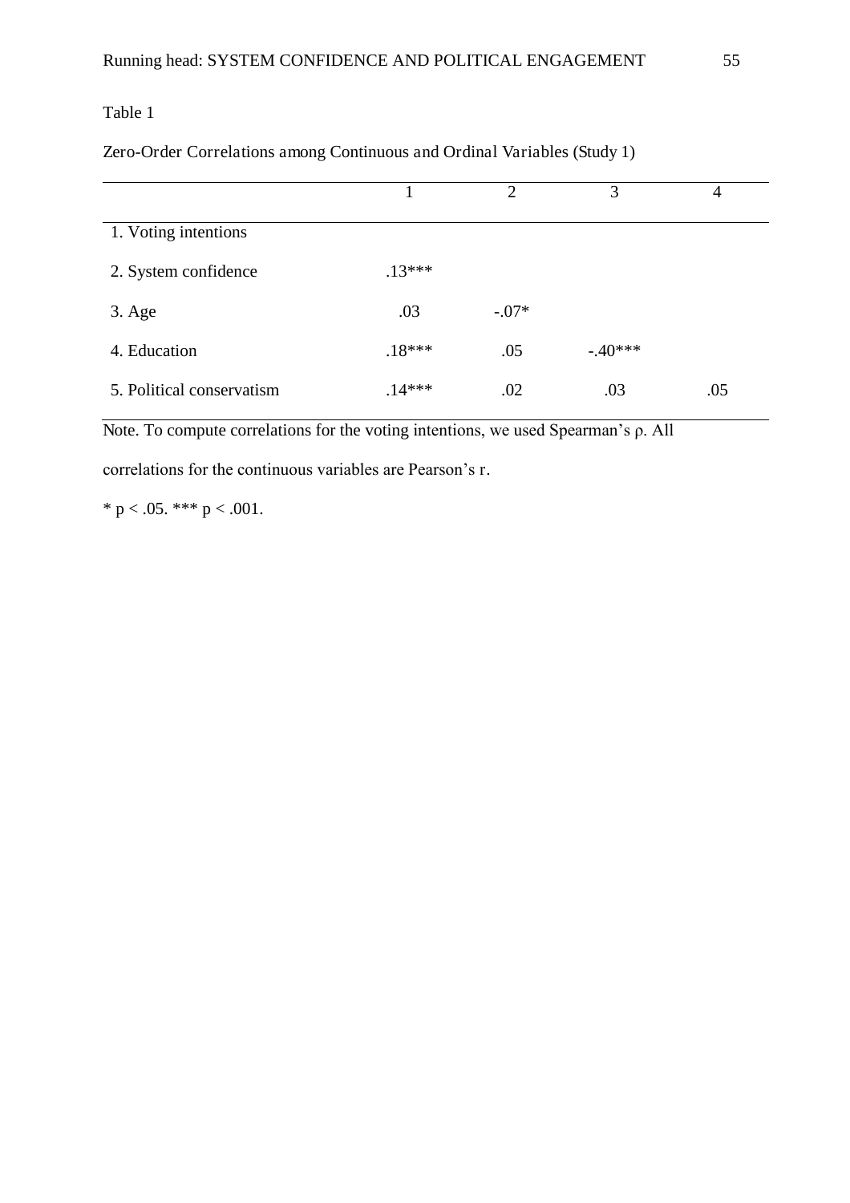Table 1

Zero-Order Correlations among Continuous and Ordinal Variables (Study 1)

| | 1 | 2 | 3 | 4 |
|---|---|---|---|---|
| 1. Voting intentions | | | | |
| 2. System confidence | .13*** | | | |
| 3. Age | .03 | -.07* | | |
| 4. Education | .18*** | .05 | -.40*** | |
| 5. Political conservatism | .14*** | .02 | .03 | .05 |

Note. To compute correlations for the voting intentions, we used Spearman's ρ. All correlations for the continuous variables are Pearson's r.

* $p < .05$. *** $p < .001$.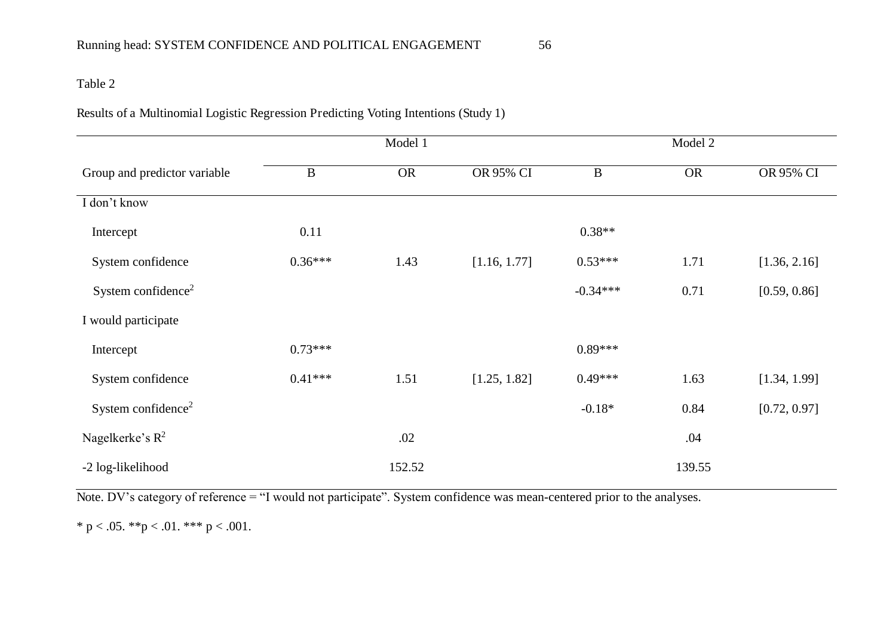Table 2

Results of a Multinomial Logistic Regression Predicting Voting Intentions (Study 1)

| | Model 1 | | | Model 2 | | |
|---|---|---|---|---|---|---|
| Group and predictor variable | B | OR | OR 95% CI | B | OR | OR 95% CI |
| I don't know | | | | | | |
| Intercept | 0.11 | | | 0.38** | | |
| System confidence | 0.36*** | 1.43 | [1.16, 1.77] | 0.53*** | 1.71 | [1.36, 2.16] |
| System confidence$^2$ | | | | -0.34*** | 0.71 | [0.59, 0.86] |
| I would participate | | | | | | |
| Intercept | 0.73*** | | | 0.89*** | | |
| System confidence | 0.41*** | 1.51 | [1.25, 1.82] | 0.49*** | 1.63 | [1.34, 1.99] |
| System confidence$^2$ | | | | -0.18* | 0.84 | [0.72, 0.97] |
| Nagelkerke's $R^2$ | | .02 | | | .04 | |
| -2 log-likelihood | | 152.52 | | | 139.55 | |

Note. DV's category of reference = "I would not participate". System confidence was mean-centered prior to the analyses.

* $p < .05$. ** $p < .01$. *** $p < .001$.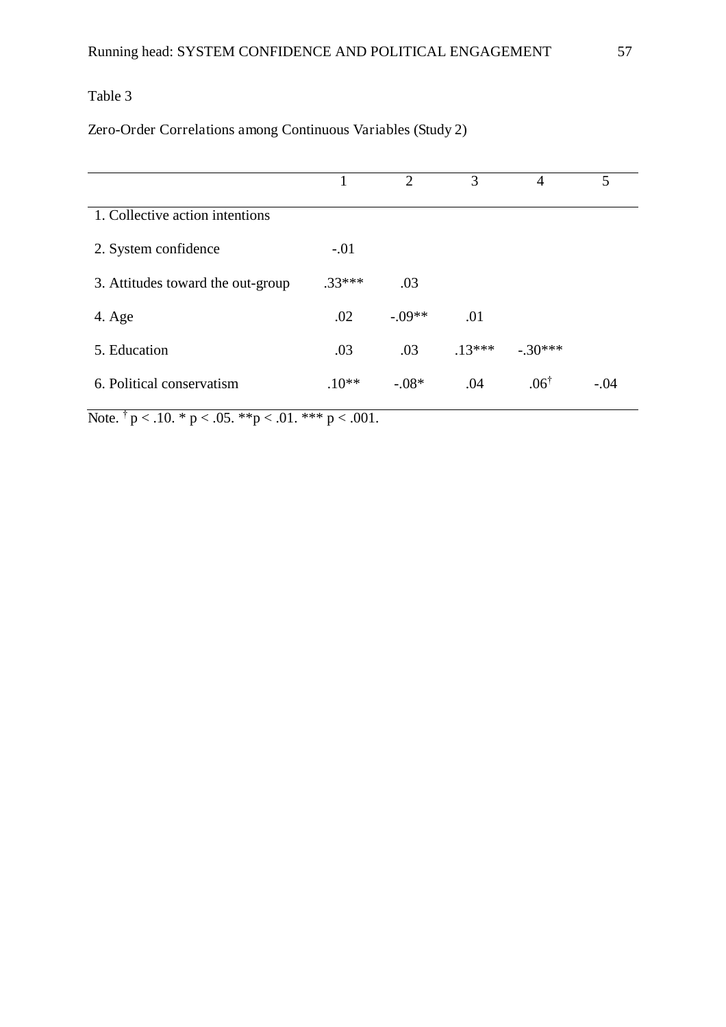Table 3

Zero-Order Correlations among Continuous Variables (Study 2)

| | 1 | 2 | 3 | 4 | 5 |
|---|---|---|---|---|---|
| 1. Collective action intentions | | | | | |
| 2. System confidence | -.01 | | | | |
| 3. Attitudes toward the out-group | .33*** | .03 | | | |
| 4. Age | .02 | -.09** | .01 | | |
| 5. Education | .03 | .03 | .13*** | -.30*** | |
| 6. Political conservatism | .10** | -.08* | .04 | .06$^{\dagger}$ | -.04 |

Note. $^{\dagger}$ p < .10. * p < .05. **p < .01. *** p < .001.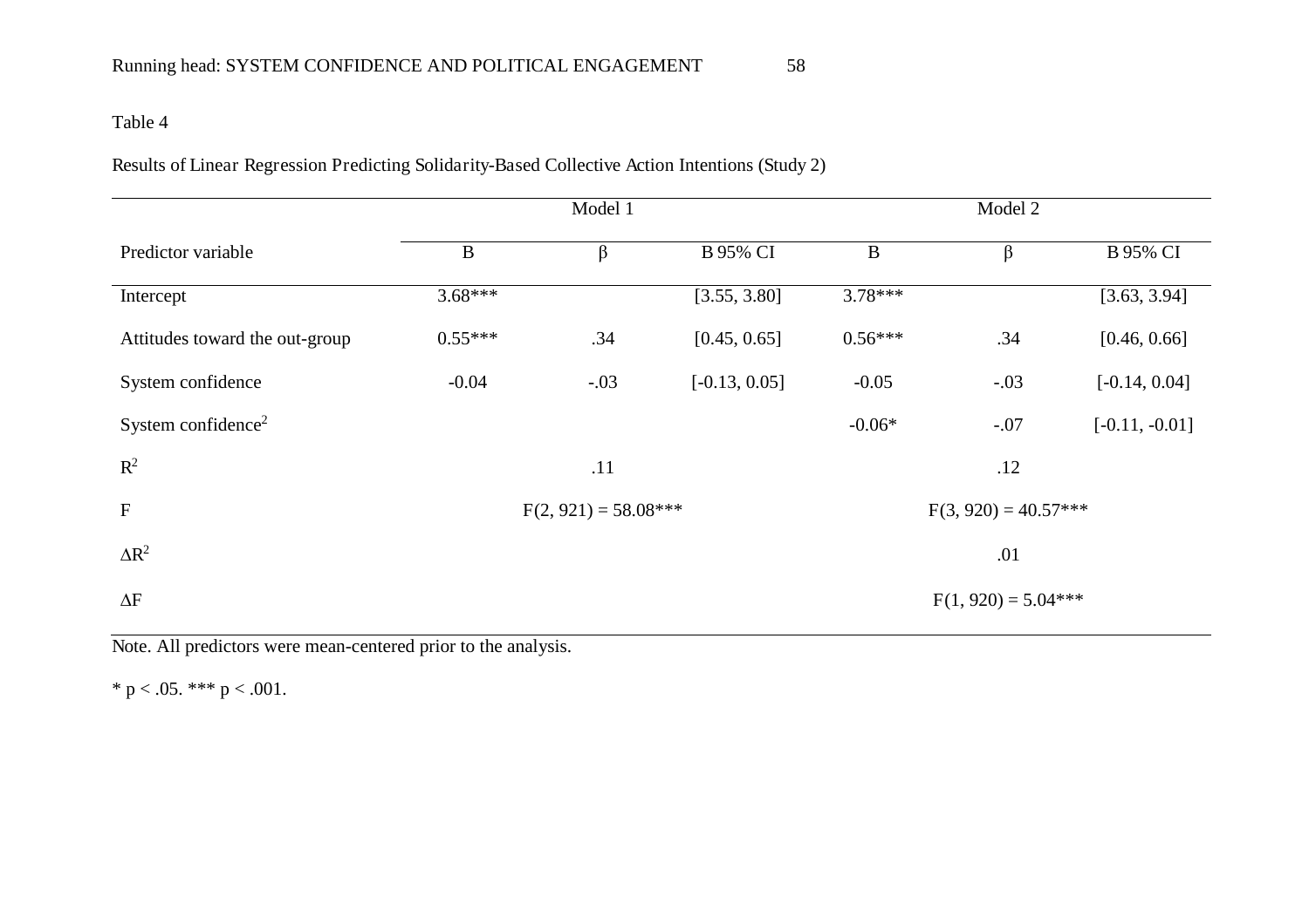Table 4

Results of Linear Regression Predicting Solidarity-Based Collective Action Intentions (Study 2)

| | Model 1 | | | Model 2 | | |
|---|---|---|---|---|---|---|
| Predictor variable | B | β | B 95% CI | B | β | B 95% CI |
| Intercept | 3.68*** | | [3.55, 3.80] | 3.78*** | | [3.63, 3.94] |
| Attitudes toward the out-group | 0.55*** | .34 | [0.45, 0.65] | 0.56*** | .34 | [0.46, 0.66] |
| System confidence | -0.04 | -.03 | [-0.13, 0.05] | -0.05 | -.03 | [-0.14, 0.04] |
| System confidence$^2$ | | | | -0.06* | -.07 | [-0.11, -0.01] |
| $R^2$ | | .11 | | | .12 | |
| F | | $F(2, 921) = 58.08$*** | | | $F(3, 920) = 40.57$*** | |
| $\Delta R^2$ | | | | | .01 | |
| $\Delta F$ | | | | | $F(1, 920) = 5.04$*** | |

Note. All predictors were mean-centered prior to the analysis.

* $p < .05$. *** $p < .001$.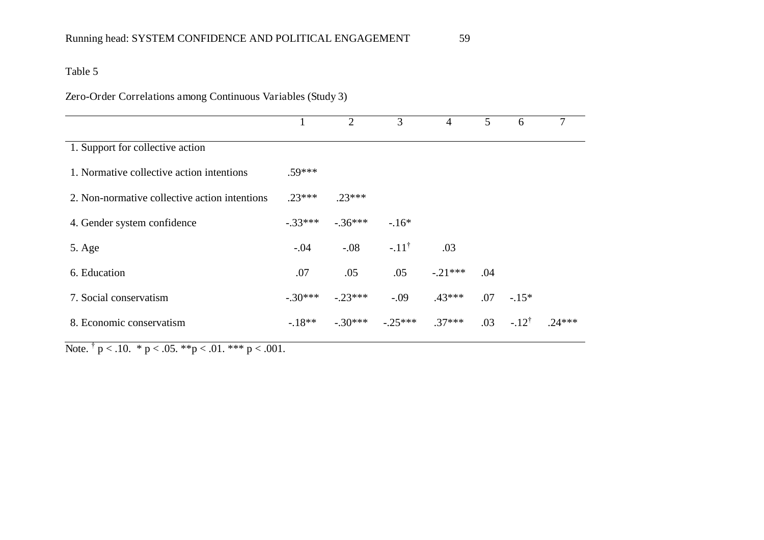Table 5

Zero-Order Correlations among Continuous Variables (Study 3)

| | 1 | 2 | 3 | 4 | 5 | 6 | 7 |
|---|---|---|---|---|---|---|---|
| 1. Support for collective action | | | | | | | |
| 1. Normative collective action intentions | .59*** | | | | | | |
| 2. Non-normative collective action intentions | .23*** | .23*** | | | | | |
| 4. Gender system confidence | -.33*** | -.36*** | -.16* | | | | |
| 5. Age | -.04 | -.08 | -.11† | .03 | | | |
| 6. Education | .07 | .05 | .05 | -.21*** | .04 | | |
| 7. Social conservatism | -.30*** | -.23*** | -.09 | .43*** | .07 | -.15* | |
| 8. Economic conservatism | -.18** | -.30*** | -.25*** | .37*** | .03 | -.12† | .24*** |

Note. † $p < .10$. * $p < .05$. ** $p < .01$. *** $p < .001$.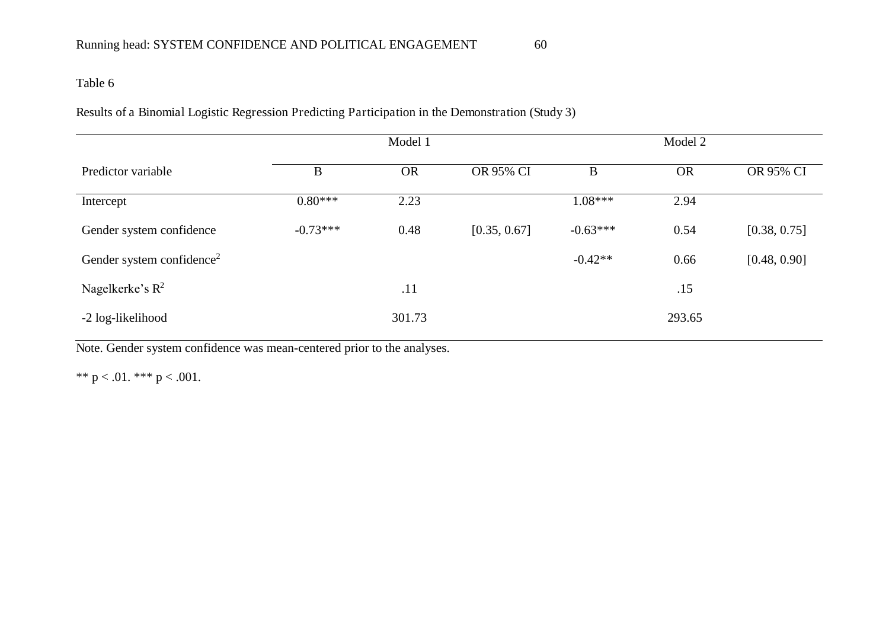Table 6

Results of a Binomial Logistic Regression Predicting Participation in the Demonstration (Study 3)

| | Model 1 | | | Model 2 | | |
|---|---|---|---|---|---|---|
| Predictor variable | B | OR | OR 95% CI | B | OR | OR 95% CI |
| Intercept | 0.80*** | 2.23 | | 1.08*** | 2.94 | |
| Gender system confidence | -0.73*** | 0.48 | [0.35, 0.67] | -0.63*** | 0.54 | [0.38, 0.75] |
| Gender system confidence$^2$ | | | | -0.42** | 0.66 | [0.48, 0.90] |
| Nagelkerke's $R^2$ | | .11 | | | .15 | |
| -2 log-likelihood | | 301.73 | | | 293.65 | |

Note. Gender system confidence was mean-centered prior to the analyses.

** $p < .01$. *** $p < .001$.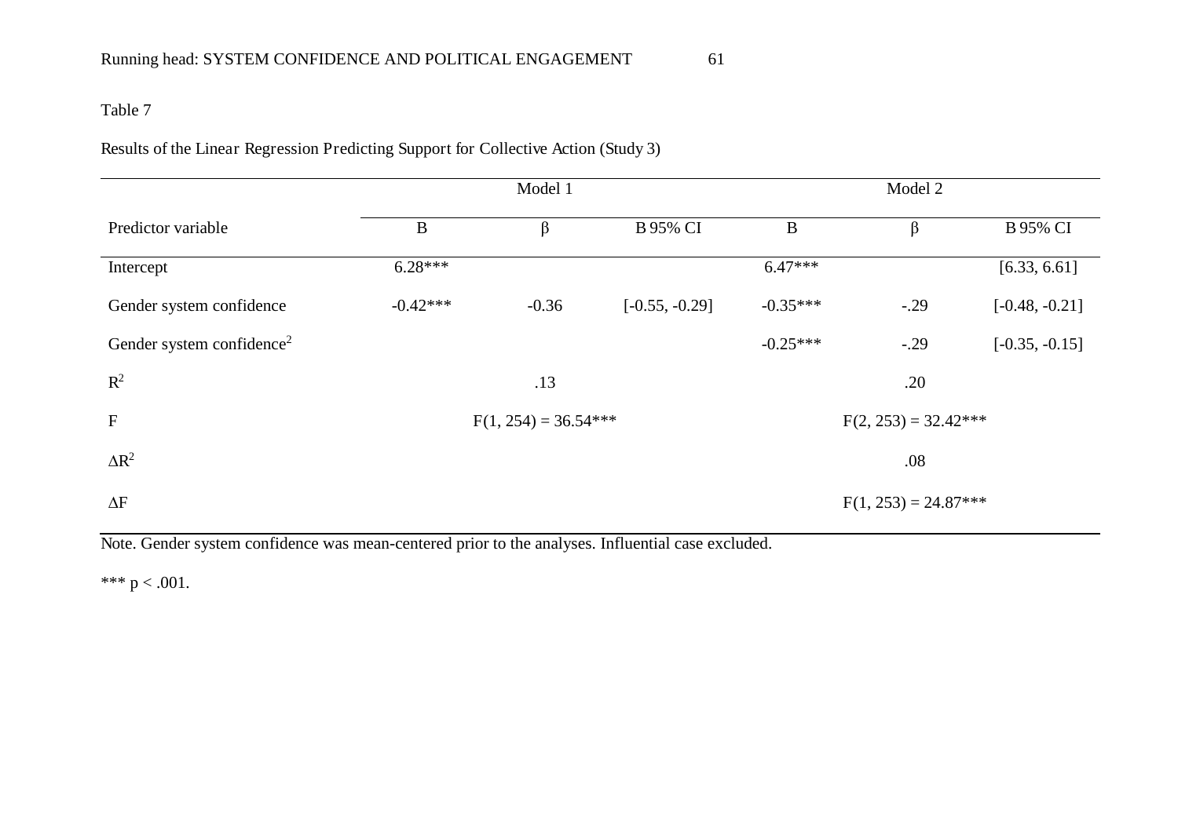Table 7

Results of the Linear Regression Predicting Support for Collective Action (Study 3)

| | Model 1 | | | Model 2 | | |
|---|---|---|---|---|---|---|
| Predictor variable | B | β | B 95% CI | B | β | B 95% CI |
| Intercept | 6.28*** | | | 6.47*** | | [6.33, 6.61] |
| Gender system confidence | -0.42*** | -0.36 | [-0.55, -0.29] | -0.35*** | -.29 | [-0.48, -0.21] |
| Gender system confidence$^2$ | | | | -0.25*** | -.29 | [-0.35, -0.15] |
| $R^2$ | | .13 | | | .20 | |
| F | | $F(1, 254) = 36.54$*** | | | $F(2, 253) = 32.42$*** | |
| $\Delta R^2$ | | | | | .08 | |
| $\Delta F$ | | | | | $F(1, 253) = 24.87$*** | |

Note. Gender system confidence was mean-centered prior to the analyses. Influential case excluded.

*** $p < .001$.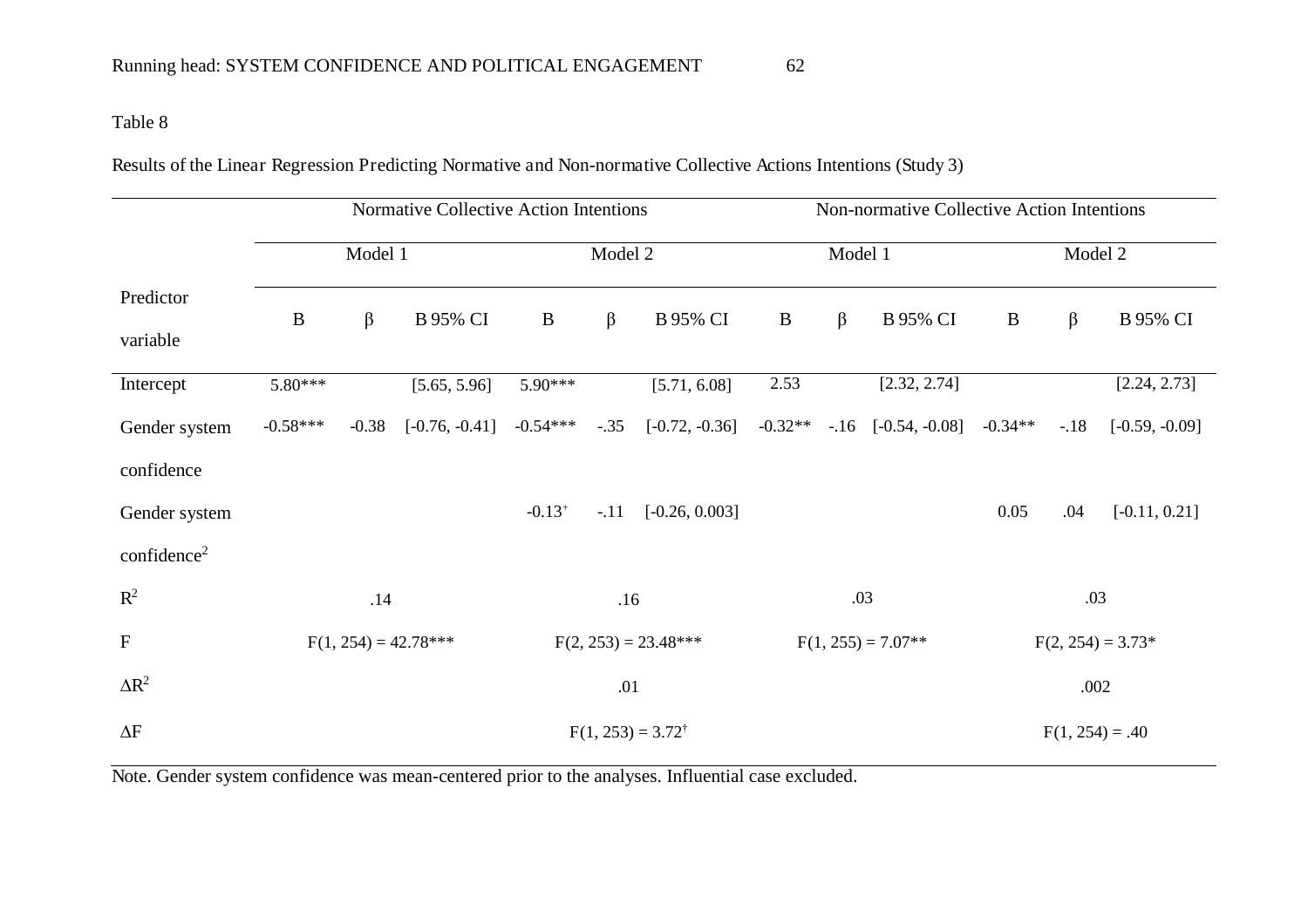Table 8

Results of the Linear Regression Predicting Normative and Non-normative Collective Actions Intentions (Study 3)

| | Normative Collective Action Intentions | | | | | | Non-normative Collective Action Intentions | | | | | |
|---|---|---|---|---|---|---|---|---|---|---|---|---|
| | Model 1 | | | Model 2 | | | Model 1 | | | Model 2 | | |
| Predictor variable | B | β | B 95% CI | B | β | B 95% CI | B | β | B 95% CI | B | β | B 95% CI |
| Intercept | 5.80*** | | [5.65, 5.96] | 5.90*** | | [5.71, 6.08] | 2.53 | | [2.32, 2.74] | | | [2.24, 2.73] |
| Gender system confidence | -0.58*** | -0.38 | [-0.76, -0.41] | -0.54*** | -.35 | [-0.72, -0.36] | -0.32** | -.16 | [-0.54, -0.08] | -0.34** | -.18 | [-0.59, -0.09] |
| Gender system confidence$^2$ | | | | -0.13$^+$ | -.11 | [-0.26, 0.003] | | | | 0.05 | .04 | [-0.11, 0.21] |
| $R^2$ | .14 | | | .16 | | | .03 | | | .03 | | |
| F | $F(1, 254) = 42.78$*** | | | $F(2, 253) = 23.48$*** | | | $F(1, 255) = 7.07$** | | | $F(2, 254) = 3.73$* | | |
| $\Delta R^2$ | | | | .01 | | | | | | .002 | | |
| $\Delta F$ | | | | $F(1, 253) = 3.72$$^†$ | | | | | | $F(1, 254) = .40$ | | |

Note. Gender system confidence was mean-centered prior to the analyses. Influential case excluded.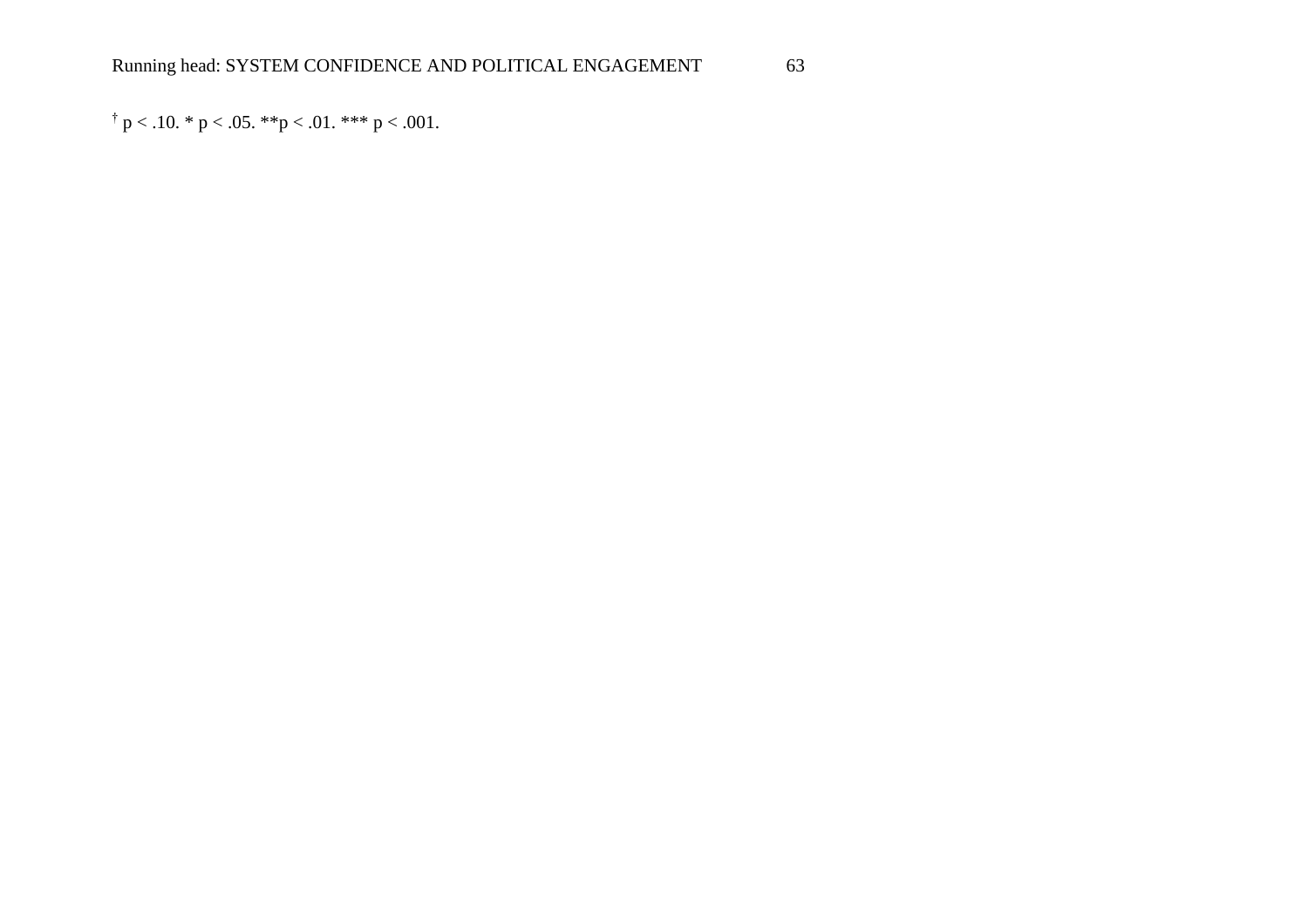† $p < .10$. * $p < .05$. ** $p < .01$. *** $p < .001$.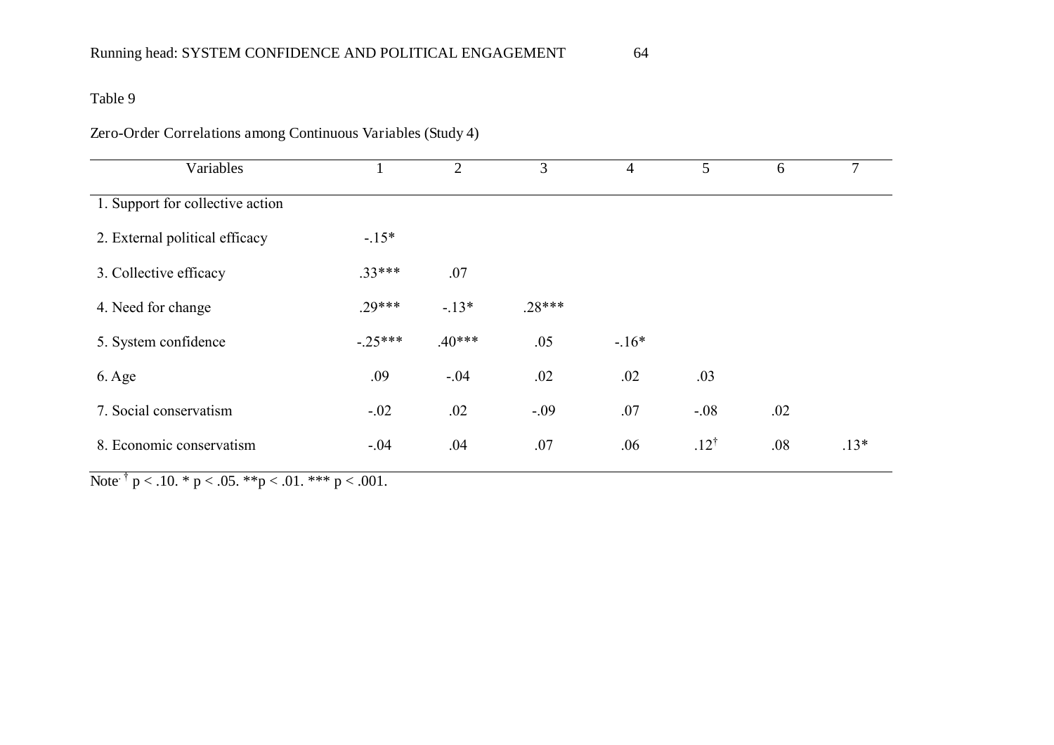Table 9

Zero-Order Correlations among Continuous Variables (Study 4)

| Variables | 1 | 2 | 3 | 4 | 5 | 6 | 7 |
|---|---|---|---|---|---|---|---|
| 1. Support for collective action | | | | | | | |
| 2. External political efficacy | -.15* | | | | | | |
| 3. Collective efficacy | .33*** | .07 | | | | | |
| 4. Need for change | .29*** | -.13* | .28*** | | | | |
| 5. System confidence | -.25*** | .40*** | .05 | -.16* | | | |
| 6. Age | .09 | -.04 | .02 | .02 | .03 | | |
| 7. Social conservatism | -.02 | .02 | -.09 | .07 | -.08 | .02 | |
| 8. Economic conservatism | -.04 | .04 | .07 | .06 | .12† | .08 | .13* |

Note. † $p < .10$. * $p < .05$. ** $p < .01$. *** $p < .001$.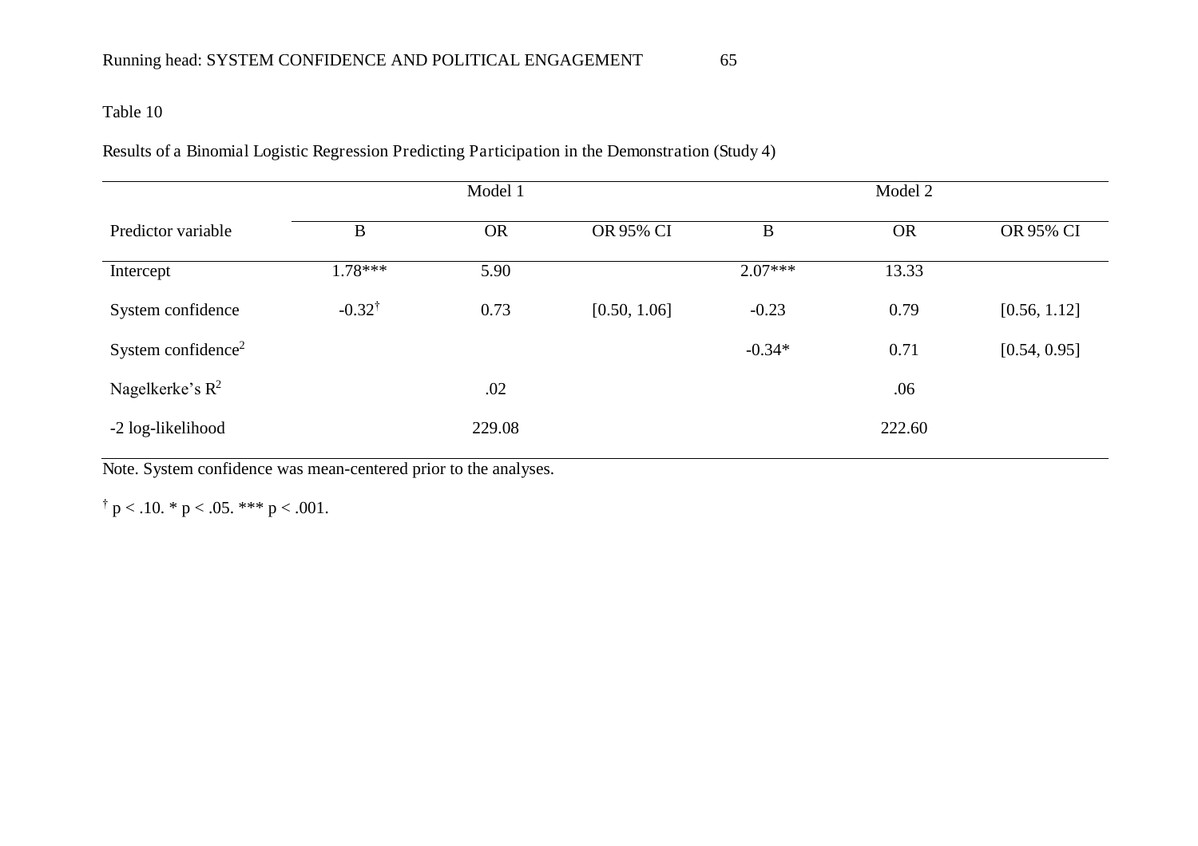Table 10

*Results of a Binomial Logistic Regression Predicting Participation in the Demonstration (Study 4)*

| | Model 1 | | | Model 2 | | |
|---|---|---|---|---|---|---|
| Predictor variable | B | OR | OR 95% CI | B | OR | OR 95% CI |
| Intercept | 1.78*** | 5.90 | | 2.07*** | 13.33 | |
| System confidence | -0.32† | 0.73 | [0.50, 1.06] | -0.23 | 0.79 | [0.56, 1.12] |
| System confidence$^2$ | | | | -0.34* | 0.71 | [0.54, 0.95] |
| Nagelkerke's $R^2$ | | .02 | | | .06 | |
| -2 log-likelihood | | 229.08 | | | 222.60 | |

*Note.* System confidence was mean-centered prior to the analyses.

† $p < .10$. * $p < .05$. *** $p < .001$.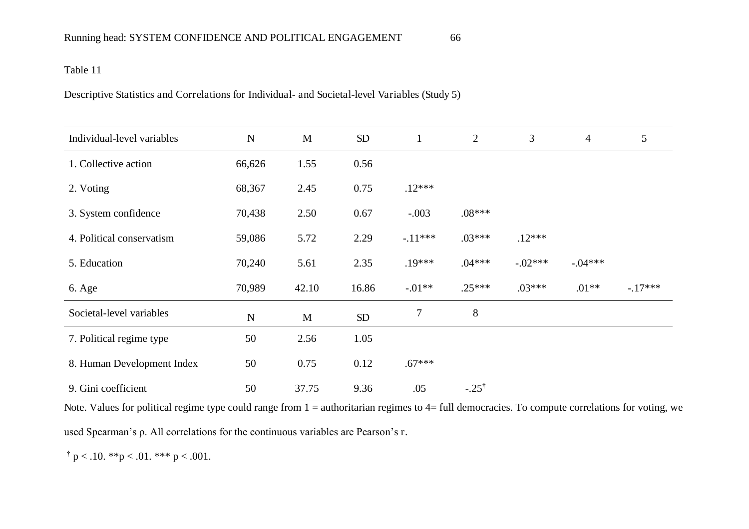Table 11

Descriptive Statistics and Correlations for Individual- and Societal-level Variables (Study 5)

| Individual-level variables | N | M | SD | 1 | 2 | 3 | 4 | 5 |
|---|---|---|---|---|---|---|---|---|
| 1. Collective action | 66,626 | 1.55 | 0.56 | | | | | |
| 2. Voting | 68,367 | 2.45 | 0.75 | .12*** | | | | |
| 3. System confidence | 70,438 | 2.50 | 0.67 | -.003 | .08*** | | | |
| 4. Political conservatism | 59,086 | 5.72 | 2.29 | -.11*** | .03*** | .12*** | | |
| 5. Education | 70,240 | 5.61 | 2.35 | .19*** | .04*** | -.02*** | -.04*** | |
| 6. Age | 70,989 | 42.10 | 16.86 | -.01** | .25*** | .03*** | .01** | -.17*** |
| **Societal-level variables** | **N** | **M** | **SD** | **7** | **8** | | | |
| 7. Political regime type | 50 | 2.56 | 1.05 | | | | | |
| 8. Human Development Index | 50 | 0.75 | 0.12 | .67*** | | | | |
| 9. Gini coefficient | 50 | 37.75 | 9.36 | .05 | -.25† | | | |

Note. Values for political regime type could range from 1 = authoritarian regimes to 4= full democracies. To compute correlations for voting, we used Spearman's ρ. All correlations for the continuous variables are Pearson's r.

† $p < .10$. ** $p < .01$. *** $p < .001$.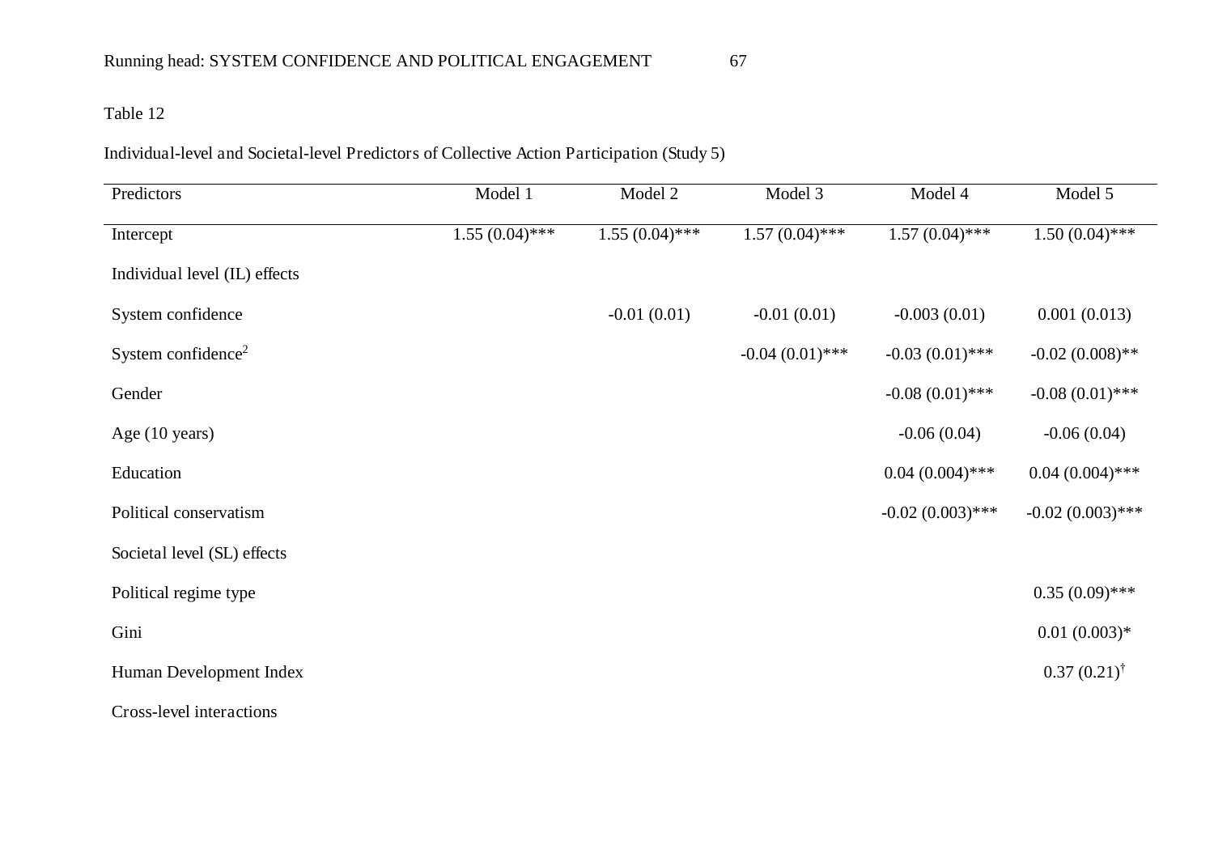Table 12

Individual-level and Societal-level Predictors of Collective Action Participation (Study 5)

| Predictors | Model 1 | Model 2 | Model 3 | Model 4 | Model 5 |
|---|---|---|---|---|---|
| Intercept | 1.55 (0.04)*** | 1.55 (0.04)*** | 1.57 (0.04)*** | 1.57 (0.04)*** | 1.50 (0.04)*** |
| Individual level (IL) effects | | | | | |
| System confidence | | -0.01 (0.01) | -0.01 (0.01) | -0.003 (0.01) | 0.001 (0.013) |
| System confidence$^2$ | | | -0.04 (0.01)*** | -0.03 (0.01)*** | -0.02 (0.008)** |
| Gender | | | | -0.08 (0.01)*** | -0.08 (0.01)*** |
| Age (10 years) | | | | -0.06 (0.04) | -0.06 (0.04) |
| Education | | | | 0.04 (0.004)*** | 0.04 (0.004)*** |
| Political conservatism | | | | -0.02 (0.003)*** | -0.02 (0.003)*** |
| Societal level (SL) effects | | | | | |
| Political regime type | | | | | 0.35 (0.09)*** |
| Gini | | | | | 0.01 (0.003)* |
| Human Development Index | | | | | 0.37 (0.21)$^{\dagger}$ |
| Cross-level interactions | | | | | |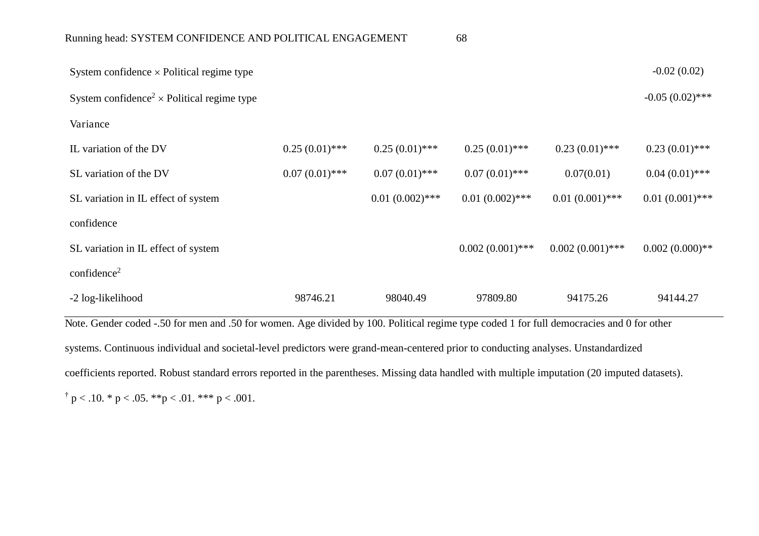| | | | | | |
|---|---|---|---|---|---|
| System confidence × Political regime type | | | | | -0.02 (0.02) |
| System confidence$^2$ × Political regime type | | | | | -0.05 (0.02)*** |
| Variance | | | | | |
| IL variation of the DV | 0.25 (0.01)*** | 0.25 (0.01)*** | 0.25 (0.01)*** | 0.23 (0.01)*** | 0.23 (0.01)*** |
| SL variation of the DV | 0.07 (0.01)*** | 0.07 (0.01)*** | 0.07 (0.01)*** | 0.07(0.01) | 0.04 (0.01)*** |
| SL variation in IL effect of system confidence | | 0.01 (0.002)*** | 0.01 (0.002)*** | 0.01 (0.001)*** | 0.01 (0.001)*** |
| SL variation in IL effect of system confidence$^2$ | | | 0.002 (0.001)*** | 0.002 (0.001)*** | 0.002 (0.000)** |
| -2 log-likelihood | 98746.21 | 98040.49 | 97809.80 | 94175.26 | 94144.27 |

Note. Gender coded -.50 for men and .50 for women. Age divided by 100. Political regime type coded 1 for full democracies and 0 for other systems. Continuous individual and societal-level predictors were grand-mean-centered prior to conducting analyses. Unstandardized coefficients reported. Robust standard errors reported in the parentheses. Missing data handled with multiple imputation (20 imputed datasets).

† $p < .10$. * $p < .05$. ** $p < .01$. *** $p < .001$.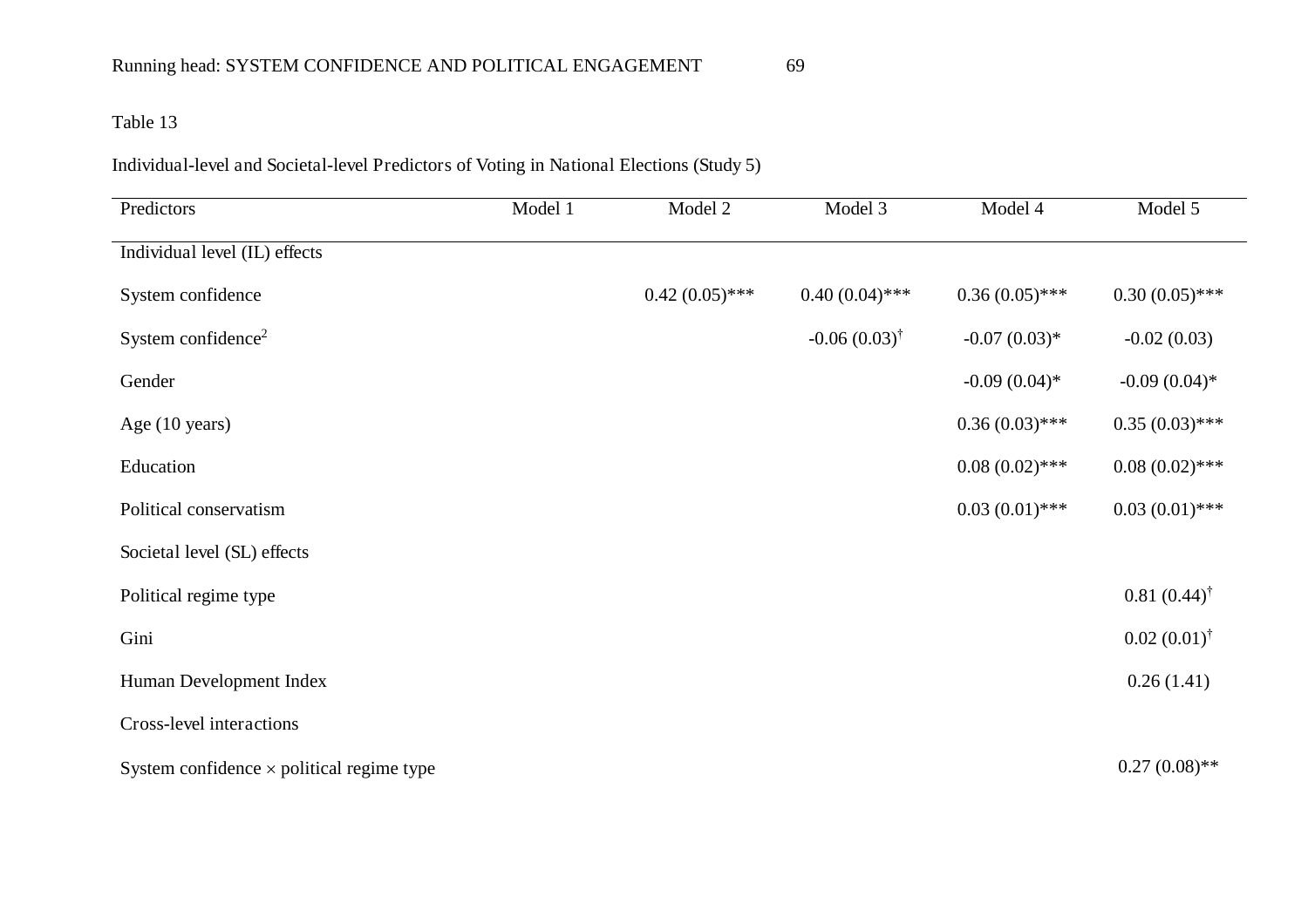Table 13

Individual-level and Societal-level Predictors of Voting in National Elections (Study 5)

| Predictors | Model 1 | Model 2 | Model 3 | Model 4 | Model 5 |
|---|---|---|---|---|---|
| Individual level (IL) effects | | | | | |
| System confidence | | 0.42 (0.05)*** | 0.40 (0.04)*** | 0.36 (0.05)*** | 0.30 (0.05)*** |
| System confidence$^2$ | | | -0.06 (0.03)$^{\dagger}$ | -0.07 (0.03)* | -0.02 (0.03) |
| Gender | | | | -0.09 (0.04)* | -0.09 (0.04)* |
| Age (10 years) | | | | 0.36 (0.03)*** | 0.35 (0.03)*** |
| Education | | | | 0.08 (0.02)*** | 0.08 (0.02)*** |
| Political conservatism | | | | 0.03 (0.01)*** | 0.03 (0.01)*** |
| Societal level (SL) effects | | | | | |
| Political regime type | | | | | 0.81 (0.44)$^{\dagger}$ |
| Gini | | | | | 0.02 (0.01)$^{\dagger}$ |
| Human Development Index | | | | | 0.26 (1.41) |
| Cross-level interactions | | | | | |
| System confidence × political regime type | | | | | 0.27 (0.08)** |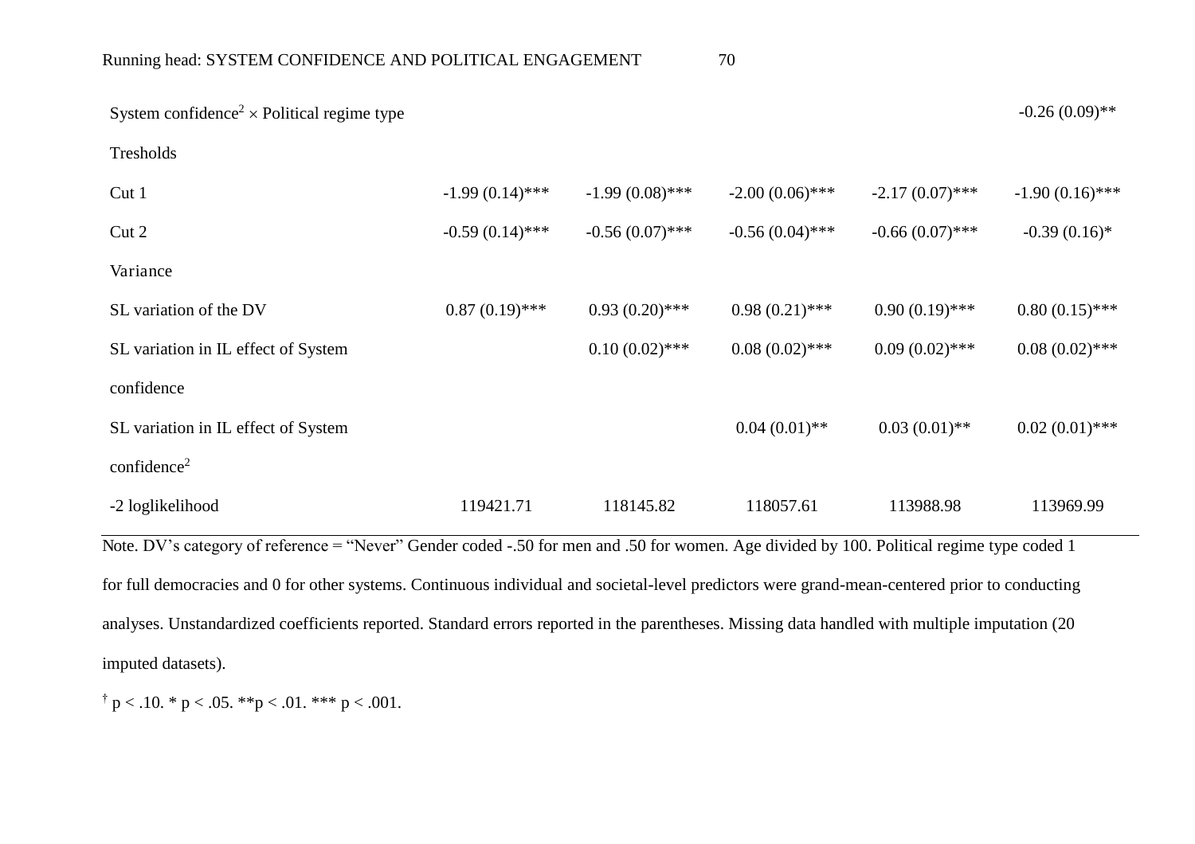| | | | | | |
|---|---|---|---|---|---|
| System confidence$^2$ × Political regime type | | | | | -0.26 (0.09)** |
| Tresholds | | | | | |
| Cut 1 | -1.99 (0.14)*** | -1.99 (0.08)*** | -2.00 (0.06)*** | -2.17 (0.07)*** | -1.90 (0.16)*** |
| Cut 2 | -0.59 (0.14)*** | -0.56 (0.07)*** | -0.56 (0.04)*** | -0.66 (0.07)*** | -0.39 (0.16)* |
| Variance | | | | | |
| SL variation of the DV | 0.87 (0.19)*** | 0.93 (0.20)*** | 0.98 (0.21)*** | 0.90 (0.19)*** | 0.80 (0.15)*** |
| SL variation in IL effect of System confidence | | 0.10 (0.02)*** | 0.08 (0.02)*** | 0.09 (0.02)*** | 0.08 (0.02)*** |
| SL variation in IL effect of System confidence$^2$ | | | 0.04 (0.01)** | 0.03 (0.01)** | 0.02 (0.01)*** |
| -2 loglikelihood | 119421.71 | 118145.82 | 118057.61 | 113988.98 | 113969.99 |

Note. DV's category of reference = "Never" Gender coded -.50 for men and .50 for women. Age divided by 100. Political regime type coded 1 for full democracies and 0 for other systems. Continuous individual and societal-level predictors were grand-mean-centered prior to conducting analyses. Unstandardized coefficients reported. Standard errors reported in the parentheses. Missing data handled with multiple imputation (20 imputed datasets).

† $p < .10$. * $p < .05$. ** $p < .01$. *** $p < .001$.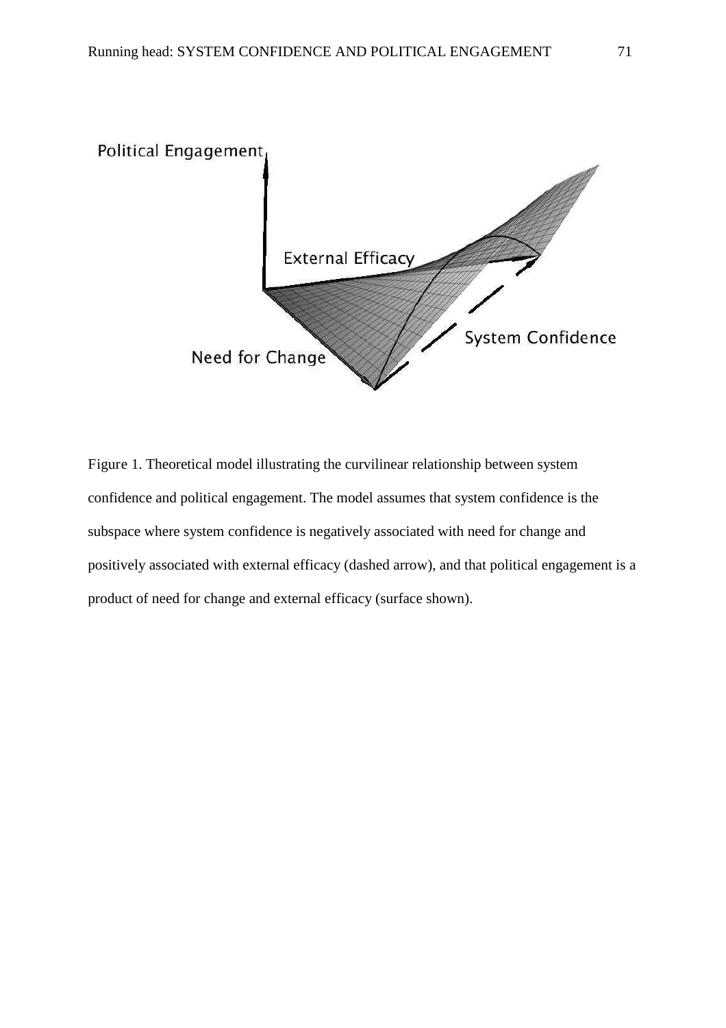Figure 1. Theoretical model illustrating the curvilinear relationship between system confidence and political engagement. The model assumes that system confidence is the subspace where system confidence is negatively associated with need for change and positively associated with external efficacy (dashed arrow), and that political engagement is a product of need for change and external efficacy (surface shown).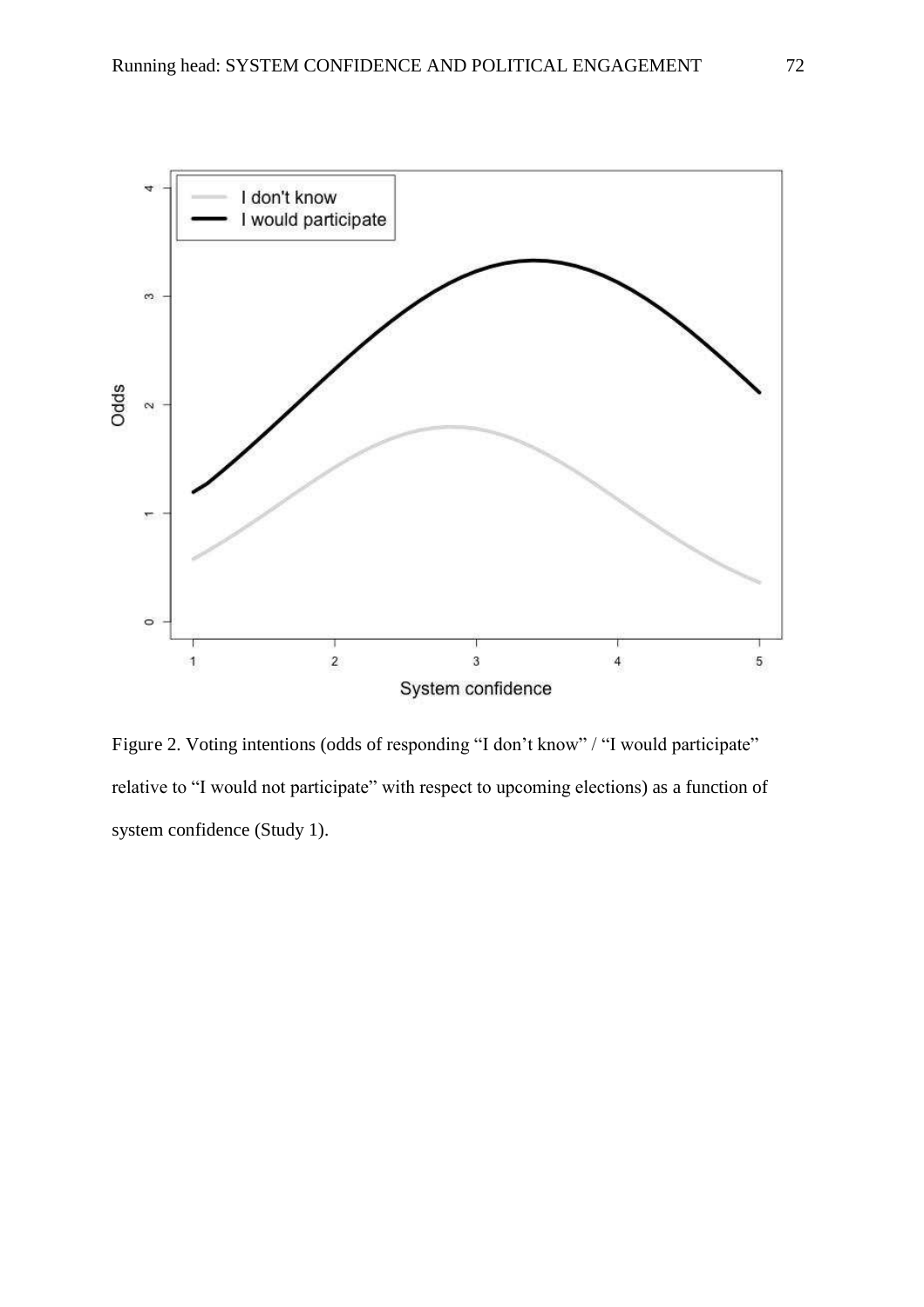Figure 2. Voting intentions (odds of responding “I don’t know” / “I would participate” relative to “I would not participate” with respect to upcoming elections) as a function of system confidence (Study 1).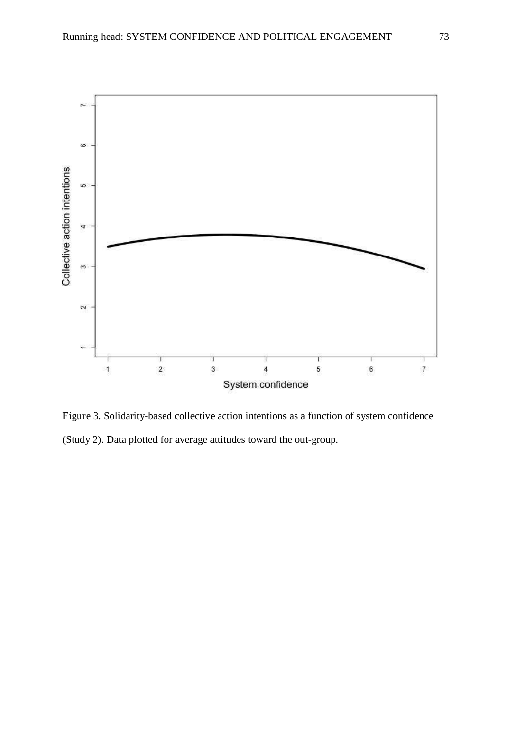Figure 3. Solidarity-based collective action intentions as a function of system confidence (Study 2). Data plotted for average attitudes toward the out-group.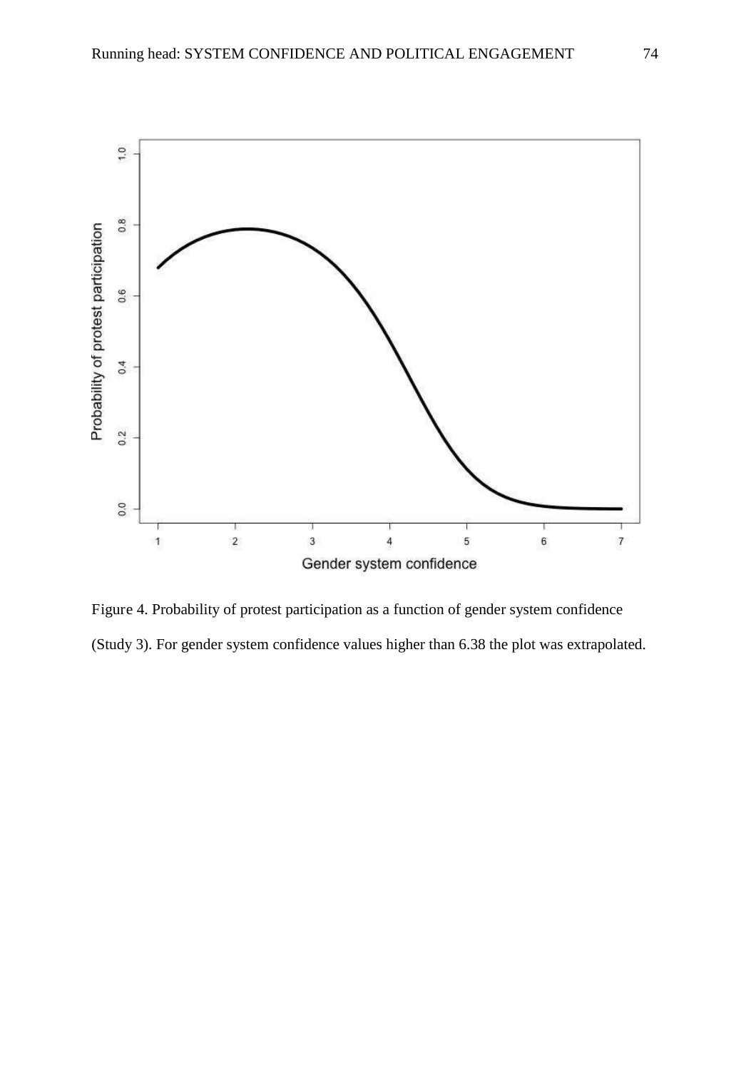Figure 4. Probability of protest participation as a function of gender system confidence (Study 3). For gender system confidence values higher than 6.38 the plot was extrapolated.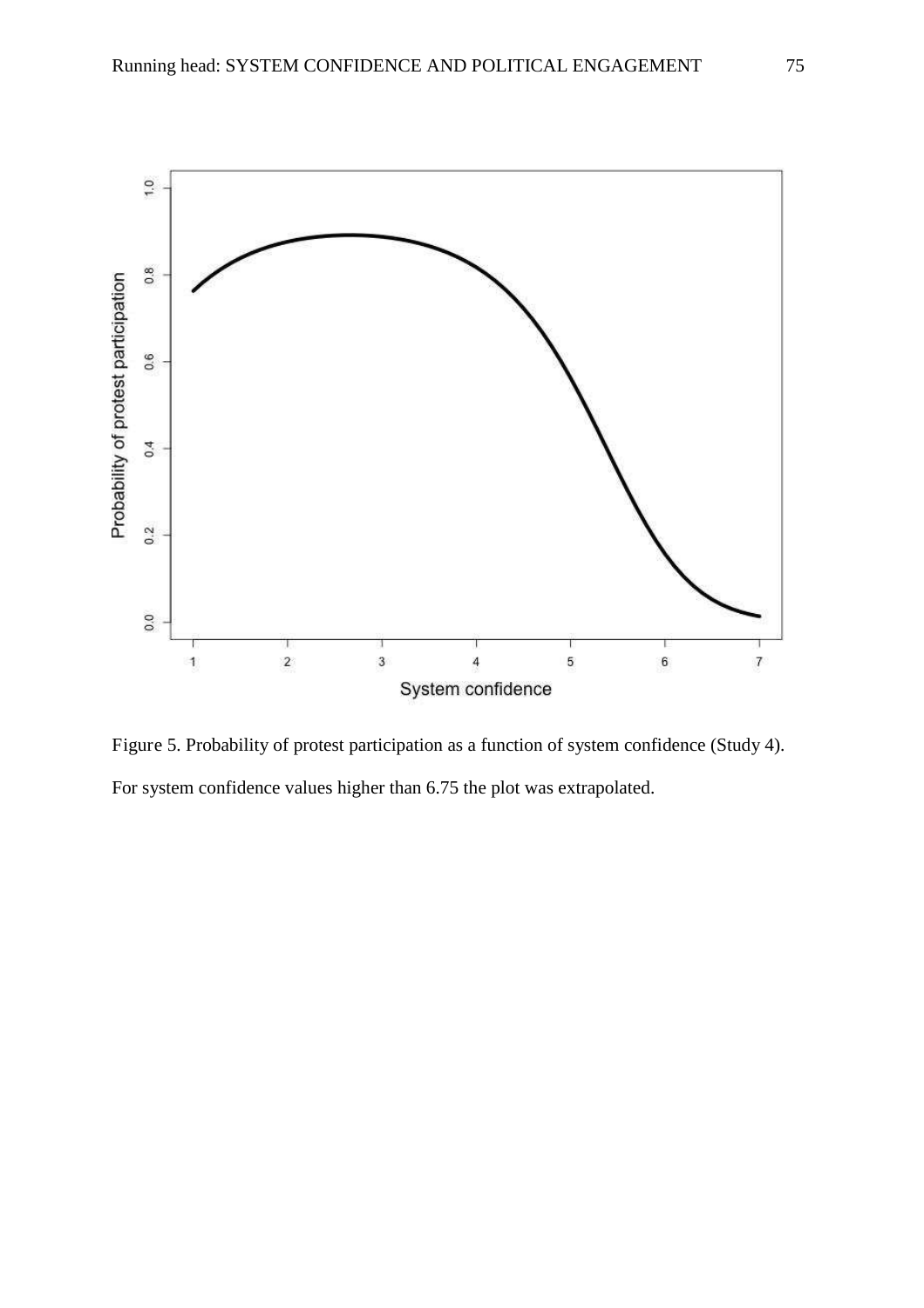*Figure 5.* Probability of protest participation as a function of system confidence (Study 4). For system confidence values higher than 6.75 the plot was extrapolated.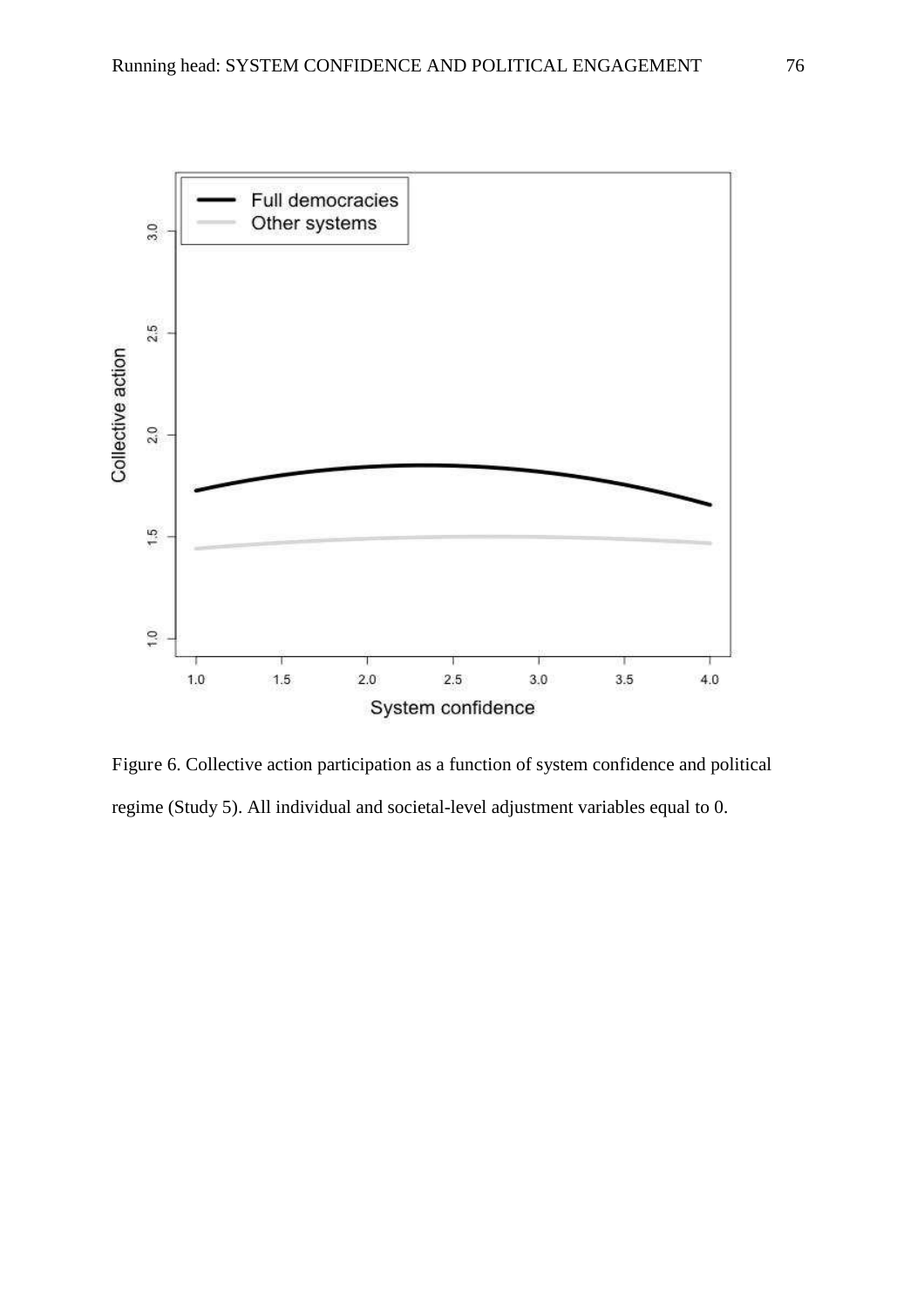Figure 6. Collective action participation as a function of system confidence and political regime (Study 5). All individual and societal-level adjustment variables equal to 0.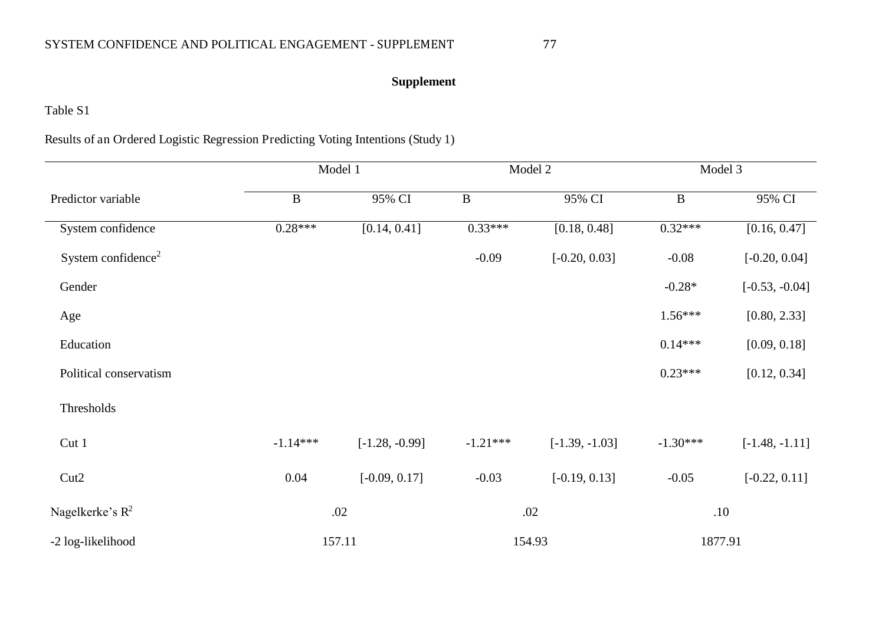**Supplement**

Table S1

Results of an Ordered Logistic Regression Predicting Voting Intentions (Study 1)

| | Model 1 | | Model 2 | | Model 3 | |
|---|---|---|---|---|---|---|
| Predictor variable | B | 95% CI | B | 95% CI | B | 95% CI |
| System confidence | 0.28*** | [0.14, 0.41] | 0.33*** | [0.18, 0.48] | 0.32*** | [0.16, 0.47] |
| System confidence$^2$ | | | -0.09 | [-0.20, 0.03] | -0.08 | [-0.20, 0.04] |
| Gender | | | | | -0.28* | [-0.53, -0.04] |
| Age | | | | | 1.56*** | [0.80, 2.33] |
| Education | | | | | 0.14*** | [0.09, 0.18] |
| Political conservatism | | | | | 0.23*** | [0.12, 0.34] |
| Thresholds | | | | | | |
| Cut 1 | -1.14*** | [-1.28, -0.99] | -1.21*** | [-1.39, -1.03] | -1.30*** | [-1.48, -1.11] |
| Cut2 | 0.04 | [-0.09, 0.17] | -0.03 | [-0.19, 0.13] | -0.05 | [-0.22, 0.11] |
| Nagelkerke's $R^2$ | .02 | | .02 | | .10 | |
| -2 log-likelihood | 157.11 | | 154.93 | | 1877.91 | |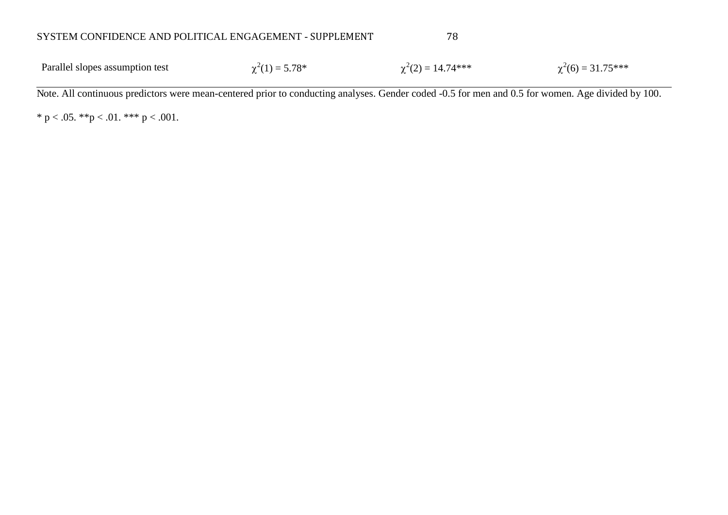| | | | |
|---|---|---|---|
| Parallel slopes assumption test | $\chi^2(1) = 5.78$* | $\chi^2(2) = 14.74$*** | $\chi^2(6) = 31.75$*** |

Note. All continuous predictors were mean-centered prior to conducting analyses. Gender coded -0.5 for men and 0.5 for women. Age divided by 100.

* $p < .05$. ** $p < .01$. *** $p < .001$.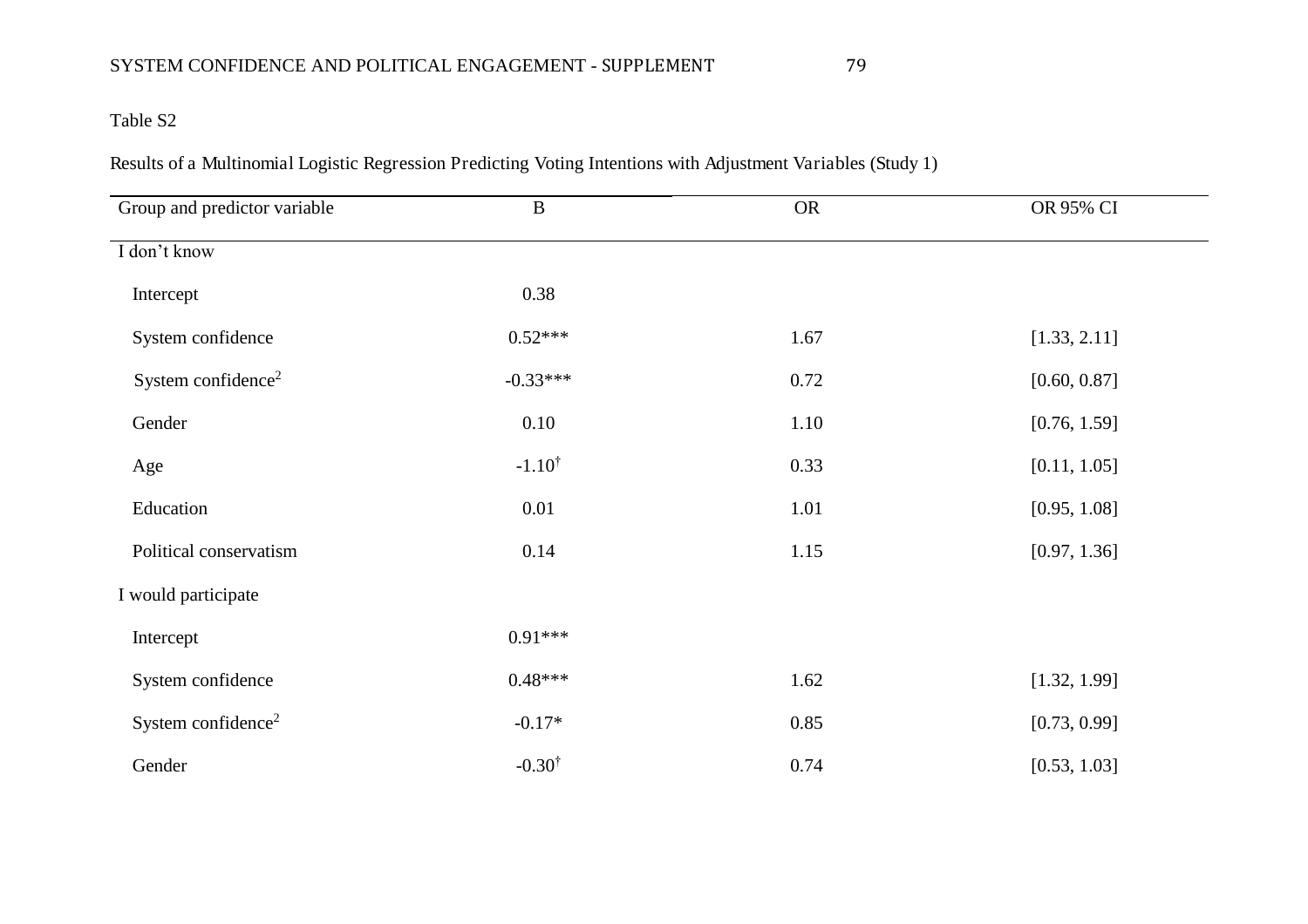Table S2

Results of a Multinomial Logistic Regression Predicting Voting Intentions with Adjustment Variables (Study 1)

| Group and predictor variable | B | OR | OR 95% CI |
|---|---|---|---|
| I don't know | | | |
| Intercept | 0.38 | | |
| System confidence | 0.52*** | 1.67 | [1.33, 2.11] |
| System confidence$^2$ | -0.33*** | 0.72 | [0.60, 0.87] |
| Gender | 0.10 | 1.10 | [0.76, 1.59] |
| Age | -1.10$^{\dagger}$ | 0.33 | [0.11, 1.05] |
| Education | 0.01 | 1.01 | [0.95, 1.08] |
| Political conservatism | 0.14 | 1.15 | [0.97, 1.36] |
| I would participate | | | |
| Intercept | 0.91*** | | |
| System confidence | 0.48*** | 1.62 | [1.32, 1.99] |
| System confidence$^2$ | -0.17* | 0.85 | [0.73, 0.99] |
| Gender | -0.30$^{\dagger}$ | 0.74 | [0.53, 1.03] |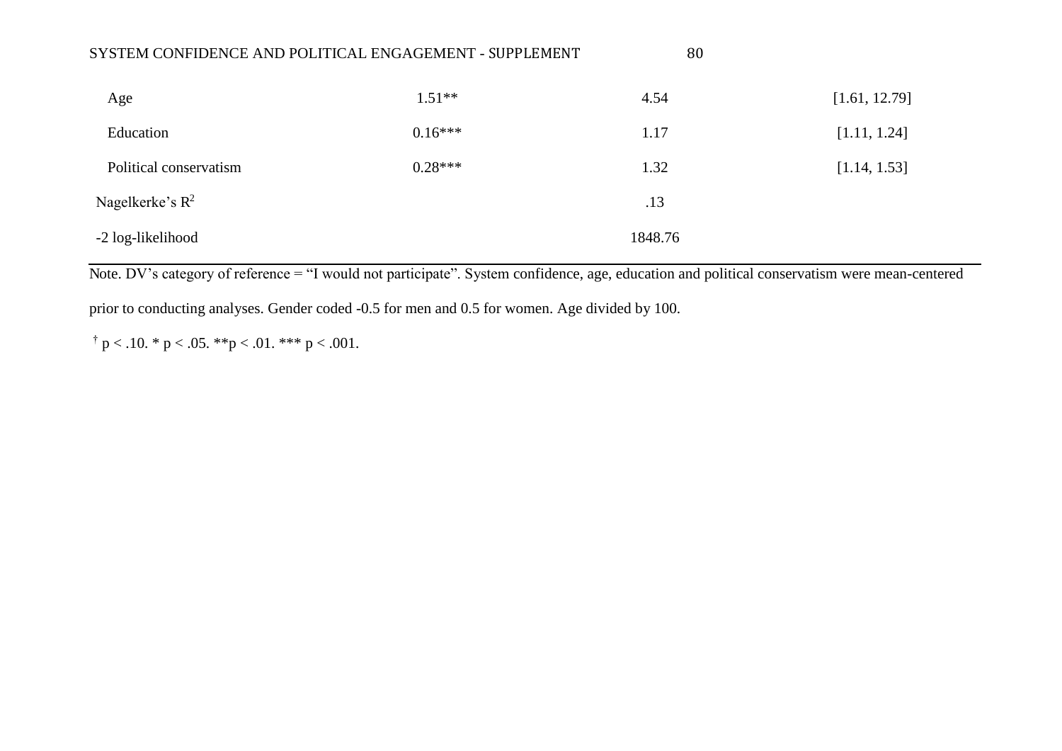| | | | |
|---|---|---|---|
| Age | 1.51** | 4.54 | [1.61, 12.79] |
| Education | 0.16*** | 1.17 | [1.11, 1.24] |
| Political conservatism | 0.28*** | 1.32 | [1.14, 1.53] |
| Nagelkerke's $R^2$ | | .13 | |
| -2 log-likelihood | | 1848.76 | |

Note. DV's category of reference = "I would not participate". System confidence, age, education and political conservatism were mean-centered prior to conducting analyses. Gender coded -0.5 for men and 0.5 for women. Age divided by 100.

† $p < .10$. * $p < .05$. ** $p < .01$. *** $p < .001$.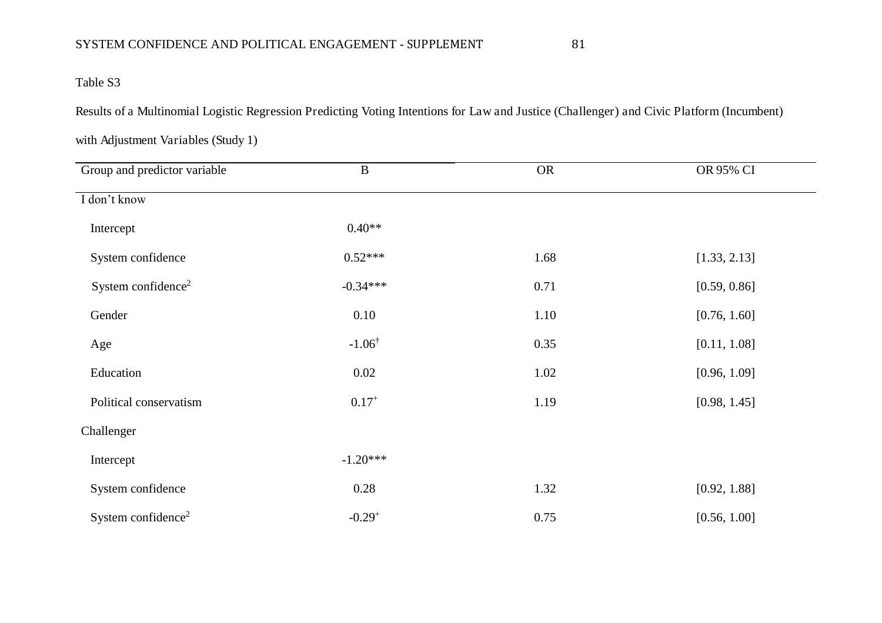Table S3

Results of a Multinomial Logistic Regression Predicting Voting Intentions for Law and Justice (Challenger) and Civic Platform (Incumbent) with Adjustment Variables (Study 1)

| Group and predictor variable | B | OR | OR 95% CI |
|---|---|---|---|
| I don't know | | | |
| Intercept | 0.40** | | |
| System confidence | 0.52*** | 1.68 | [1.33, 2.13] |
| System confidence$^2$ | -0.34*** | 0.71 | [0.59, 0.86] |
| Gender | 0.10 | 1.10 | [0.76, 1.60] |
| Age | -1.06$^{\dagger}$ | 0.35 | [0.11, 1.08] |
| Education | 0.02 | 1.02 | [0.96, 1.09] |
| Political conservatism | 0.17$^{+}$ | 1.19 | [0.98, 1.45] |
| Challenger | | | |
| Intercept | -1.20*** | | |
| System confidence | 0.28 | 1.32 | [0.92, 1.88] |
| System confidence$^2$ | -0.29$^{+}$ | 0.75 | [0.56, 1.00] |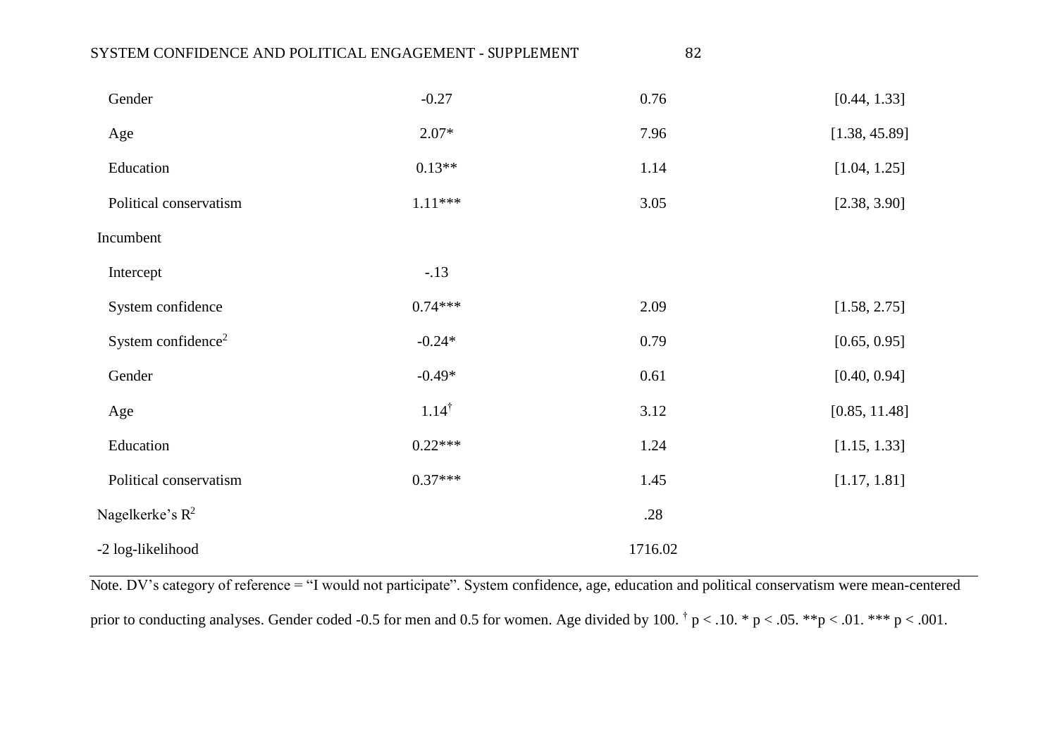| | | | |
|---|---|---|---|
| Gender | -0.27 | 0.76 | [0.44, 1.33] |
| Age | 2.07* | 7.96 | [1.38, 45.89] |
| Education | 0.13** | 1.14 | [1.04, 1.25] |
| Political conservatism | 1.11*** | 3.05 | [2.38, 3.90] |
| Incumbent | | | |
| Intercept | -.13 | | |
| System confidence | 0.74*** | 2.09 | [1.58, 2.75] |
| System confidence$^2$ | -0.24* | 0.79 | [0.65, 0.95] |
| Gender | -0.49* | 0.61 | [0.40, 0.94] |
| Age | 1.14$^{\dagger}$ | 3.12 | [0.85, 11.48] |
| Education | 0.22*** | 1.24 | [1.15, 1.33] |
| Political conservatism | 0.37*** | 1.45 | [1.17, 1.81] |
| Nagelkerke's $R^2$ | | .28 | |
| -2 log-likelihood | | 1716.02 | |

Note. DV's category of reference = "I would not participate". System confidence, age, education and political conservatism were mean-centered prior to conducting analyses. Gender coded -0.5 for men and 0.5 for women. Age divided by 100. $^{\dagger}$ $p < .10$. * $p < .05$. ** $p < .01$. *** $p < .001$.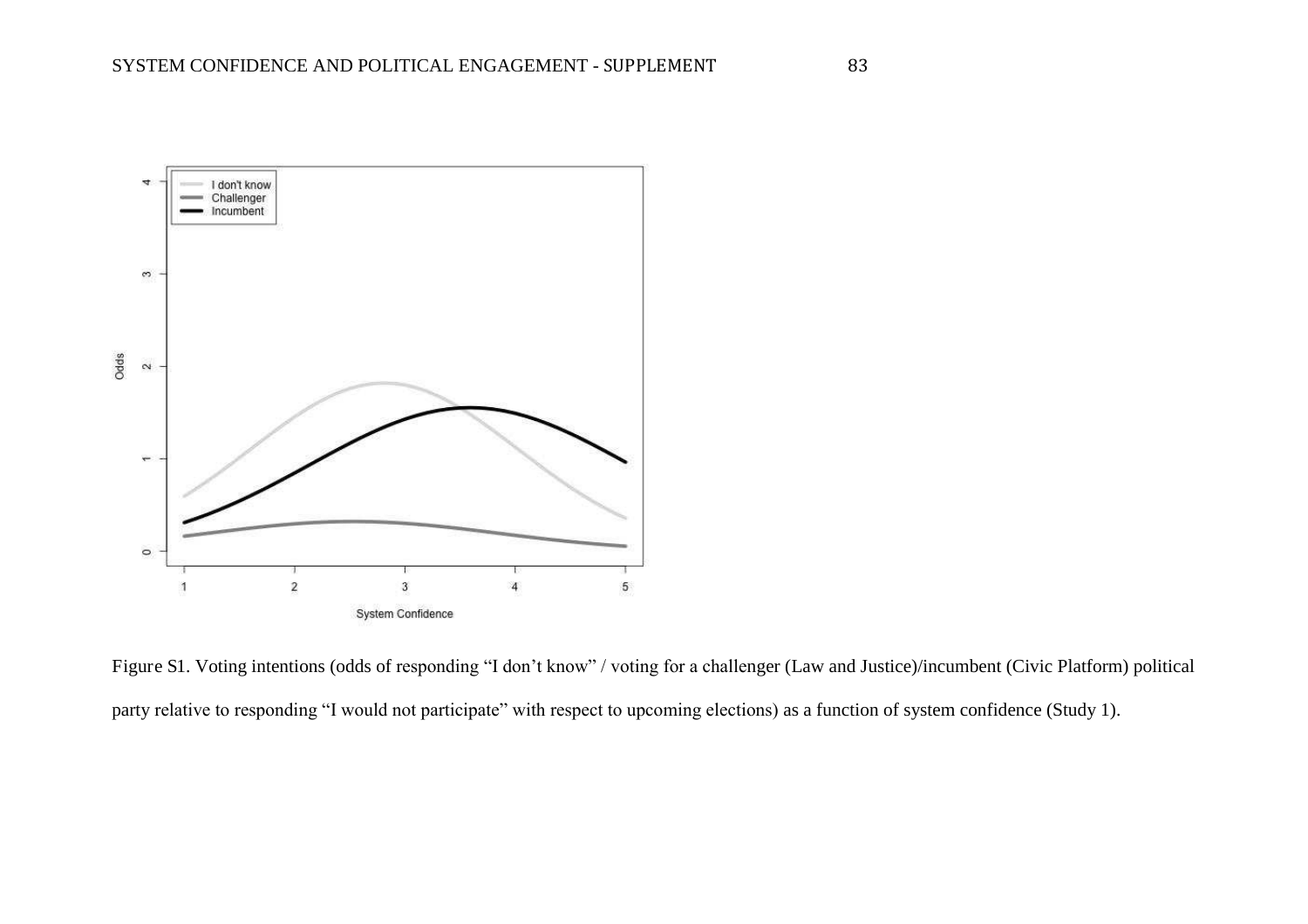Figure S1. Voting intentions (odds of responding “I don’t know” / voting for a challenger (Law and Justice)/incumbent (Civic Platform) political party relative to responding “I would not participate” with respect to upcoming elections) as a function of system confidence (Study 1).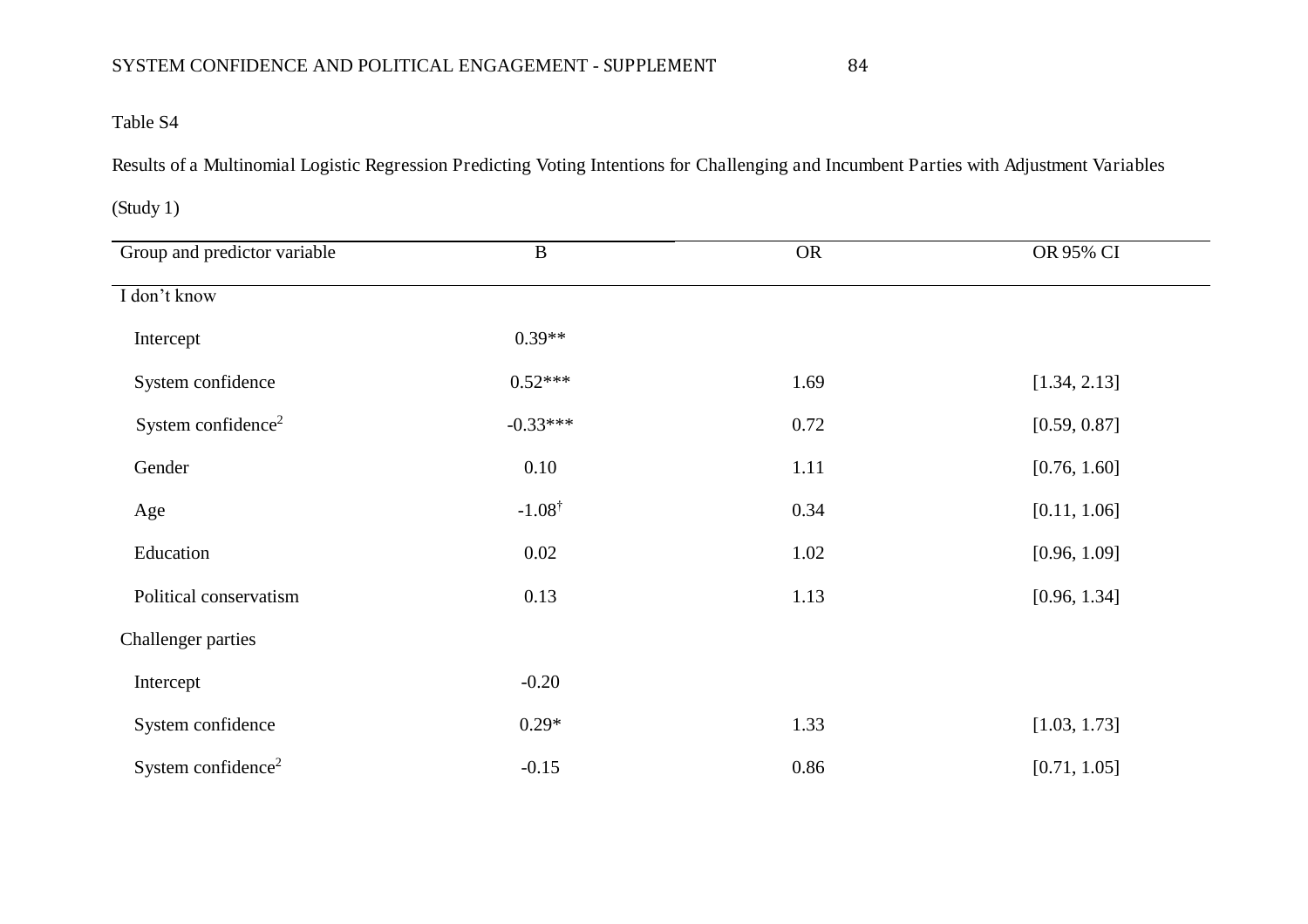Table S4

*Results of a Multinomial Logistic Regression Predicting Voting Intentions for Challenging and Incumbent Parties with Adjustment Variables (Study 1)*

| Group and predictor variable | B | OR | OR 95% CI |
|---|---|---|---|
| I don't know | | | |
| Intercept | 0.39** | | |
| System confidence | 0.52*** | 1.69 | [1.34, 2.13] |
| System confidence$^2$ | -0.33*** | 0.72 | [0.59, 0.87] |
| Gender | 0.10 | 1.11 | [0.76, 1.60] |
| Age | -1.08$^{\dagger}$ | 0.34 | [0.11, 1.06] |
| Education | 0.02 | 1.02 | [0.96, 1.09] |
| Political conservatism | 0.13 | 1.13 | [0.96, 1.34] |
| Challenger parties | | | |
| Intercept | -0.20 | | |
| System confidence | 0.29* | 1.33 | [1.03, 1.73] |
| System confidence$^2$ | -0.15 | 0.86 | [0.71, 1.05] |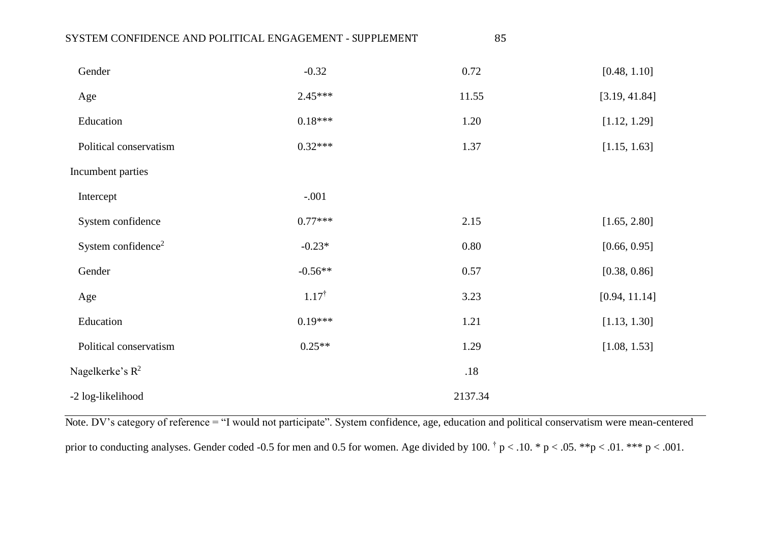| | | | |
|---|---|---|---|
| Gender | -0.32 | 0.72 | [0.48, 1.10] |
| Age | 2.45*** | 11.55 | [3.19, 41.84] |
| Education | 0.18*** | 1.20 | [1.12, 1.29] |
| Political conservatism | 0.32*** | 1.37 | [1.15, 1.63] |
| Incumbent parties | | | |
| Intercept | -.001 | | |
| System confidence | 0.77*** | 2.15 | [1.65, 2.80] |
| System confidence$^2$ | -0.23* | 0.80 | [0.66, 0.95] |
| Gender | -0.56** | 0.57 | [0.38, 0.86] |
| Age | 1.17$^{\dagger}$ | 3.23 | [0.94, 11.14] |
| Education | 0.19*** | 1.21 | [1.13, 1.30] |
| Political conservatism | 0.25** | 1.29 | [1.08, 1.53] |
| Nagelkerke's $R^2$ | | .18 | |
| -2 log-likelihood | | 2137.34 | |

Note. DV's category of reference = "I would not participate". System confidence, age, education and political conservatism were mean-centered prior to conducting analyses. Gender coded -0.5 for men and 0.5 for women. Age divided by 100. $^{\dagger}$ $p < .10$. * $p < .05$. ** $p < .01$. *** $p < .001$.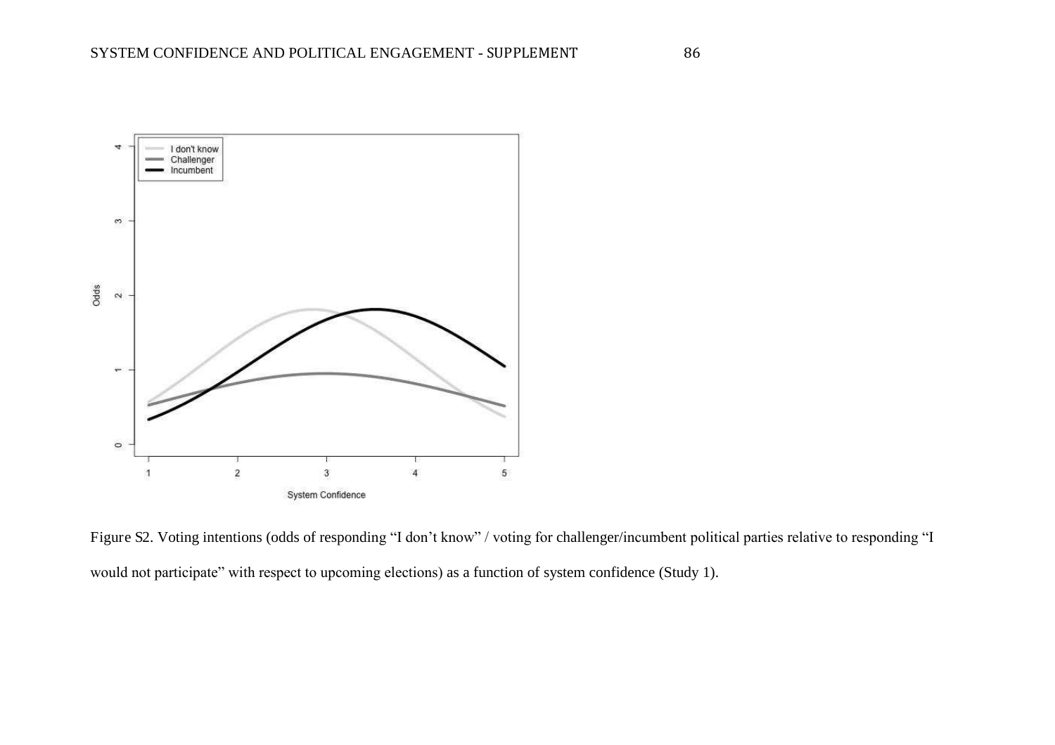Figure S2. Voting intentions (odds of responding “I don’t know” / voting for challenger/incumbent political parties relative to responding “I would not participate” with respect to upcoming elections) as a function of system confidence (Study 1).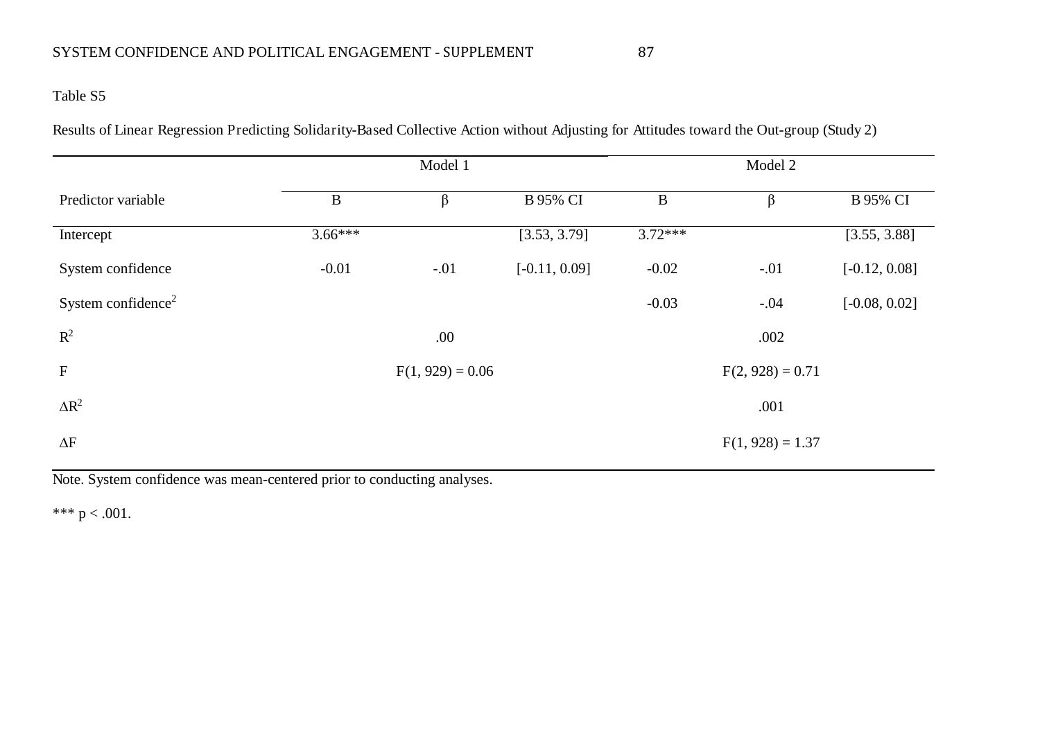Table S5

Results of Linear Regression Predicting Solidarity-Based Collective Action without Adjusting for Attitudes toward the Out-group (Study 2)

| | Model 1 | | | Model 2 | | |
|---|---|---|---|---|---|---|
| Predictor variable | B | β | B 95% CI | B | β | B 95% CI |
| Intercept | 3.66*** | | [3.53, 3.79] | 3.72*** | | [3.55, 3.88] |
| System confidence | -0.01 | -.01 | [-0.11, 0.09] | -0.02 | -.01 | [-0.12, 0.08] |
| System confidence$^2$ | | | | -0.03 | -.04 | [-0.08, 0.02] |
| $R^2$ | | .00 | | | .002 | |
| F | | $F(1, 929) = 0.06$ | | | $F(2, 928) = 0.71$ | |
| $\Delta R^2$ | | | | | .001 | |
| $\Delta F$ | | | | | $F(1, 928) = 1.37$ | |

Note. System confidence was mean-centered prior to conducting analyses.

*** $p < .001$.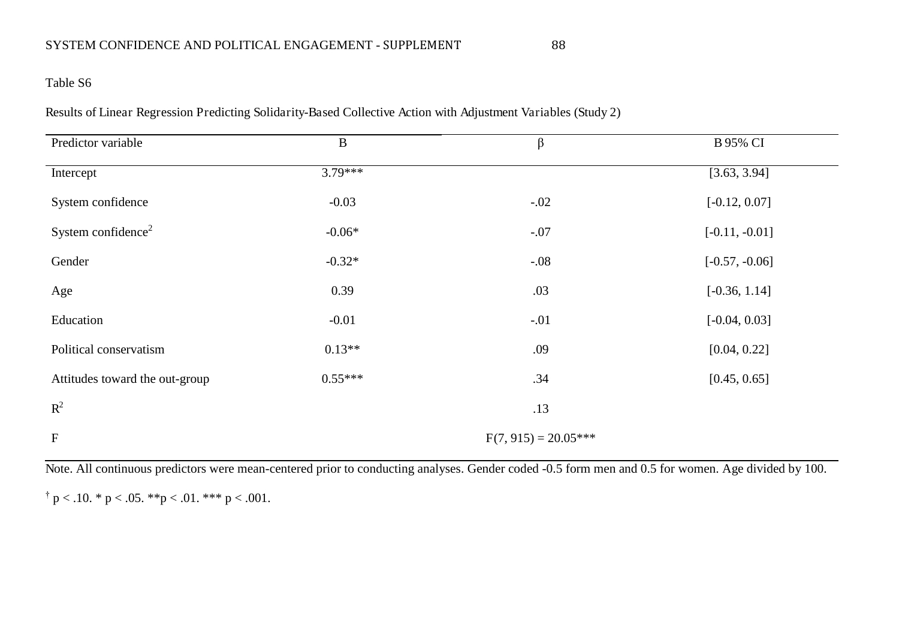Table S6

Results of Linear Regression Predicting Solidarity-Based Collective Action with Adjustment Variables (Study 2)

| Predictor variable | B | β | B 95% CI |
|---|---|---|---|
| Intercept | 3.79*** | | [3.63, 3.94] |
| System confidence | -0.03 | -.02 | [-0.12, 0.07] |
| System confidence$^2$ | -0.06* | -.07 | [-0.11, -0.01] |
| Gender | -0.32* | -.08 | [-0.57, -0.06] |
| Age | 0.39 | .03 | [-0.36, 1.14] |
| Education | -0.01 | -.01 | [-0.04, 0.03] |
| Political conservatism | 0.13** | .09 | [0.04, 0.22] |
| Attitudes toward the out-group | 0.55*** | .34 | [0.45, 0.65] |
| $R^2$ | | .13 | |
| F | | $F(7, 915) = 20.05$*** | |

Note. All continuous predictors were mean-centered prior to conducting analyses. Gender coded -0.5 form men and 0.5 for women. Age divided by 100.

† p < .10. * p < .05. **p < .01. *** p < .001.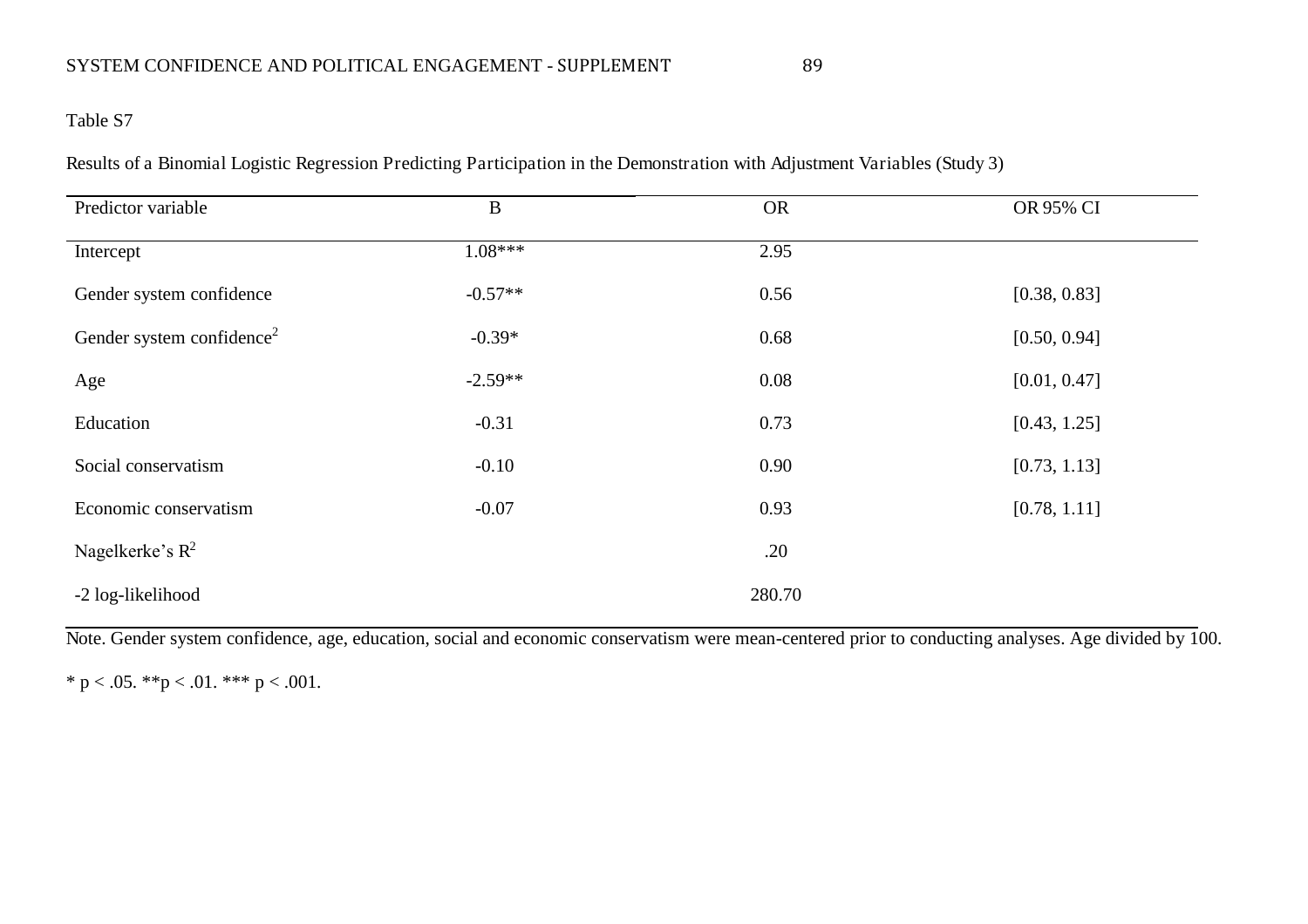Table S7

Results of a Binomial Logistic Regression Predicting Participation in the Demonstration with Adjustment Variables (Study 3)

| Predictor variable | B | OR | OR 95% CI |
|---|---|---|---|
| Intercept | 1.08*** | 2.95 | |
| Gender system confidence | -0.57** | 0.56 | [0.38, 0.83] |
| Gender system confidence$^2$ | -0.39* | 0.68 | [0.50, 0.94] |
| Age | -2.59** | 0.08 | [0.01, 0.47] |
| Education | -0.31 | 0.73 | [0.43, 1.25] |
| Social conservatism | -0.10 | 0.90 | [0.73, 1.13] |
| Economic conservatism | -0.07 | 0.93 | [0.78, 1.11] |
| Nagelkerke's $R^2$ | | .20 | |
| -2 log-likelihood | | 280.70 | |

Note. Gender system confidence, age, education, social and economic conservatism were mean-centered prior to conducting analyses. Age divided by 100.

* $p < .05$. ** $p < .01$. *** $p < .001$.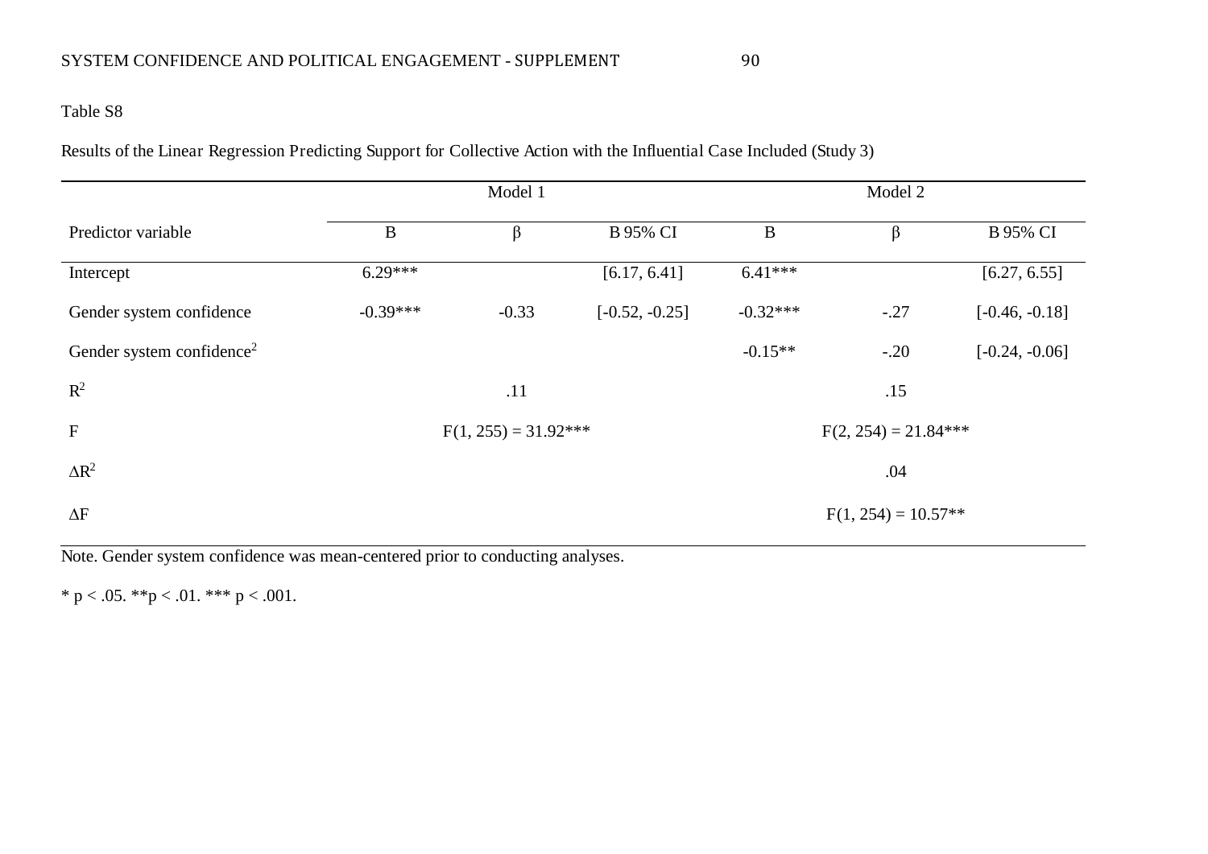Table S8

Results of the Linear Regression Predicting Support for Collective Action with the Influential Case Included (Study 3)

| | Model 1 | | | Model 2 | | |
|---|---|---|---|---|---|---|
| Predictor variable | B | β | B 95% CI | B | β | B 95% CI |
| Intercept | 6.29*** | | [6.17, 6.41] | 6.41*** | | [6.27, 6.55] |
| Gender system confidence | -0.39*** | -0.33 | [-0.52, -0.25] | -0.32*** | -.27 | [-0.46, -0.18] |
| Gender system confidence$^2$ | | | | -0.15** | -.20 | [-0.24, -0.06] |
| $R^2$ | | .11 | | | .15 | |
| F | | $F(1, 255) = 31.92$*** | | | $F(2, 254) = 21.84$*** | |
| $\Delta R^2$ | | | | | .04 | |
| ΔF | | | | | $F(1, 254) = 10.57$** | |

Note. Gender system confidence was mean-centered prior to conducting analyses.

* $p < .05$. ** $p < .01$. *** $p < .001$.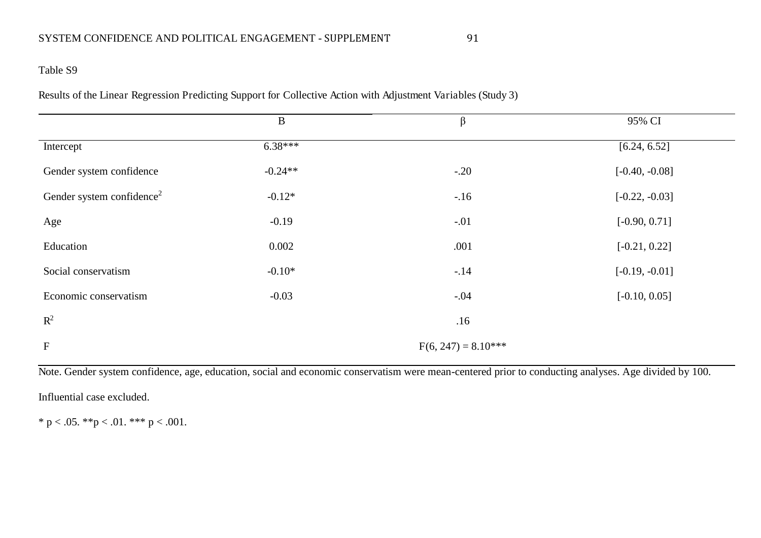Table S9

Results of the Linear Regression Predicting Support for Collective Action with Adjustment Variables (Study 3)

| | B | β | 95% CI |
|---|---|---|---|
| Intercept | 6.38*** | | [6.24, 6.52] |
| Gender system confidence | -0.24** | -.20 | [-0.40, -0.08] |
| Gender system confidence$^2$ | -0.12* | -.16 | [-0.22, -0.03] |
| Age | -0.19 | -.01 | [-0.90, 0.71] |
| Education | 0.002 | .001 | [-0.21, 0.22] |
| Social conservatism | -0.10* | -.14 | [-0.19, -0.01] |
| Economic conservatism | -0.03 | -.04 | [-0.10, 0.05] |
| $R^2$ | | .16 | |
| F | | $F(6, 247) = 8.10$*** | |

Note. Gender system confidence, age, education, social and economic conservatism were mean-centered prior to conducting analyses. Age divided by 100.

Influential case excluded.

* $p < .05$. **$p < .01$. *** $p < .001$.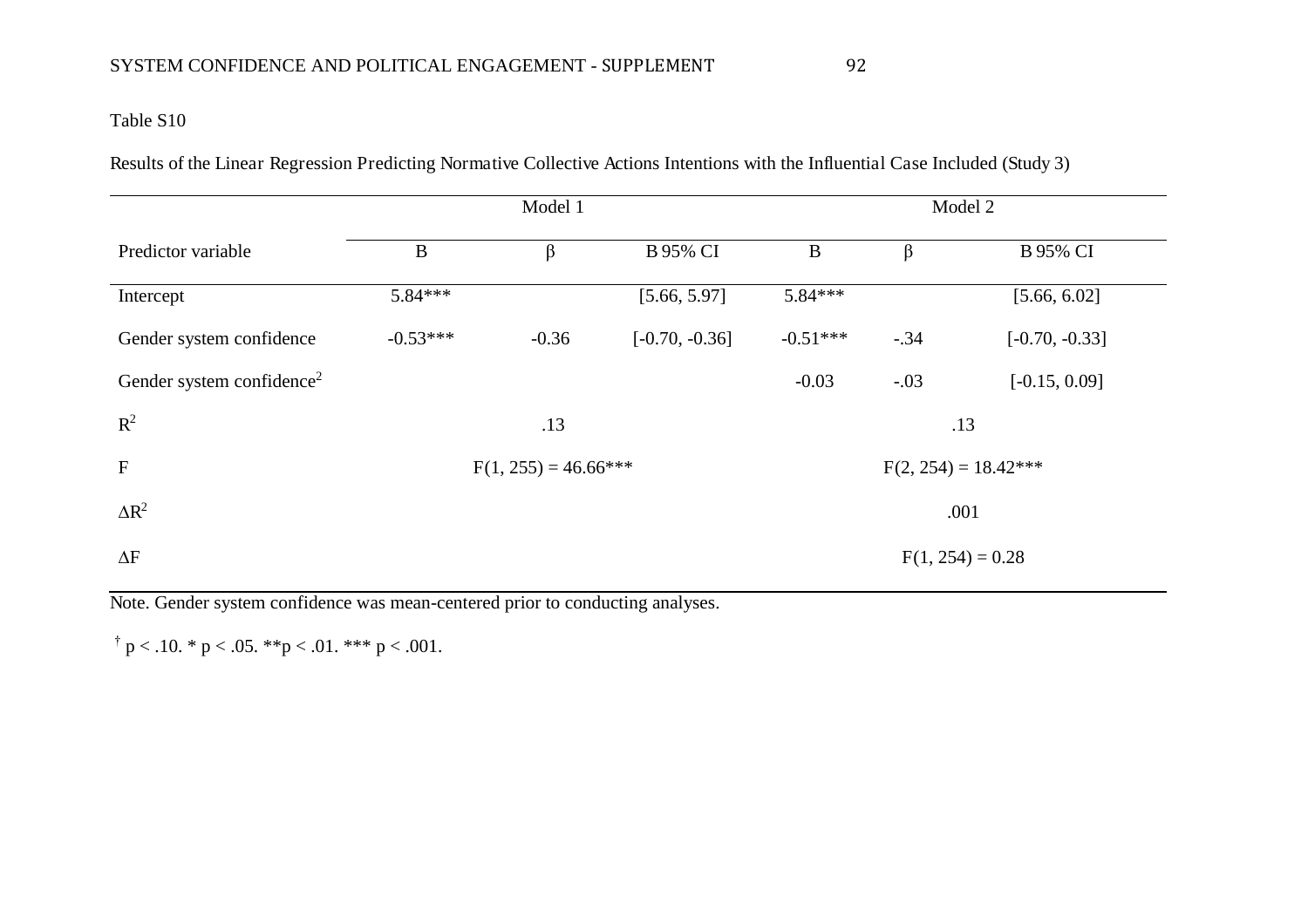Table S10

Results of the Linear Regression Predicting Normative Collective Actions Intentions with the Influential Case Included (Study 3)

| | Model 1 | | | Model 2 | | |
|---|---|---|---|---|---|---|
| Predictor variable | B | β | B 95% CI | B | β | B 95% CI |
| Intercept | 5.84*** | | [5.66, 5.97] | 5.84*** | | [5.66, 6.02] |
| Gender system confidence | -0.53*** | -0.36 | [-0.70, -0.36] | -0.51*** | -.34 | [-0.70, -0.33] |
| Gender system confidence$^2$ | | | | -0.03 | -.03 | [-0.15, 0.09] |
| $R^2$ | | .13 | | | .13 | |
| F | | $F(1, 255) = 46.66$*** | | | $F(2, 254) = 18.42$*** | |
| $\Delta R^2$ | | | | | .001 | |
| $\Delta F$ | | | | | $F(1, 254) = 0.28$ | |

Note. Gender system confidence was mean-centered prior to conducting analyses.

† $p < .10$. * $p < .05$. ** $p < .01$. *** $p < .001$.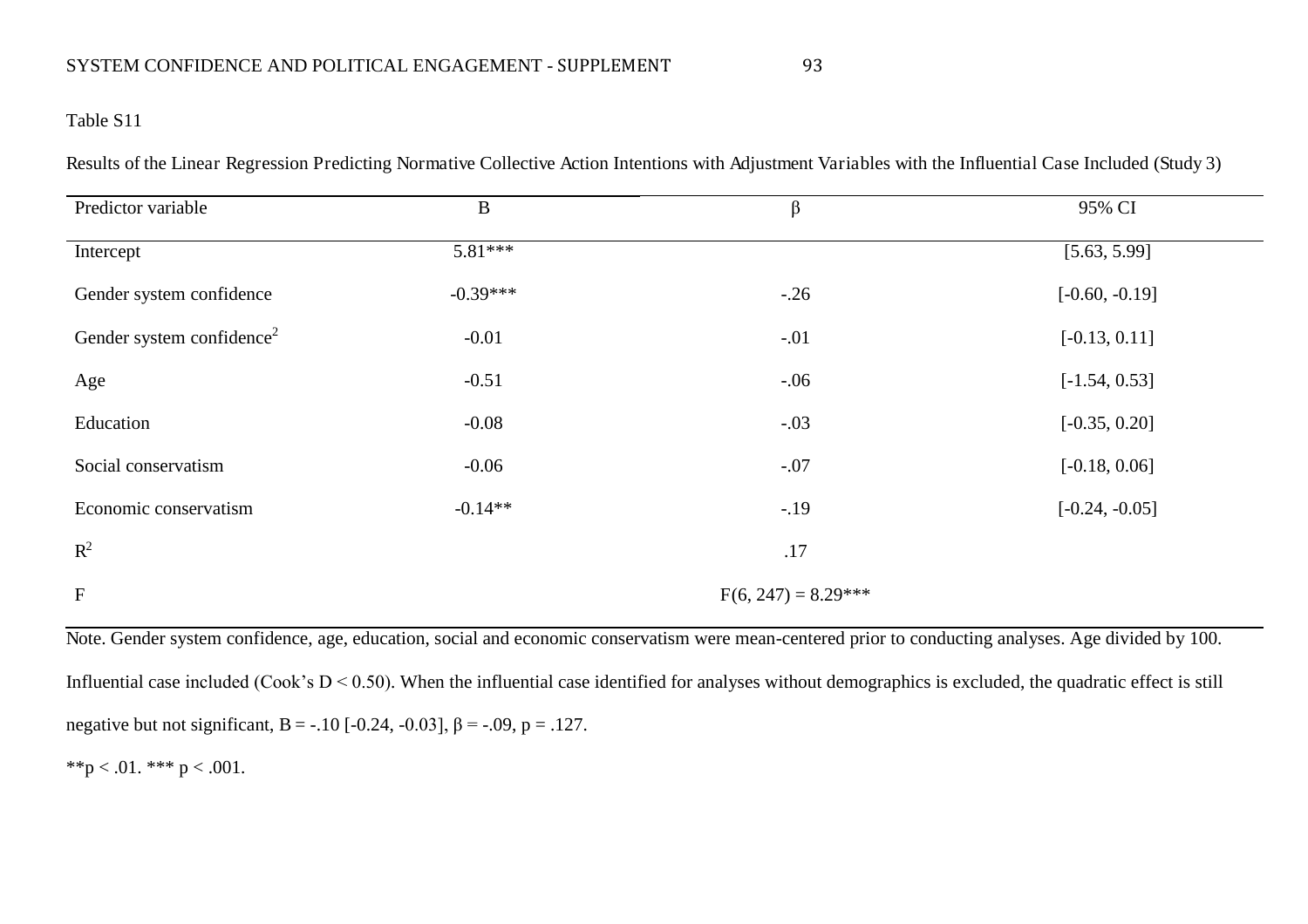Table S11

Results of the Linear Regression Predicting Normative Collective Action Intentions with Adjustment Variables with the Influential Case Included (Study 3)

| Predictor variable | B | β | 95% CI |
|---|---|---|---|
| Intercept | 5.81*** | | [5.63, 5.99] |
| Gender system confidence | -0.39*** | -.26 | [-0.60, -0.19] |
| Gender system confidence$^2$ | -0.01 | -.01 | [-0.13, 0.11] |
| Age | -0.51 | -.06 | [-1.54, 0.53] |
| Education | -0.08 | -.03 | [-0.35, 0.20] |
| Social conservatism | -0.06 | -.07 | [-0.18, 0.06] |
| Economic conservatism | -0.14** | -.19 | [-0.24, -0.05] |
| $R^2$ | | .17 | |
| F | | $F(6, 247) = 8.29$*** | |

Note. Gender system confidence, age, education, social and economic conservatism were mean-centered prior to conducting analyses. Age divided by 100. Influential case included (Cook's D < 0.50). When the influential case identified for analyses without demographics is excluded, the quadratic effect is still negative but not significant, B = -.10 [-0.24, -0.03], β = -.09, p = .127.

**p < .01. *** p < .001.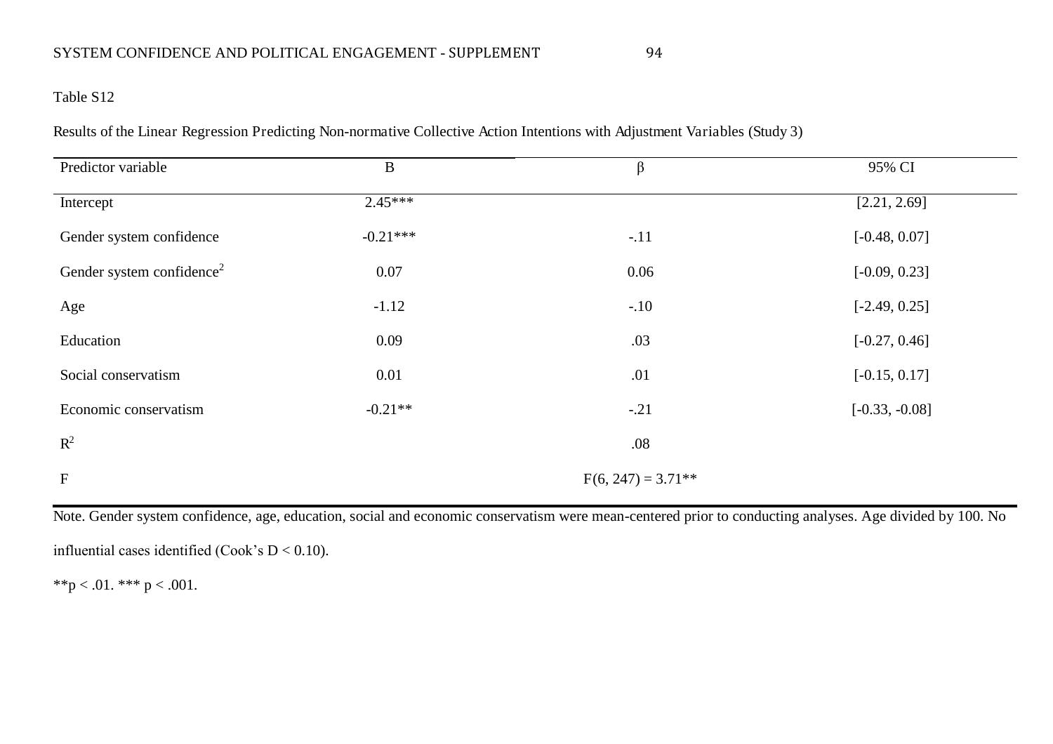Table S12

Results of the Linear Regression Predicting Non-normative Collective Action Intentions with Adjustment Variables (Study 3)

| Predictor variable | B | β | 95% CI |
|---|---|---|---|
| Intercept | 2.45*** | | [2.21, 2.69] |
| Gender system confidence | -0.21*** | -.11 | [-0.48, 0.07] |
| Gender system confidence$^2$ | 0.07 | 0.06 | [-0.09, 0.23] |
| Age | -1.12 | -.10 | [-2.49, 0.25] |
| Education | 0.09 | .03 | [-0.27, 0.46] |
| Social conservatism | 0.01 | .01 | [-0.15, 0.17] |
| Economic conservatism | -0.21** | -.21 | [-0.33, -0.08] |
| $R^2$ | | .08 | |
| F | | $F(6, 247) = 3.71$** | |

Note. Gender system confidence, age, education, social and economic conservatism were mean-centered prior to conducting analyses. Age divided by 100. No influential cases identified (Cook's $D < 0.10$).

**$p < .01$. *** $p < .001$.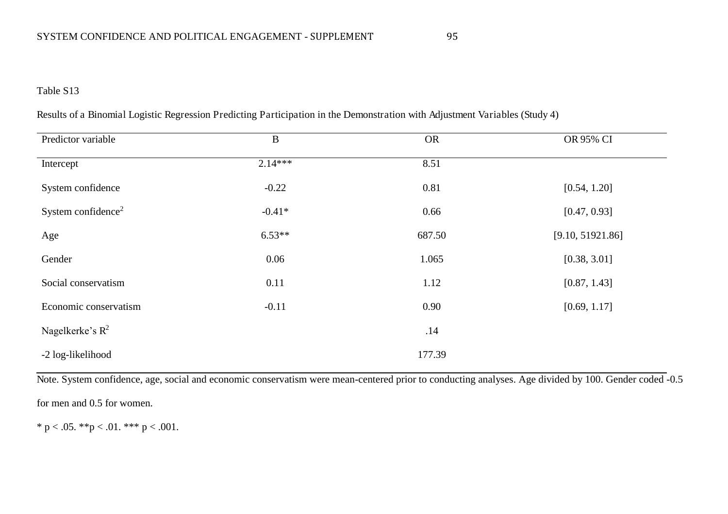Table S13

Results of a Binomial Logistic Regression Predicting Participation in the Demonstration with Adjustment Variables (Study 4)

| Predictor variable | B | OR | OR 95% CI |
|---|---|---|---|
| Intercept | 2.14*** | 8.51 | |
| System confidence | -0.22 | 0.81 | [0.54, 1.20] |
| System confidence$^2$ | -0.41* | 0.66 | [0.47, 0.93] |
| Age | 6.53** | 687.50 | [9.10, 51921.86] |
| Gender | 0.06 | 1.065 | [0.38, 3.01] |
| Social conservatism | 0.11 | 1.12 | [0.87, 1.43] |
| Economic conservatism | -0.11 | 0.90 | [0.69, 1.17] |
| Nagelkerke's $R^2$ | | .14 | |
| -2 log-likelihood | | 177.39 | |

Note. System confidence, age, social and economic conservatism were mean-centered prior to conducting analyses. Age divided by 100. Gender coded -0.5 for men and 0.5 for women.

* $p < .05$. ** $p < .01$. *** $p < .001$.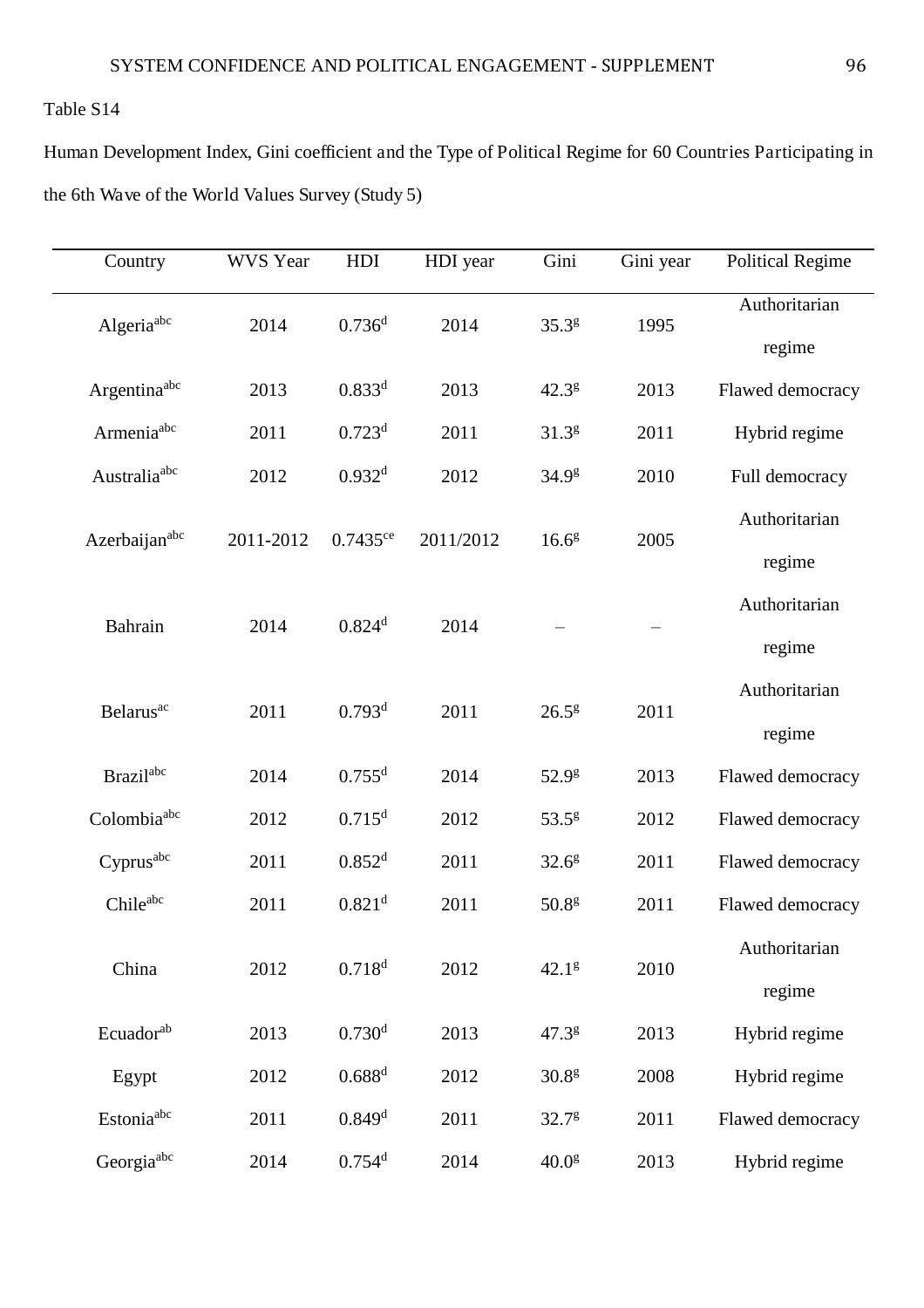Table S14

Human Development Index, Gini coefficient and the Type of Political Regime for 60 Countries Participating in the 6th Wave of the World Values Survey (Study 5)

| Country | WVS Year | HDI | HDI year | Gini | Gini year | Political Regime |
|---|---|---|---|---|---|---|
| Algeria[abc] | 2014 | 0.736[d] | 2014 | 35.3[g] | 1995 | Authoritarian regime |
| Argentina[abc] | 2013 | 0.833[d] | 2013 | 42.3[g] | 2013 | Flawed democracy |
| Armenia[abc] | 2011 | 0.723[d] | 2011 | 31.3[g] | 2011 | Hybrid regime |
| Australia[abc] | 2012 | 0.932[d] | 2012 | 34.9[g] | 2010 | Full democracy |
| Azerbaijan[abc] | 2011-2012 | 0.7435[ce] | 2011/2012 | 16.6[g] | 2005 | Authoritarian regime |
| Bahrain | 2014 | 0.824[d] | 2014 | – | – | Authoritarian regime |
| Belarus[ac] | 2011 | 0.793[d] | 2011 | 26.5[g] | 2011 | Authoritarian regime |
| Brazil[abc] | 2014 | 0.755[d] | 2014 | 52.9[g] | 2013 | Flawed democracy |
| Colombia[abc] | 2012 | 0.715[d] | 2012 | 53.5[g] | 2012 | Flawed democracy |
| Cyprus[abc] | 2011 | 0.852[d] | 2011 | 32.6[g] | 2011 | Flawed democracy |
| Chile[abc] | 2011 | 0.821[d] | 2011 | 50.8[g] | 2011 | Flawed democracy |
| China | 2012 | 0.718[d] | 2012 | 42.1[g] | 2010 | Authoritarian regime |
| Ecuador[ab] | 2013 | 0.730[d] | 2013 | 47.3[g] | 2013 | Hybrid regime |
| Egypt | 2012 | 0.688[d] | 2012 | 30.8[g] | 2008 | Hybrid regime |
| Estonia[abc] | 2011 | 0.849[d] | 2011 | 32.7[g] | 2011 | Flawed democracy |
| Georgia[abc] | 2014 | 0.754[d] | 2014 | 40.0[g] | 2013 | Hybrid regime |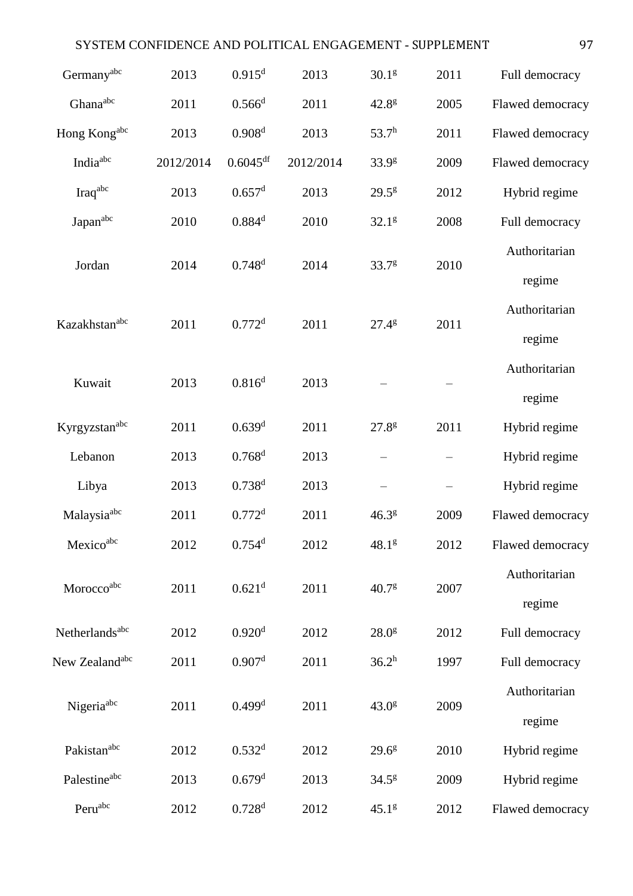| | | | | | | |
|---|---|---|---|---|---|---|
| Germany[abc] | 2013 | 0.915[d] | 2013 | 30.1[g] | 2011 | Full democracy |
| Ghana[abc] | 2011 | 0.566[d] | 2011 | 42.8[g] | 2005 | Flawed democracy |
| Hong Kong[abc] | 2013 | 0.908[d] | 2013 | 53.7[h] | 2011 | Flawed democracy |
| India[abc] | 2012/2014 | 0.6045[df] | 2012/2014 | 33.9[g] | 2009 | Flawed democracy |
| Iraq[abc] | 2013 | 0.657[d] | 2013 | 29.5[g] | 2012 | Hybrid regime |
| Japan[abc] | 2010 | 0.884[d] | 2010 | 32.1[g] | 2008 | Full democracy |
| Jordan | 2014 | 0.748[d] | 2014 | 33.7[g] | 2010 | Authoritarian regime |
| Kazakhstan[abc] | 2011 | 0.772[d] | 2011 | 27.4[g] | 2011 | Authoritarian regime |
| Kuwait | 2013 | 0.816[d] | 2013 | – | – | Authoritarian regime |
| Kyrgyzstan[abc] | 2011 | 0.639[d] | 2011 | 27.8[g] | 2011 | Hybrid regime |
| Lebanon | 2013 | 0.768[d] | 2013 | – | – | Hybrid regime |
| Libya | 2013 | 0.738[d] | 2013 | – | – | Hybrid regime |
| Malaysia[abc] | 2011 | 0.772[d] | 2011 | 46.3[g] | 2009 | Flawed democracy |
| Mexico[abc] | 2012 | 0.754[d] | 2012 | 48.1[g] | 2012 | Flawed democracy |
| Morocco[abc] | 2011 | 0.621[d] | 2011 | 40.7[g] | 2007 | Authoritarian regime |
| Netherlands[abc] | 2012 | 0.920[d] | 2012 | 28.0[g] | 2012 | Full democracy |
| New Zealand[abc] | 2011 | 0.907[d] | 2011 | 36.2[h] | 1997 | Full democracy |
| Nigeria[abc] | 2011 | 0.499[d] | 2011 | 43.0[g] | 2009 | Authoritarian regime |
| Pakistan[abc] | 2012 | 0.532[d] | 2012 | 29.6[g] | 2010 | Hybrid regime |
| Palestine[abc] | 2013 | 0.679[d] | 2013 | 34.5[g] | 2009 | Hybrid regime |
| Peru[abc] | 2012 | 0.728[d] | 2012 | 45.1[g] | 2012 | Flawed democracy |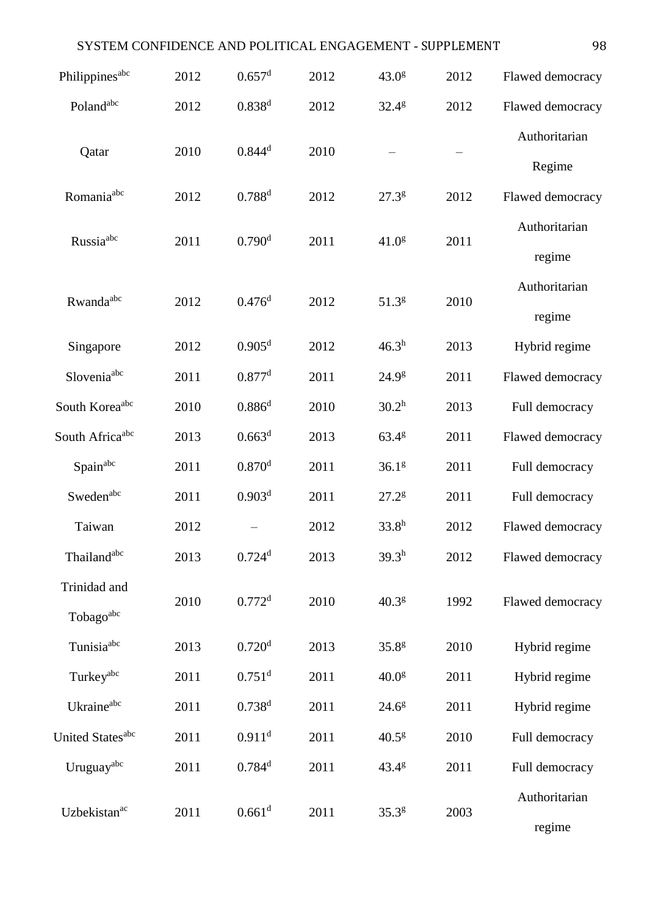| | | | | | | |
|---|---|---|---|---|---|---|
| Philippines[abc] | 2012 | 0.657[d] | 2012 | 43.0[g] | 2012 | Flawed democracy |
| Poland[abc] | 2012 | 0.838[d] | 2012 | 32.4[g] | 2012 | Flawed democracy |
| Qatar | 2010 | 0.844[d] | 2010 | – | – | Authoritarian Regime |
| Romania[abc] | 2012 | 0.788[d] | 2012 | 27.3[g] | 2012 | Flawed democracy |
| Russia[abc] | 2011 | 0.790[d] | 2011 | 41.0[g] | 2011 | Authoritarian regime |
| Rwanda[abc] | 2012 | 0.476[d] | 2012 | 51.3[g] | 2010 | Authoritarian regime |
| Singapore | 2012 | 0.905[d] | 2012 | 46.3[h] | 2013 | Hybrid regime |
| Slovenia[abc] | 2011 | 0.877[d] | 2011 | 24.9[g] | 2011 | Flawed democracy |
| South Korea[abc] | 2010 | 0.886[d] | 2010 | 30.2[h] | 2013 | Full democracy |
| South Africa[abc] | 2013 | 0.663[d] | 2013 | 63.4[g] | 2011 | Flawed democracy |
| Spain[abc] | 2011 | 0.870[d] | 2011 | 36.1[g] | 2011 | Full democracy |
| Sweden[abc] | 2011 | 0.903[d] | 2011 | 27.2[g] | 2011 | Full democracy |
| Taiwan | 2012 | – | 2012 | 33.8[h] | 2012 | Flawed democracy |
| Thailand[abc] | 2013 | 0.724[d] | 2013 | 39.3[h] | 2012 | Flawed democracy |
| Trinidad and Tobago[abc] | 2010 | 0.772[d] | 2010 | 40.3[g] | 1992 | Flawed democracy |
| Tunisia[abc] | 2013 | 0.720[d] | 2013 | 35.8[g] | 2010 | Hybrid regime |
| Turkey[abc] | 2011 | 0.751[d] | 2011 | 40.0[g] | 2011 | Hybrid regime |
| Ukraine[abc] | 2011 | 0.738[d] | 2011 | 24.6[g] | 2011 | Hybrid regime |
| United States[abc] | 2011 | 0.911[d] | 2011 | 40.5[g] | 2010 | Full democracy |
| Uruguay[abc] | 2011 | 0.784[d] | 2011 | 43.4[g] | 2011 | Full democracy |
| Uzbekistan[ac] | 2011 | 0.661[d] | 2011 | 35.3[g] | 2003 | Authoritarian regime |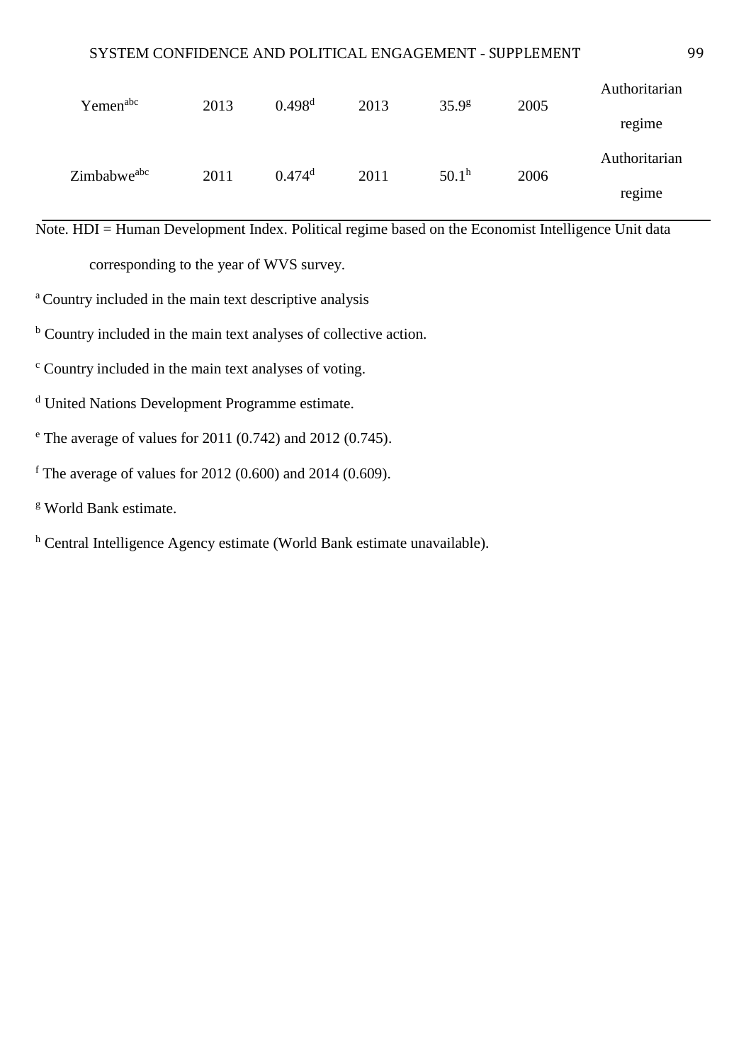| | | | | | | |
|---|---|---|---|---|---|---|
| Yemen[abc] | 2013 | 0.498[d] | 2013 | 35.9[g] | 2005 | Authoritarian regime |
| Zimbabwe[abc] | 2011 | 0.474[d] | 2011 | 50.1[h] | 2006 | Authoritarian regime |

Note. HDI = Human Development Index. Political regime based on the Economist Intelligence Unit data corresponding to the year of WVS survey.

[a] Country included in the main text descriptive analysis

[b] Country included in the main text analyses of collective action.

[c] Country included in the main text analyses of voting.

[d] United Nations Development Programme estimate.

[e] The average of values for 2011 (0.742) and 2012 (0.745).

[f] The average of values for 2012 (0.600) and 2014 (0.609).

[g] World Bank estimate.

[h] Central Intelligence Agency estimate (World Bank estimate unavailable).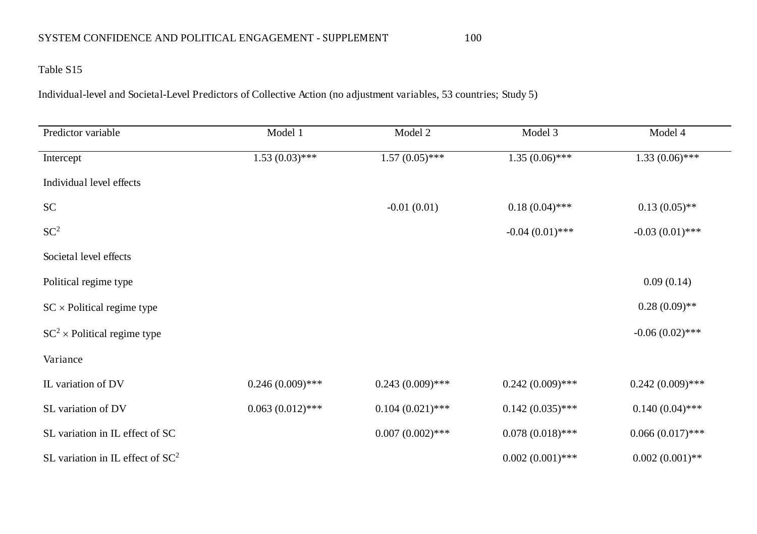Table S15

Individual-level and Societal-Level Predictors of Collective Action (no adjustment variables, 53 countries; Study 5)

| Predictor variable | Model 1 | Model 2 | Model 3 | Model 4 |
|---|---|---|---|---|
| Intercept | 1.53 (0.03)*** | 1.57 (0.05)*** | 1.35 (0.06)*** | 1.33 (0.06)*** |
| Individual level effects | | | | |
| SC | | -0.01 (0.01) | 0.18 (0.04)*** | 0.13 (0.05)** |
| $SC^2$ | | | -0.04 (0.01)*** | -0.03 (0.01)*** |
| Societal level effects | | | | |
| Political regime type | | | | 0.09 (0.14) |
| SC × Political regime type | | | | 0.28 (0.09)** |
| $SC^2$ × Political regime type | | | | -0.06 (0.02)*** |
| Variance | | | | |
| IL variation of DV | 0.246 (0.009)*** | 0.243 (0.009)*** | 0.242 (0.009)*** | 0.242 (0.009)*** |
| SL variation of DV | 0.063 (0.012)*** | 0.104 (0.021)*** | 0.142 (0.035)*** | 0.140 (0.04)*** |
| SL variation in IL effect of SC | | 0.007 (0.002)*** | 0.078 (0.018)*** | 0.066 (0.017)*** |
| SL variation in IL effect of $SC^2$ | | | 0.002 (0.001)*** | 0.002 (0.001)** |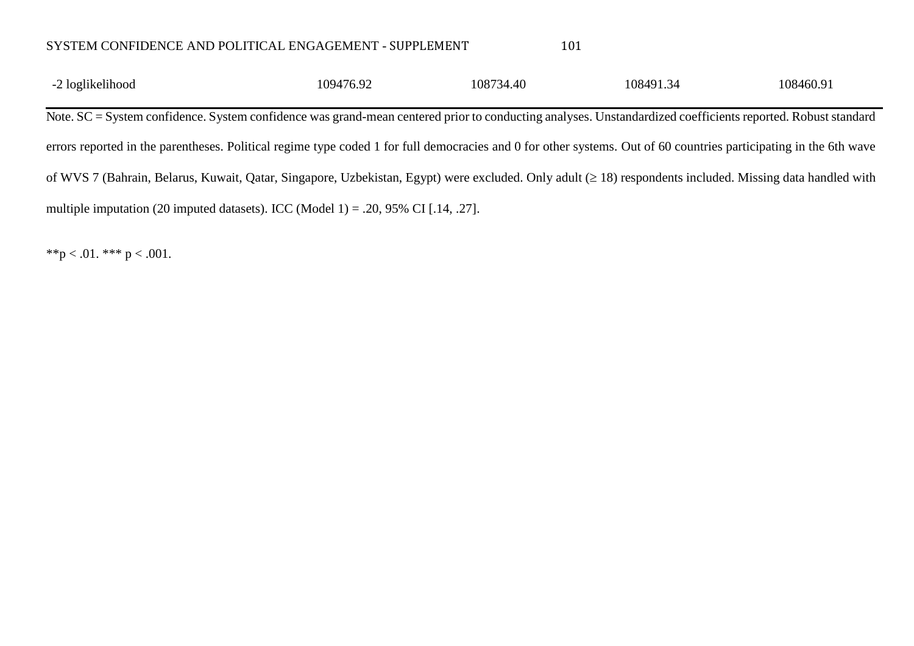| -2 loglikelihood | 109476.92 | 108734.40 | 108491.34 | 108460.91 |
|---|---|---|---|---|

Note. SC = System confidence. System confidence was grand-mean centered prior to conducting analyses. Unstandardized coefficients reported. Robust standard errors reported in the parentheses. Political regime type coded 1 for full democracies and 0 for other systems. Out of 60 countries participating in the 6th wave of WVS 7 (Bahrain, Belarus, Kuwait, Qatar, Singapore, Uzbekistan, Egypt) were excluded. Only adult (≥ 18) respondents included. Missing data handled with multiple imputation (20 imputed datasets). ICC (Model 1) = .20, 95% CI [.14, .27].

**p < .01. *** p < .001.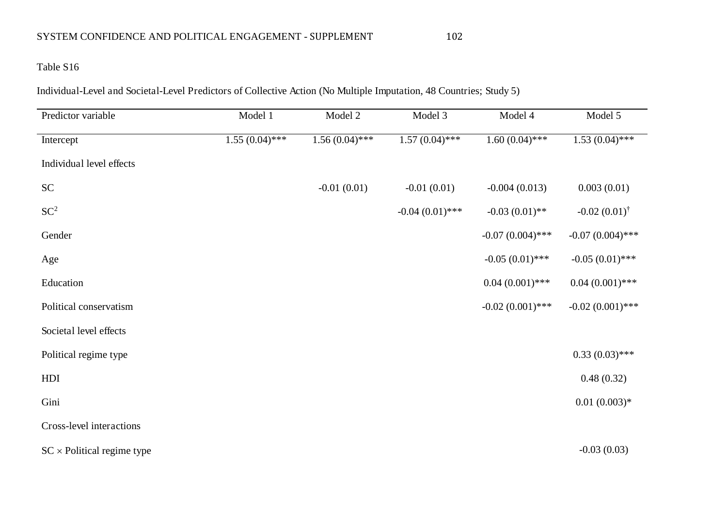Table S16

Individual-Level and Societal-Level Predictors of Collective Action (No Multiple Imputation, 48 Countries; Study 5)

| Predictor variable | Model 1 | Model 2 | Model 3 | Model 4 | Model 5 |
|---|---|---|---|---|---|
| Intercept | 1.55 (0.04)*** | 1.56 (0.04)*** | 1.57 (0.04)*** | 1.60 (0.04)*** | 1.53 (0.04)*** |
| Individual level effects | | | | | |
| SC | | -0.01 (0.01) | -0.01 (0.01) | -0.004 (0.013) | 0.003 (0.01) |
| $SC^2$ | | | -0.04 (0.01)*** | -0.03 (0.01)** | -0.02 (0.01)$^{\dagger}$ |
| Gender | | | | -0.07 (0.004)*** | -0.07 (0.004)*** |
| Age | | | | -0.05 (0.01)*** | -0.05 (0.01)*** |
| Education | | | | 0.04 (0.001)*** | 0.04 (0.001)*** |
| Political conservatism | | | | -0.02 (0.001)*** | -0.02 (0.001)*** |
| Societal level effects | | | | | |
| Political regime type | | | | | 0.33 (0.03)*** |
| HDI | | | | | 0.48 (0.32) |
| Gini | | | | | 0.01 (0.003)* |
| Cross-level interactions | | | | | |
| SC $\times$ Political regime type | | | | | -0.03 (0.03) |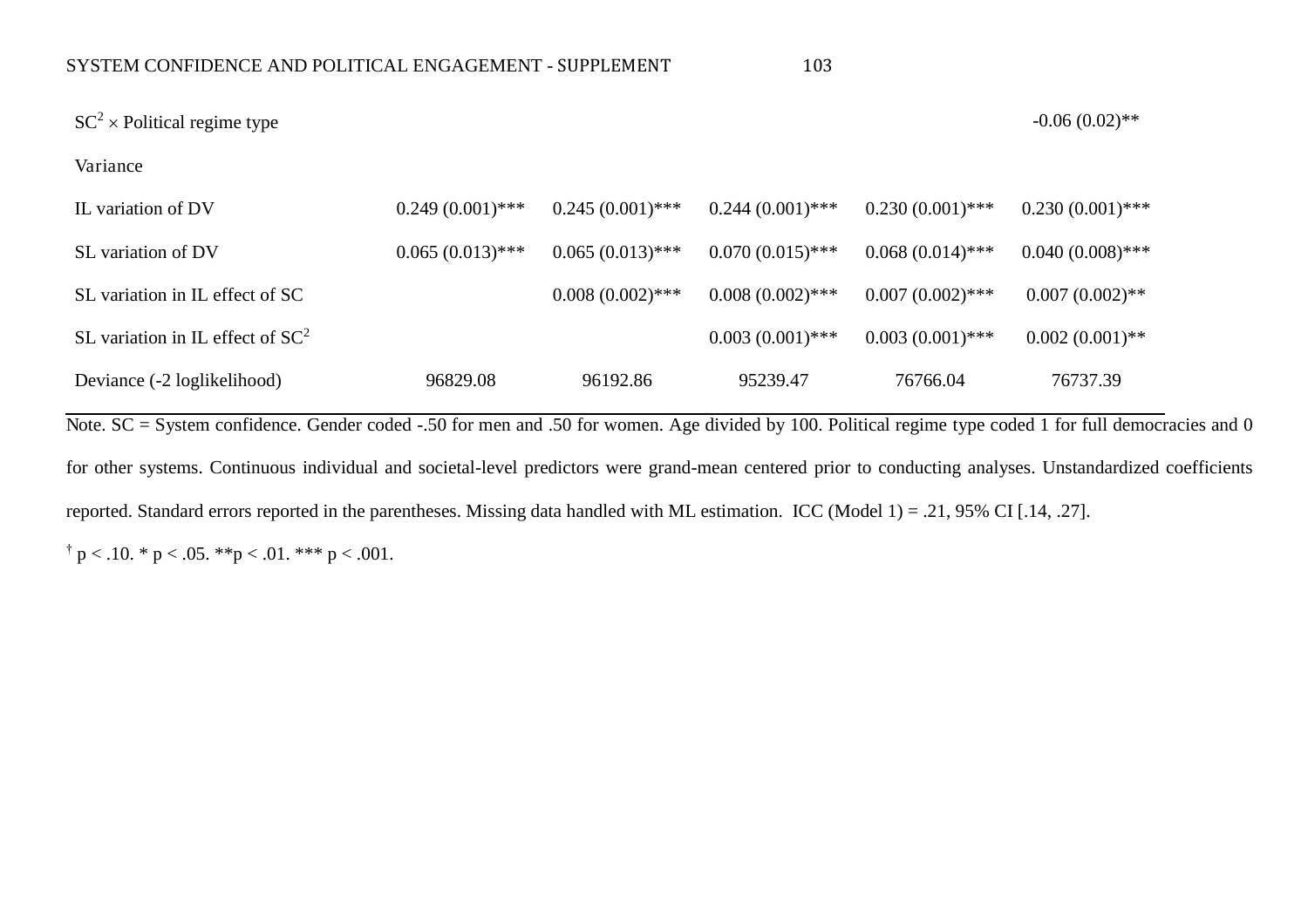| | | | | | |
|---|---|---|---|---|---|
| $SC^2$ × Political regime type | | | | | -0.06 (0.02)** |
| Variance | | | | | |
| IL variation of DV | 0.249 (0.001)*** | 0.245 (0.001)*** | 0.244 (0.001)*** | 0.230 (0.001)*** | 0.230 (0.001)*** |
| SL variation of DV | 0.065 (0.013)*** | 0.065 (0.013)*** | 0.070 (0.015)*** | 0.068 (0.014)*** | 0.040 (0.008)*** |
| SL variation in IL effect of SC | | 0.008 (0.002)*** | 0.008 (0.002)*** | 0.007 (0.002)*** | 0.007 (0.002)** |
| SL variation in IL effect of $SC^2$ | | | 0.003 (0.001)*** | 0.003 (0.001)*** | 0.002 (0.001)** |
| Deviance (-2 loglikelihood) | 96829.08 | 96192.86 | 95239.47 | 76766.04 | 76737.39 |

Note. SC = System confidence. Gender coded -.50 for men and .50 for women. Age divided by 100. Political regime type coded 1 for full democracies and 0 for other systems. Continuous individual and societal-level predictors were grand-mean centered prior to conducting analyses. Unstandardized coefficients reported. Standard errors reported in the parentheses. Missing data handled with ML estimation. ICC (Model 1) = .21, 95% CI [.14, .27].

† $p < .10$. * $p < .05$. ** $p < .01$. *** $p < .001$.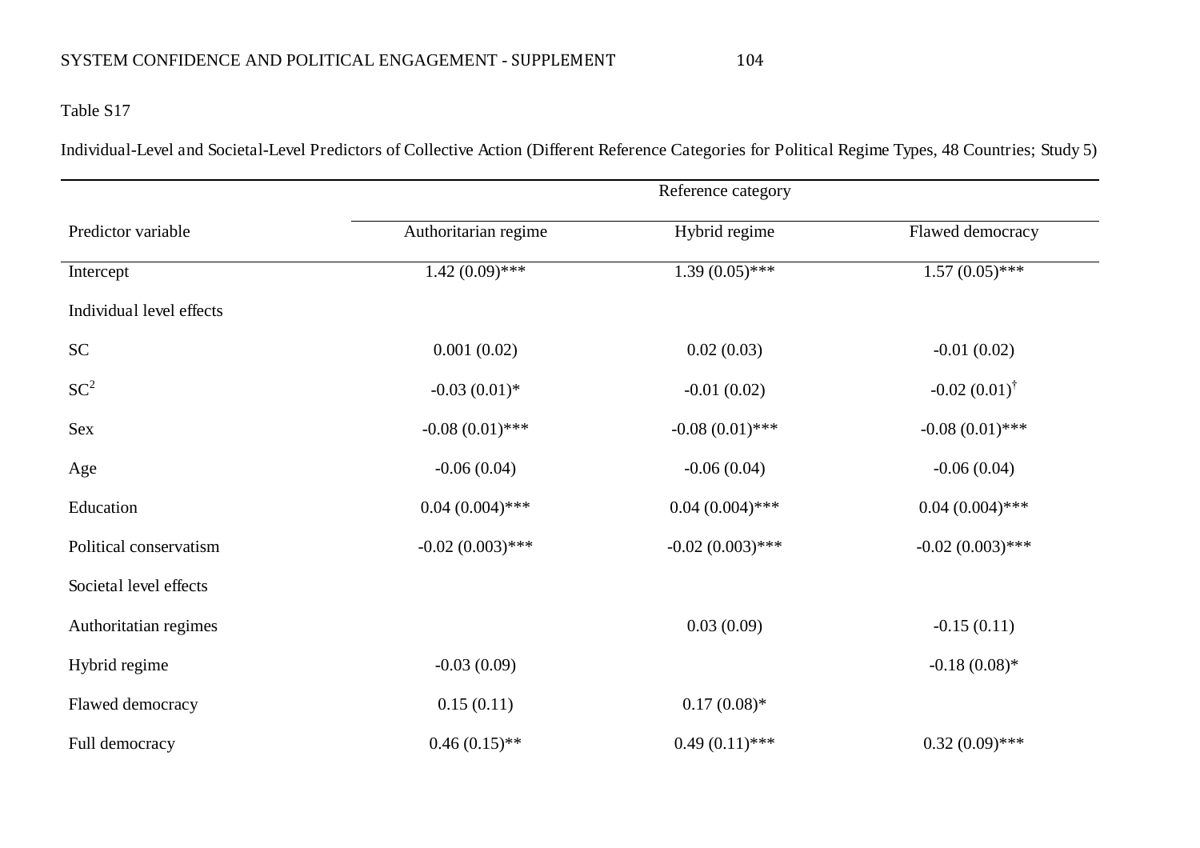Table S17

Individual-Level and Societal-Level Predictors of Collective Action (Different Reference Categories for Political Regime Types, 48 Countries; Study 5)

| | Reference category | | |
|---|---|---|---|
| Predictor variable | Authoritarian regime | Hybrid regime | Flawed democracy |
| Intercept | 1.42 (0.09)*** | 1.39 (0.05)*** | 1.57 (0.05)*** |
| Individual level effects | | | |
| SC | 0.001 (0.02) | 0.02 (0.03) | -0.01 (0.02) |
| $SC^2$ | -0.03 (0.01)* | -0.01 (0.02) | -0.02 (0.01)$^{\dagger}$ |
| Sex | -0.08 (0.01)*** | -0.08 (0.01)*** | -0.08 (0.01)*** |
| Age | -0.06 (0.04) | -0.06 (0.04) | -0.06 (0.04) |
| Education | 0.04 (0.004)*** | 0.04 (0.004)*** | 0.04 (0.004)*** |
| Political conservatism | -0.02 (0.003)*** | -0.02 (0.003)*** | -0.02 (0.003)*** |
| Societal level effects | | | |
| Authoritatian regimes | | 0.03 (0.09) | -0.15 (0.11) |
| Hybrid regime | -0.03 (0.09) | | -0.18 (0.08)* |
| Flawed democracy | 0.15 (0.11) | 0.17 (0.08)* | |
| Full democracy | 0.46 (0.15)** | 0.49 (0.11)*** | 0.32 (0.09)*** |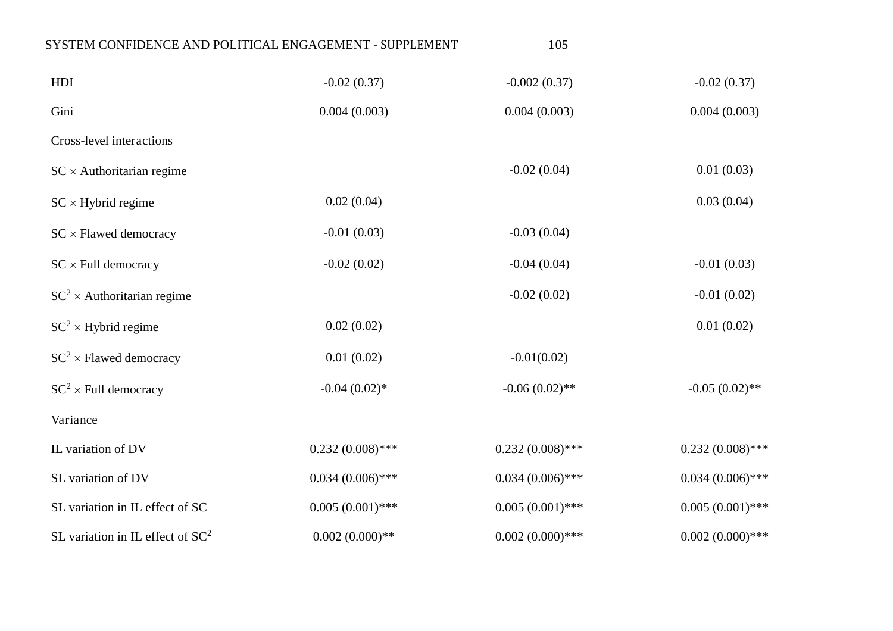| | | | |
|---|---|---|---|
| HDI | -0.02 (0.37) | -0.002 (0.37) | -0.02 (0.37) |
| Gini | 0.004 (0.003) | 0.004 (0.003) | 0.004 (0.003) |
| Cross-level interactions | | | |
| SC × Authoritarian regime | | -0.02 (0.04) | 0.01 (0.03) |
| SC × Hybrid regime | 0.02 (0.04) | | 0.03 (0.04) |
| SC × Flawed democracy | -0.01 (0.03) | -0.03 (0.04) | |
| SC × Full democracy | -0.02 (0.02) | -0.04 (0.04) | -0.01 (0.03) |
| $SC^2$ × Authoritarian regime | | -0.02 (0.02) | -0.01 (0.02) |
| $SC^2$ × Hybrid regime | 0.02 (0.02) | | 0.01 (0.02) |
| $SC^2$ × Flawed democracy | 0.01 (0.02) | -0.01(0.02) | |
| $SC^2$ × Full democracy | -0.04 (0.02)* | -0.06 (0.02)** | -0.05 (0.02)** |
| Variance | | | |
| IL variation of DV | 0.232 (0.008)*** | 0.232 (0.008)*** | 0.232 (0.008)*** |
| SL variation of DV | 0.034 (0.006)*** | 0.034 (0.006)*** | 0.034 (0.006)*** |
| SL variation in IL effect of SC | 0.005 (0.001)*** | 0.005 (0.001)*** | 0.005 (0.001)*** |
| SL variation in IL effect of $SC^2$ | 0.002 (0.000)** | 0.002 (0.000)*** | 0.002 (0.000)*** |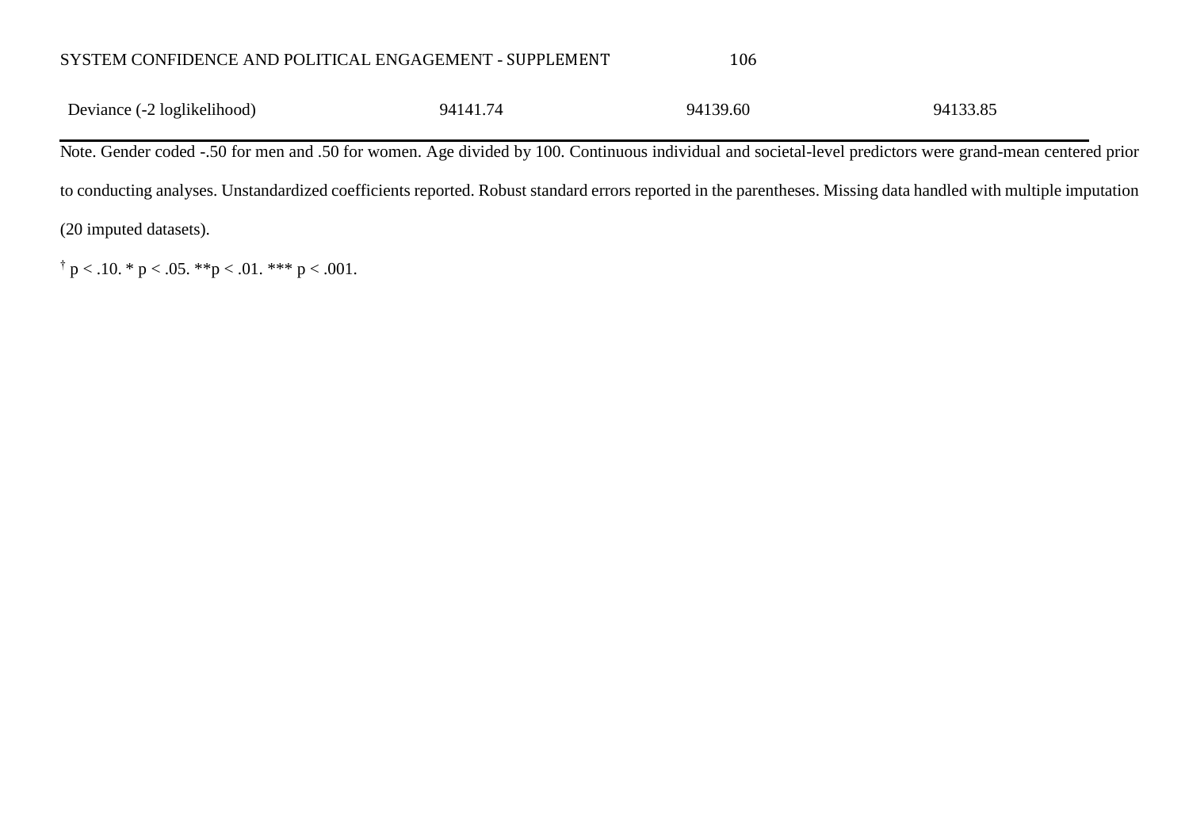| | | | |
|---|---|---|---|
| Deviance (-2 loglikelihood) | 94141.74 | 94139.60 | 94133.85 |

Note. Gender coded -.50 for men and .50 for women. Age divided by 100. Continuous individual and societal-level predictors were grand-mean centered prior to conducting analyses. Unstandardized coefficients reported. Robust standard errors reported in the parentheses. Missing data handled with multiple imputation (20 imputed datasets).

† $p < .10$. * $p < .05$. ** $p < .01$. *** $p < .001$.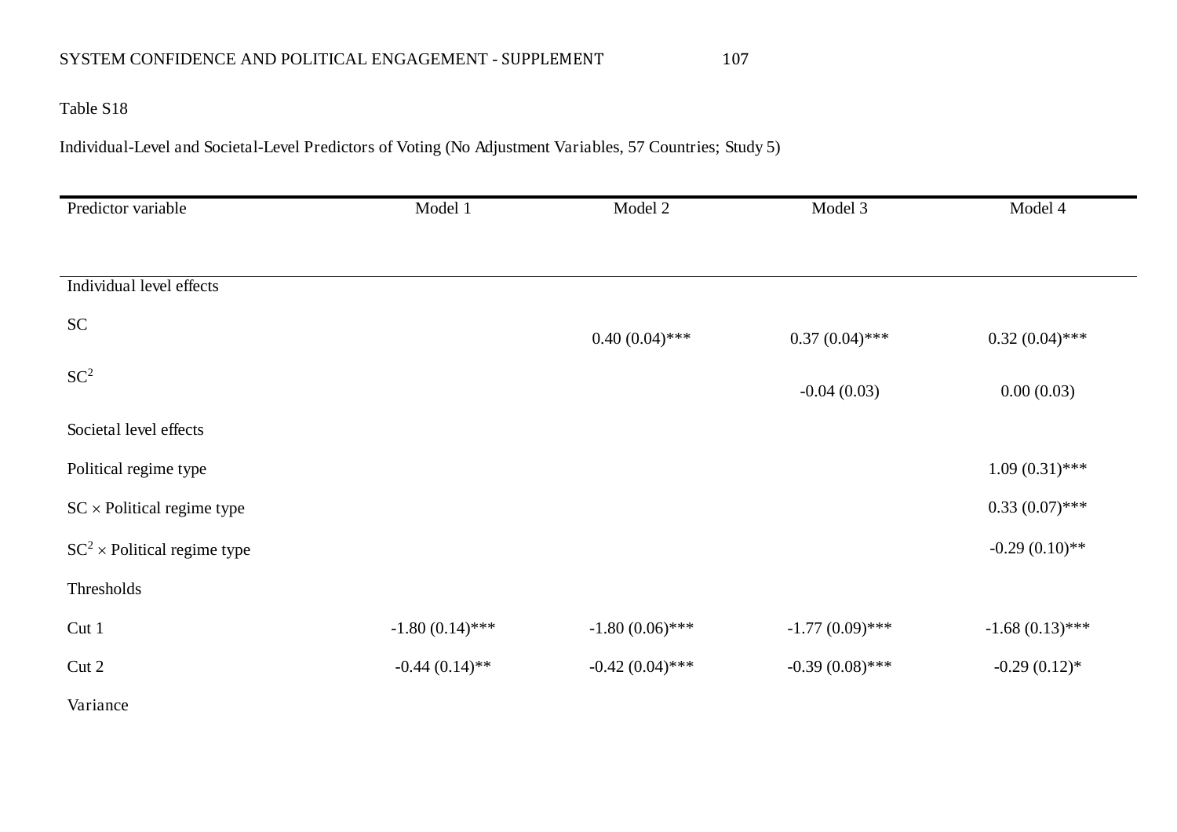Table S18

Individual-Level and Societal-Level Predictors of Voting (No Adjustment Variables, 57 Countries; Study 5)

| Predictor variable | Model 1 | Model 2 | Model 3 | Model 4 |
|---|---|---|---|---|
| Individual level effects | | | | |
| SC | | 0.40 (0.04)*** | 0.37 (0.04)*** | 0.32 (0.04)*** |
| $SC^2$ | | | -0.04 (0.03) | 0.00 (0.03) |
| Societal level effects | | | | |
| Political regime type | | | | 1.09 (0.31)*** |
| SC × Political regime type | | | | 0.33 (0.07)*** |
| $SC^2$ × Political regime type | | | | -0.29 (0.10)** |
| Thresholds | | | | |
| Cut 1 | -1.80 (0.14)*** | -1.80 (0.06)*** | -1.77 (0.09)*** | -1.68 (0.13)*** |
| Cut 2 | -0.44 (0.14)** | -0.42 (0.04)*** | -0.39 (0.08)*** | -0.29 (0.12)* |
| Variance | | | | |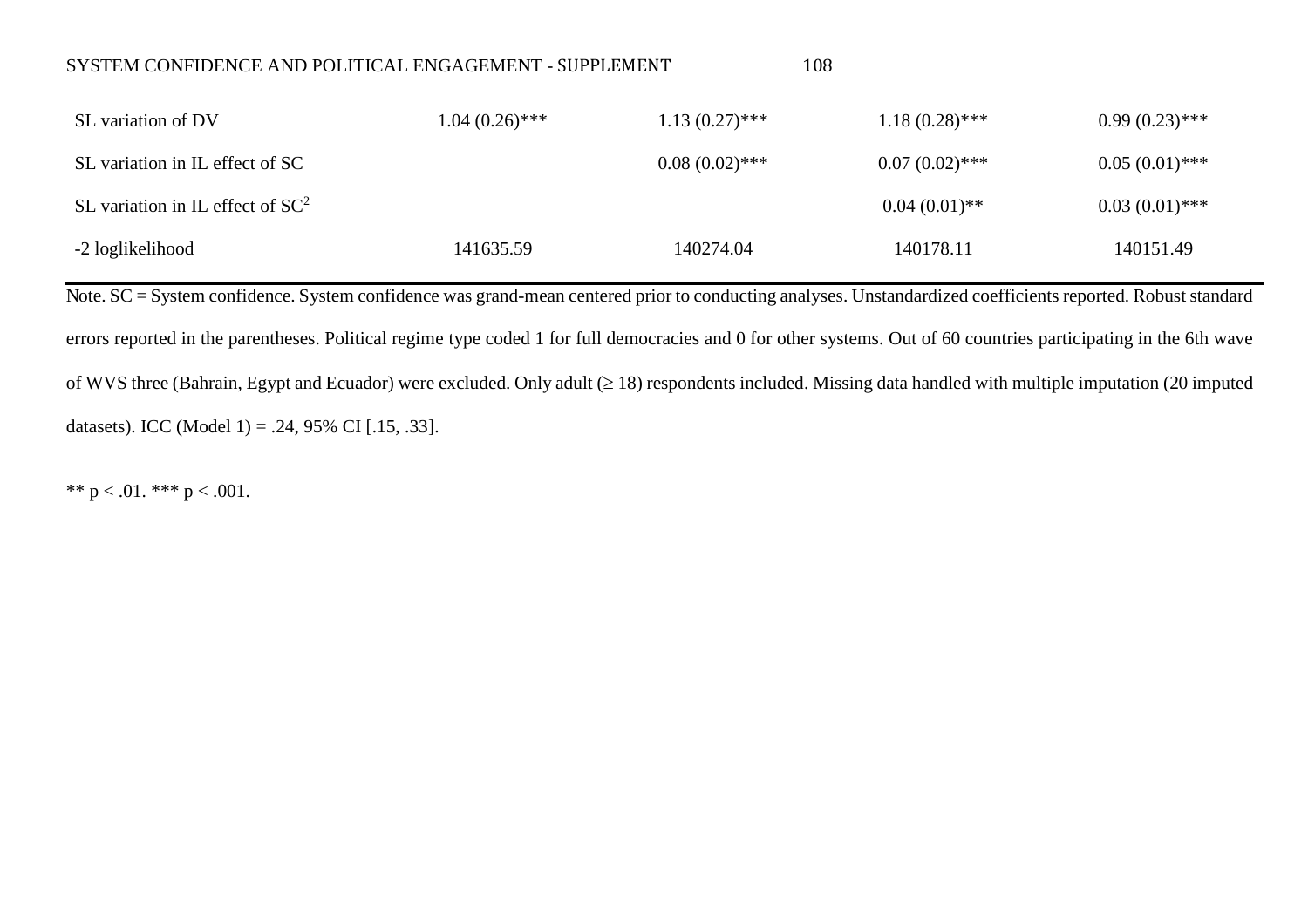| | | | | |
|---|---|---|---|---|
| SL variation of DV | 1.04 (0.26)*** | 1.13 (0.27)*** | 1.18 (0.28)*** | 0.99 (0.23)*** |
| SL variation in IL effect of SC | | 0.08 (0.02)*** | 0.07 (0.02)*** | 0.05 (0.01)*** |
| SL variation in IL effect of $SC^2$ | | | 0.04 (0.01)** | 0.03 (0.01)*** |
| -2 loglikelihood | 141635.59 | 140274.04 | 140178.11 | 140151.49 |

Note. SC = System confidence. System confidence was grand-mean centered prior to conducting analyses. Unstandardized coefficients reported. Robust standard errors reported in the parentheses. Political regime type coded 1 for full democracies and 0 for other systems. Out of 60 countries participating in the 6th wave of WVS three (Bahrain, Egypt and Ecuador) were excluded. Only adult (≥ 18) respondents included. Missing data handled with multiple imputation (20 imputed datasets). ICC (Model 1) = .24, 95% CI [.15, .33].

** $p < .01$. *** $p < .001$.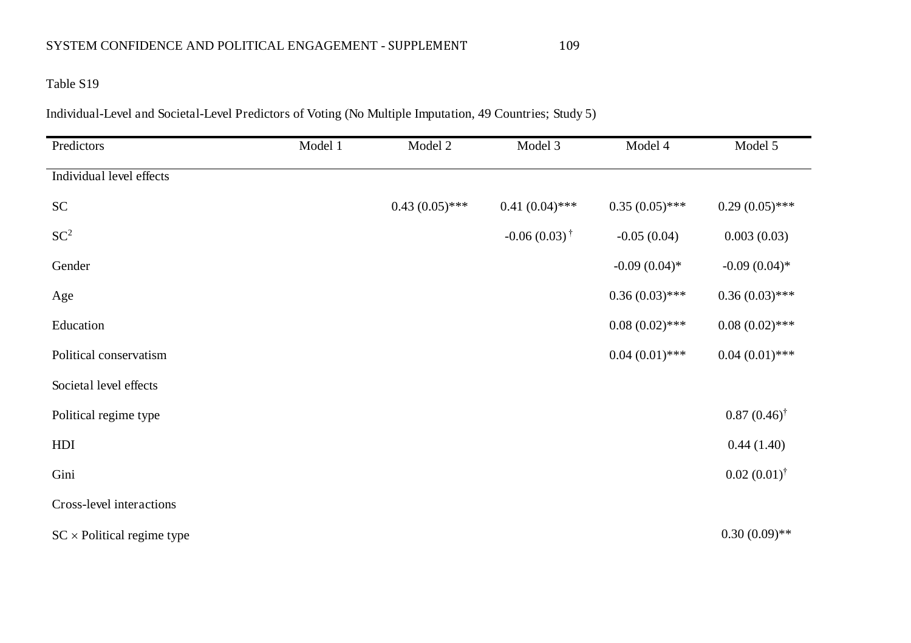Table S19

Individual-Level and Societal-Level Predictors of Voting (No Multiple Imputation, 49 Countries; Study 5)

| Predictors | Model 1 | Model 2 | Model 3 | Model 4 | Model 5 |
|---|---|---|---|---|---|
| Individual level effects | | | | | |
| SC | | 0.43 (0.05)*** | 0.41 (0.04)*** | 0.35 (0.05)*** | 0.29 (0.05)*** |
| $SC^2$ | | | -0.06 (0.03) † | -0.05 (0.04) | 0.003 (0.03) |
| Gender | | | | -0.09 (0.04)* | -0.09 (0.04)* |
| Age | | | | 0.36 (0.03)*** | 0.36 (0.03)*** |
| Education | | | | 0.08 (0.02)*** | 0.08 (0.02)*** |
| Political conservatism | | | | 0.04 (0.01)*** | 0.04 (0.01)*** |
| Societal level effects | | | | | |
| Political regime type | | | | | 0.87 (0.46)† |
| HDI | | | | | 0.44 (1.40) |
| Gini | | | | | 0.02 (0.01)† |
| Cross-level interactions | | | | | |
| SC × Political regime type | | | | | 0.30 (0.09)** |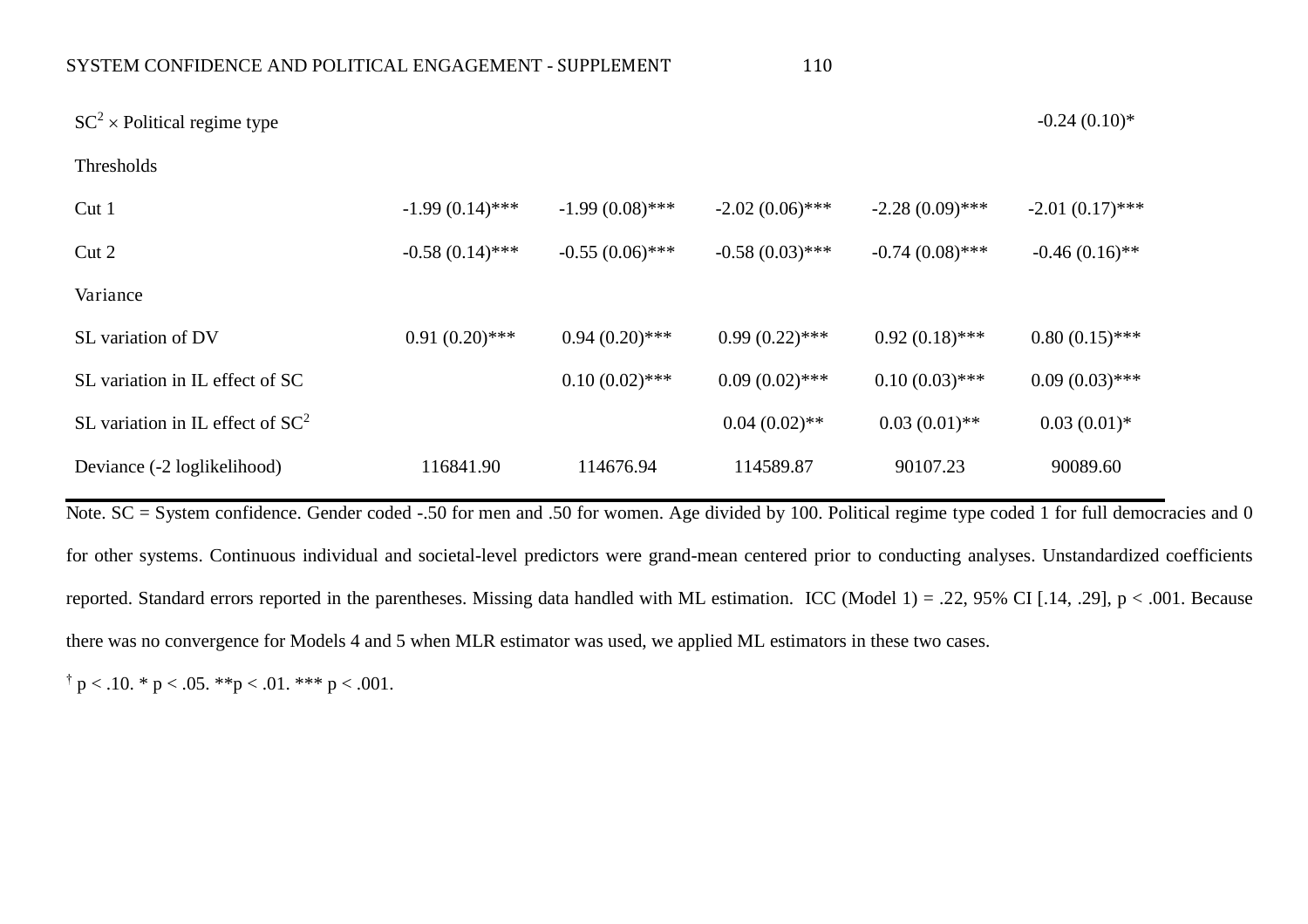| | | | | | |
|---|---|---|---|---|---|
| $SC^2 \times$ Political regime type | | | | | -0.24 (0.10)* |
| Thresholds | | | | | |
| Cut 1 | -1.99 (0.14)*** | -1.99 (0.08)*** | -2.02 (0.06)*** | -2.28 (0.09)*** | -2.01 (0.17)*** |
| Cut 2 | -0.58 (0.14)*** | -0.55 (0.06)*** | -0.58 (0.03)*** | -0.74 (0.08)*** | -0.46 (0.16)** |
| Variance | | | | | |
| SL variation of DV | 0.91 (0.20)*** | 0.94 (0.20)*** | 0.99 (0.22)*** | 0.92 (0.18)*** | 0.80 (0.15)*** |
| SL variation in IL effect of SC | | 0.10 (0.02)*** | 0.09 (0.02)*** | 0.10 (0.03)*** | 0.09 (0.03)*** |
| SL variation in IL effect of $SC^2$ | | | 0.04 (0.02)** | 0.03 (0.01)** | 0.03 (0.01)* |
| Deviance (-2 loglikelihood) | 116841.90 | 114676.94 | 114589.87 | 90107.23 | 90089.60 |

Note. SC = System confidence. Gender coded -.50 for men and .50 for women. Age divided by 100. Political regime type coded 1 for full democracies and 0 for other systems. Continuous individual and societal-level predictors were grand-mean centered prior to conducting analyses. Unstandardized coefficients reported. Standard errors reported in the parentheses. Missing data handled with ML estimation. ICC (Model 1) = .22, 95% CI [.14, .29], $p < .001$. Because there was no convergence for Models 4 and 5 when MLR estimator was used, we applied ML estimators in these two cases.

† $p < .10$. * $p < .05$. ** $p < .01$. *** $p < .001$.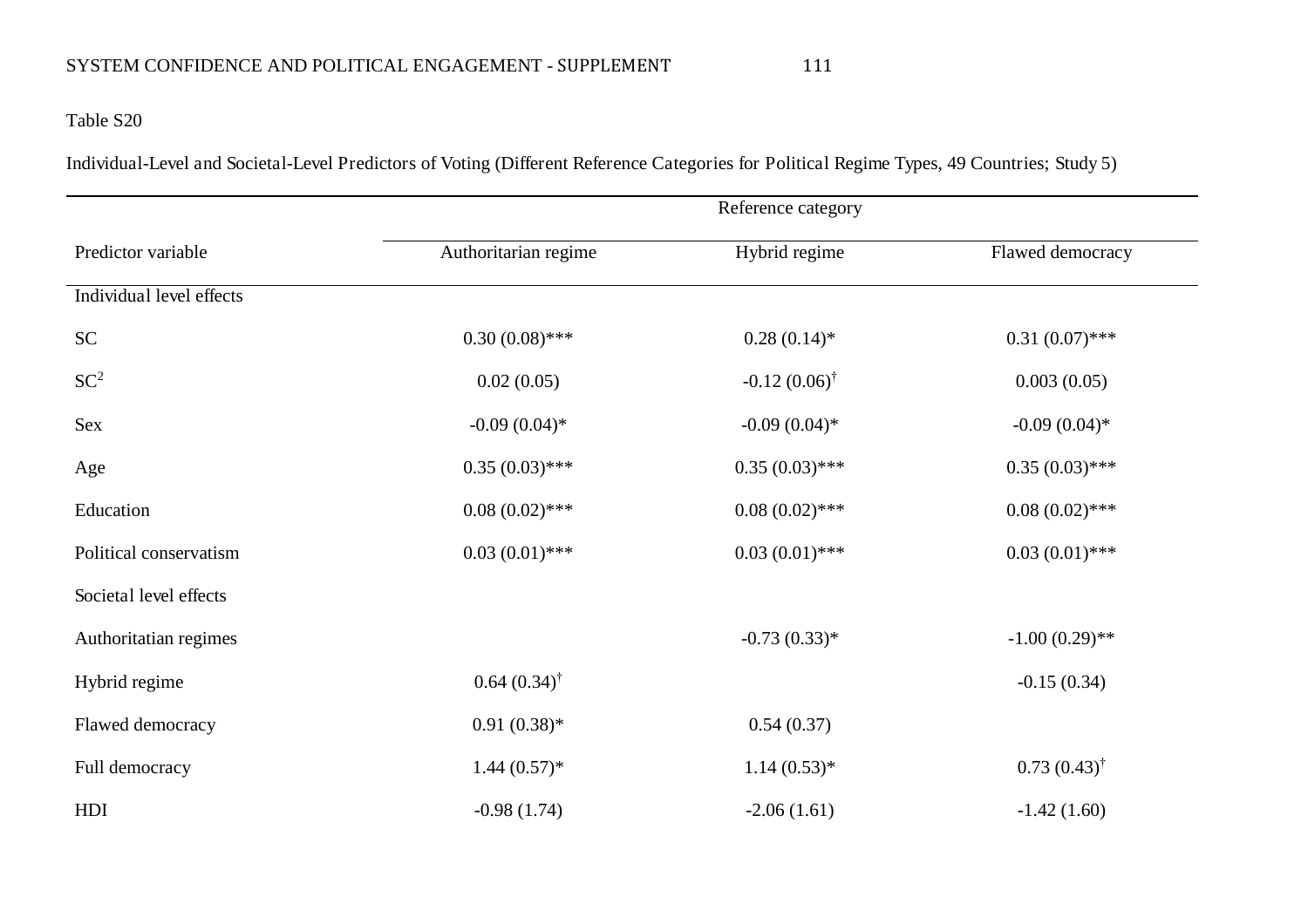Table S20

Individual-Level and Societal-Level Predictors of Voting (Different Reference Categories for Political Regime Types, 49 Countries; Study 5)

| | Reference category | | |
|---|---|---|---|
| Predictor variable | Authoritarian regime | Hybrid regime | Flawed democracy |
| Individual level effects | | | |
| SC | 0.30 (0.08)*** | 0.28 (0.14)* | 0.31 (0.07)*** |
| $SC^2$ | 0.02 (0.05) | -0.12 (0.06)† | 0.003 (0.05) |
| Sex | -0.09 (0.04)* | -0.09 (0.04)* | -0.09 (0.04)* |
| Age | 0.35 (0.03)*** | 0.35 (0.03)*** | 0.35 (0.03)*** |
| Education | 0.08 (0.02)*** | 0.08 (0.02)*** | 0.08 (0.02)*** |
| Political conservatism | 0.03 (0.01)*** | 0.03 (0.01)*** | 0.03 (0.01)*** |
| Societal level effects | | | |
| Authoritatian regimes | | -0.73 (0.33)* | -1.00 (0.29)** |
| Hybrid regime | 0.64 (0.34)† | | -0.15 (0.34) |
| Flawed democracy | 0.91 (0.38)* | 0.54 (0.37) | |
| Full democracy | 1.44 (0.57)* | 1.14 (0.53)* | 0.73 (0.43)† |
| HDI | -0.98 (1.74) | -2.06 (1.61) | -1.42 (1.60) |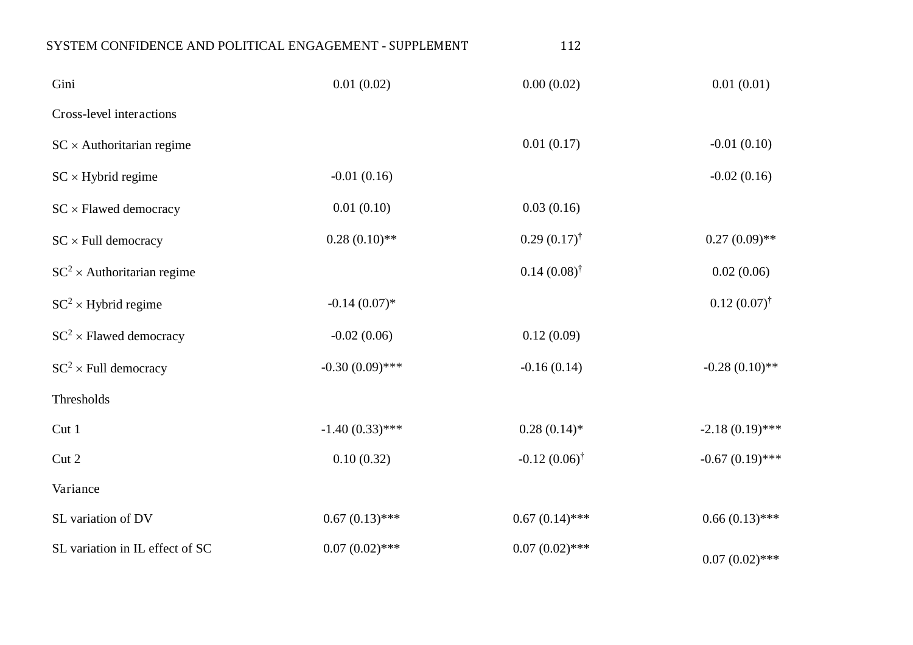| | | | |
|---|---|---|---|
| Gini | 0.01 (0.02) | 0.00 (0.02) | 0.01 (0.01) |
| Cross-level interactions | | | |
| SC × Authoritarian regime | | 0.01 (0.17) | -0.01 (0.10) |
| SC × Hybrid regime | -0.01 (0.16) | | -0.02 (0.16) |
| SC × Flawed democracy | 0.01 (0.10) | 0.03 (0.16) | |
| SC × Full democracy | 0.28 (0.10)** | 0.29 (0.17)† | 0.27 (0.09)** |
| $SC^2$ × Authoritarian regime | | 0.14 (0.08)† | 0.02 (0.06) |
| $SC^2$ × Hybrid regime | -0.14 (0.07)* | | 0.12 (0.07)† |
| $SC^2$ × Flawed democracy | -0.02 (0.06) | 0.12 (0.09) | |
| $SC^2$ × Full democracy | -0.30 (0.09)*** | -0.16 (0.14) | -0.28 (0.10)** |
| Thresholds | | | |
| Cut 1 | -1.40 (0.33)*** | 0.28 (0.14)* | -2.18 (0.19)*** |
| Cut 2 | 0.10 (0.32) | -0.12 (0.06)† | -0.67 (0.19)*** |
| Variance | | | |
| SL variation of DV | 0.67 (0.13)*** | 0.67 (0.14)*** | 0.66 (0.13)*** |
| SL variation in IL effect of SC | 0.07 (0.02)*** | 0.07 (0.02)*** | 0.07 (0.02)*** |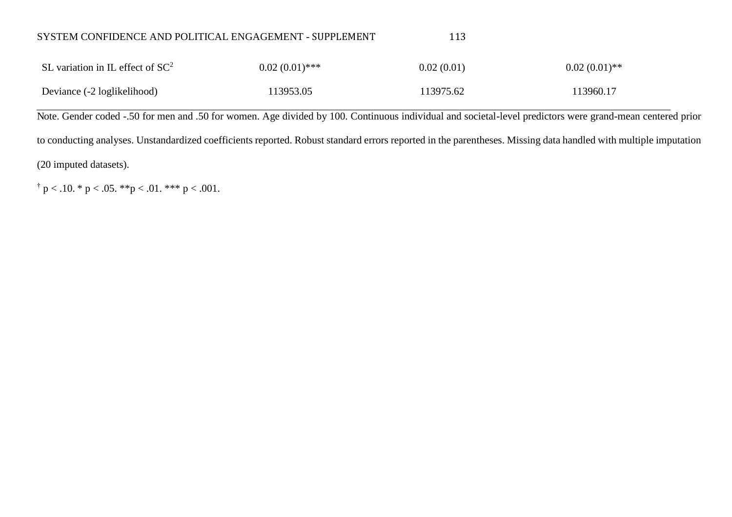| | | | |
|---|---|---|---|
| SL variation in IL effect of $SC^2$ | 0.02 (0.01)*** | 0.02 (0.01) | 0.02 (0.01)** |
| Deviance (-2 loglikelihood) | 113953.05 | 113975.62 | 113960.17 |

Note. Gender coded -.50 for men and .50 for women. Age divided by 100. Continuous individual and societal-level predictors were grand-mean centered prior to conducting analyses. Unstandardized coefficients reported. Robust standard errors reported in the parentheses. Missing data handled with multiple imputation (20 imputed datasets).

† $p < .10$. * $p < .05$. ** $p < .01$. *** $p < .001$.